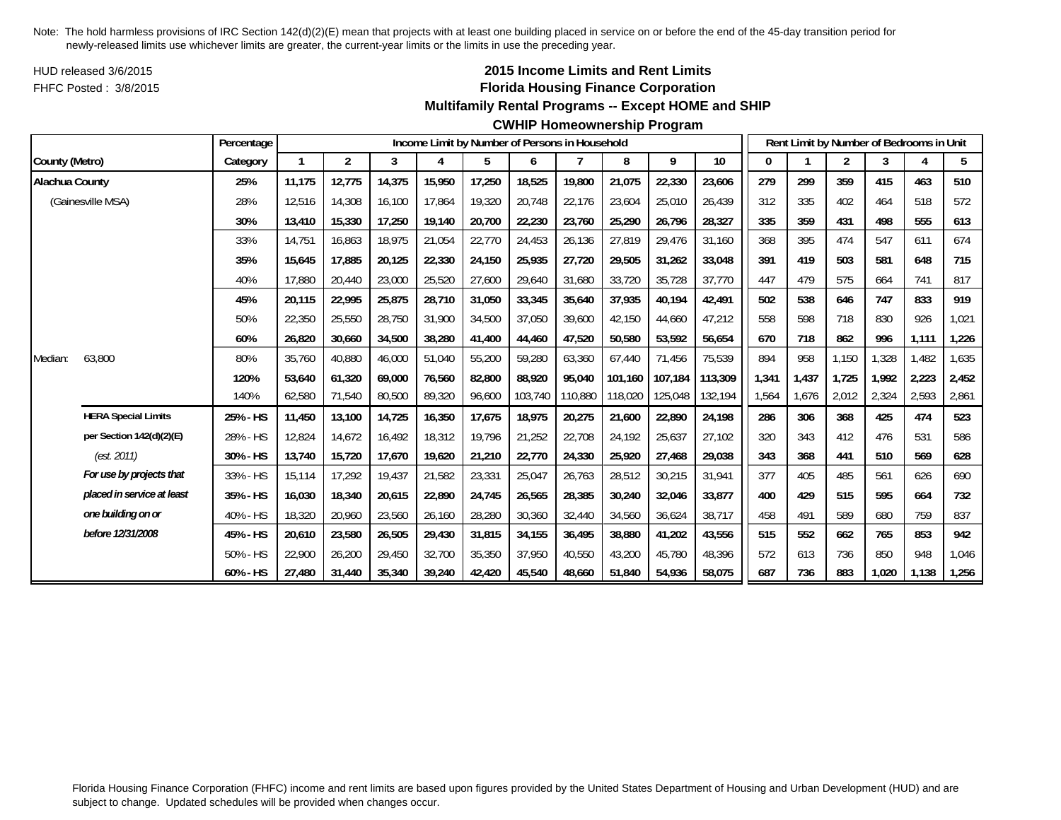Note: The hold harmless provisions of IRC Section 142(d)(2)(E) mean that projects with at least one building placed in service on or before the end of the 45-day transition period for newly-released limits use whichever limits are greater, the current-year limits or the limits in use the preceding year.

HUD released 3/6/2015
FHFC Posted : 3/8/2015

## 2015 Income Limits and Rent Limits
## Florida Housing Finance Corporation
### Multifamily Rental Programs -- Except HOME and SHIP
### CWHIP Homeownership Program

| | | Percentage | Income Limit by Number of Persons in Household | | | | | | | | | | Rent Limit by Number of Bedrooms in Unit | | | | | |
|---|---|---|---|---|---|---|---|---|---|---|---|---|---|---|---|---|---|---|
| County (Metro) | | Category | 1 | 2 | 3 | 4 | 5 | 6 | 7 | 8 | 9 | 10 | 0 | 1 | 2 | 3 | 4 | 5 |
| **Alachua County** | | **25%** | **11,175** | **12,775** | **14,375** | **15,950** | **17,250** | **18,525** | **19,800** | **21,075** | **22,330** | **23,606** | **279** | **299** | **359** | **415** | **463** | **510** |
| (Gainesville MSA) | | 28% | 12,516 | 14,308 | 16,100 | 17,864 | 19,320 | 20,748 | 22,176 | 23,604 | 25,010 | 26,439 | 312 | 335 | 402 | 464 | 518 | 572 |
| | | **30%** | **13,410** | **15,330** | **17,250** | **19,140** | **20,700** | **22,230** | **23,760** | **25,290** | **26,796** | **28,327** | **335** | **359** | **431** | **498** | **555** | **613** |
| | | 33% | 14,751 | 16,863 | 18,975 | 21,054 | 22,770 | 24,453 | 26,136 | 27,819 | 29,476 | 31,160 | 368 | 395 | 474 | 547 | 611 | 674 |
| | | **35%** | **15,645** | **17,885** | **20,125** | **22,330** | **24,150** | **25,935** | **27,720** | **29,505** | **31,262** | **33,048** | **391** | **419** | **503** | **581** | **648** | **715** |
| | | 40% | 17,880 | 20,440 | 23,000 | 25,520 | 27,600 | 29,640 | 31,680 | 33,720 | 35,728 | 37,770 | 447 | 479 | 575 | 664 | 741 | 817 |
| | | **45%** | **20,115** | **22,995** | **25,875** | **28,710** | **31,050** | **33,345** | **35,640** | **37,935** | **40,194** | **42,491** | **502** | **538** | **646** | **747** | **833** | **919** |
| | | 50% | 22,350 | 25,550 | 28,750 | 31,900 | 34,500 | 37,050 | 39,600 | 42,150 | 44,660 | 47,212 | 558 | 598 | 718 | 830 | 926 | 1,021 |
| | | **60%** | **26,820** | **30,660** | **34,500** | **38,280** | **41,400** | **44,460** | **47,520** | **50,580** | **53,592** | **56,654** | **670** | **718** | **862** | **996** | **1,111** | **1,226** |
| Median: | 63,800 | 80% | 35,760 | 40,880 | 46,000 | 51,040 | 55,200 | 59,280 | 63,360 | 67,440 | 71,456 | 75,539 | 894 | 958 | 1,150 | 1,328 | 1,482 | 1,635 |
| | | **120%** | **53,640** | **61,320** | **69,000** | **76,560** | **82,800** | **88,920** | **95,040** | **101,160** | **107,184** | **113,309** | **1,341** | **1,437** | **1,725** | **1,992** | **2,223** | **2,452** |
| | | 140% | 62,580 | 71,540 | 80,500 | 89,320 | 96,600 | 103,740 | 110,880 | 118,020 | 125,048 | 132,194 | 1,564 | 1,676 | 2,012 | 2,324 | 2,593 | 2,861 |
| | **HERA Special Limits** | **25% - HS** | **11,450** | **13,100** | **14,725** | **16,350** | **17,675** | **18,975** | **20,275** | **21,600** | **22,890** | **24,198** | **286** | **306** | **368** | **425** | **474** | **523** |
| | **per Section 142(d)(2)(E)** | 28% - HS | 12,824 | 14,672 | 16,492 | 18,312 | 19,796 | 21,252 | 22,708 | 24,192 | 25,637 | 27,102 | 320 | 343 | 412 | 476 | 531 | 586 |
| | *(est. 2011)* | **30% - HS** | **13,740** | **15,720** | **17,670** | **19,620** | **21,210** | **22,770** | **24,330** | **25,920** | **27,468** | **29,038** | **343** | **368** | **441** | **510** | **569** | **628** |
| | ***For use by projects that*** | 33% - HS | 15,114 | 17,292 | 19,437 | 21,582 | 23,331 | 25,047 | 26,763 | 28,512 | 30,215 | 31,941 | 377 | 405 | 485 | 561 | 626 | 690 |
| | ***placed in service at least*** | **35% - HS** | **16,030** | **18,340** | **20,615** | **22,890** | **24,745** | **26,565** | **28,385** | **30,240** | **32,046** | **33,877** | **400** | **429** | **515** | **595** | **664** | **732** |
| | ***one building on or*** | 40% - HS | 18,320 | 20,960 | 23,560 | 26,160 | 28,280 | 30,360 | 32,440 | 34,560 | 36,624 | 38,717 | 458 | 491 | 589 | 680 | 759 | 837 |
| | ***before 12/31/2008*** | **45% - HS** | **20,610** | **23,580** | **26,505** | **29,430** | **31,815** | **34,155** | **36,495** | **38,880** | **41,202** | **43,556** | **515** | **552** | **662** | **765** | **853** | **942** |
| | | 50% - HS | 22,900 | 26,200 | 29,450 | 32,700 | 35,350 | 37,950 | 40,550 | 43,200 | 45,780 | 48,396 | 572 | 613 | 736 | 850 | 948 | 1,046 |
| | | **60% - HS** | **27,480** | **31,440** | **35,340** | **39,240** | **42,420** | **45,540** | **48,660** | **51,840** | **54,936** | **58,075** | **687** | **736** | **883** | **1,020** | **1,138** | **1,256** |

Florida Housing Finance Corporation (FHFC) income and rent limits are based upon figures provided by the United States Department of Housing and Urban Development (HUD) and are subject to change. Updated schedules will be provided when changes occur.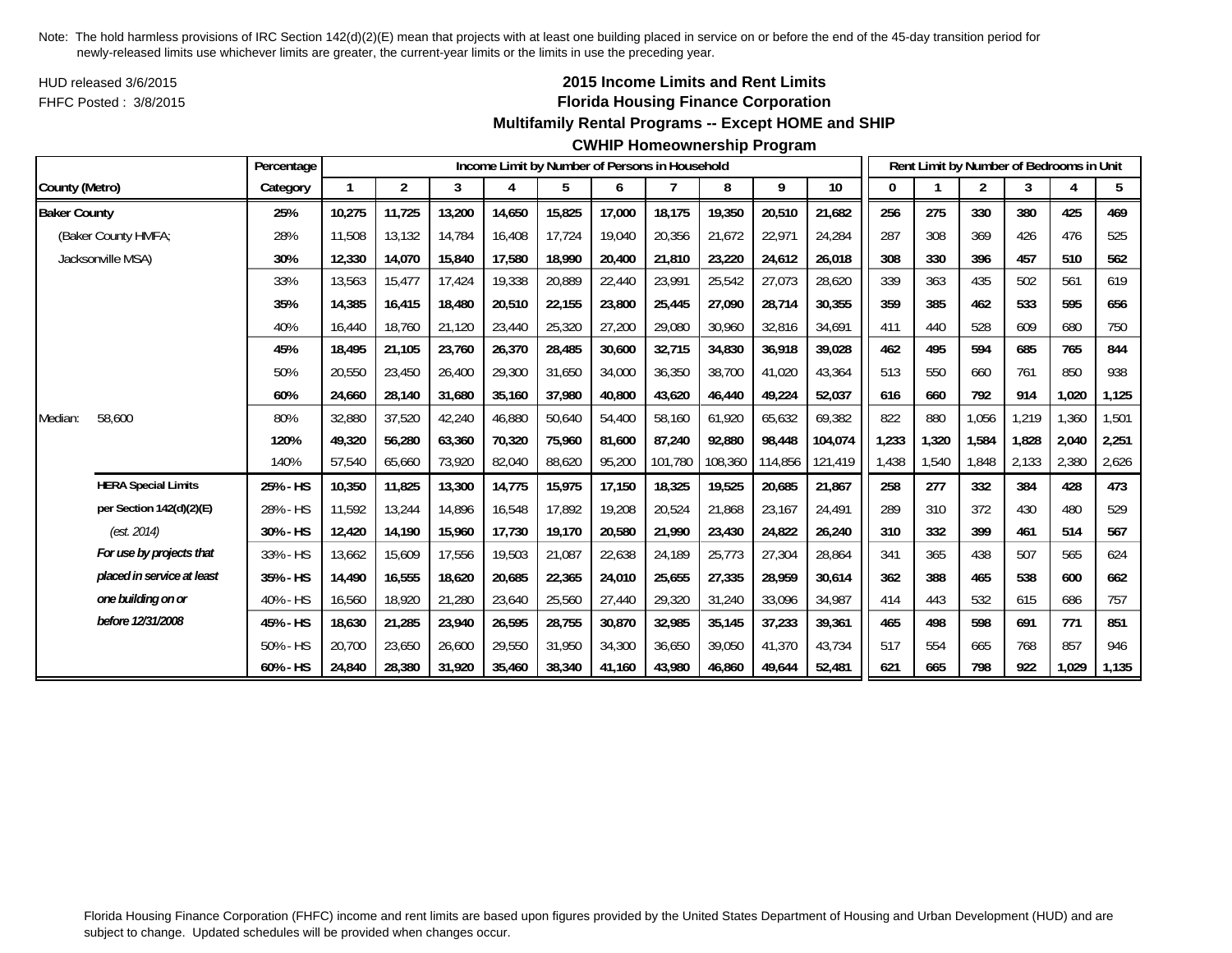Note: The hold harmless provisions of IRC Section 142(d)(2)(E) mean that projects with at least one building placed in service on or before the end of the 45-day transition period for newly-released limits use whichever limits are greater, the current-year limits or the limits in use the preceding year.

HUD released 3/6/2015

FHFC Posted : 3/8/2015

## 2015 Income Limits and Rent Limits
## Florida Housing Finance Corporation
### Multifamily Rental Programs -- Except HOME and SHIP
### CWHIP Homeownership Program

| | | Percentage | Income Limit by Number of Persons in Household | | | | | | | | | | Rent Limit by Number of Bedrooms in Unit | | | | | |
|---|---|---|---|---|---|---|---|---|---|---|---|---|---|---|---|---|---|---|
| County (Metro) | | Category | 1 | 2 | 3 | 4 | 5 | 6 | 7 | 8 | 9 | 10 | 0 | 1 | 2 | 3 | 4 | 5 |
| **Baker County** | | **25%** | **10,275** | **11,725** | **13,200** | **14,650** | **15,825** | **17,000** | **18,175** | **19,350** | **20,510** | **21,682** | **256** | **275** | **330** | **380** | **425** | **469** |
| (Baker County HMFA; | | 28% | 11,508 | 13,132 | 14,784 | 16,408 | 17,724 | 19,040 | 20,356 | 21,672 | 22,971 | 24,284 | 287 | 308 | 369 | 426 | 476 | 525 |
| Jacksonville MSA) | | **30%** | **12,330** | **14,070** | **15,840** | **17,580** | **18,990** | **20,400** | **21,810** | **23,220** | **24,612** | **26,018** | **308** | **330** | **396** | **457** | **510** | **562** |
| | | 33% | 13,563 | 15,477 | 17,424 | 19,338 | 20,889 | 22,440 | 23,991 | 25,542 | 27,073 | 28,620 | 339 | 363 | 435 | 502 | 561 | 619 |
| | | **35%** | **14,385** | **16,415** | **18,480** | **20,510** | **22,155** | **23,800** | **25,445** | **27,090** | **28,714** | **30,355** | **359** | **385** | **462** | **533** | **595** | **656** |
| | | 40% | 16,440 | 18,760 | 21,120 | 23,440 | 25,320 | 27,200 | 29,080 | 30,960 | 32,816 | 34,691 | 411 | 440 | 528 | 609 | 680 | 750 |
| | | **45%** | **18,495** | **21,105** | **23,760** | **26,370** | **28,485** | **30,600** | **32,715** | **34,830** | **36,918** | **39,028** | **462** | **495** | **594** | **685** | **765** | **844** |
| | | 50% | 20,550 | 23,450 | 26,400 | 29,300 | 31,650 | 34,000 | 36,350 | 38,700 | 41,020 | 43,364 | 513 | 550 | 660 | 761 | 850 | 938 |
| | | **60%** | **24,660** | **28,140** | **31,680** | **35,160** | **37,980** | **40,800** | **43,620** | **46,440** | **49,224** | **52,037** | **616** | **660** | **792** | **914** | **1,020** | **1,125** |
| Median: | 58,600 | 80% | 32,880 | 37,520 | 42,240 | 46,880 | 50,640 | 54,400 | 58,160 | 61,920 | 65,632 | 69,382 | 822 | 880 | 1,056 | 1,219 | 1,360 | 1,501 |
| | | **120%** | **49,320** | **56,280** | **63,360** | **70,320** | **75,960** | **81,600** | **87,240** | **92,880** | **98,448** | **104,074** | **1,233** | **1,320** | **1,584** | **1,828** | **2,040** | **2,251** |
| | | 140% | 57,540 | 65,660 | 73,920 | 82,040 | 88,620 | 95,200 | 101,780 | 108,360 | 114,856 | 121,419 | 1,438 | 1,540 | 1,848 | 2,133 | 2,380 | 2,626 |
| | **HERA Special Limits** | **25% - HS** | **10,350** | **11,825** | **13,300** | **14,775** | **15,975** | **17,150** | **18,325** | **19,525** | **20,685** | **21,867** | **258** | **277** | **332** | **384** | **428** | **473** |
| | **per Section 142(d)(2)(E)** | 28% - HS | 11,592 | 13,244 | 14,896 | 16,548 | 17,892 | 19,208 | 20,524 | 21,868 | 23,167 | 24,491 | 289 | 310 | 372 | 430 | 480 | 529 |
| | *(est. 2014)* | **30% - HS** | **12,420** | **14,190** | **15,960** | **17,730** | **19,170** | **20,580** | **21,990** | **23,430** | **24,822** | **26,240** | **310** | **332** | **399** | **461** | **514** | **567** |
| | ***For use by projects that*** | 33% - HS | 13,662 | 15,609 | 17,556 | 19,503 | 21,087 | 22,638 | 24,189 | 25,773 | 27,304 | 28,864 | 341 | 365 | 438 | 507 | 565 | 624 |
| | ***placed in service at least*** | **35% - HS** | **14,490** | **16,555** | **18,620** | **20,685** | **22,365** | **24,010** | **25,655** | **27,335** | **28,959** | **30,614** | **362** | **388** | **465** | **538** | **600** | **662** |
| | ***one building on or*** | 40% - HS | 16,560 | 18,920 | 21,280 | 23,640 | 25,560 | 27,440 | 29,320 | 31,240 | 33,096 | 34,987 | 414 | 443 | 532 | 615 | 686 | 757 |
| | ***before 12/31/2008*** | **45% - HS** | **18,630** | **21,285** | **23,940** | **26,595** | **28,755** | **30,870** | **32,985** | **35,145** | **37,233** | **39,361** | **465** | **498** | **598** | **691** | **771** | **851** |
| | | 50% - HS | 20,700 | 23,650 | 26,600 | 29,550 | 31,950 | 34,300 | 36,650 | 39,050 | 41,370 | 43,734 | 517 | 554 | 665 | 768 | 857 | 946 |
| | | **60% - HS** | **24,840** | **28,380** | **31,920** | **35,460** | **38,340** | **41,160** | **43,980** | **46,860** | **49,644** | **52,481** | **621** | **665** | **798** | **922** | **1,029** | **1,135** |

Florida Housing Finance Corporation (FHFC) income and rent limits are based upon figures provided by the United States Department of Housing and Urban Development (HUD) and are subject to change. Updated schedules will be provided when changes occur.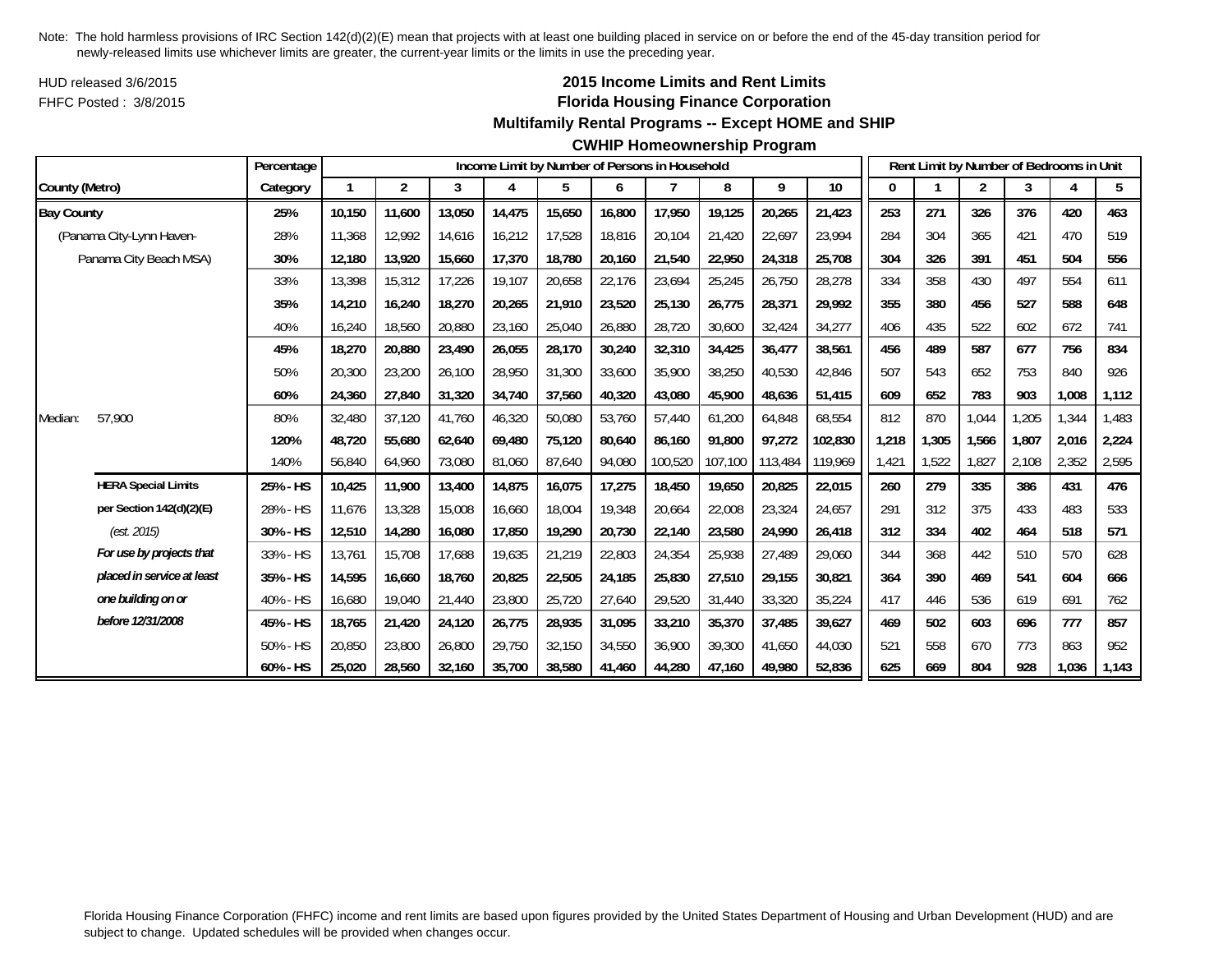Note: The hold harmless provisions of IRC Section 142(d)(2)(E) mean that projects with at least one building placed in service on or before the end of the 45-day transition period for newly-released limits use whichever limits are greater, the current-year limits or the limits in use the preceding year.

HUD released 3/6/2015

FHFC Posted : 3/8/2015

## 2015 Income Limits and Rent Limits
## Florida Housing Finance Corporation
## Multifamily Rental Programs -- Except HOME and SHIP
## CWHIP Homeownership Program

| County (Metro) | | Percentage Category | Income Limit by Number of Persons in Household: 1 | 2 | 3 | 4 | 5 | 6 | 7 | 8 | 9 | 10 | Rent Limit by Number of Bedrooms in Unit: 0 | 1 | 2 | 3 | 4 | 5 |
|---|---|---|---|---|---|---|---|---|---|---|---|---|---|---|---|---|---|---|
| **Bay County** | | **25%** | **10,150** | **11,600** | **13,050** | **14,475** | **15,650** | **16,800** | **17,950** | **19,125** | **20,265** | **21,423** | **253** | **271** | **326** | **376** | **420** | **463** |
| (Panama City-Lynn Haven- | | 28% | 11,368 | 12,992 | 14,616 | 16,212 | 17,528 | 18,816 | 20,104 | 21,420 | 22,697 | 23,994 | 284 | 304 | 365 | 421 | 470 | 519 |
| Panama City Beach MSA) | | **30%** | **12,180** | **13,920** | **15,660** | **17,370** | **18,780** | **20,160** | **21,540** | **22,950** | **24,318** | **25,708** | **304** | **326** | **391** | **451** | **504** | **556** |
| | | 33% | 13,398 | 15,312 | 17,226 | 19,107 | 20,658 | 22,176 | 23,694 | 25,245 | 26,750 | 28,278 | 334 | 358 | 430 | 497 | 554 | 611 |
| | | **35%** | **14,210** | **16,240** | **18,270** | **20,265** | **21,910** | **23,520** | **25,130** | **26,775** | **28,371** | **29,992** | **355** | **380** | **456** | **527** | **588** | **648** |
| | | 40% | 16,240 | 18,560 | 20,880 | 23,160 | 25,040 | 26,880 | 28,720 | 30,600 | 32,424 | 34,277 | 406 | 435 | 522 | 602 | 672 | 741 |
| | | **45%** | **18,270** | **20,880** | **23,490** | **26,055** | **28,170** | **30,240** | **32,310** | **34,425** | **36,477** | **38,561** | **456** | **489** | **587** | **677** | **756** | **834** |
| | | 50% | 20,300 | 23,200 | 26,100 | 28,950 | 31,300 | 33,600 | 35,900 | 38,250 | 40,530 | 42,846 | 507 | 543 | 652 | 753 | 840 | 926 |
| | | **60%** | **24,360** | **27,840** | **31,320** | **34,740** | **37,560** | **40,320** | **43,080** | **45,900** | **48,636** | **51,415** | **609** | **652** | **783** | **903** | **1,008** | **1,112** |
| Median: | 57,900 | 80% | 32,480 | 37,120 | 41,760 | 46,320 | 50,080 | 53,760 | 57,440 | 61,200 | 64,848 | 68,554 | 812 | 870 | 1,044 | 1,205 | 1,344 | 1,483 |
| | | **120%** | **48,720** | **55,680** | **62,640** | **69,480** | **75,120** | **80,640** | **86,160** | **91,800** | **97,272** | **102,830** | **1,218** | **1,305** | **1,566** | **1,807** | **2,016** | **2,224** |
| | | 140% | 56,840 | 64,960 | 73,080 | 81,060 | 87,640 | 94,080 | 100,520 | 107,100 | 113,484 | 119,969 | 1,421 | 1,522 | 1,827 | 2,108 | 2,352 | 2,595 |
| | **HERA Special Limits** | **25% - HS** | **10,425** | **11,900** | **13,400** | **14,875** | **16,075** | **17,275** | **18,450** | **19,650** | **20,825** | **22,015** | **260** | **279** | **335** | **386** | **431** | **476** |
| | **per Section 142(d)(2)(E)** | 28% - HS | 11,676 | 13,328 | 15,008 | 16,660 | 18,004 | 19,348 | 20,664 | 22,008 | 23,324 | 24,657 | 291 | 312 | 375 | 433 | 483 | 533 |
| | *(est. 2015)* | **30% - HS** | **12,510** | **14,280** | **16,080** | **17,850** | **19,290** | **20,730** | **22,140** | **23,580** | **24,990** | **26,418** | **312** | **334** | **402** | **464** | **518** | **571** |
| | ***For use by projects that*** | 33% - HS | 13,761 | 15,708 | 17,688 | 19,635 | 21,219 | 22,803 | 24,354 | 25,938 | 27,489 | 29,060 | 344 | 368 | 442 | 510 | 570 | 628 |
| | ***placed in service at least*** | **35% - HS** | **14,595** | **16,660** | **18,760** | **20,825** | **22,505** | **24,185** | **25,830** | **27,510** | **29,155** | **30,821** | **364** | **390** | **469** | **541** | **604** | **666** |
| | ***one building on or*** | 40% - HS | 16,680 | 19,040 | 21,440 | 23,800 | 25,720 | 27,640 | 29,520 | 31,440 | 33,320 | 35,224 | 417 | 446 | 536 | 619 | 691 | 762 |
| | ***before 12/31/2008*** | **45% - HS** | **18,765** | **21,420** | **24,120** | **26,775** | **28,935** | **31,095** | **33,210** | **35,370** | **37,485** | **39,627** | **469** | **502** | **603** | **696** | **777** | **857** |
| | | 50% - HS | 20,850 | 23,800 | 26,800 | 29,750 | 32,150 | 34,550 | 36,900 | 39,300 | 41,650 | 44,030 | 521 | 558 | 670 | 773 | 863 | 952 |
| | | **60% - HS** | **25,020** | **28,560** | **32,160** | **35,700** | **38,580** | **41,460** | **44,280** | **47,160** | **49,980** | **52,836** | **625** | **669** | **804** | **928** | **1,036** | **1,143** |

Florida Housing Finance Corporation (FHFC) income and rent limits are based upon figures provided by the United States Department of Housing and Urban Development (HUD) and are subject to change. Updated schedules will be provided when changes occur.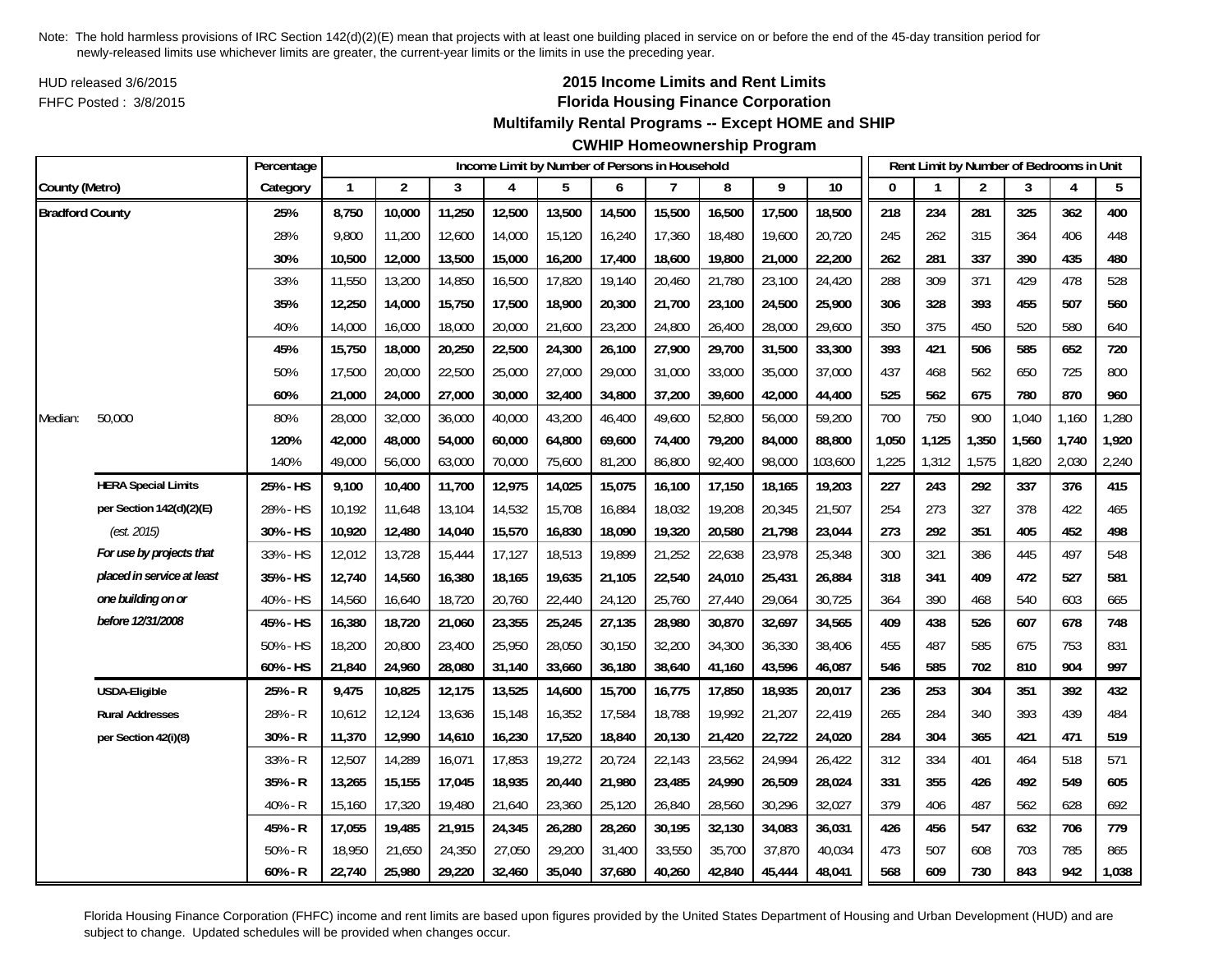Note: The hold harmless provisions of IRC Section 142(d)(2)(E) mean that projects with at least one building placed in service on or before the end of the 45-day transition period for newly-released limits use whichever limits are greater, the current-year limits or the limits in use the preceding year.

HUD released 3/6/2015
FHFC Posted : 3/8/2015

# 2015 Income Limits and Rent Limits
## Florida Housing Finance Corporation
## Multifamily Rental Programs -- Except HOME and SHIP
## CWHIP Homeownership Program

| County (Metro) | | Percentage Category | Income Limit by Number of Persons in Household 1 | 2 | 3 | 4 | 5 | 6 | 7 | 8 | 9 | 10 | Rent Limit by Number of Bedrooms in Unit 0 | 1 | 2 | 3 | 4 | 5 |
|---|---|---|---|---|---|---|---|---|---|---|---|---|---|---|---|---|---|---|
| **Bradford County** | | **25%** | **8,750** | **10,000** | **11,250** | **12,500** | **13,500** | **14,500** | **15,500** | **16,500** | **17,500** | **18,500** | **218** | **234** | **281** | **325** | **362** | **400** |
| | | 28% | 9,800 | 11,200 | 12,600 | 14,000 | 15,120 | 16,240 | 17,360 | 18,480 | 19,600 | 20,720 | 245 | 262 | 315 | 364 | 406 | 448 |
| | | **30%** | **10,500** | **12,000** | **13,500** | **15,000** | **16,200** | **17,400** | **18,600** | **19,800** | **21,000** | **22,200** | **262** | **281** | **337** | **390** | **435** | **480** |
| | | 33% | 11,550 | 13,200 | 14,850 | 16,500 | 17,820 | 19,140 | 20,460 | 21,780 | 23,100 | 24,420 | 288 | 309 | 371 | 429 | 478 | 528 |
| | | **35%** | **12,250** | **14,000** | **15,750** | **17,500** | **18,900** | **20,300** | **21,700** | **23,100** | **24,500** | **25,900** | **306** | **328** | **393** | **455** | **507** | **560** |
| | | 40% | 14,000 | 16,000 | 18,000 | 20,000 | 21,600 | 23,200 | 24,800 | 26,400 | 28,000 | 29,600 | 350 | 375 | 450 | 520 | 580 | 640 |
| | | **45%** | **15,750** | **18,000** | **20,250** | **22,500** | **24,300** | **26,100** | **27,900** | **29,700** | **31,500** | **33,300** | **393** | **421** | **506** | **585** | **652** | **720** |
| | | 50% | 17,500 | 20,000 | 22,500 | 25,000 | 27,000 | 29,000 | 31,000 | 33,000 | 35,000 | 37,000 | 437 | 468 | 562 | 650 | 725 | 800 |
| | | **60%** | **21,000** | **24,000** | **27,000** | **30,000** | **32,400** | **34,800** | **37,200** | **39,600** | **42,000** | **44,400** | **525** | **562** | **675** | **780** | **870** | **960** |
| Median: | 50,000 | 80% | 28,000 | 32,000 | 36,000 | 40,000 | 43,200 | 46,400 | 49,600 | 52,800 | 56,000 | 59,200 | 700 | 750 | 900 | 1,040 | 1,160 | 1,280 |
| | | **120%** | **42,000** | **48,000** | **54,000** | **60,000** | **64,800** | **69,600** | **74,400** | **79,200** | **84,000** | **88,800** | **1,050** | **1,125** | **1,350** | **1,560** | **1,740** | **1,920** |
| | | 140% | 49,000 | 56,000 | 63,000 | 70,000 | 75,600 | 81,200 | 86,800 | 92,400 | 98,000 | 103,600 | 1,225 | 1,312 | 1,575 | 1,820 | 2,030 | 2,240 |
| | **HERA Special Limits** | **25% - HS** | **9,100** | **10,400** | **11,700** | **12,975** | **14,025** | **15,075** | **16,100** | **17,150** | **18,165** | **19,203** | **227** | **243** | **292** | **337** | **376** | **415** |
| | **per Section 142(d)(2)(E)** | 28% - HS | 10,192 | 11,648 | 13,104 | 14,532 | 15,708 | 16,884 | 18,032 | 19,208 | 20,345 | 21,507 | 254 | 273 | 327 | 378 | 422 | 465 |
| | *(est. 2015)* | **30% - HS** | **10,920** | **12,480** | **14,040** | **15,570** | **16,830** | **18,090** | **19,320** | **20,580** | **21,798** | **23,044** | **273** | **292** | **351** | **405** | **452** | **498** |
| | ***For use by projects that*** | 33% - HS | 12,012 | 13,728 | 15,444 | 17,127 | 18,513 | 19,899 | 21,252 | 22,638 | 23,978 | 25,348 | 300 | 321 | 386 | 445 | 497 | 548 |
| | ***placed in service at least*** | **35% - HS** | **12,740** | **14,560** | **16,380** | **18,165** | **19,635** | **21,105** | **22,540** | **24,010** | **25,431** | **26,884** | **318** | **341** | **409** | **472** | **527** | **581** |
| | ***one building on or*** | 40% - HS | 14,560 | 16,640 | 18,720 | 20,760 | 22,440 | 24,120 | 25,760 | 27,440 | 29,064 | 30,725 | 364 | 390 | 468 | 540 | 603 | 665 |
| | ***before 12/31/2008*** | **45% - HS** | **16,380** | **18,720** | **21,060** | **23,355** | **25,245** | **27,135** | **28,980** | **30,870** | **32,697** | **34,565** | **409** | **438** | **526** | **607** | **678** | **748** |
| | | 50% - HS | 18,200 | 20,800 | 23,400 | 25,950 | 28,050 | 30,150 | 32,200 | 34,300 | 36,330 | 38,406 | 455 | 487 | 585 | 675 | 753 | 831 |
| | | **60% - HS** | **21,840** | **24,960** | **28,080** | **31,140** | **33,660** | **36,180** | **38,640** | **41,160** | **43,596** | **46,087** | **546** | **585** | **702** | **810** | **904** | **997** |
| | **USDA-Eligible** | **25% - R** | **9,475** | **10,825** | **12,175** | **13,525** | **14,600** | **15,700** | **16,775** | **17,850** | **18,935** | **20,017** | **236** | **253** | **304** | **351** | **392** | **432** |
| | **Rural Addresses** | 28% - R | 10,612 | 12,124 | 13,636 | 15,148 | 16,352 | 17,584 | 18,788 | 19,992 | 21,207 | 22,419 | 265 | 284 | 340 | 393 | 439 | 484 |
| | **per Section 42(i)(8)** | **30% - R** | **11,370** | **12,990** | **14,610** | **16,230** | **17,520** | **18,840** | **20,130** | **21,420** | **22,722** | **24,020** | **284** | **304** | **365** | **421** | **471** | **519** |
| | | 33% - R | 12,507 | 14,289 | 16,071 | 17,853 | 19,272 | 20,724 | 22,143 | 23,562 | 24,994 | 26,422 | 312 | 334 | 401 | 464 | 518 | 571 |
| | | **35% - R** | **13,265** | **15,155** | **17,045** | **18,935** | **20,440** | **21,980** | **23,485** | **24,990** | **26,509** | **28,024** | **331** | **355** | **426** | **492** | **549** | **605** |
| | | 40% - R | 15,160 | 17,320 | 19,480 | 21,640 | 23,360 | 25,120 | 26,840 | 28,560 | 30,296 | 32,027 | 379 | 406 | 487 | 562 | 628 | 692 |
| | | **45% - R** | **17,055** | **19,485** | **21,915** | **24,345** | **26,280** | **28,260** | **30,195** | **32,130** | **34,083** | **36,031** | **426** | **456** | **547** | **632** | **706** | **779** |
| | | 50% - R | 18,950 | 21,650 | 24,350 | 27,050 | 29,200 | 31,400 | 33,550 | 35,700 | 37,870 | 40,034 | 473 | 507 | 608 | 703 | 785 | 865 |
| | | **60% - R** | **22,740** | **25,980** | **29,220** | **32,460** | **35,040** | **37,680** | **40,260** | **42,840** | **45,444** | **48,041** | **568** | **609** | **730** | **843** | **942** | **1,038** |

Florida Housing Finance Corporation (FHFC) income and rent limits are based upon figures provided by the United States Department of Housing and Urban Development (HUD) and are subject to change. Updated schedules will be provided when changes occur.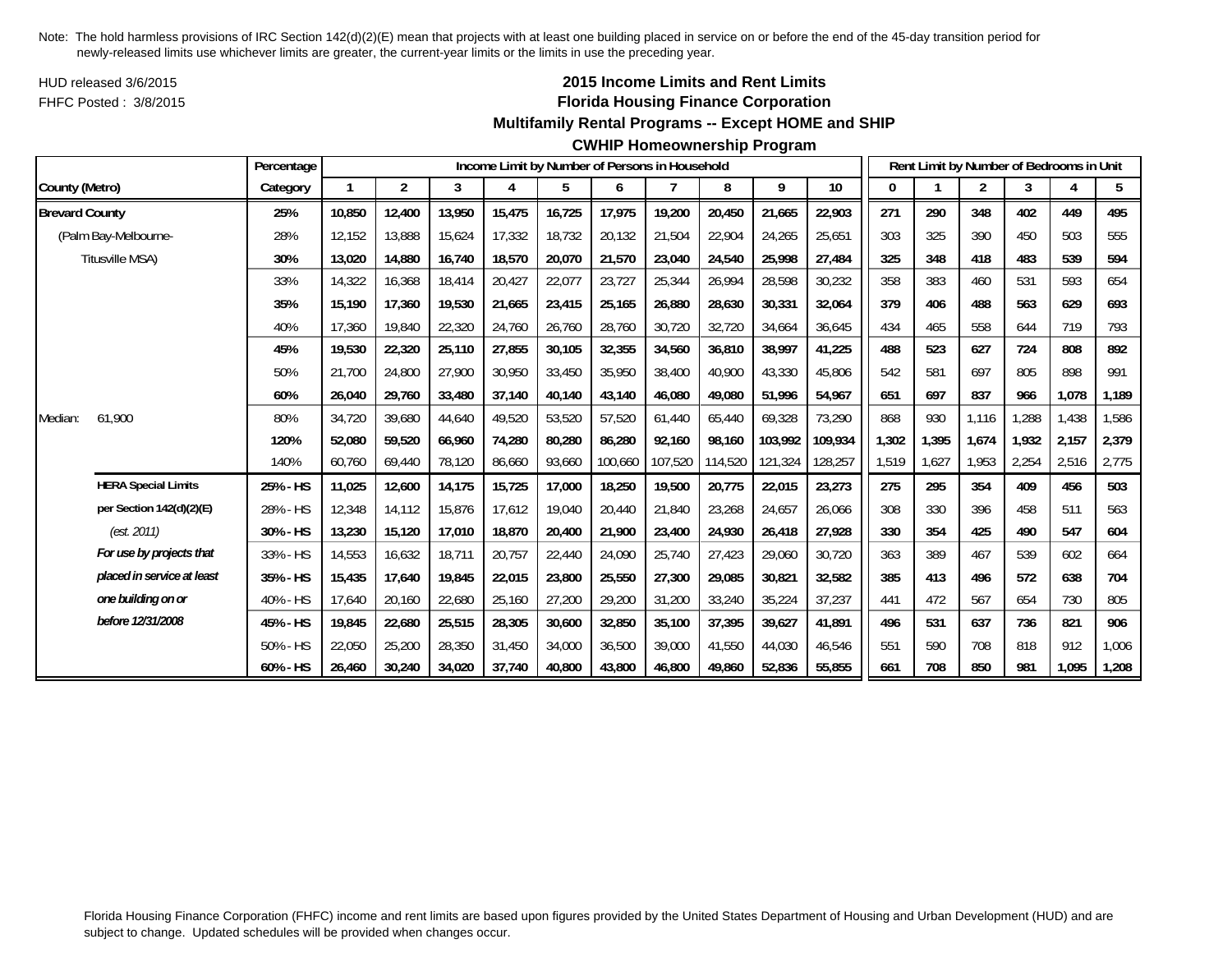Note: The hold harmless provisions of IRC Section 142(d)(2)(E) mean that projects with at least one building placed in service on or before the end of the 45-day transition period for newly-released limits use whichever limits are greater, the current-year limits or the limits in use the preceding year.

HUD released 3/6/2015
FHFC Posted : 3/8/2015

## 2015 Income Limits and Rent Limits
### Florida Housing Finance Corporation
### Multifamily Rental Programs -- Except HOME and SHIP
### CWHIP Homeownership Program

| County (Metro) | | Percentage Category | Income Limit by Number of Persons in Household: 1 | 2 | 3 | 4 | 5 | 6 | 7 | 8 | 9 | 10 | Rent Limit by Number of Bedrooms in Unit: 0 | 1 | 2 | 3 | 4 | 5 |
|---|---|---|---|---|---|---|---|---|---|---|---|---|---|---|---|---|---|---|
| **Brevard County** | | **25%** | **10,850** | **12,400** | **13,950** | **15,475** | **16,725** | **17,975** | **19,200** | **20,450** | **21,665** | **22,903** | **271** | **290** | **348** | **402** | **449** | **495** |
| (Palm Bay-Melbourne- | | 28% | 12,152 | 13,888 | 15,624 | 17,332 | 18,732 | 20,132 | 21,504 | 22,904 | 24,265 | 25,651 | 303 | 325 | 390 | 450 | 503 | 555 |
| Titusville MSA) | | **30%** | **13,020** | **14,880** | **16,740** | **18,570** | **20,070** | **21,570** | **23,040** | **24,540** | **25,998** | **27,484** | **325** | **348** | **418** | **483** | **539** | **594** |
| | | 33% | 14,322 | 16,368 | 18,414 | 20,427 | 22,077 | 23,727 | 25,344 | 26,994 | 28,598 | 30,232 | 358 | 383 | 460 | 531 | 593 | 654 |
| | | **35%** | **15,190** | **17,360** | **19,530** | **21,665** | **23,415** | **25,165** | **26,880** | **28,630** | **30,331** | **32,064** | **379** | **406** | **488** | **563** | **629** | **693** |
| | | 40% | 17,360 | 19,840 | 22,320 | 24,760 | 26,760 | 28,760 | 30,720 | 32,720 | 34,664 | 36,645 | 434 | 465 | 558 | 644 | 719 | 793 |
| | | **45%** | **19,530** | **22,320** | **25,110** | **27,855** | **30,105** | **32,355** | **34,560** | **36,810** | **38,997** | **41,225** | **488** | **523** | **627** | **724** | **808** | **892** |
| | | 50% | 21,700 | 24,800 | 27,900 | 30,950 | 33,450 | 35,950 | 38,400 | 40,900 | 43,330 | 45,806 | 542 | 581 | 697 | 805 | 898 | 991 |
| | | **60%** | **26,040** | **29,760** | **33,480** | **37,140** | **40,140** | **43,140** | **46,080** | **49,080** | **51,996** | **54,967** | **651** | **697** | **837** | **966** | **1,078** | **1,189** |
| Median: | 61,900 | 80% | 34,720 | 39,680 | 44,640 | 49,520 | 53,520 | 57,520 | 61,440 | 65,440 | 69,328 | 73,290 | 868 | 930 | 1,116 | 1,288 | 1,438 | 1,586 |
| | | **120%** | **52,080** | **59,520** | **66,960** | **74,280** | **80,280** | **86,280** | **92,160** | **98,160** | **103,992** | **109,934** | **1,302** | **1,395** | **1,674** | **1,932** | **2,157** | **2,379** |
| | | 140% | 60,760 | 69,440 | 78,120 | 86,660 | 93,660 | 100,660 | 107,520 | 114,520 | 121,324 | 128,257 | 1,519 | 1,627 | 1,953 | 2,254 | 2,516 | 2,775 |
| | **HERA Special Limits** | **25% - HS** | **11,025** | **12,600** | **14,175** | **15,725** | **17,000** | **18,250** | **19,500** | **20,775** | **22,015** | **23,273** | **275** | **295** | **354** | **409** | **456** | **503** |
| | **per Section 142(d)(2)(E)** | 28% - HS | 12,348 | 14,112 | 15,876 | 17,612 | 19,040 | 20,440 | 21,840 | 23,268 | 24,657 | 26,066 | 308 | 330 | 396 | 458 | 511 | 563 |
| | *(est. 2011)* | **30% - HS** | **13,230** | **15,120** | **17,010** | **18,870** | **20,400** | **21,900** | **23,400** | **24,930** | **26,418** | **27,928** | **330** | **354** | **425** | **490** | **547** | **604** |
| | ***For use by projects that*** | 33% - HS | 14,553 | 16,632 | 18,711 | 20,757 | 22,440 | 24,090 | 25,740 | 27,423 | 29,060 | 30,720 | 363 | 389 | 467 | 539 | 602 | 664 |
| | ***placed in service at least*** | **35% - HS** | **15,435** | **17,640** | **19,845** | **22,015** | **23,800** | **25,550** | **27,300** | **29,085** | **30,821** | **32,582** | **385** | **413** | **496** | **572** | **638** | **704** |
| | ***one building on or*** | 40% - HS | 17,640 | 20,160 | 22,680 | 25,160 | 27,200 | 29,200 | 31,200 | 33,240 | 35,224 | 37,237 | 441 | 472 | 567 | 654 | 730 | 805 |
| | ***before 12/31/2008*** | **45% - HS** | **19,845** | **22,680** | **25,515** | **28,305** | **30,600** | **32,850** | **35,100** | **37,395** | **39,627** | **41,891** | **496** | **531** | **637** | **736** | **821** | **906** |
| | | 50% - HS | 22,050 | 25,200 | 28,350 | 31,450 | 34,000 | 36,500 | 39,000 | 41,550 | 44,030 | 46,546 | 551 | 590 | 708 | 818 | 912 | 1,006 |
| | | **60% - HS** | **26,460** | **30,240** | **34,020** | **37,740** | **40,800** | **43,800** | **46,800** | **49,860** | **52,836** | **55,855** | **661** | **708** | **850** | **981** | **1,095** | **1,208** |

Florida Housing Finance Corporation (FHFC) income and rent limits are based upon figures provided by the United States Department of Housing and Urban Development (HUD) and are subject to change. Updated schedules will be provided when changes occur.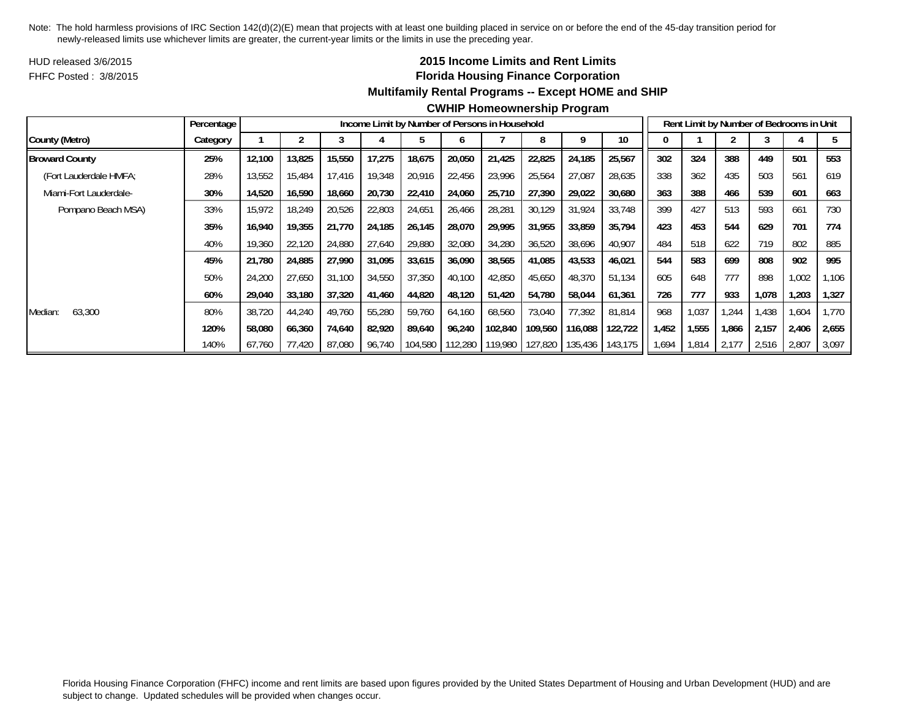Note: The hold harmless provisions of IRC Section 142(d)(2)(E) mean that projects with at least one building placed in service on or before the end of the 45-day transition period for newly-released limits use whichever limits are greater, the current-year limits or the limits in use the preceding year.

HUD released 3/6/2015

FHFC Posted : 3/8/2015

**2015 Income Limits and Rent Limits**
**Florida Housing Finance Corporation**
**Multifamily Rental Programs -- Except HOME and SHIP**
**CWHIP Homeownership Program**

| | Percentage | Income Limit by Number of Persons in Household | | | | | | | | | | Rent Limit by Number of Bedrooms in Unit | | | | | |
|---|---|---|---|---|---|---|---|---|---|---|---|---|---|---|---|---|---|
| County (Metro) | Category | 1 | 2 | 3 | 4 | 5 | 6 | 7 | 8 | 9 | 10 | 0 | 1 | 2 | 3 | 4 | 5 |
| **Broward County** | **25%** | **12,100** | **13,825** | **15,550** | **17,275** | **18,675** | **20,050** | **21,425** | **22,825** | **24,185** | **25,567** | **302** | **324** | **388** | **449** | **501** | **553** |
| (Fort Lauderdale HMFA; | 28% | 13,552 | 15,484 | 17,416 | 19,348 | 20,916 | 22,456 | 23,996 | 25,564 | 27,087 | 28,635 | 338 | 362 | 435 | 503 | 561 | 619 |
| Miami-Fort Lauderdale- | **30%** | **14,520** | **16,590** | **18,660** | **20,730** | **22,410** | **24,060** | **25,710** | **27,390** | **29,022** | **30,680** | **363** | **388** | **466** | **539** | **601** | **663** |
| Pompano Beach MSA) | 33% | 15,972 | 18,249 | 20,526 | 22,803 | 24,651 | 26,466 | 28,281 | 30,129 | 31,924 | 33,748 | 399 | 427 | 513 | 593 | 661 | 730 |
| | **35%** | **16,940** | **19,355** | **21,770** | **24,185** | **26,145** | **28,070** | **29,995** | **31,955** | **33,859** | **35,794** | **423** | **453** | **544** | **629** | **701** | **774** |
| | 40% | 19,360 | 22,120 | 24,880 | 27,640 | 29,880 | 32,080 | 34,280 | 36,520 | 38,696 | 40,907 | 484 | 518 | 622 | 719 | 802 | 885 |
| | **45%** | **21,780** | **24,885** | **27,990** | **31,095** | **33,615** | **36,090** | **38,565** | **41,085** | **43,533** | **46,021** | **544** | **583** | **699** | **808** | **902** | **995** |
| | 50% | 24,200 | 27,650 | 31,100 | 34,550 | 37,350 | 40,100 | 42,850 | 45,650 | 48,370 | 51,134 | 605 | 648 | 777 | 898 | 1,002 | 1,106 |
| | **60%** | **29,040** | **33,180** | **37,320** | **41,460** | **44,820** | **48,120** | **51,420** | **54,780** | **58,044** | **61,361** | **726** | **777** | **933** | **1,078** | **1,203** | **1,327** |
| Median: 63,300 | 80% | 38,720 | 44,240 | 49,760 | 55,280 | 59,760 | 64,160 | 68,560 | 73,040 | 77,392 | 81,814 | 968 | 1,037 | 1,244 | 1,438 | 1,604 | 1,770 |
| | **120%** | **58,080** | **66,360** | **74,640** | **82,920** | **89,640** | **96,240** | **102,840** | **109,560** | **116,088** | **122,722** | **1,452** | **1,555** | **1,866** | **2,157** | **2,406** | **2,655** |
| | 140% | 67,760 | 77,420 | 87,080 | 96,740 | 104,580 | 112,280 | 119,980 | 127,820 | 135,436 | 143,175 | 1,694 | 1,814 | 2,177 | 2,516 | 2,807 | 3,097 |

Florida Housing Finance Corporation (FHFC) income and rent limits are based upon figures provided by the United States Department of Housing and Urban Development (HUD) and are subject to change. Updated schedules will be provided when changes occur.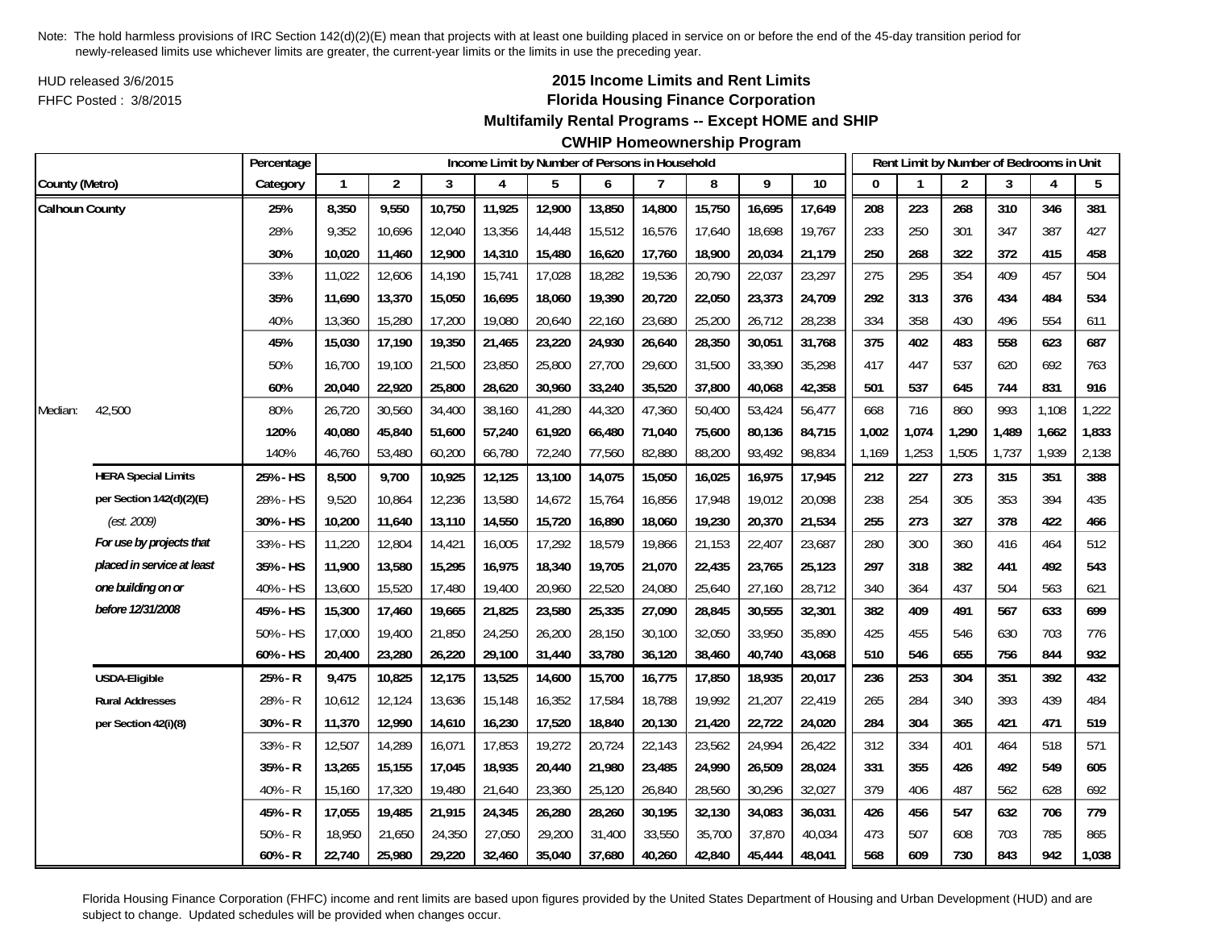Note: The hold harmless provisions of IRC Section 142(d)(2)(E) mean that projects with at least one building placed in service on or before the end of the 45-day transition period for newly-released limits use whichever limits are greater, the current-year limits or the limits in use the preceding year.

HUD released 3/6/2015
FHFC Posted : 3/8/2015

## 2015 Income Limits and Rent Limits
## Florida Housing Finance Corporation
## Multifamily Rental Programs -- Except HOME and SHIP
## CWHIP Homeownership Program

| County (Metro) | | Percentage Category | Income Limit by Number of Persons in Household | | | | | | | | | | Rent Limit by Number of Bedrooms in Unit | | | | | |
|---|---|---|---|---|---|---|---|---|---|---|---|---|---|---|---|---|---|---|
| | | | 1 | 2 | 3 | 4 | 5 | 6 | 7 | 8 | 9 | 10 | 0 | 1 | 2 | 3 | 4 | 5 |
| **Calhoun County** | | **25%** | **8,350** | **9,550** | **10,750** | **11,925** | **12,900** | **13,850** | **14,800** | **15,750** | **16,695** | **17,649** | **208** | **223** | **268** | **310** | **346** | **381** |
| | | 28% | 9,352 | 10,696 | 12,040 | 13,356 | 14,448 | 15,512 | 16,576 | 17,640 | 18,698 | 19,767 | 233 | 250 | 301 | 347 | 387 | 427 |
| | | **30%** | **10,020** | **11,460** | **12,900** | **14,310** | **15,480** | **16,620** | **17,760** | **18,900** | **20,034** | **21,179** | **250** | **268** | **322** | **372** | **415** | **458** |
| | | 33% | 11,022 | 12,606 | 14,190 | 15,741 | 17,028 | 18,282 | 19,536 | 20,790 | 22,037 | 23,297 | 275 | 295 | 354 | 409 | 457 | 504 |
| | | **35%** | **11,690** | **13,370** | **15,050** | **16,695** | **18,060** | **19,390** | **20,720** | **22,050** | **23,373** | **24,709** | **292** | **313** | **376** | **434** | **484** | **534** |
| | | 40% | 13,360 | 15,280 | 17,200 | 19,080 | 20,640 | 22,160 | 23,680 | 25,200 | 26,712 | 28,238 | 334 | 358 | 430 | 496 | 554 | 611 |
| | | **45%** | **15,030** | **17,190** | **19,350** | **21,465** | **23,220** | **24,930** | **26,640** | **28,350** | **30,051** | **31,768** | **375** | **402** | **483** | **558** | **623** | **687** |
| | | 50% | 16,700 | 19,100 | 21,500 | 23,850 | 25,800 | 27,700 | 29,600 | 31,500 | 33,390 | 35,298 | 417 | 447 | 537 | 620 | 692 | 763 |
| | | **60%** | **20,040** | **22,920** | **25,800** | **28,620** | **30,960** | **33,240** | **35,520** | **37,800** | **40,068** | **42,358** | **501** | **537** | **645** | **744** | **831** | **916** |
| Median: | 42,500 | 80% | 26,720 | 30,560 | 34,400 | 38,160 | 41,280 | 44,320 | 47,360 | 50,400 | 53,424 | 56,477 | 668 | 716 | 860 | 993 | 1,108 | 1,222 |
| | | **120%** | **40,080** | **45,840** | **51,600** | **57,240** | **61,920** | **66,480** | **71,040** | **75,600** | **80,136** | **84,715** | **1,002** | **1,074** | **1,290** | **1,489** | **1,662** | **1,833** |
| | | 140% | 46,760 | 53,480 | 60,200 | 66,780 | 72,240 | 77,560 | 82,880 | 88,200 | 93,492 | 98,834 | 1,169 | 1,253 | 1,505 | 1,737 | 1,939 | 2,138 |
| | **HERA Special Limits** | **25% - HS** | **8,500** | **9,700** | **10,925** | **12,125** | **13,100** | **14,075** | **15,050** | **16,025** | **16,975** | **17,945** | **212** | **227** | **273** | **315** | **351** | **388** |
| | **per Section 142(d)(2)(E)** | 28% - HS | 9,520 | 10,864 | 12,236 | 13,580 | 14,672 | 15,764 | 16,856 | 17,948 | 19,012 | 20,098 | 238 | 254 | 305 | 353 | 394 | 435 |
| | *(est. 2009)* | **30% - HS** | **10,200** | **11,640** | **13,110** | **14,550** | **15,720** | **16,890** | **18,060** | **19,230** | **20,370** | **21,534** | **255** | **273** | **327** | **378** | **422** | **466** |
| | ***For use by projects that*** | 33% - HS | 11,220 | 12,804 | 14,421 | 16,005 | 17,292 | 18,579 | 19,866 | 21,153 | 22,407 | 23,687 | 280 | 300 | 360 | 416 | 464 | 512 |
| | ***placed in service at least*** | **35% - HS** | **11,900** | **13,580** | **15,295** | **16,975** | **18,340** | **19,705** | **21,070** | **22,435** | **23,765** | **25,123** | **297** | **318** | **382** | **441** | **492** | **543** |
| | ***one building on or*** | 40% - HS | 13,600 | 15,520 | 17,480 | 19,400 | 20,960 | 22,520 | 24,080 | 25,640 | 27,160 | 28,712 | 340 | 364 | 437 | 504 | 563 | 621 |
| | ***before 12/31/2008*** | **45% - HS** | **15,300** | **17,460** | **19,665** | **21,825** | **23,580** | **25,335** | **27,090** | **28,845** | **30,555** | **32,301** | **382** | **409** | **491** | **567** | **633** | **699** |
| | | 50% - HS | 17,000 | 19,400 | 21,850 | 24,250 | 26,200 | 28,150 | 30,100 | 32,050 | 33,950 | 35,890 | 425 | 455 | 546 | 630 | 703 | 776 |
| | | **60% - HS** | **20,400** | **23,280** | **26,220** | **29,100** | **31,440** | **33,780** | **36,120** | **38,460** | **40,740** | **43,068** | **510** | **546** | **655** | **756** | **844** | **932** |
| | **USDA-Eligible** | **25% - R** | **9,475** | **10,825** | **12,175** | **13,525** | **14,600** | **15,700** | **16,775** | **17,850** | **18,935** | **20,017** | **236** | **253** | **304** | **351** | **392** | **432** |
| | **Rural Addresses** | 28% - R | 10,612 | 12,124 | 13,636 | 15,148 | 16,352 | 17,584 | 18,788 | 19,992 | 21,207 | 22,419 | 265 | 284 | 340 | 393 | 439 | 484 |
| | **per Section 42(i)(8)** | **30% - R** | **11,370** | **12,990** | **14,610** | **16,230** | **17,520** | **18,840** | **20,130** | **21,420** | **22,722** | **24,020** | **284** | **304** | **365** | **421** | **471** | **519** |
| | | 33% - R | 12,507 | 14,289 | 16,071 | 17,853 | 19,272 | 20,724 | 22,143 | 23,562 | 24,994 | 26,422 | 312 | 334 | 401 | 464 | 518 | 571 |
| | | **35% - R** | **13,265** | **15,155** | **17,045** | **18,935** | **20,440** | **21,980** | **23,485** | **24,990** | **26,509** | **28,024** | **331** | **355** | **426** | **492** | **549** | **605** |
| | | 40% - R | 15,160 | 17,320 | 19,480 | 21,640 | 23,360 | 25,120 | 26,840 | 28,560 | 30,296 | 32,027 | 379 | 406 | 487 | 562 | 628 | 692 |
| | | **45% - R** | **17,055** | **19,485** | **21,915** | **24,345** | **26,280** | **28,260** | **30,195** | **32,130** | **34,083** | **36,031** | **426** | **456** | **547** | **632** | **706** | **779** |
| | | 50% - R | 18,950 | 21,650 | 24,350 | 27,050 | 29,200 | 31,400 | 33,550 | 35,700 | 37,870 | 40,034 | 473 | 507 | 608 | 703 | 785 | 865 |
| | | **60% - R** | **22,740** | **25,980** | **29,220** | **32,460** | **35,040** | **37,680** | **40,260** | **42,840** | **45,444** | **48,041** | **568** | **609** | **730** | **843** | **942** | **1,038** |

Florida Housing Finance Corporation (FHFC) income and rent limits are based upon figures provided by the United States Department of Housing and Urban Development (HUD) and are subject to change. Updated schedules will be provided when changes occur.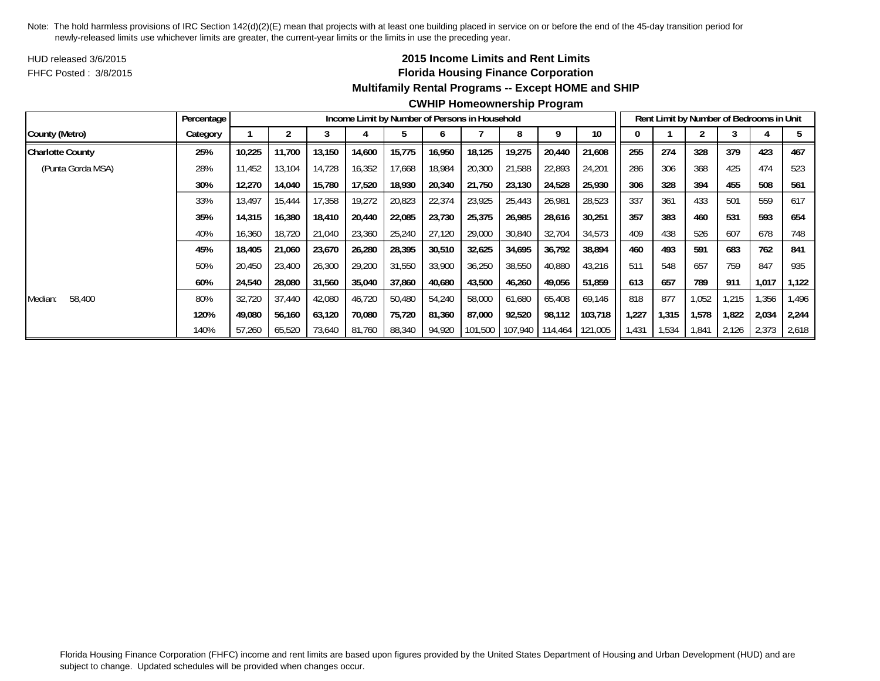Note: The hold harmless provisions of IRC Section 142(d)(2)(E) mean that projects with at least one building placed in service on or before the end of the 45-day transition period for newly-released limits use whichever limits are greater, the current-year limits or the limits in use the preceding year.

HUD released 3/6/2015

FHFC Posted : 3/8/2015

## 2015 Income Limits and Rent Limits
## Florida Housing Finance Corporation
### Multifamily Rental Programs -- Except HOME and SHIP
### CWHIP Homeownership Program

| | Percentage | Income Limit by Number of Persons in Household | | | | | | | | | | Rent Limit by Number of Bedrooms in Unit | | | | | |
|---|---|---|---|---|---|---|---|---|---|---|---|---|---|---|---|---|---|
| **County (Metro)** | **Category** | **1** | **2** | **3** | **4** | **5** | **6** | **7** | **8** | **9** | **10** | **0** | **1** | **2** | **3** | **4** | **5** |
| **Charlotte County** | **25%** | **10,225** | **11,700** | **13,150** | **14,600** | **15,775** | **16,950** | **18,125** | **19,275** | **20,440** | **21,608** | **255** | **274** | **328** | **379** | **423** | **467** |
| (Punta Gorda MSA) | 28% | 11,452 | 13,104 | 14,728 | 16,352 | 17,668 | 18,984 | 20,300 | 21,588 | 22,893 | 24,201 | 286 | 306 | 368 | 425 | 474 | 523 |
| | **30%** | **12,270** | **14,040** | **15,780** | **17,520** | **18,930** | **20,340** | **21,750** | **23,130** | **24,528** | **25,930** | **306** | **328** | **394** | **455** | **508** | **561** |
| | 33% | 13,497 | 15,444 | 17,358 | 19,272 | 20,823 | 22,374 | 23,925 | 25,443 | 26,981 | 28,523 | 337 | 361 | 433 | 501 | 559 | 617 |
| | **35%** | **14,315** | **16,380** | **18,410** | **20,440** | **22,085** | **23,730** | **25,375** | **26,985** | **28,616** | **30,251** | **357** | **383** | **460** | **531** | **593** | **654** |
| | 40% | 16,360 | 18,720 | 21,040 | 23,360 | 25,240 | 27,120 | 29,000 | 30,840 | 32,704 | 34,573 | 409 | 438 | 526 | 607 | 678 | 748 |
| | **45%** | **18,405** | **21,060** | **23,670** | **26,280** | **28,395** | **30,510** | **32,625** | **34,695** | **36,792** | **38,894** | **460** | **493** | **591** | **683** | **762** | **841** |
| | 50% | 20,450 | 23,400 | 26,300 | 29,200 | 31,550 | 33,900 | 36,250 | 38,550 | 40,880 | 43,216 | 511 | 548 | 657 | 759 | 847 | 935 |
| | **60%** | **24,540** | **28,080** | **31,560** | **35,040** | **37,860** | **40,680** | **43,500** | **46,260** | **49,056** | **51,859** | **613** | **657** | **789** | **911** | **1,017** | **1,122** |
| Median: 58,400 | 80% | 32,720 | 37,440 | 42,080 | 46,720 | 50,480 | 54,240 | 58,000 | 61,680 | 65,408 | 69,146 | 818 | 877 | 1,052 | 1,215 | 1,356 | 1,496 |
| | **120%** | **49,080** | **56,160** | **63,120** | **70,080** | **75,720** | **81,360** | **87,000** | **92,520** | **98,112** | **103,718** | **1,227** | **1,315** | **1,578** | **1,822** | **2,034** | **2,244** |
| | 140% | 57,260 | 65,520 | 73,640 | 81,760 | 88,340 | 94,920 | 101,500 | 107,940 | 114,464 | 121,005 | 1,431 | 1,534 | 1,841 | 2,126 | 2,373 | 2,618 |

Florida Housing Finance Corporation (FHFC) income and rent limits are based upon figures provided by the United States Department of Housing and Urban Development (HUD) and are subject to change. Updated schedules will be provided when changes occur.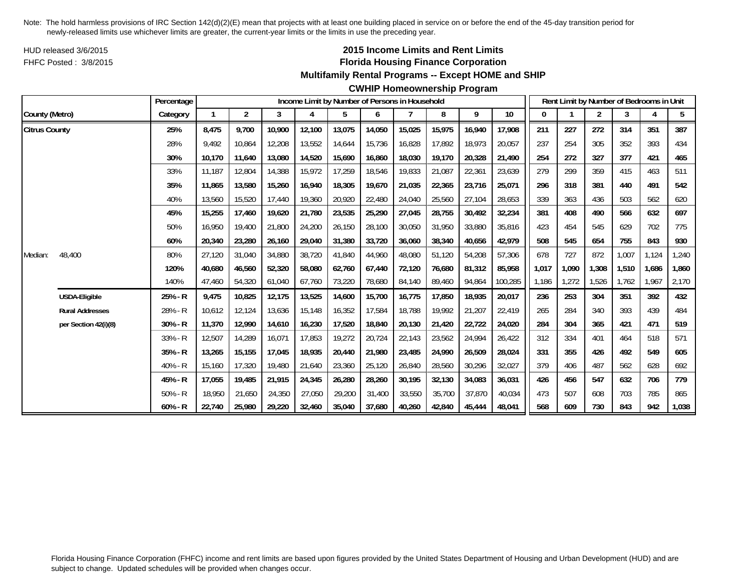Note: The hold harmless provisions of IRC Section 142(d)(2)(E) mean that projects with at least one building placed in service on or before the end of the 45-day transition period for newly-released limits use whichever limits are greater, the current-year limits or the limits in use the preceding year.

HUD released 3/6/2015

FHFC Posted : 3/8/2015

## 2015 Income Limits and Rent Limits
## Florida Housing Finance Corporation
### Multifamily Rental Programs -- Except HOME and SHIP
### CWHIP Homeownership Program

| County (Metro) | | Percentage Category | Income Limit by Number of Persons in Household: 1 | 2 | 3 | 4 | 5 | 6 | 7 | 8 | 9 | 10 | Rent Limit by Number of Bedrooms in Unit: 0 | 1 | 2 | 3 | 4 | 5 |
|---|---|---|---|---|---|---|---|---|---|---|---|---|---|---|---|---|---|---|
| **Citrus County** | | **25%** | **8,475** | **9,700** | **10,900** | **12,100** | **13,075** | **14,050** | **15,025** | **15,975** | **16,940** | **17,908** | **211** | **227** | **272** | **314** | **351** | **387** |
| | | 28% | 9,492 | 10,864 | 12,208 | 13,552 | 14,644 | 15,736 | 16,828 | 17,892 | 18,973 | 20,057 | 237 | 254 | 305 | 352 | 393 | 434 |
| | | **30%** | **10,170** | **11,640** | **13,080** | **14,520** | **15,690** | **16,860** | **18,030** | **19,170** | **20,328** | **21,490** | **254** | **272** | **327** | **377** | **421** | **465** |
| | | 33% | 11,187 | 12,804 | 14,388 | 15,972 | 17,259 | 18,546 | 19,833 | 21,087 | 22,361 | 23,639 | 279 | 299 | 359 | 415 | 463 | 511 |
| | | **35%** | **11,865** | **13,580** | **15,260** | **16,940** | **18,305** | **19,670** | **21,035** | **22,365** | **23,716** | **25,071** | **296** | **318** | **381** | **440** | **491** | **542** |
| | | 40% | 13,560 | 15,520 | 17,440 | 19,360 | 20,920 | 22,480 | 24,040 | 25,560 | 27,104 | 28,653 | 339 | 363 | 436 | 503 | 562 | 620 |
| | | **45%** | **15,255** | **17,460** | **19,620** | **21,780** | **23,535** | **25,290** | **27,045** | **28,755** | **30,492** | **32,234** | **381** | **408** | **490** | **566** | **632** | **697** |
| | | 50% | 16,950 | 19,400 | 21,800 | 24,200 | 26,150 | 28,100 | 30,050 | 31,950 | 33,880 | 35,816 | 423 | 454 | 545 | 629 | 702 | 775 |
| | | **60%** | **20,340** | **23,280** | **26,160** | **29,040** | **31,380** | **33,720** | **36,060** | **38,340** | **40,656** | **42,979** | **508** | **545** | **654** | **755** | **843** | **930** |
| Median: | 48,400 | 80% | 27,120 | 31,040 | 34,880 | 38,720 | 41,840 | 44,960 | 48,080 | 51,120 | 54,208 | 57,306 | 678 | 727 | 872 | 1,007 | 1,124 | 1,240 |
| | | **120%** | **40,680** | **46,560** | **52,320** | **58,080** | **62,760** | **67,440** | **72,120** | **76,680** | **81,312** | **85,958** | **1,017** | **1,090** | **1,308** | **1,510** | **1,686** | **1,860** |
| | | 140% | 47,460 | 54,320 | 61,040 | 67,760 | 73,220 | 78,680 | 84,140 | 89,460 | 94,864 | 100,285 | 1,186 | 1,272 | 1,526 | 1,762 | 1,967 | 2,170 |
| | **USDA-Eligible** | **25% - R** | **9,475** | **10,825** | **12,175** | **13,525** | **14,600** | **15,700** | **16,775** | **17,850** | **18,935** | **20,017** | **236** | **253** | **304** | **351** | **392** | **432** |
| | **Rural Addresses** | 28% - R | 10,612 | 12,124 | 13,636 | 15,148 | 16,352 | 17,584 | 18,788 | 19,992 | 21,207 | 22,419 | 265 | 284 | 340 | 393 | 439 | 484 |
| | **per Section 42(i)(8)** | **30% - R** | **11,370** | **12,990** | **14,610** | **16,230** | **17,520** | **18,840** | **20,130** | **21,420** | **22,722** | **24,020** | **284** | **304** | **365** | **421** | **471** | **519** |
| | | 33% - R | 12,507 | 14,289 | 16,071 | 17,853 | 19,272 | 20,724 | 22,143 | 23,562 | 24,994 | 26,422 | 312 | 334 | 401 | 464 | 518 | 571 |
| | | **35% - R** | **13,265** | **15,155** | **17,045** | **18,935** | **20,440** | **21,980** | **23,485** | **24,990** | **26,509** | **28,024** | **331** | **355** | **426** | **492** | **549** | **605** |
| | | 40% - R | 15,160 | 17,320 | 19,480 | 21,640 | 23,360 | 25,120 | 26,840 | 28,560 | 30,296 | 32,027 | 379 | 406 | 487 | 562 | 628 | 692 |
| | | **45% - R** | **17,055** | **19,485** | **21,915** | **24,345** | **26,280** | **28,260** | **30,195** | **32,130** | **34,083** | **36,031** | **426** | **456** | **547** | **632** | **706** | **779** |
| | | 50% - R | 18,950 | 21,650 | 24,350 | 27,050 | 29,200 | 31,400 | 33,550 | 35,700 | 37,870 | 40,034 | 473 | 507 | 608 | 703 | 785 | 865 |
| | | **60% - R** | **22,740** | **25,980** | **29,220** | **32,460** | **35,040** | **37,680** | **40,260** | **42,840** | **45,444** | **48,041** | **568** | **609** | **730** | **843** | **942** | **1,038** |

Florida Housing Finance Corporation (FHFC) income and rent limits are based upon figures provided by the United States Department of Housing and Urban Development (HUD) and are subject to change. Updated schedules will be provided when changes occur.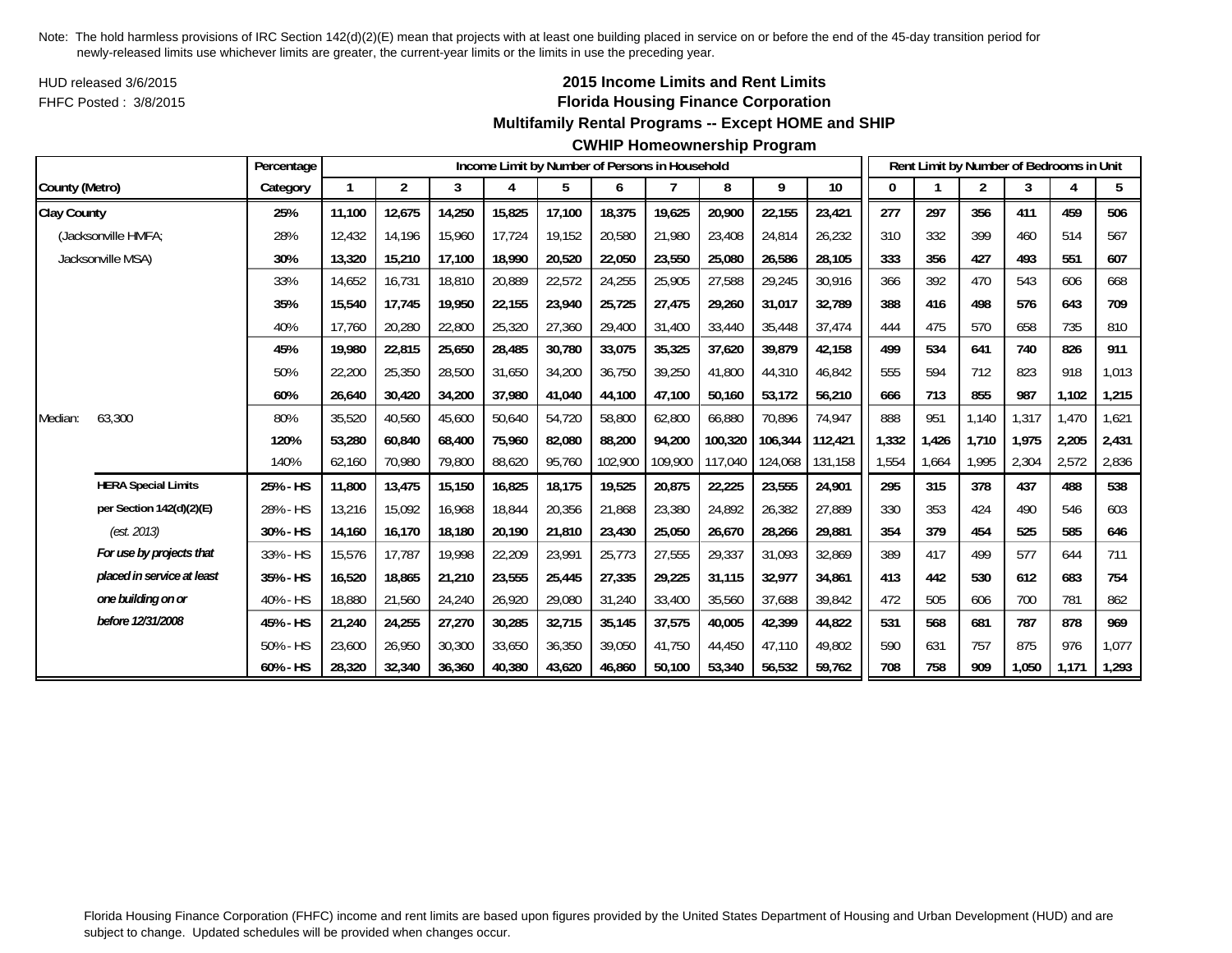Note: The hold harmless provisions of IRC Section 142(d)(2)(E) mean that projects with at least one building placed in service on or before the end of the 45-day transition period for newly-released limits use whichever limits are greater, the current-year limits or the limits in use the preceding year.

HUD released 3/6/2015

FHFC Posted : 3/8/2015

**2015 Income Limits and Rent Limits**

**Florida Housing Finance Corporation**

**Multifamily Rental Programs -- Except HOME and SHIP**

**CWHIP Homeownership Program**

| County (Metro) | | Percentage Category | Income Limit by Number of Persons in Household | | | | | | | | | | Rent Limit by Number of Bedrooms in Unit | | | | | |
|---|---|---|---|---|---|---|---|---|---|---|---|---|---|---|---|---|---|---|
| | | | 1 | 2 | 3 | 4 | 5 | 6 | 7 | 8 | 9 | 10 | 0 | 1 | 2 | 3 | 4 | 5 |
| **Clay County** | | **25%** | **11,100** | **12,675** | **14,250** | **15,825** | **17,100** | **18,375** | **19,625** | **20,900** | **22,155** | **23,421** | **277** | **297** | **356** | **411** | **459** | **506** |
| (Jacksonville HMFA; | | 28% | 12,432 | 14,196 | 15,960 | 17,724 | 19,152 | 20,580 | 21,980 | 23,408 | 24,814 | 26,232 | 310 | 332 | 399 | 460 | 514 | 567 |
| Jacksonville MSA) | | **30%** | **13,320** | **15,210** | **17,100** | **18,990** | **20,520** | **22,050** | **23,550** | **25,080** | **26,586** | **28,105** | **333** | **356** | **427** | **493** | **551** | **607** |
| | | 33% | 14,652 | 16,731 | 18,810 | 20,889 | 22,572 | 24,255 | 25,905 | 27,588 | 29,245 | 30,916 | 366 | 392 | 470 | 543 | 606 | 668 |
| | | **35%** | **15,540** | **17,745** | **19,950** | **22,155** | **23,940** | **25,725** | **27,475** | **29,260** | **31,017** | **32,789** | **388** | **416** | **498** | **576** | **643** | **709** |
| | | 40% | 17,760 | 20,280 | 22,800 | 25,320 | 27,360 | 29,400 | 31,400 | 33,440 | 35,448 | 37,474 | 444 | 475 | 570 | 658 | 735 | 810 |
| | | **45%** | **19,980** | **22,815** | **25,650** | **28,485** | **30,780** | **33,075** | **35,325** | **37,620** | **39,879** | **42,158** | **499** | **534** | **641** | **740** | **826** | **911** |
| | | 50% | 22,200 | 25,350 | 28,500 | 31,650 | 34,200 | 36,750 | 39,250 | 41,800 | 44,310 | 46,842 | 555 | 594 | 712 | 823 | 918 | 1,013 |
| | | **60%** | **26,640** | **30,420** | **34,200** | **37,980** | **41,040** | **44,100** | **47,100** | **50,160** | **53,172** | **56,210** | **666** | **713** | **855** | **987** | **1,102** | **1,215** |
| Median: | 63,300 | 80% | 35,520 | 40,560 | 45,600 | 50,640 | 54,720 | 58,800 | 62,800 | 66,880 | 70,896 | 74,947 | 888 | 951 | 1,140 | 1,317 | 1,470 | 1,621 |
| | | **120%** | **53,280** | **60,840** | **68,400** | **75,960** | **82,080** | **88,200** | **94,200** | **100,320** | **106,344** | **112,421** | **1,332** | **1,426** | **1,710** | **1,975** | **2,205** | **2,431** |
| | | 140% | 62,160 | 70,980 | 79,800 | 88,620 | 95,760 | 102,900 | 109,900 | 117,040 | 124,068 | 131,158 | 1,554 | 1,664 | 1,995 | 2,304 | 2,572 | 2,836 |
| | **HERA Special Limits** | **25% - HS** | **11,800** | **13,475** | **15,150** | **16,825** | **18,175** | **19,525** | **20,875** | **22,225** | **23,555** | **24,901** | **295** | **315** | **378** | **437** | **488** | **538** |
| | **per Section 142(d)(2)(E)** | 28% - HS | 13,216 | 15,092 | 16,968 | 18,844 | 20,356 | 21,868 | 23,380 | 24,892 | 26,382 | 27,889 | 330 | 353 | 424 | 490 | 546 | 603 |
| | *(est. 2013)* | **30% - HS** | **14,160** | **16,170** | **18,180** | **20,190** | **21,810** | **23,430** | **25,050** | **26,670** | **28,266** | **29,881** | **354** | **379** | **454** | **525** | **585** | **646** |
| | ***For use by projects that*** | 33% - HS | 15,576 | 17,787 | 19,998 | 22,209 | 23,991 | 25,773 | 27,555 | 29,337 | 31,093 | 32,869 | 389 | 417 | 499 | 577 | 644 | 711 |
| | ***placed in service at least*** | **35% - HS** | **16,520** | **18,865** | **21,210** | **23,555** | **25,445** | **27,335** | **29,225** | **31,115** | **32,977** | **34,861** | **413** | **442** | **530** | **612** | **683** | **754** |
| | ***one building on or*** | 40% - HS | 18,880 | 21,560 | 24,240 | 26,920 | 29,080 | 31,240 | 33,400 | 35,560 | 37,688 | 39,842 | 472 | 505 | 606 | 700 | 781 | 862 |
| | ***before 12/31/2008*** | **45% - HS** | **21,240** | **24,255** | **27,270** | **30,285** | **32,715** | **35,145** | **37,575** | **40,005** | **42,399** | **44,822** | **531** | **568** | **681** | **787** | **878** | **969** |
| | | 50% - HS | 23,600 | 26,950 | 30,300 | 33,650 | 36,350 | 39,050 | 41,750 | 44,450 | 47,110 | 49,802 | 590 | 631 | 757 | 875 | 976 | 1,077 |
| | | **60% - HS** | **28,320** | **32,340** | **36,360** | **40,380** | **43,620** | **46,860** | **50,100** | **53,340** | **56,532** | **59,762** | **708** | **758** | **909** | **1,050** | **1,171** | **1,293** |

Florida Housing Finance Corporation (FHFC) income and rent limits are based upon figures provided by the United States Department of Housing and Urban Development (HUD) and are subject to change. Updated schedules will be provided when changes occur.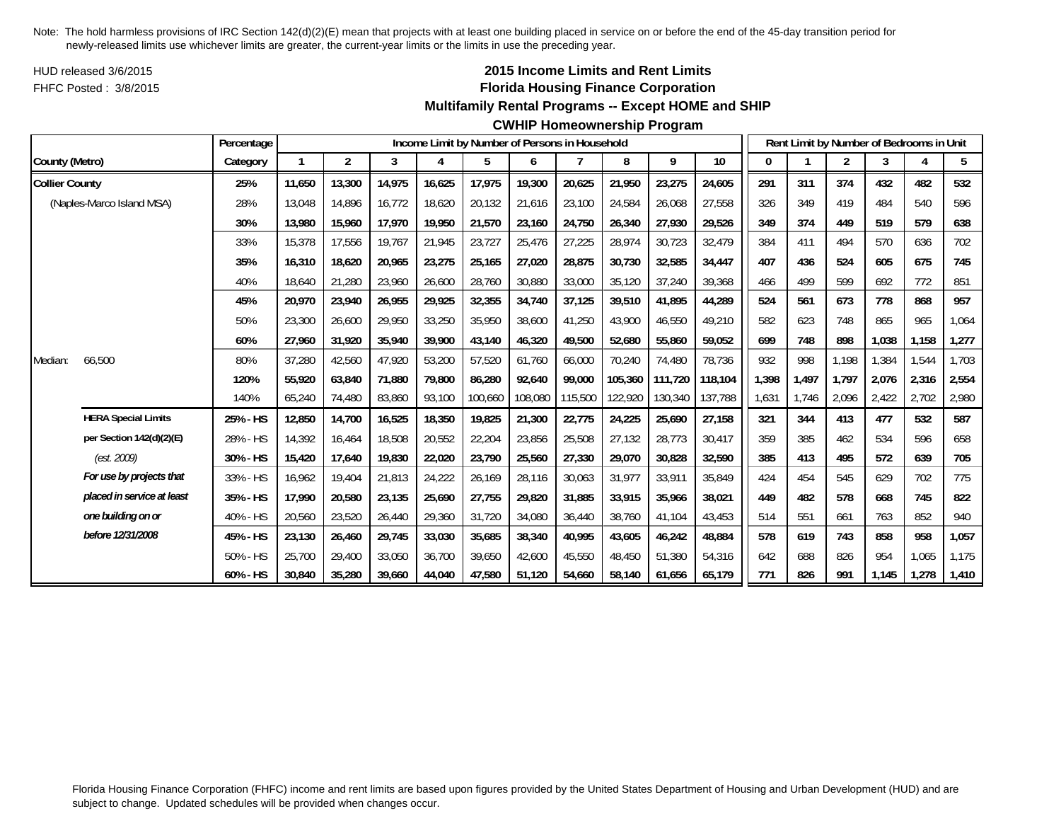Note: The hold harmless provisions of IRC Section 142(d)(2)(E) mean that projects with at least one building placed in service on or before the end of the 45-day transition period for newly-released limits use whichever limits are greater, the current-year limits or the limits in use the preceding year.

HUD released 3/6/2015

FHFC Posted : 3/8/2015

## 2015 Income Limits and Rent Limits
## Florida Housing Finance Corporation
## Multifamily Rental Programs -- Except HOME and SHIP
## CWHIP Homeownership Program

| | | Percentage | Income Limit by Number of Persons in Household | | | | | | | | | | Rent Limit by Number of Bedrooms in Unit | | | | | |
|---|---|---|---|---|---|---|---|---|---|---|---|---|---|---|---|---|---|---|
| County (Metro) | | Category | 1 | 2 | 3 | 4 | 5 | 6 | 7 | 8 | 9 | 10 | 0 | 1 | 2 | 3 | 4 | 5 |
| **Collier County** | | **25%** | **11,650** | **13,300** | **14,975** | **16,625** | **17,975** | **19,300** | **20,625** | **21,950** | **23,275** | **24,605** | **291** | **311** | **374** | **432** | **482** | **532** |
| (Naples-Marco Island MSA) | | 28% | 13,048 | 14,896 | 16,772 | 18,620 | 20,132 | 21,616 | 23,100 | 24,584 | 26,068 | 27,558 | 326 | 349 | 419 | 484 | 540 | 596 |
| | | **30%** | **13,980** | **15,960** | **17,970** | **19,950** | **21,570** | **23,160** | **24,750** | **26,340** | **27,930** | **29,526** | **349** | **374** | **449** | **519** | **579** | **638** |
| | | 33% | 15,378 | 17,556 | 19,767 | 21,945 | 23,727 | 25,476 | 27,225 | 28,974 | 30,723 | 32,479 | 384 | 411 | 494 | 570 | 636 | 702 |
| | | **35%** | **16,310** | **18,620** | **20,965** | **23,275** | **25,165** | **27,020** | **28,875** | **30,730** | **32,585** | **34,447** | **407** | **436** | **524** | **605** | **675** | **745** |
| | | 40% | 18,640 | 21,280 | 23,960 | 26,600 | 28,760 | 30,880 | 33,000 | 35,120 | 37,240 | 39,368 | 466 | 499 | 599 | 692 | 772 | 851 |
| | | **45%** | **20,970** | **23,940** | **26,955** | **29,925** | **32,355** | **34,740** | **37,125** | **39,510** | **41,895** | **44,289** | **524** | **561** | **673** | **778** | **868** | **957** |
| | | 50% | 23,300 | 26,600 | 29,950 | 33,250 | 35,950 | 38,600 | 41,250 | 43,900 | 46,550 | 49,210 | 582 | 623 | 748 | 865 | 965 | 1,064 |
| | | **60%** | **27,960** | **31,920** | **35,940** | **39,900** | **43,140** | **46,320** | **49,500** | **52,680** | **55,860** | **59,052** | **699** | **748** | **898** | **1,038** | **1,158** | **1,277** |
| Median: | 66,500 | 80% | 37,280 | 42,560 | 47,920 | 53,200 | 57,520 | 61,760 | 66,000 | 70,240 | 74,480 | 78,736 | 932 | 998 | 1,198 | 1,384 | 1,544 | 1,703 |
| | | **120%** | **55,920** | **63,840** | **71,880** | **79,800** | **86,280** | **92,640** | **99,000** | **105,360** | **111,720** | **118,104** | **1,398** | **1,497** | **1,797** | **2,076** | **2,316** | **2,554** |
| | | 140% | 65,240 | 74,480 | 83,860 | 93,100 | 100,660 | 108,080 | 115,500 | 122,920 | 130,340 | 137,788 | 1,631 | 1,746 | 2,096 | 2,422 | 2,702 | 2,980 |
| | **HERA Special Limits** | **25% - HS** | **12,850** | **14,700** | **16,525** | **18,350** | **19,825** | **21,300** | **22,775** | **24,225** | **25,690** | **27,158** | **321** | **344** | **413** | **477** | **532** | **587** |
| | **per Section 142(d)(2)(E)** | 28% - HS | 14,392 | 16,464 | 18,508 | 20,552 | 22,204 | 23,856 | 25,508 | 27,132 | 28,773 | 30,417 | 359 | 385 | 462 | 534 | 596 | 658 |
| | *(est. 2009)* | **30% - HS** | **15,420** | **17,640** | **19,830** | **22,020** | **23,790** | **25,560** | **27,330** | **29,070** | **30,828** | **32,590** | **385** | **413** | **495** | **572** | **639** | **705** |
| | ***For use by projects that*** | 33% - HS | 16,962 | 19,404 | 21,813 | 24,222 | 26,169 | 28,116 | 30,063 | 31,977 | 33,911 | 35,849 | 424 | 454 | 545 | 629 | 702 | 775 |
| | ***placed in service at least*** | **35% - HS** | **17,990** | **20,580** | **23,135** | **25,690** | **27,755** | **29,820** | **31,885** | **33,915** | **35,966** | **38,021** | **449** | **482** | **578** | **668** | **745** | **822** |
| | ***one building on or*** | 40% - HS | 20,560 | 23,520 | 26,440 | 29,360 | 31,720 | 34,080 | 36,440 | 38,760 | 41,104 | 43,453 | 514 | 551 | 661 | 763 | 852 | 940 |
| | ***before 12/31/2008*** | **45% - HS** | **23,130** | **26,460** | **29,745** | **33,030** | **35,685** | **38,340** | **40,995** | **43,605** | **46,242** | **48,884** | **578** | **619** | **743** | **858** | **958** | **1,057** |
| | | 50% - HS | 25,700 | 29,400 | 33,050 | 36,700 | 39,650 | 42,600 | 45,550 | 48,450 | 51,380 | 54,316 | 642 | 688 | 826 | 954 | 1,065 | 1,175 |
| | | **60% - HS** | **30,840** | **35,280** | **39,660** | **44,040** | **47,580** | **51,120** | **54,660** | **58,140** | **61,656** | **65,179** | **771** | **826** | **991** | **1,145** | **1,278** | **1,410** |

Florida Housing Finance Corporation (FHFC) income and rent limits are based upon figures provided by the United States Department of Housing and Urban Development (HUD) and are subject to change. Updated schedules will be provided when changes occur.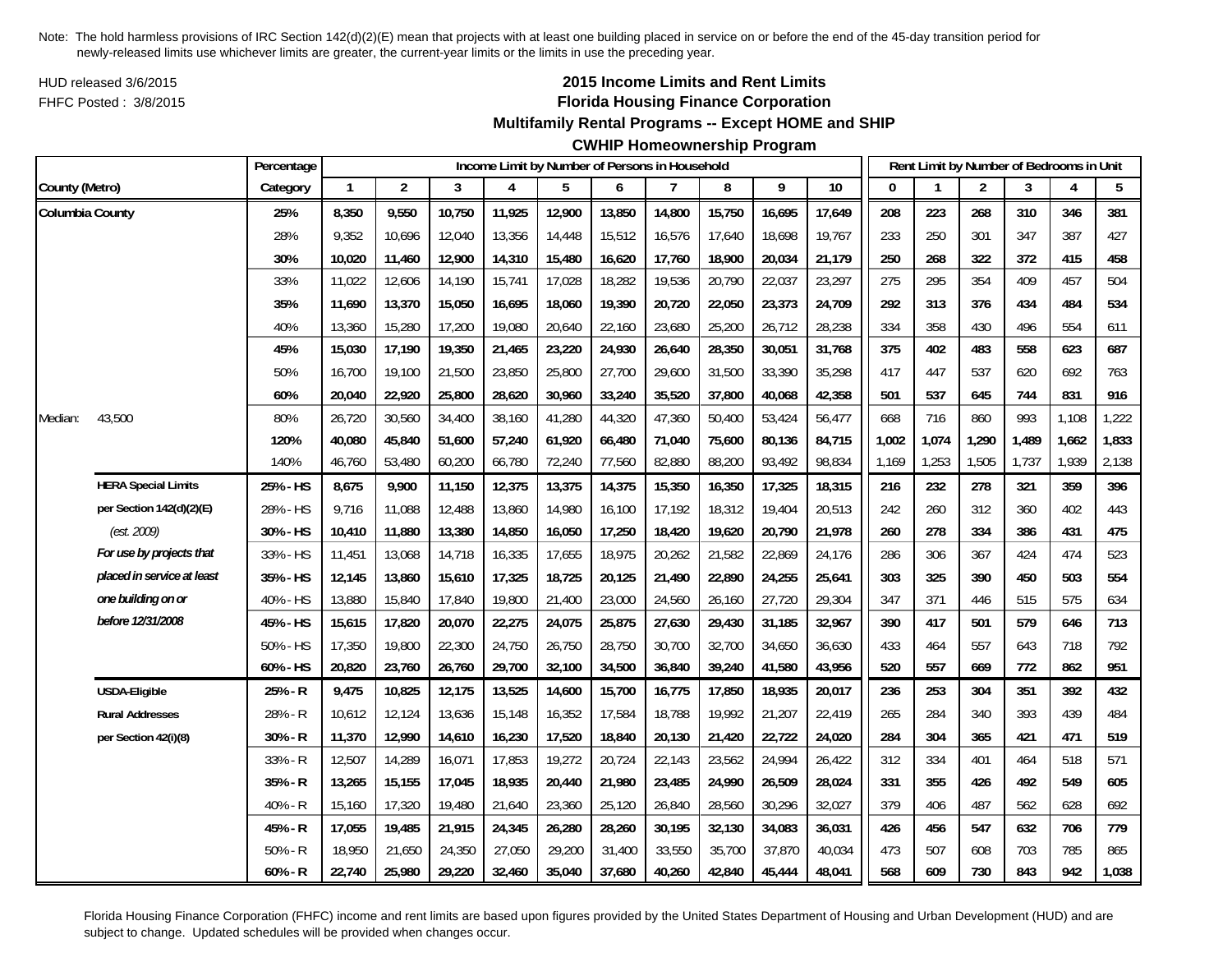Note: The hold harmless provisions of IRC Section 142(d)(2)(E) mean that projects with at least one building placed in service on or before the end of the 45-day transition period for newly-released limits use whichever limits are greater, the current-year limits or the limits in use the preceding year.

HUD released 3/6/2015
FHFC Posted : 3/8/2015

## 2015 Income Limits and Rent Limits
## Florida Housing Finance Corporation
## Multifamily Rental Programs -- Except HOME and SHIP
## CWHIP Homeownership Program

| County (Metro) | | Percentage Category | Income Limit by Number of Persons in Household 1 | 2 | 3 | 4 | 5 | 6 | 7 | 8 | 9 | 10 | Rent Limit by Number of Bedrooms in Unit 0 | 1 | 2 | 3 | 4 | 5 |
|---|---|---|---|---|---|---|---|---|---|---|---|---|---|---|---|---|---|---|
| **Columbia County** | | **25%** | **8,350** | **9,550** | **10,750** | **11,925** | **12,900** | **13,850** | **14,800** | **15,750** | **16,695** | **17,649** | **208** | **223** | **268** | **310** | **346** | **381** |
| | | 28% | 9,352 | 10,696 | 12,040 | 13,356 | 14,448 | 15,512 | 16,576 | 17,640 | 18,698 | 19,767 | 233 | 250 | 301 | 347 | 387 | 427 |
| | | **30%** | **10,020** | **11,460** | **12,900** | **14,310** | **15,480** | **16,620** | **17,760** | **18,900** | **20,034** | **21,179** | **250** | **268** | **322** | **372** | **415** | **458** |
| | | 33% | 11,022 | 12,606 | 14,190 | 15,741 | 17,028 | 18,282 | 19,536 | 20,790 | 22,037 | 23,297 | 275 | 295 | 354 | 409 | 457 | 504 |
| | | **35%** | **11,690** | **13,370** | **15,050** | **16,695** | **18,060** | **19,390** | **20,720** | **22,050** | **23,373** | **24,709** | **292** | **313** | **376** | **434** | **484** | **534** |
| | | 40% | 13,360 | 15,280 | 17,200 | 19,080 | 20,640 | 22,160 | 23,680 | 25,200 | 26,712 | 28,238 | 334 | 358 | 430 | 496 | 554 | 611 |
| | | **45%** | **15,030** | **17,190** | **19,350** | **21,465** | **23,220** | **24,930** | **26,640** | **28,350** | **30,051** | **31,768** | **375** | **402** | **483** | **558** | **623** | **687** |
| | | 50% | 16,700 | 19,100 | 21,500 | 23,850 | 25,800 | 27,700 | 29,600 | 31,500 | 33,390 | 35,298 | 417 | 447 | 537 | 620 | 692 | 763 |
| | | **60%** | **20,040** | **22,920** | **25,800** | **28,620** | **30,960** | **33,240** | **35,520** | **37,800** | **40,068** | **42,358** | **501** | **537** | **645** | **744** | **831** | **916** |
| Median: | 43,500 | 80% | 26,720 | 30,560 | 34,400 | 38,160 | 41,280 | 44,320 | 47,360 | 50,400 | 53,424 | 56,477 | 668 | 716 | 860 | 993 | 1,108 | 1,222 |
| | | **120%** | **40,080** | **45,840** | **51,600** | **57,240** | **61,920** | **66,480** | **71,040** | **75,600** | **80,136** | **84,715** | **1,002** | **1,074** | **1,290** | **1,489** | **1,662** | **1,833** |
| | | 140% | 46,760 | 53,480 | 60,200 | 66,780 | 72,240 | 77,560 | 82,880 | 88,200 | 93,492 | 98,834 | 1,169 | 1,253 | 1,505 | 1,737 | 1,939 | 2,138 |
| | **HERA Special Limits** | **25% - HS** | **8,675** | **9,900** | **11,150** | **12,375** | **13,375** | **14,375** | **15,350** | **16,350** | **17,325** | **18,315** | **216** | **232** | **278** | **321** | **359** | **396** |
| | **per Section 142(d)(2)(E)** | 28% - HS | 9,716 | 11,088 | 12,488 | 13,860 | 14,980 | 16,100 | 17,192 | 18,312 | 19,404 | 20,513 | 242 | 260 | 312 | 360 | 402 | 443 |
| | *(est. 2009)* | **30% - HS** | **10,410** | **11,880** | **13,380** | **14,850** | **16,050** | **17,250** | **18,420** | **19,620** | **20,790** | **21,978** | **260** | **278** | **334** | **386** | **431** | **475** |
| | ***For use by projects that*** | 33% - HS | 11,451 | 13,068 | 14,718 | 16,335 | 17,655 | 18,975 | 20,262 | 21,582 | 22,869 | 24,176 | 286 | 306 | 367 | 424 | 474 | 523 |
| | ***placed in service at least*** | **35% - HS** | **12,145** | **13,860** | **15,610** | **17,325** | **18,725** | **20,125** | **21,490** | **22,890** | **24,255** | **25,641** | **303** | **325** | **390** | **450** | **503** | **554** |
| | ***one building on or*** | 40% - HS | 13,880 | 15,840 | 17,840 | 19,800 | 21,400 | 23,000 | 24,560 | 26,160 | 27,720 | 29,304 | 347 | 371 | 446 | 515 | 575 | 634 |
| | ***before 12/31/2008*** | **45% - HS** | **15,615** | **17,820** | **20,070** | **22,275** | **24,075** | **25,875** | **27,630** | **29,430** | **31,185** | **32,967** | **390** | **417** | **501** | **579** | **646** | **713** |
| | | 50% - HS | 17,350 | 19,800 | 22,300 | 24,750 | 26,750 | 28,750 | 30,700 | 32,700 | 34,650 | 36,630 | 433 | 464 | 557 | 643 | 718 | 792 |
| | | **60% - HS** | **20,820** | **23,760** | **26,760** | **29,700** | **32,100** | **34,500** | **36,840** | **39,240** | **41,580** | **43,956** | **520** | **557** | **669** | **772** | **862** | **951** |
| | **USDA-Eligible** | **25% - R** | **9,475** | **10,825** | **12,175** | **13,525** | **14,600** | **15,700** | **16,775** | **17,850** | **18,935** | **20,017** | **236** | **253** | **304** | **351** | **392** | **432** |
| | **Rural Addresses** | 28% - R | 10,612 | 12,124 | 13,636 | 15,148 | 16,352 | 17,584 | 18,788 | 19,992 | 21,207 | 22,419 | 265 | 284 | 340 | 393 | 439 | 484 |
| | **per Section 42(i)(8)** | **30% - R** | **11,370** | **12,990** | **14,610** | **16,230** | **17,520** | **18,840** | **20,130** | **21,420** | **22,722** | **24,020** | **284** | **304** | **365** | **421** | **471** | **519** |
| | | 33% - R | 12,507 | 14,289 | 16,071 | 17,853 | 19,272 | 20,724 | 22,143 | 23,562 | 24,994 | 26,422 | 312 | 334 | 401 | 464 | 518 | 571 |
| | | **35% - R** | **13,265** | **15,155** | **17,045** | **18,935** | **20,440** | **21,980** | **23,485** | **24,990** | **26,509** | **28,024** | **331** | **355** | **426** | **492** | **549** | **605** |
| | | 40% - R | 15,160 | 17,320 | 19,480 | 21,640 | 23,360 | 25,120 | 26,840 | 28,560 | 30,296 | 32,027 | 379 | 406 | 487 | 562 | 628 | 692 |
| | | **45% - R** | **17,055** | **19,485** | **21,915** | **24,345** | **26,280** | **28,260** | **30,195** | **32,130** | **34,083** | **36,031** | **426** | **456** | **547** | **632** | **706** | **779** |
| | | 50% - R | 18,950 | 21,650 | 24,350 | 27,050 | 29,200 | 31,400 | 33,550 | 35,700 | 37,870 | 40,034 | 473 | 507 | 608 | 703 | 785 | 865 |
| | | **60% - R** | **22,740** | **25,980** | **29,220** | **32,460** | **35,040** | **37,680** | **40,260** | **42,840** | **45,444** | **48,041** | **568** | **609** | **730** | **843** | **942** | **1,038** |

Florida Housing Finance Corporation (FHFC) income and rent limits are based upon figures provided by the United States Department of Housing and Urban Development (HUD) and are subject to change. Updated schedules will be provided when changes occur.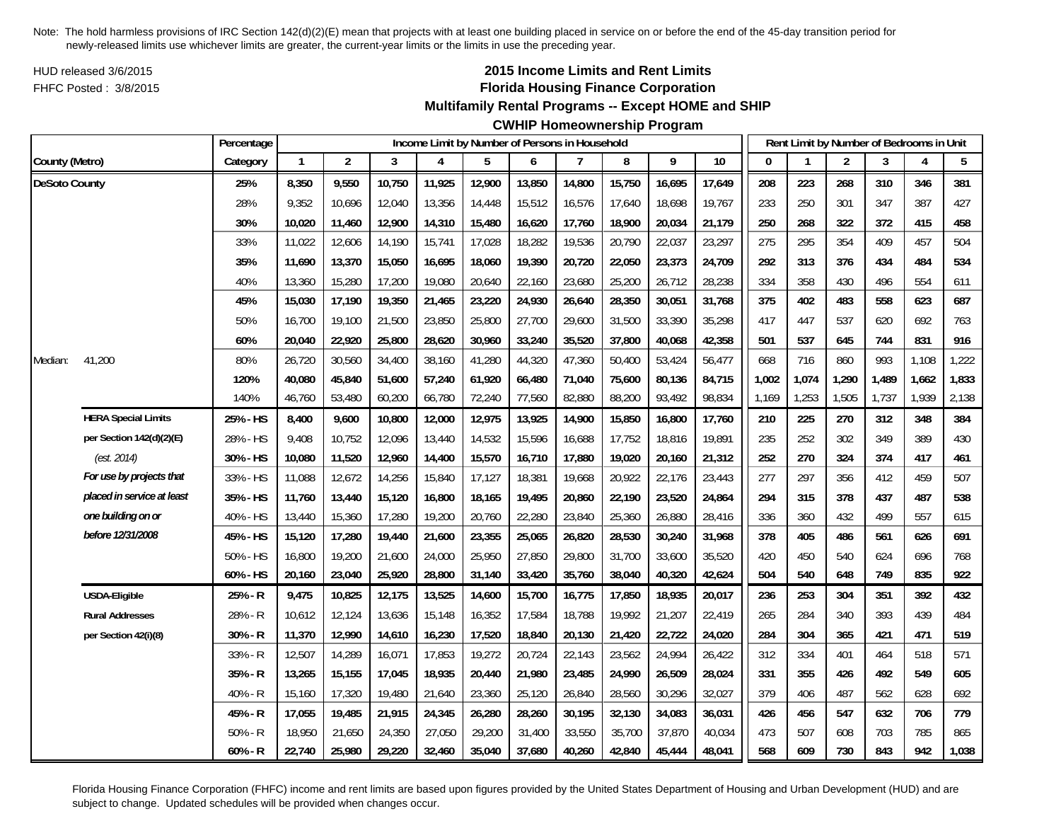Note: The hold harmless provisions of IRC Section 142(d)(2)(E) mean that projects with at least one building placed in service on or before the end of the 45-day transition period for newly-released limits use whichever limits are greater, the current-year limits or the limits in use the preceding year.

HUD released 3/6/2015

FHFC Posted : 3/8/2015

## 2015 Income Limits and Rent Limits
## Florida Housing Finance Corporation
## Multifamily Rental Programs -- Except HOME and SHIP
## CWHIP Homeownership Program

| County (Metro) | | Percentage Category | Income Limit by Number of Persons in Household: 1 | 2 | 3 | 4 | 5 | 6 | 7 | 8 | 9 | 10 | Rent Limit by Number of Bedrooms in Unit: 0 | 1 | 2 | 3 | 4 | 5 |
|---|---|---|---|---|---|---|---|---|---|---|---|---|---|---|---|---|---|---|
| **DeSoto County** | | **25%** | **8,350** | **9,550** | **10,750** | **11,925** | **12,900** | **13,850** | **14,800** | **15,750** | **16,695** | **17,649** | **208** | **223** | **268** | **310** | **346** | **381** |
| | | 28% | 9,352 | 10,696 | 12,040 | 13,356 | 14,448 | 15,512 | 16,576 | 17,640 | 18,698 | 19,767 | 233 | 250 | 301 | 347 | 387 | 427 |
| | | **30%** | **10,020** | **11,460** | **12,900** | **14,310** | **15,480** | **16,620** | **17,760** | **18,900** | **20,034** | **21,179** | **250** | **268** | **322** | **372** | **415** | **458** |
| | | 33% | 11,022 | 12,606 | 14,190 | 15,741 | 17,028 | 18,282 | 19,536 | 20,790 | 22,037 | 23,297 | 275 | 295 | 354 | 409 | 457 | 504 |
| | | **35%** | **11,690** | **13,370** | **15,050** | **16,695** | **18,060** | **19,390** | **20,720** | **22,050** | **23,373** | **24,709** | **292** | **313** | **376** | **434** | **484** | **534** |
| | | 40% | 13,360 | 15,280 | 17,200 | 19,080 | 20,640 | 22,160 | 23,680 | 25,200 | 26,712 | 28,238 | 334 | 358 | 430 | 496 | 554 | 611 |
| | | **45%** | **15,030** | **17,190** | **19,350** | **21,465** | **23,220** | **24,930** | **26,640** | **28,350** | **30,051** | **31,768** | **375** | **402** | **483** | **558** | **623** | **687** |
| | | 50% | 16,700 | 19,100 | 21,500 | 23,850 | 25,800 | 27,700 | 29,600 | 31,500 | 33,390 | 35,298 | 417 | 447 | 537 | 620 | 692 | 763 |
| | | **60%** | **20,040** | **22,920** | **25,800** | **28,620** | **30,960** | **33,240** | **35,520** | **37,800** | **40,068** | **42,358** | **501** | **537** | **645** | **744** | **831** | **916** |
| Median: | 41,200 | 80% | 26,720 | 30,560 | 34,400 | 38,160 | 41,280 | 44,320 | 47,360 | 50,400 | 53,424 | 56,477 | 668 | 716 | 860 | 993 | 1,108 | 1,222 |
| | | **120%** | **40,080** | **45,840** | **51,600** | **57,240** | **61,920** | **66,480** | **71,040** | **75,600** | **80,136** | **84,715** | **1,002** | **1,074** | **1,290** | **1,489** | **1,662** | **1,833** |
| | | 140% | 46,760 | 53,480 | 60,200 | 66,780 | 72,240 | 77,560 | 82,880 | 88,200 | 93,492 | 98,834 | 1,169 | 1,253 | 1,505 | 1,737 | 1,939 | 2,138 |
| | **HERA Special Limits** | **25% - HS** | **8,400** | **9,600** | **10,800** | **12,000** | **12,975** | **13,925** | **14,900** | **15,850** | **16,800** | **17,760** | **210** | **225** | **270** | **312** | **348** | **384** |
| | **per Section 142(d)(2)(E)** | 28% - HS | 9,408 | 10,752 | 12,096 | 13,440 | 14,532 | 15,596 | 16,688 | 17,752 | 18,816 | 19,891 | 235 | 252 | 302 | 349 | 389 | 430 |
| | *(est. 2014)* | **30% - HS** | **10,080** | **11,520** | **12,960** | **14,400** | **15,570** | **16,710** | **17,880** | **19,020** | **20,160** | **21,312** | **252** | **270** | **324** | **374** | **417** | **461** |
| | ***For use by projects that*** | 33% - HS | 11,088 | 12,672 | 14,256 | 15,840 | 17,127 | 18,381 | 19,668 | 20,922 | 22,176 | 23,443 | 277 | 297 | 356 | 412 | 459 | 507 |
| | ***placed in service at least*** | **35% - HS** | **11,760** | **13,440** | **15,120** | **16,800** | **18,165** | **19,495** | **20,860** | **22,190** | **23,520** | **24,864** | **294** | **315** | **378** | **437** | **487** | **538** |
| | ***one building on or*** | 40% - HS | 13,440 | 15,360 | 17,280 | 19,200 | 20,760 | 22,280 | 23,840 | 25,360 | 26,880 | 28,416 | 336 | 360 | 432 | 499 | 557 | 615 |
| | ***before 12/31/2008*** | **45% - HS** | **15,120** | **17,280** | **19,440** | **21,600** | **23,355** | **25,065** | **26,820** | **28,530** | **30,240** | **31,968** | **378** | **405** | **486** | **561** | **626** | **691** |
| | | 50% - HS | 16,800 | 19,200 | 21,600 | 24,000 | 25,950 | 27,850 | 29,800 | 31,700 | 33,600 | 35,520 | 420 | 450 | 540 | 624 | 696 | 768 |
| | | **60% - HS** | **20,160** | **23,040** | **25,920** | **28,800** | **31,140** | **33,420** | **35,760** | **38,040** | **40,320** | **42,624** | **504** | **540** | **648** | **749** | **835** | **922** |
| | **USDA-Eligible** | **25% - R** | **9,475** | **10,825** | **12,175** | **13,525** | **14,600** | **15,700** | **16,775** | **17,850** | **18,935** | **20,017** | **236** | **253** | **304** | **351** | **392** | **432** |
| | **Rural Addresses** | 28% - R | 10,612 | 12,124 | 13,636 | 15,148 | 16,352 | 17,584 | 18,788 | 19,992 | 21,207 | 22,419 | 265 | 284 | 340 | 393 | 439 | 484 |
| | **per Section 42(i)(8)** | **30% - R** | **11,370** | **12,990** | **14,610** | **16,230** | **17,520** | **18,840** | **20,130** | **21,420** | **22,722** | **24,020** | **284** | **304** | **365** | **421** | **471** | **519** |
| | | 33% - R | 12,507 | 14,289 | 16,071 | 17,853 | 19,272 | 20,724 | 22,143 | 23,562 | 24,994 | 26,422 | 312 | 334 | 401 | 464 | 518 | 571 |
| | | **35% - R** | **13,265** | **15,155** | **17,045** | **18,935** | **20,440** | **21,980** | **23,485** | **24,990** | **26,509** | **28,024** | **331** | **355** | **426** | **492** | **549** | **605** |
| | | 40% - R | 15,160 | 17,320 | 19,480 | 21,640 | 23,360 | 25,120 | 26,840 | 28,560 | 30,296 | 32,027 | 379 | 406 | 487 | 562 | 628 | 692 |
| | | **45% - R** | **17,055** | **19,485** | **21,915** | **24,345** | **26,280** | **28,260** | **30,195** | **32,130** | **34,083** | **36,031** | **426** | **456** | **547** | **632** | **706** | **779** |
| | | 50% - R | 18,950 | 21,650 | 24,350 | 27,050 | 29,200 | 31,400 | 33,550 | 35,700 | 37,870 | 40,034 | 473 | 507 | 608 | 703 | 785 | 865 |
| | | **60% - R** | **22,740** | **25,980** | **29,220** | **32,460** | **35,040** | **37,680** | **40,260** | **42,840** | **45,444** | **48,041** | **568** | **609** | **730** | **843** | **942** | **1,038** |

Florida Housing Finance Corporation (FHFC) income and rent limits are based upon figures provided by the United States Department of Housing and Urban Development (HUD) and are subject to change. Updated schedules will be provided when changes occur.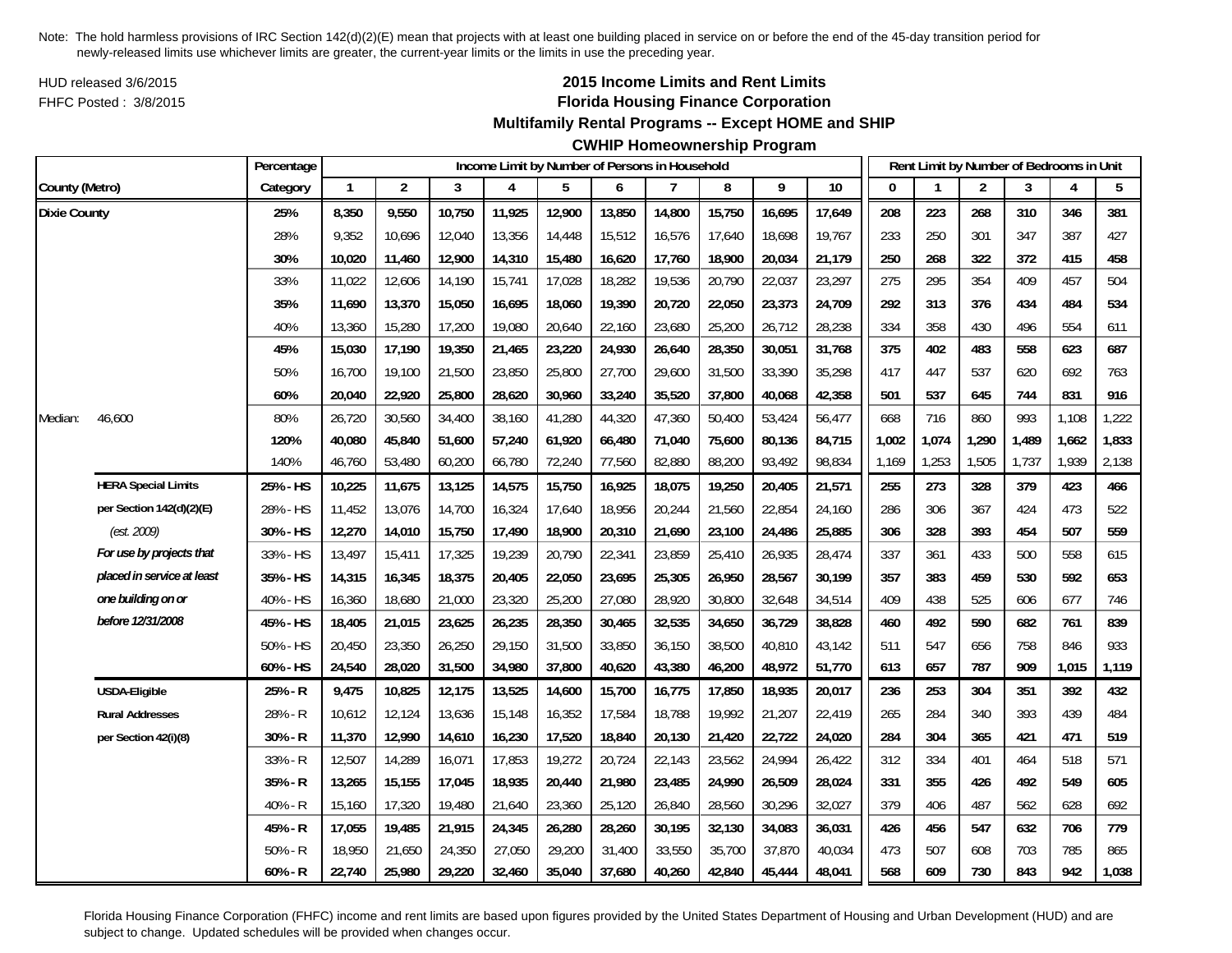Note: The hold harmless provisions of IRC Section 142(d)(2)(E) mean that projects with at least one building placed in service on or before the end of the 45-day transition period for newly-released limits use whichever limits are greater, the current-year limits or the limits in use the preceding year.

HUD released 3/6/2015

FHFC Posted : 3/8/2015

## 2015 Income Limits and Rent Limits
## Florida Housing Finance Corporation
## Multifamily Rental Programs -- Except HOME and SHIP
## CWHIP Homeownership Program

| County (Metro) | | Percentage Category | Income Limit by Number of Persons in Household | | | | | | | | | | Rent Limit by Number of Bedrooms in Unit | | | | | |
|---|---|---|---|---|---|---|---|---|---|---|---|---|---|---|---|---|---|---|
| | | | 1 | 2 | 3 | 4 | 5 | 6 | 7 | 8 | 9 | 10 | 0 | 1 | 2 | 3 | 4 | 5 |
| **Dixie County** | | **25%** | **8,350** | **9,550** | **10,750** | **11,925** | **12,900** | **13,850** | **14,800** | **15,750** | **16,695** | **17,649** | **208** | **223** | **268** | **310** | **346** | **381** |
| | | 28% | 9,352 | 10,696 | 12,040 | 13,356 | 14,448 | 15,512 | 16,576 | 17,640 | 18,698 | 19,767 | 233 | 250 | 301 | 347 | 387 | 427 |
| | | **30%** | **10,020** | **11,460** | **12,900** | **14,310** | **15,480** | **16,620** | **17,760** | **18,900** | **20,034** | **21,179** | **250** | **268** | **322** | **372** | **415** | **458** |
| | | 33% | 11,022 | 12,606 | 14,190 | 15,741 | 17,028 | 18,282 | 19,536 | 20,790 | 22,037 | 23,297 | 275 | 295 | 354 | 409 | 457 | 504 |
| | | **35%** | **11,690** | **13,370** | **15,050** | **16,695** | **18,060** | **19,390** | **20,720** | **22,050** | **23,373** | **24,709** | **292** | **313** | **376** | **434** | **484** | **534** |
| | | 40% | 13,360 | 15,280 | 17,200 | 19,080 | 20,640 | 22,160 | 23,680 | 25,200 | 26,712 | 28,238 | 334 | 358 | 430 | 496 | 554 | 611 |
| | | **45%** | **15,030** | **17,190** | **19,350** | **21,465** | **23,220** | **24,930** | **26,640** | **28,350** | **30,051** | **31,768** | **375** | **402** | **483** | **558** | **623** | **687** |
| | | 50% | 16,700 | 19,100 | 21,500 | 23,850 | 25,800 | 27,700 | 29,600 | 31,500 | 33,390 | 35,298 | 417 | 447 | 537 | 620 | 692 | 763 |
| | | **60%** | **20,040** | **22,920** | **25,800** | **28,620** | **30,960** | **33,240** | **35,520** | **37,800** | **40,068** | **42,358** | **501** | **537** | **645** | **744** | **831** | **916** |
| Median: | 46,600 | 80% | 26,720 | 30,560 | 34,400 | 38,160 | 41,280 | 44,320 | 47,360 | 50,400 | 53,424 | 56,477 | 668 | 716 | 860 | 993 | 1,108 | 1,222 |
| | | **120%** | **40,080** | **45,840** | **51,600** | **57,240** | **61,920** | **66,480** | **71,040** | **75,600** | **80,136** | **84,715** | **1,002** | **1,074** | **1,290** | **1,489** | **1,662** | **1,833** |
| | | 140% | 46,760 | 53,480 | 60,200 | 66,780 | 72,240 | 77,560 | 82,880 | 88,200 | 93,492 | 98,834 | 1,169 | 1,253 | 1,505 | 1,737 | 1,939 | 2,138 |
| | **HERA Special Limits** | **25% - HS** | **10,225** | **11,675** | **13,125** | **14,575** | **15,750** | **16,925** | **18,075** | **19,250** | **20,405** | **21,571** | **255** | **273** | **328** | **379** | **423** | **466** |
| | **per Section 142(d)(2)(E)** | 28% - HS | 11,452 | 13,076 | 14,700 | 16,324 | 17,640 | 18,956 | 20,244 | 21,560 | 22,854 | 24,160 | 286 | 306 | 367 | 424 | 473 | 522 |
| | *(est. 2009)* | **30% - HS** | **12,270** | **14,010** | **15,750** | **17,490** | **18,900** | **20,310** | **21,690** | **23,100** | **24,486** | **25,885** | **306** | **328** | **393** | **454** | **507** | **559** |
| | ***For use by projects that*** | 33% - HS | 13,497 | 15,411 | 17,325 | 19,239 | 20,790 | 22,341 | 23,859 | 25,410 | 26,935 | 28,474 | 337 | 361 | 433 | 500 | 558 | 615 |
| | ***placed in service at least*** | **35% - HS** | **14,315** | **16,345** | **18,375** | **20,405** | **22,050** | **23,695** | **25,305** | **26,950** | **28,567** | **30,199** | **357** | **383** | **459** | **530** | **592** | **653** |
| | ***one building on or*** | 40% - HS | 16,360 | 18,680 | 21,000 | 23,320 | 25,200 | 27,080 | 28,920 | 30,800 | 32,648 | 34,514 | 409 | 438 | 525 | 606 | 677 | 746 |
| | ***before 12/31/2008*** | **45% - HS** | **18,405** | **21,015** | **23,625** | **26,235** | **28,350** | **30,465** | **32,535** | **34,650** | **36,729** | **38,828** | **460** | **492** | **590** | **682** | **761** | **839** |
| | | 50% - HS | 20,450 | 23,350 | 26,250 | 29,150 | 31,500 | 33,850 | 36,150 | 38,500 | 40,810 | 43,142 | 511 | 547 | 656 | 758 | 846 | 933 |
| | | **60% - HS** | **24,540** | **28,020** | **31,500** | **34,980** | **37,800** | **40,620** | **43,380** | **46,200** | **48,972** | **51,770** | **613** | **657** | **787** | **909** | **1,015** | **1,119** |
| | **USDA-Eligible** | **25% - R** | **9,475** | **10,825** | **12,175** | **13,525** | **14,600** | **15,700** | **16,775** | **17,850** | **18,935** | **20,017** | **236** | **253** | **304** | **351** | **392** | **432** |
| | **Rural Addresses** | 28% - R | 10,612 | 12,124 | 13,636 | 15,148 | 16,352 | 17,584 | 18,788 | 19,992 | 21,207 | 22,419 | 265 | 284 | 340 | 393 | 439 | 484 |
| | **per Section 42(i)(8)** | **30% - R** | **11,370** | **12,990** | **14,610** | **16,230** | **17,520** | **18,840** | **20,130** | **21,420** | **22,722** | **24,020** | **284** | **304** | **365** | **421** | **471** | **519** |
| | | 33% - R | 12,507 | 14,289 | 16,071 | 17,853 | 19,272 | 20,724 | 22,143 | 23,562 | 24,994 | 26,422 | 312 | 334 | 401 | 464 | 518 | 571 |
| | | **35% - R** | **13,265** | **15,155** | **17,045** | **18,935** | **20,440** | **21,980** | **23,485** | **24,990** | **26,509** | **28,024** | **331** | **355** | **426** | **492** | **549** | **605** |
| | | 40% - R | 15,160 | 17,320 | 19,480 | 21,640 | 23,360 | 25,120 | 26,840 | 28,560 | 30,296 | 32,027 | 379 | 406 | 487 | 562 | 628 | 692 |
| | | **45% - R** | **17,055** | **19,485** | **21,915** | **24,345** | **26,280** | **28,260** | **30,195** | **32,130** | **34,083** | **36,031** | **426** | **456** | **547** | **632** | **706** | **779** |
| | | 50% - R | 18,950 | 21,650 | 24,350 | 27,050 | 29,200 | 31,400 | 33,550 | 35,700 | 37,870 | 40,034 | 473 | 507 | 608 | 703 | 785 | 865 |
| | | **60% - R** | **22,740** | **25,980** | **29,220** | **32,460** | **35,040** | **37,680** | **40,260** | **42,840** | **45,444** | **48,041** | **568** | **609** | **730** | **843** | **942** | **1,038** |

Florida Housing Finance Corporation (FHFC) income and rent limits are based upon figures provided by the United States Department of Housing and Urban Development (HUD) and are subject to change. Updated schedules will be provided when changes occur.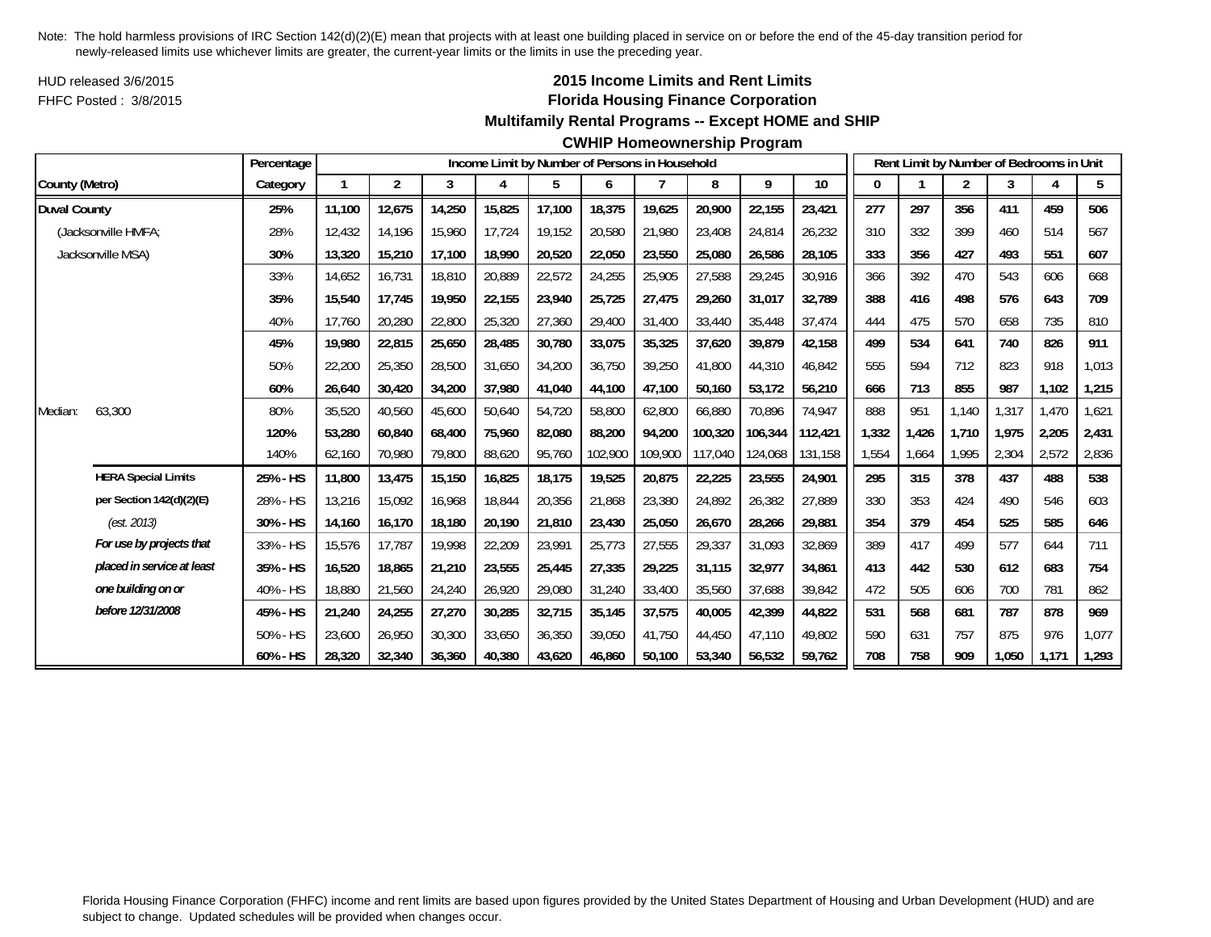Note: The hold harmless provisions of IRC Section 142(d)(2)(E) mean that projects with at least one building placed in service on or before the end of the 45-day transition period for newly-released limits use whichever limits are greater, the current-year limits or the limits in use the preceding year.

HUD released 3/6/2015

FHFC Posted : 3/8/2015

## 2015 Income Limits and Rent Limits
## Florida Housing Finance Corporation
## Multifamily Rental Programs -- Except HOME and SHIP
## CWHIP Homeownership Program

| | Percentage | Income Limit by Number of Persons in Household | | | | | | | | | | Rent Limit by Number of Bedrooms in Unit | | | | | |
|---|---|---|---|---|---|---|---|---|---|---|---|---|---|---|---|---|---|
| County (Metro) | Category | 1 | 2 | 3 | 4 | 5 | 6 | 7 | 8 | 9 | 10 | 0 | 1 | 2 | 3 | 4 | 5 |
| **Duval County** | **25%** | **11,100** | **12,675** | **14,250** | **15,825** | **17,100** | **18,375** | **19,625** | **20,900** | **22,155** | **23,421** | **277** | **297** | **356** | **411** | **459** | **506** |
| (Jacksonville HMFA; | 28% | 12,432 | 14,196 | 15,960 | 17,724 | 19,152 | 20,580 | 21,980 | 23,408 | 24,814 | 26,232 | 310 | 332 | 399 | 460 | 514 | 567 |
| Jacksonville MSA) | **30%** | **13,320** | **15,210** | **17,100** | **18,990** | **20,520** | **22,050** | **23,550** | **25,080** | **26,586** | **28,105** | **333** | **356** | **427** | **493** | **551** | **607** |
| | 33% | 14,652 | 16,731 | 18,810 | 20,889 | 22,572 | 24,255 | 25,905 | 27,588 | 29,245 | 30,916 | 366 | 392 | 470 | 543 | 606 | 668 |
| | **35%** | **15,540** | **17,745** | **19,950** | **22,155** | **23,940** | **25,725** | **27,475** | **29,260** | **31,017** | **32,789** | **388** | **416** | **498** | **576** | **643** | **709** |
| | 40% | 17,760 | 20,280 | 22,800 | 25,320 | 27,360 | 29,400 | 31,400 | 33,440 | 35,448 | 37,474 | 444 | 475 | 570 | 658 | 735 | 810 |
| | **45%** | **19,980** | **22,815** | **25,650** | **28,485** | **30,780** | **33,075** | **35,325** | **37,620** | **39,879** | **42,158** | **499** | **534** | **641** | **740** | **826** | **911** |
| | 50% | 22,200 | 25,350 | 28,500 | 31,650 | 34,200 | 36,750 | 39,250 | 41,800 | 44,310 | 46,842 | 555 | 594 | 712 | 823 | 918 | 1,013 |
| | **60%** | **26,640** | **30,420** | **34,200** | **37,980** | **41,040** | **44,100** | **47,100** | **50,160** | **53,172** | **56,210** | **666** | **713** | **855** | **987** | **1,102** | **1,215** |
| Median: 63,300 | 80% | 35,520 | 40,560 | 45,600 | 50,640 | 54,720 | 58,800 | 62,800 | 66,880 | 70,896 | 74,947 | 888 | 951 | 1,140 | 1,317 | 1,470 | 1,621 |
| | **120%** | **53,280** | **60,840** | **68,400** | **75,960** | **82,080** | **88,200** | **94,200** | **100,320** | **106,344** | **112,421** | **1,332** | **1,426** | **1,710** | **1,975** | **2,205** | **2,431** |
| | 140% | 62,160 | 70,980 | 79,800 | 88,620 | 95,760 | 102,900 | 109,900 | 117,040 | 124,068 | 131,158 | 1,554 | 1,664 | 1,995 | 2,304 | 2,572 | 2,836 |
| **HERA Special Limits** | **25% - HS** | **11,800** | **13,475** | **15,150** | **16,825** | **18,175** | **19,525** | **20,875** | **22,225** | **23,555** | **24,901** | **295** | **315** | **378** | **437** | **488** | **538** |
| **per Section 142(d)(2)(E)** | 28% - HS | 13,216 | 15,092 | 16,968 | 18,844 | 20,356 | 21,868 | 23,380 | 24,892 | 26,382 | 27,889 | 330 | 353 | 424 | 490 | 546 | 603 |
| *(est. 2013)* | **30% - HS** | **14,160** | **16,170** | **18,180** | **20,190** | **21,810** | **23,430** | **25,050** | **26,670** | **28,266** | **29,881** | **354** | **379** | **454** | **525** | **585** | **646** |
| ***For use by projects that*** | 33% - HS | 15,576 | 17,787 | 19,998 | 22,209 | 23,991 | 25,773 | 27,555 | 29,337 | 31,093 | 32,869 | 389 | 417 | 499 | 577 | 644 | 711 |
| ***placed in service at least*** | **35% - HS** | **16,520** | **18,865** | **21,210** | **23,555** | **25,445** | **27,335** | **29,225** | **31,115** | **32,977** | **34,861** | **413** | **442** | **530** | **612** | **683** | **754** |
| ***one building on or*** | 40% - HS | 18,880 | 21,560 | 24,240 | 26,920 | 29,080 | 31,240 | 33,400 | 35,560 | 37,688 | 39,842 | 472 | 505 | 606 | 700 | 781 | 862 |
| ***before 12/31/2008*** | **45% - HS** | **21,240** | **24,255** | **27,270** | **30,285** | **32,715** | **35,145** | **37,575** | **40,005** | **42,399** | **44,822** | **531** | **568** | **681** | **787** | **878** | **969** |
| | 50% - HS | 23,600 | 26,950 | 30,300 | 33,650 | 36,350 | 39,050 | 41,750 | 44,450 | 47,110 | 49,802 | 590 | 631 | 757 | 875 | 976 | 1,077 |
| | **60% - HS** | **28,320** | **32,340** | **36,360** | **40,380** | **43,620** | **46,860** | **50,100** | **53,340** | **56,532** | **59,762** | **708** | **758** | **909** | **1,050** | **1,171** | **1,293** |

Florida Housing Finance Corporation (FHFC) income and rent limits are based upon figures provided by the United States Department of Housing and Urban Development (HUD) and are subject to change. Updated schedules will be provided when changes occur.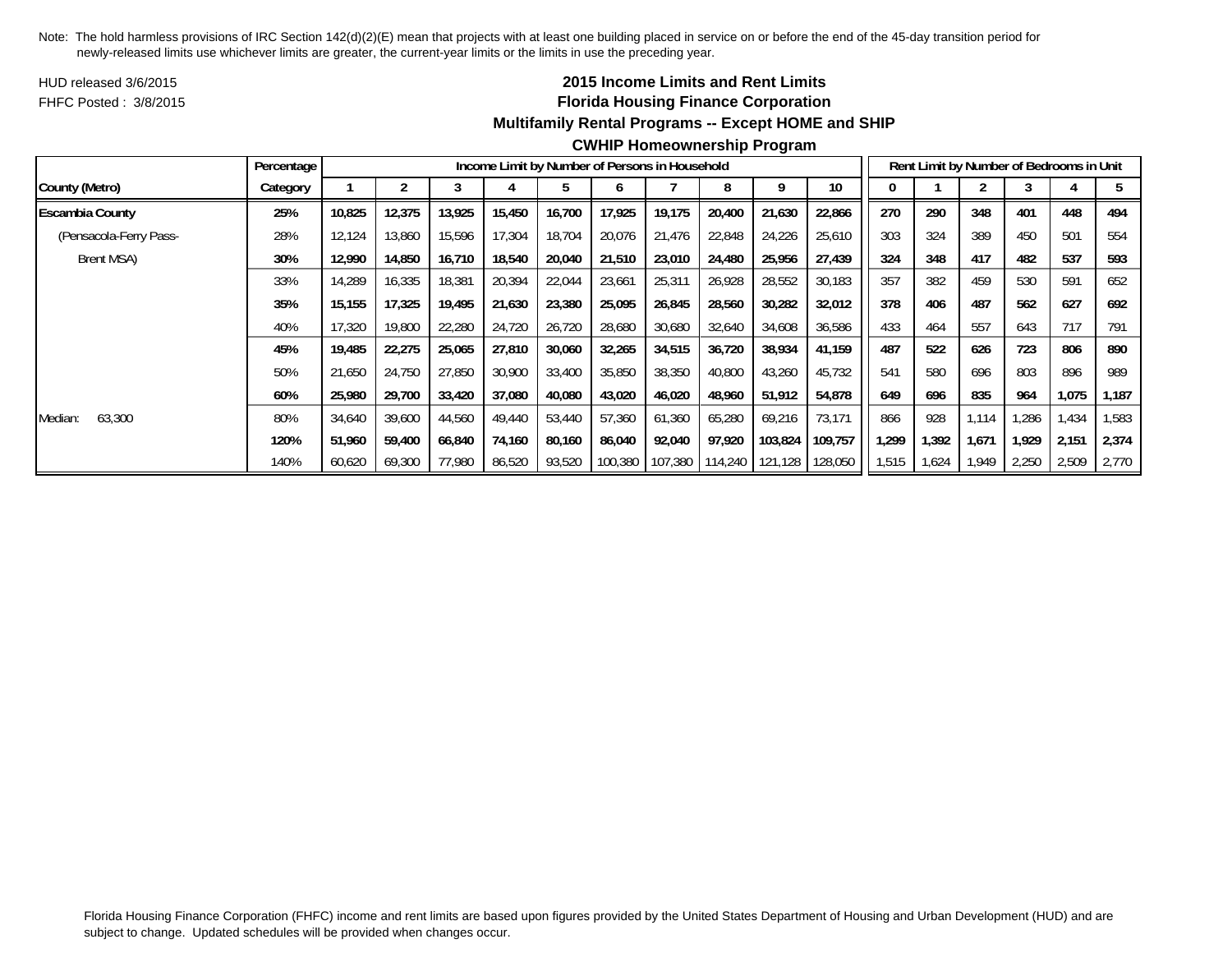Note: The hold harmless provisions of IRC Section 142(d)(2)(E) mean that projects with at least one building placed in service on or before the end of the 45-day transition period for newly-released limits use whichever limits are greater, the current-year limits or the limits in use the preceding year.

HUD released 3/6/2015

FHFC Posted : 3/8/2015

## 2015 Income Limits and Rent Limits
## Florida Housing Finance Corporation
## Multifamily Rental Programs -- Except HOME and SHIP
## CWHIP Homeownership Program

| | Percentage | Income Limit by Number of Persons in Household | | | | | | | | | | Rent Limit by Number of Bedrooms in Unit | | | | | |
|---|---|---|---|---|---|---|---|---|---|---|---|---|---|---|---|---|---|
| **County (Metro)** | **Category** | **1** | **2** | **3** | **4** | **5** | **6** | **7** | **8** | **9** | **10** | **0** | **1** | **2** | **3** | **4** | **5** |
| **Escambia County** | **25%** | **10,825** | **12,375** | **13,925** | **15,450** | **16,700** | **17,925** | **19,175** | **20,400** | **21,630** | **22,866** | **270** | **290** | **348** | **401** | **448** | **494** |
| (Pensacola-Ferry Pass- | 28% | 12,124 | 13,860 | 15,596 | 17,304 | 18,704 | 20,076 | 21,476 | 22,848 | 24,226 | 25,610 | 303 | 324 | 389 | 450 | 501 | 554 |
| Brent MSA) | **30%** | **12,990** | **14,850** | **16,710** | **18,540** | **20,040** | **21,510** | **23,010** | **24,480** | **25,956** | **27,439** | **324** | **348** | **417** | **482** | **537** | **593** |
| | 33% | 14,289 | 16,335 | 18,381 | 20,394 | 22,044 | 23,661 | 25,311 | 26,928 | 28,552 | 30,183 | 357 | 382 | 459 | 530 | 591 | 652 |
| | **35%** | **15,155** | **17,325** | **19,495** | **21,630** | **23,380** | **25,095** | **26,845** | **28,560** | **30,282** | **32,012** | **378** | **406** | **487** | **562** | **627** | **692** |
| | 40% | 17,320 | 19,800 | 22,280 | 24,720 | 26,720 | 28,680 | 30,680 | 32,640 | 34,608 | 36,586 | 433 | 464 | 557 | 643 | 717 | 791 |
| | **45%** | **19,485** | **22,275** | **25,065** | **27,810** | **30,060** | **32,265** | **34,515** | **36,720** | **38,934** | **41,159** | **487** | **522** | **626** | **723** | **806** | **890** |
| | 50% | 21,650 | 24,750 | 27,850 | 30,900 | 33,400 | 35,850 | 38,350 | 40,800 | 43,260 | 45,732 | 541 | 580 | 696 | 803 | 896 | 989 |
| | **60%** | **25,980** | **29,700** | **33,420** | **37,080** | **40,080** | **43,020** | **46,020** | **48,960** | **51,912** | **54,878** | **649** | **696** | **835** | **964** | **1,075** | **1,187** |
| Median: 63,300 | 80% | 34,640 | 39,600 | 44,560 | 49,440 | 53,440 | 57,360 | 61,360 | 65,280 | 69,216 | 73,171 | 866 | 928 | 1,114 | 1,286 | 1,434 | 1,583 |
| | **120%** | **51,960** | **59,400** | **66,840** | **74,160** | **80,160** | **86,040** | **92,040** | **97,920** | **103,824** | **109,757** | **1,299** | **1,392** | **1,671** | **1,929** | **2,151** | **2,374** |
| | 140% | 60,620 | 69,300 | 77,980 | 86,520 | 93,520 | 100,380 | 107,380 | 114,240 | 121,128 | 128,050 | 1,515 | 1,624 | 1,949 | 2,250 | 2,509 | 2,770 |

Florida Housing Finance Corporation (FHFC) income and rent limits are based upon figures provided by the United States Department of Housing and Urban Development (HUD) and are subject to change. Updated schedules will be provided when changes occur.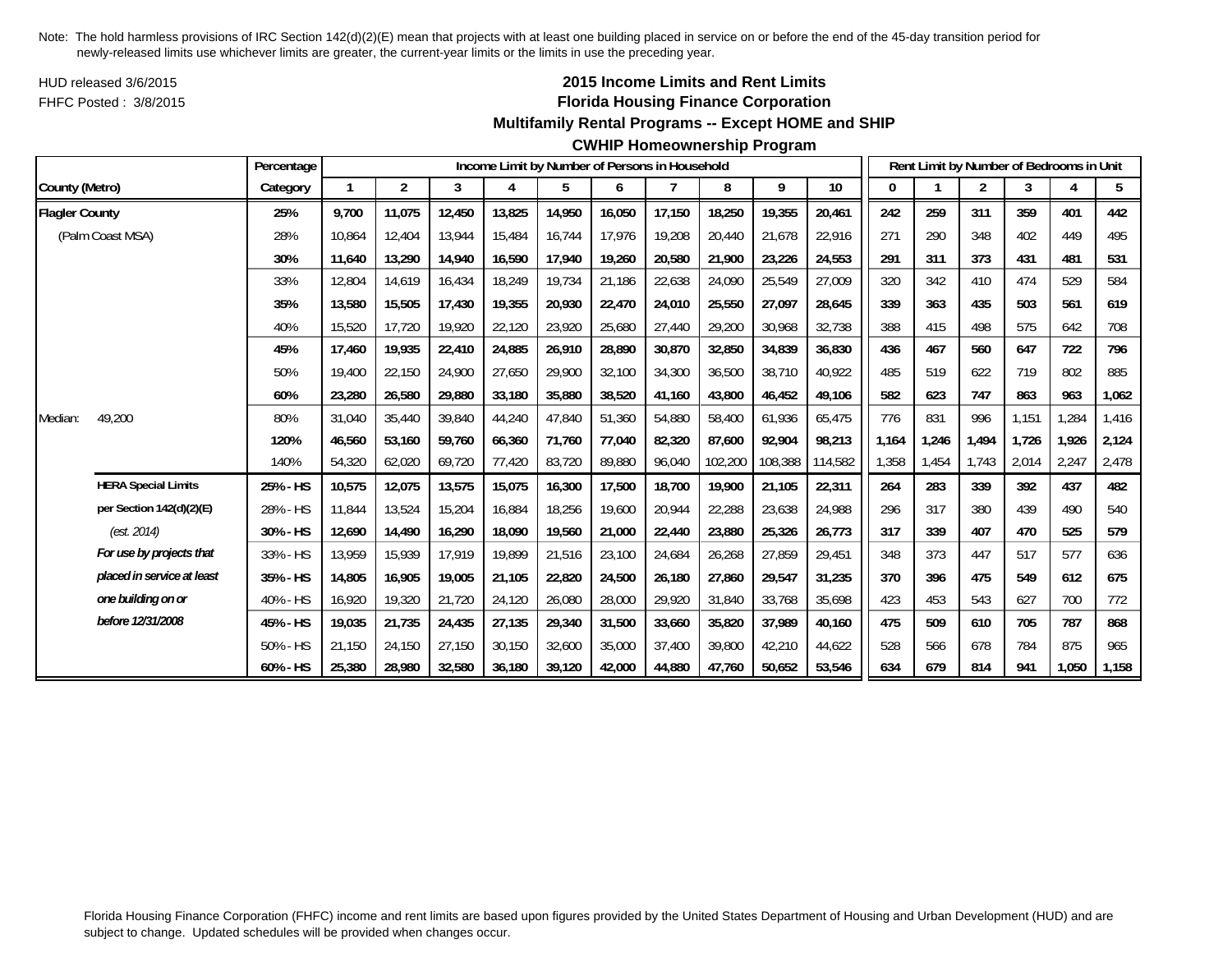Note: The hold harmless provisions of IRC Section 142(d)(2)(E) mean that projects with at least one building placed in service on or before the end of the 45-day transition period for newly-released limits use whichever limits are greater, the current-year limits or the limits in use the preceding year.

HUD released 3/6/2015

FHFC Posted : 3/8/2015

## 2015 Income Limits and Rent Limits
## Florida Housing Finance Corporation
### Multifamily Rental Programs -- Except HOME and SHIP
### CWHIP Homeownership Program

| | | Percentage | Income Limit by Number of Persons in Household | | | | | | | | | | Rent Limit by Number of Bedrooms in Unit | | | | | |
|---|---|---|---|---|---|---|---|---|---|---|---|---|---|---|---|---|---|---|
| County (Metro) | | Category | 1 | 2 | 3 | 4 | 5 | 6 | 7 | 8 | 9 | 10 | 0 | 1 | 2 | 3 | 4 | 5 |
| **Flagler County** | | **25%** | **9,700** | **11,075** | **12,450** | **13,825** | **14,950** | **16,050** | **17,150** | **18,250** | **19,355** | **20,461** | **242** | **259** | **311** | **359** | **401** | **442** |
| (Palm Coast MSA) | | 28% | 10,864 | 12,404 | 13,944 | 15,484 | 16,744 | 17,976 | 19,208 | 20,440 | 21,678 | 22,916 | 271 | 290 | 348 | 402 | 449 | 495 |
| | | **30%** | **11,640** | **13,290** | **14,940** | **16,590** | **17,940** | **19,260** | **20,580** | **21,900** | **23,226** | **24,553** | **291** | **311** | **373** | **431** | **481** | **531** |
| | | 33% | 12,804 | 14,619 | 16,434 | 18,249 | 19,734 | 21,186 | 22,638 | 24,090 | 25,549 | 27,009 | 320 | 342 | 410 | 474 | 529 | 584 |
| | | **35%** | **13,580** | **15,505** | **17,430** | **19,355** | **20,930** | **22,470** | **24,010** | **25,550** | **27,097** | **28,645** | **339** | **363** | **435** | **503** | **561** | **619** |
| | | 40% | 15,520 | 17,720 | 19,920 | 22,120 | 23,920 | 25,680 | 27,440 | 29,200 | 30,968 | 32,738 | 388 | 415 | 498 | 575 | 642 | 708 |
| | | **45%** | **17,460** | **19,935** | **22,410** | **24,885** | **26,910** | **28,890** | **30,870** | **32,850** | **34,839** | **36,830** | **436** | **467** | **560** | **647** | **722** | **796** |
| | | 50% | 19,400 | 22,150 | 24,900 | 27,650 | 29,900 | 32,100 | 34,300 | 36,500 | 38,710 | 40,922 | 485 | 519 | 622 | 719 | 802 | 885 |
| | | **60%** | **23,280** | **26,580** | **29,880** | **33,180** | **35,880** | **38,520** | **41,160** | **43,800** | **46,452** | **49,106** | **582** | **623** | **747** | **863** | **963** | **1,062** |
| Median: | 49,200 | 80% | 31,040 | 35,440 | 39,840 | 44,240 | 47,840 | 51,360 | 54,880 | 58,400 | 61,936 | 65,475 | 776 | 831 | 996 | 1,151 | 1,284 | 1,416 |
| | | **120%** | **46,560** | **53,160** | **59,760** | **66,360** | **71,760** | **77,040** | **82,320** | **87,600** | **92,904** | **98,213** | **1,164** | **1,246** | **1,494** | **1,726** | **1,926** | **2,124** |
| | | 140% | 54,320 | 62,020 | 69,720 | 77,420 | 83,720 | 89,880 | 96,040 | 102,200 | 108,388 | 114,582 | 1,358 | 1,454 | 1,743 | 2,014 | 2,247 | 2,478 |
| | **HERA Special Limits** | **25% - HS** | **10,575** | **12,075** | **13,575** | **15,075** | **16,300** | **17,500** | **18,700** | **19,900** | **21,105** | **22,311** | **264** | **283** | **339** | **392** | **437** | **482** |
| | **per Section 142(d)(2)(E)** | 28% - HS | 11,844 | 13,524 | 15,204 | 16,884 | 18,256 | 19,600 | 20,944 | 22,288 | 23,638 | 24,988 | 296 | 317 | 380 | 439 | 490 | 540 |
| | *(est. 2014)* | **30% - HS** | **12,690** | **14,490** | **16,290** | **18,090** | **19,560** | **21,000** | **22,440** | **23,880** | **25,326** | **26,773** | **317** | **339** | **407** | **470** | **525** | **579** |
| | ***For use by projects that*** | 33% - HS | 13,959 | 15,939 | 17,919 | 19,899 | 21,516 | 23,100 | 24,684 | 26,268 | 27,859 | 29,451 | 348 | 373 | 447 | 517 | 577 | 636 |
| | ***placed in service at least*** | **35% - HS** | **14,805** | **16,905** | **19,005** | **21,105** | **22,820** | **24,500** | **26,180** | **27,860** | **29,547** | **31,235** | **370** | **396** | **475** | **549** | **612** | **675** |
| | ***one building on or*** | 40% - HS | 16,920 | 19,320 | 21,720 | 24,120 | 26,080 | 28,000 | 29,920 | 31,840 | 33,768 | 35,698 | 423 | 453 | 543 | 627 | 700 | 772 |
| | ***before 12/31/2008*** | **45% - HS** | **19,035** | **21,735** | **24,435** | **27,135** | **29,340** | **31,500** | **33,660** | **35,820** | **37,989** | **40,160** | **475** | **509** | **610** | **705** | **787** | **868** |
| | | 50% - HS | 21,150 | 24,150 | 27,150 | 30,150 | 32,600 | 35,000 | 37,400 | 39,800 | 42,210 | 44,622 | 528 | 566 | 678 | 784 | 875 | 965 |
| | | **60% - HS** | **25,380** | **28,980** | **32,580** | **36,180** | **39,120** | **42,000** | **44,880** | **47,760** | **50,652** | **53,546** | **634** | **679** | **814** | **941** | **1,050** | **1,158** |

Florida Housing Finance Corporation (FHFC) income and rent limits are based upon figures provided by the United States Department of Housing and Urban Development (HUD) and are subject to change. Updated schedules will be provided when changes occur.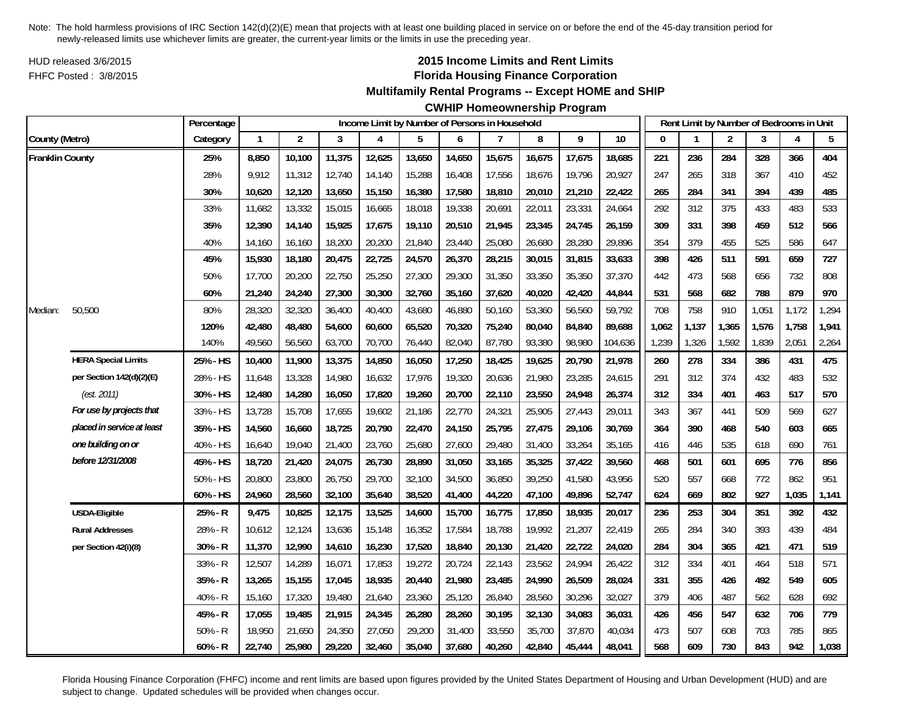Note: The hold harmless provisions of IRC Section 142(d)(2)(E) mean that projects with at least one building placed in service on or before the end of the 45-day transition period for newly-released limits use whichever limits are greater, the current-year limits or the limits in use the preceding year.

HUD released 3/6/2015
FHFC Posted : 3/8/2015

## 2015 Income Limits and Rent Limits
## Florida Housing Finance Corporation
## Multifamily Rental Programs -- Except HOME and SHIP
## CWHIP Homeownership Program

| | | Percentage | Income Limit by Number of Persons in Household | | | | | | | | | | Rent Limit by Number of Bedrooms in Unit | | | | | |
|---|---|---|---|---|---|---|---|---|---|---|---|---|---|---|---|---|---|---|
| County (Metro) | | Category | 1 | 2 | 3 | 4 | 5 | 6 | 7 | 8 | 9 | 10 | 0 | 1 | 2 | 3 | 4 | 5 |
| **Franklin County** | | **25%** | **8,850** | **10,100** | **11,375** | **12,625** | **13,650** | **14,650** | **15,675** | **16,675** | **17,675** | **18,685** | **221** | **236** | **284** | **328** | **366** | **404** |
| | | 28% | 9,912 | 11,312 | 12,740 | 14,140 | 15,288 | 16,408 | 17,556 | 18,676 | 19,796 | 20,927 | 247 | 265 | 318 | 367 | 410 | 452 |
| | | **30%** | **10,620** | **12,120** | **13,650** | **15,150** | **16,380** | **17,580** | **18,810** | **20,010** | **21,210** | **22,422** | **265** | **284** | **341** | **394** | **439** | **485** |
| | | 33% | 11,682 | 13,332 | 15,015 | 16,665 | 18,018 | 19,338 | 20,691 | 22,011 | 23,331 | 24,664 | 292 | 312 | 375 | 433 | 483 | 533 |
| | | **35%** | **12,390** | **14,140** | **15,925** | **17,675** | **19,110** | **20,510** | **21,945** | **23,345** | **24,745** | **26,159** | **309** | **331** | **398** | **459** | **512** | **566** |
| | | 40% | 14,160 | 16,160 | 18,200 | 20,200 | 21,840 | 23,440 | 25,080 | 26,680 | 28,280 | 29,896 | 354 | 379 | 455 | 525 | 586 | 647 |
| | | **45%** | **15,930** | **18,180** | **20,475** | **22,725** | **24,570** | **26,370** | **28,215** | **30,015** | **31,815** | **33,633** | **398** | **426** | **511** | **591** | **659** | **727** |
| | | 50% | 17,700 | 20,200 | 22,750 | 25,250 | 27,300 | 29,300 | 31,350 | 33,350 | 35,350 | 37,370 | 442 | 473 | 568 | 656 | 732 | 808 |
| | | **60%** | **21,240** | **24,240** | **27,300** | **30,300** | **32,760** | **35,160** | **37,620** | **40,020** | **42,420** | **44,844** | **531** | **568** | **682** | **788** | **879** | **970** |
| Median: | 50,500 | 80% | 28,320 | 32,320 | 36,400 | 40,400 | 43,680 | 46,880 | 50,160 | 53,360 | 56,560 | 59,792 | 708 | 758 | 910 | 1,051 | 1,172 | 1,294 |
| | | **120%** | **42,480** | **48,480** | **54,600** | **60,600** | **65,520** | **70,320** | **75,240** | **80,040** | **84,840** | **89,688** | **1,062** | **1,137** | **1,365** | **1,576** | **1,758** | **1,941** |
| | | 140% | 49,560 | 56,560 | 63,700 | 70,700 | 76,440 | 82,040 | 87,780 | 93,380 | 98,980 | 104,636 | 1,239 | 1,326 | 1,592 | 1,839 | 2,051 | 2,264 |
| | **HERA Special Limits** | **25% - HS** | **10,400** | **11,900** | **13,375** | **14,850** | **16,050** | **17,250** | **18,425** | **19,625** | **20,790** | **21,978** | **260** | **278** | **334** | **386** | **431** | **475** |
| | **per Section 142(d)(2)(E)** | 28% - HS | 11,648 | 13,328 | 14,980 | 16,632 | 17,976 | 19,320 | 20,636 | 21,980 | 23,285 | 24,615 | 291 | 312 | 374 | 432 | 483 | 532 |
| | *(est. 2011)* | **30% - HS** | **12,480** | **14,280** | **16,050** | **17,820** | **19,260** | **20,700** | **22,110** | **23,550** | **24,948** | **26,374** | **312** | **334** | **401** | **463** | **517** | **570** |
| | ***For use by projects that*** | 33% - HS | 13,728 | 15,708 | 17,655 | 19,602 | 21,186 | 22,770 | 24,321 | 25,905 | 27,443 | 29,011 | 343 | 367 | 441 | 509 | 569 | 627 |
| | ***placed in service at least*** | **35% - HS** | **14,560** | **16,660** | **18,725** | **20,790** | **22,470** | **24,150** | **25,795** | **27,475** | **29,106** | **30,769** | **364** | **390** | **468** | **540** | **603** | **665** |
| | ***one building on or*** | 40% - HS | 16,640 | 19,040 | 21,400 | 23,760 | 25,680 | 27,600 | 29,480 | 31,400 | 33,264 | 35,165 | 416 | 446 | 535 | 618 | 690 | 761 |
| | ***before 12/31/2008*** | **45% - HS** | **18,720** | **21,420** | **24,075** | **26,730** | **28,890** | **31,050** | **33,165** | **35,325** | **37,422** | **39,560** | **468** | **501** | **601** | **695** | **776** | **856** |
| | | 50% - HS | 20,800 | 23,800 | 26,750 | 29,700 | 32,100 | 34,500 | 36,850 | 39,250 | 41,580 | 43,956 | 520 | 557 | 668 | 772 | 862 | 951 |
| | | **60% - HS** | **24,960** | **28,560** | **32,100** | **35,640** | **38,520** | **41,400** | **44,220** | **47,100** | **49,896** | **52,747** | **624** | **669** | **802** | **927** | **1,035** | **1,141** |
| | **USDA-Eligible** | **25% - R** | **9,475** | **10,825** | **12,175** | **13,525** | **14,600** | **15,700** | **16,775** | **17,850** | **18,935** | **20,017** | **236** | **253** | **304** | **351** | **392** | **432** |
| | **Rural Addresses** | 28% - R | 10,612 | 12,124 | 13,636 | 15,148 | 16,352 | 17,584 | 18,788 | 19,992 | 21,207 | 22,419 | 265 | 284 | 340 | 393 | 439 | 484 |
| | **per Section 42(i)(8)** | **30% - R** | **11,370** | **12,990** | **14,610** | **16,230** | **17,520** | **18,840** | **20,130** | **21,420** | **22,722** | **24,020** | **284** | **304** | **365** | **421** | **471** | **519** |
| | | 33% - R | 12,507 | 14,289 | 16,071 | 17,853 | 19,272 | 20,724 | 22,143 | 23,562 | 24,994 | 26,422 | 312 | 334 | 401 | 464 | 518 | 571 |
| | | **35% - R** | **13,265** | **15,155** | **17,045** | **18,935** | **20,440** | **21,980** | **23,485** | **24,990** | **26,509** | **28,024** | **331** | **355** | **426** | **492** | **549** | **605** |
| | | 40% - R | 15,160 | 17,320 | 19,480 | 21,640 | 23,360 | 25,120 | 26,840 | 28,560 | 30,296 | 32,027 | 379 | 406 | 487 | 562 | 628 | 692 |
| | | **45% - R** | **17,055** | **19,485** | **21,915** | **24,345** | **26,280** | **28,260** | **30,195** | **32,130** | **34,083** | **36,031** | **426** | **456** | **547** | **632** | **706** | **779** |
| | | 50% - R | 18,950 | 21,650 | 24,350 | 27,050 | 29,200 | 31,400 | 33,550 | 35,700 | 37,870 | 40,034 | 473 | 507 | 608 | 703 | 785 | 865 |
| | | **60% - R** | **22,740** | **25,980** | **29,220** | **32,460** | **35,040** | **37,680** | **40,260** | **42,840** | **45,444** | **48,041** | **568** | **609** | **730** | **843** | **942** | **1,038** |

Florida Housing Finance Corporation (FHFC) income and rent limits are based upon figures provided by the United States Department of Housing and Urban Development (HUD) and are subject to change. Updated schedules will be provided when changes occur.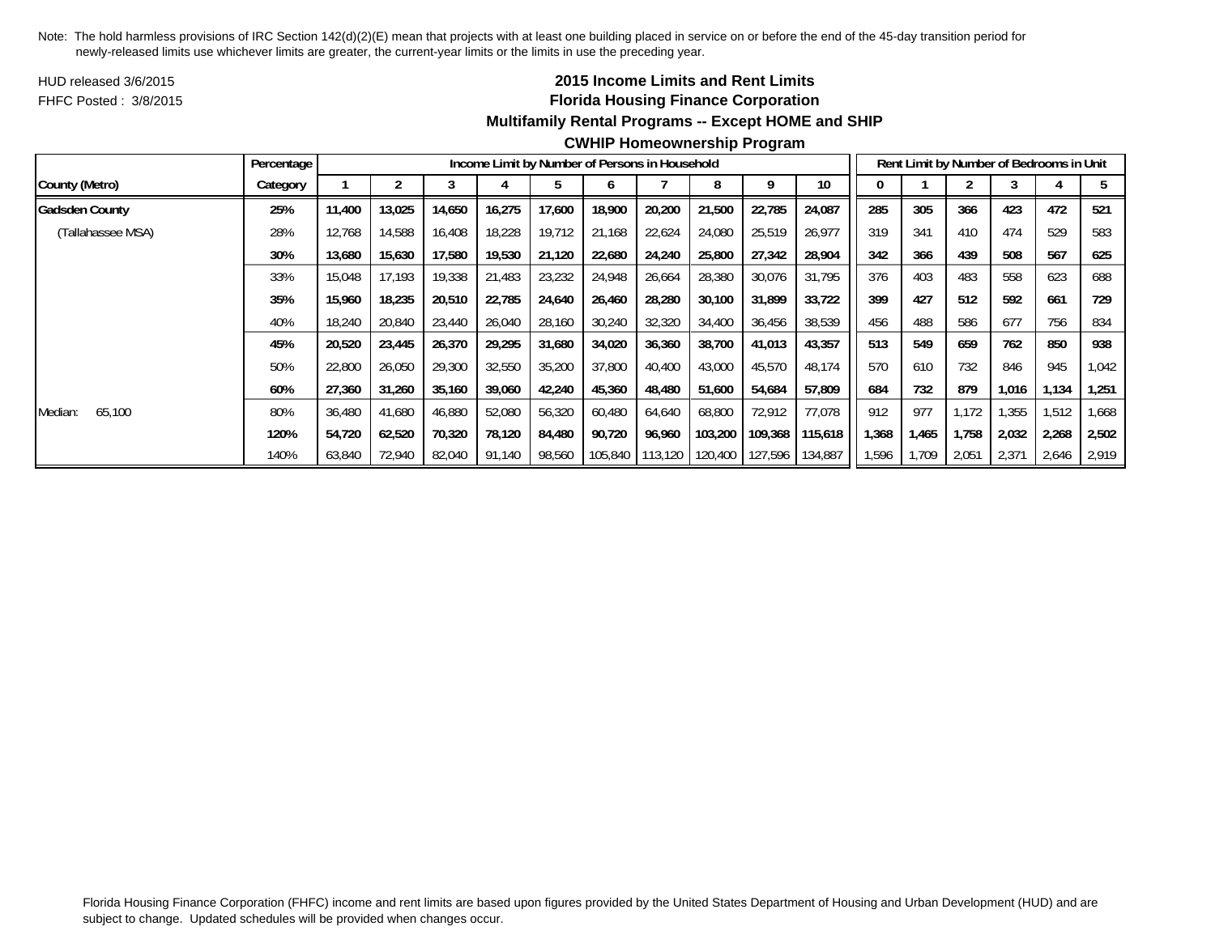Note: The hold harmless provisions of IRC Section 142(d)(2)(E) mean that projects with at least one building placed in service on or before the end of the 45-day transition period for newly-released limits use whichever limits are greater, the current-year limits or the limits in use the preceding year.

HUD released 3/6/2015
FHFC Posted : 3/8/2015

## 2015 Income Limits and Rent Limits
## Florida Housing Finance Corporation
## Multifamily Rental Programs -- Except HOME and SHIP
## CWHIP Homeownership Program

| | Percentage | Income Limit by Number of Persons in Household | | | | | | | | | | Rent Limit by Number of Bedrooms in Unit | | | | | |
|---|---|---|---|---|---|---|---|---|---|---|---|---|---|---|---|---|---|
| County (Metro) | Category | 1 | 2 | 3 | 4 | 5 | 6 | 7 | 8 | 9 | 10 | 0 | 1 | 2 | 3 | 4 | 5 |
| **Gadsden County** | **25%** | **11,400** | **13,025** | **14,650** | **16,275** | **17,600** | **18,900** | **20,200** | **21,500** | **22,785** | **24,087** | **285** | **305** | **366** | **423** | **472** | **521** |
| (Tallahassee MSA) | 28% | 12,768 | 14,588 | 16,408 | 18,228 | 19,712 | 21,168 | 22,624 | 24,080 | 25,519 | 26,977 | 319 | 341 | 410 | 474 | 529 | 583 |
| | **30%** | **13,680** | **15,630** | **17,580** | **19,530** | **21,120** | **22,680** | **24,240** | **25,800** | **27,342** | **28,904** | **342** | **366** | **439** | **508** | **567** | **625** |
| | 33% | 15,048 | 17,193 | 19,338 | 21,483 | 23,232 | 24,948 | 26,664 | 28,380 | 30,076 | 31,795 | 376 | 403 | 483 | 558 | 623 | 688 |
| | **35%** | **15,960** | **18,235** | **20,510** | **22,785** | **24,640** | **26,460** | **28,280** | **30,100** | **31,899** | **33,722** | **399** | **427** | **512** | **592** | **661** | **729** |
| | 40% | 18,240 | 20,840 | 23,440 | 26,040 | 28,160 | 30,240 | 32,320 | 34,400 | 36,456 | 38,539 | 456 | 488 | 586 | 677 | 756 | 834 |
| | **45%** | **20,520** | **23,445** | **26,370** | **29,295** | **31,680** | **34,020** | **36,360** | **38,700** | **41,013** | **43,357** | **513** | **549** | **659** | **762** | **850** | **938** |
| | 50% | 22,800 | 26,050 | 29,300 | 32,550 | 35,200 | 37,800 | 40,400 | 43,000 | 45,570 | 48,174 | 570 | 610 | 732 | 846 | 945 | 1,042 |
| | **60%** | **27,360** | **31,260** | **35,160** | **39,060** | **42,240** | **45,360** | **48,480** | **51,600** | **54,684** | **57,809** | **684** | **732** | **879** | **1,016** | **1,134** | **1,251** |
| Median: 65,100 | 80% | 36,480 | 41,680 | 46,880 | 52,080 | 56,320 | 60,480 | 64,640 | 68,800 | 72,912 | 77,078 | 912 | 977 | 1,172 | 1,355 | 1,512 | 1,668 |
| | **120%** | **54,720** | **62,520** | **70,320** | **78,120** | **84,480** | **90,720** | **96,960** | **103,200** | **109,368** | **115,618** | **1,368** | **1,465** | **1,758** | **2,032** | **2,268** | **2,502** |
| | 140% | 63,840 | 72,940 | 82,040 | 91,140 | 98,560 | 105,840 | 113,120 | 120,400 | 127,596 | 134,887 | 1,596 | 1,709 | 2,051 | 2,371 | 2,646 | 2,919 |

Florida Housing Finance Corporation (FHFC) income and rent limits are based upon figures provided by the United States Department of Housing and Urban Development (HUD) and are subject to change. Updated schedules will be provided when changes occur.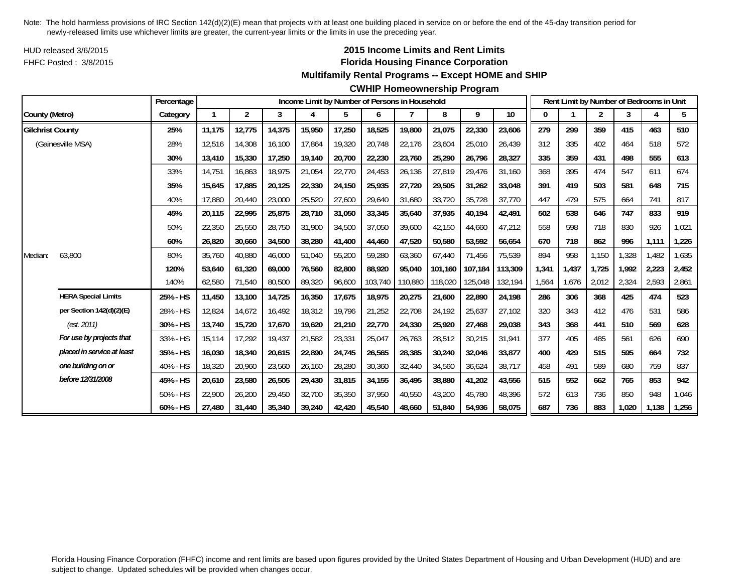Note: The hold harmless provisions of IRC Section 142(d)(2)(E) mean that projects with at least one building placed in service on or before the end of the 45-day transition period for newly-released limits use whichever limits are greater, the current-year limits or the limits in use the preceding year.

HUD released 3/6/2015

FHFC Posted : 3/8/2015

## 2015 Income Limits and Rent Limits
## Florida Housing Finance Corporation
## Multifamily Rental Programs -- Except HOME and SHIP
## CWHIP Homeownership Program

| | | Percentage | Income Limit by Number of Persons in Household | | | | | | | | | | Rent Limit by Number of Bedrooms in Unit | | | | | |
|---|---|---|---|---|---|---|---|---|---|---|---|---|---|---|---|---|---|---|
| County (Metro) | | Category | 1 | 2 | 3 | 4 | 5 | 6 | 7 | 8 | 9 | 10 | 0 | 1 | 2 | 3 | 4 | 5 |
| **Gilchrist County** | | **25%** | **11,175** | **12,775** | **14,375** | **15,950** | **17,250** | **18,525** | **19,800** | **21,075** | **22,330** | **23,606** | **279** | **299** | **359** | **415** | **463** | **510** |
| (Gainesville MSA) | | 28% | 12,516 | 14,308 | 16,100 | 17,864 | 19,320 | 20,748 | 22,176 | 23,604 | 25,010 | 26,439 | 312 | 335 | 402 | 464 | 518 | 572 |
| | | **30%** | **13,410** | **15,330** | **17,250** | **19,140** | **20,700** | **22,230** | **23,760** | **25,290** | **26,796** | **28,327** | **335** | **359** | **431** | **498** | **555** | **613** |
| | | 33% | 14,751 | 16,863 | 18,975 | 21,054 | 22,770 | 24,453 | 26,136 | 27,819 | 29,476 | 31,160 | 368 | 395 | 474 | 547 | 611 | 674 |
| | | **35%** | **15,645** | **17,885** | **20,125** | **22,330** | **24,150** | **25,935** | **27,720** | **29,505** | **31,262** | **33,048** | **391** | **419** | **503** | **581** | **648** | **715** |
| | | 40% | 17,880 | 20,440 | 23,000 | 25,520 | 27,600 | 29,640 | 31,680 | 33,720 | 35,728 | 37,770 | 447 | 479 | 575 | 664 | 741 | 817 |
| | | **45%** | **20,115** | **22,995** | **25,875** | **28,710** | **31,050** | **33,345** | **35,640** | **37,935** | **40,194** | **42,491** | **502** | **538** | **646** | **747** | **833** | **919** |
| | | 50% | 22,350 | 25,550 | 28,750 | 31,900 | 34,500 | 37,050 | 39,600 | 42,150 | 44,660 | 47,212 | 558 | 598 | 718 | 830 | 926 | 1,021 |
| | | **60%** | **26,820** | **30,660** | **34,500** | **38,280** | **41,400** | **44,460** | **47,520** | **50,580** | **53,592** | **56,654** | **670** | **718** | **862** | **996** | **1,111** | **1,226** |
| Median: | 63,800 | 80% | 35,760 | 40,880 | 46,000 | 51,040 | 55,200 | 59,280 | 63,360 | 67,440 | 71,456 | 75,539 | 894 | 958 | 1,150 | 1,328 | 1,482 | 1,635 |
| | | **120%** | **53,640** | **61,320** | **69,000** | **76,560** | **82,800** | **88,920** | **95,040** | **101,160** | **107,184** | **113,309** | **1,341** | **1,437** | **1,725** | **1,992** | **2,223** | **2,452** |
| | | 140% | 62,580 | 71,540 | 80,500 | 89,320 | 96,600 | 103,740 | 110,880 | 118,020 | 125,048 | 132,194 | 1,564 | 1,676 | 2,012 | 2,324 | 2,593 | 2,861 |
| | **HERA Special Limits** | **25% - HS** | **11,450** | **13,100** | **14,725** | **16,350** | **17,675** | **18,975** | **20,275** | **21,600** | **22,890** | **24,198** | **286** | **306** | **368** | **425** | **474** | **523** |
| | **per Section 142(d)(2)(E)** | 28% - HS | 12,824 | 14,672 | 16,492 | 18,312 | 19,796 | 21,252 | 22,708 | 24,192 | 25,637 | 27,102 | 320 | 343 | 412 | 476 | 531 | 586 |
| | *(est. 2011)* | **30% - HS** | **13,740** | **15,720** | **17,670** | **19,620** | **21,210** | **22,770** | **24,330** | **25,920** | **27,468** | **29,038** | **343** | **368** | **441** | **510** | **569** | **628** |
| | ***For use by projects that*** | 33% - HS | 15,114 | 17,292 | 19,437 | 21,582 | 23,331 | 25,047 | 26,763 | 28,512 | 30,215 | 31,941 | 377 | 405 | 485 | 561 | 626 | 690 |
| | ***placed in service at least*** | **35% - HS** | **16,030** | **18,340** | **20,615** | **22,890** | **24,745** | **26,565** | **28,385** | **30,240** | **32,046** | **33,877** | **400** | **429** | **515** | **595** | **664** | **732** |
| | ***one building on or*** | 40% - HS | 18,320 | 20,960 | 23,560 | 26,160 | 28,280 | 30,360 | 32,440 | 34,560 | 36,624 | 38,717 | 458 | 491 | 589 | 680 | 759 | 837 |
| | ***before 12/31/2008*** | **45% - HS** | **20,610** | **23,580** | **26,505** | **29,430** | **31,815** | **34,155** | **36,495** | **38,880** | **41,202** | **43,556** | **515** | **552** | **662** | **765** | **853** | **942** |
| | | 50% - HS | 22,900 | 26,200 | 29,450 | 32,700 | 35,350 | 37,950 | 40,550 | 43,200 | 45,780 | 48,396 | 572 | 613 | 736 | 850 | 948 | 1,046 |
| | | **60% - HS** | **27,480** | **31,440** | **35,340** | **39,240** | **42,420** | **45,540** | **48,660** | **51,840** | **54,936** | **58,075** | **687** | **736** | **883** | **1,020** | **1,138** | **1,256** |

Florida Housing Finance Corporation (FHFC) income and rent limits are based upon figures provided by the United States Department of Housing and Urban Development (HUD) and are subject to change. Updated schedules will be provided when changes occur.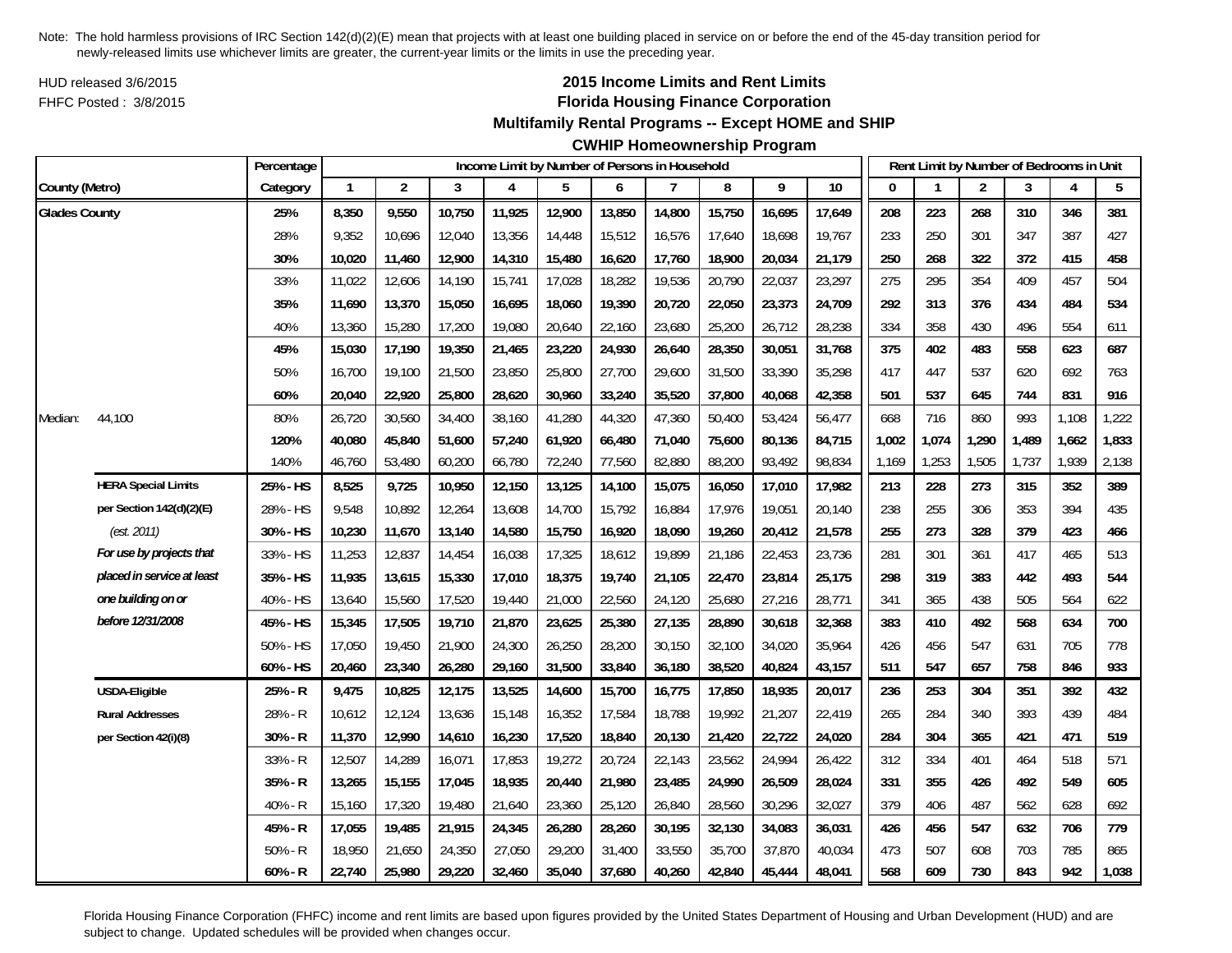Note: The hold harmless provisions of IRC Section 142(d)(2)(E) mean that projects with at least one building placed in service on or before the end of the 45-day transition period for newly-released limits use whichever limits are greater, the current-year limits or the limits in use the preceding year.

HUD released 3/6/2015
FHFC Posted : 3/8/2015

## 2015 Income Limits and Rent Limits
## Florida Housing Finance Corporation
## Multifamily Rental Programs -- Except HOME and SHIP
## CWHIP Homeownership Program

| County (Metro) | | Percentage Category | Income Limit by Number of Persons in Household: 1 | 2 | 3 | 4 | 5 | 6 | 7 | 8 | 9 | 10 | Rent Limit by Number of Bedrooms in Unit: 0 | 1 | 2 | 3 | 4 | 5 |
|---|---|---|---|---|---|---|---|---|---|---|---|---|---|---|---|---|---|---|
| **Glades County** | | **25%** | **8,350** | **9,550** | **10,750** | **11,925** | **12,900** | **13,850** | **14,800** | **15,750** | **16,695** | **17,649** | **208** | **223** | **268** | **310** | **346** | **381** |
| | | 28% | 9,352 | 10,696 | 12,040 | 13,356 | 14,448 | 15,512 | 16,576 | 17,640 | 18,698 | 19,767 | 233 | 250 | 301 | 347 | 387 | 427 |
| | | **30%** | **10,020** | **11,460** | **12,900** | **14,310** | **15,480** | **16,620** | **17,760** | **18,900** | **20,034** | **21,179** | **250** | **268** | **322** | **372** | **415** | **458** |
| | | 33% | 11,022 | 12,606 | 14,190 | 15,741 | 17,028 | 18,282 | 19,536 | 20,790 | 22,037 | 23,297 | 275 | 295 | 354 | 409 | 457 | 504 |
| | | **35%** | **11,690** | **13,370** | **15,050** | **16,695** | **18,060** | **19,390** | **20,720** | **22,050** | **23,373** | **24,709** | **292** | **313** | **376** | **434** | **484** | **534** |
| | | 40% | 13,360 | 15,280 | 17,200 | 19,080 | 20,640 | 22,160 | 23,680 | 25,200 | 26,712 | 28,238 | 334 | 358 | 430 | 496 | 554 | 611 |
| | | **45%** | **15,030** | **17,190** | **19,350** | **21,465** | **23,220** | **24,930** | **26,640** | **28,350** | **30,051** | **31,768** | **375** | **402** | **483** | **558** | **623** | **687** |
| | | 50% | 16,700 | 19,100 | 21,500 | 23,850 | 25,800 | 27,700 | 29,600 | 31,500 | 33,390 | 35,298 | 417 | 447 | 537 | 620 | 692 | 763 |
| | | **60%** | **20,040** | **22,920** | **25,800** | **28,620** | **30,960** | **33,240** | **35,520** | **37,800** | **40,068** | **42,358** | **501** | **537** | **645** | **744** | **831** | **916** |
| Median: | 44,100 | 80% | 26,720 | 30,560 | 34,400 | 38,160 | 41,280 | 44,320 | 47,360 | 50,400 | 53,424 | 56,477 | 668 | 716 | 860 | 993 | 1,108 | 1,222 |
| | | **120%** | **40,080** | **45,840** | **51,600** | **57,240** | **61,920** | **66,480** | **71,040** | **75,600** | **80,136** | **84,715** | **1,002** | **1,074** | **1,290** | **1,489** | **1,662** | **1,833** |
| | | 140% | 46,760 | 53,480 | 60,200 | 66,780 | 72,240 | 77,560 | 82,880 | 88,200 | 93,492 | 98,834 | 1,169 | 1,253 | 1,505 | 1,737 | 1,939 | 2,138 |
| | **HERA Special Limits** | **25% - HS** | **8,525** | **9,725** | **10,950** | **12,150** | **13,125** | **14,100** | **15,075** | **16,050** | **17,010** | **17,982** | **213** | **228** | **273** | **315** | **352** | **389** |
| | **per Section 142(d)(2)(E)** | 28% - HS | 9,548 | 10,892 | 12,264 | 13,608 | 14,700 | 15,792 | 16,884 | 17,976 | 19,051 | 20,140 | 238 | 255 | 306 | 353 | 394 | 435 |
| | *(est. 2011)* | **30% - HS** | **10,230** | **11,670** | **13,140** | **14,580** | **15,750** | **16,920** | **18,090** | **19,260** | **20,412** | **21,578** | **255** | **273** | **328** | **379** | **423** | **466** |
| | ***For use by projects that*** | 33% - HS | 11,253 | 12,837 | 14,454 | 16,038 | 17,325 | 18,612 | 19,899 | 21,186 | 22,453 | 23,736 | 281 | 301 | 361 | 417 | 465 | 513 |
| | ***placed in service at least*** | **35% - HS** | **11,935** | **13,615** | **15,330** | **17,010** | **18,375** | **19,740** | **21,105** | **22,470** | **23,814** | **25,175** | **298** | **319** | **383** | **442** | **493** | **544** |
| | ***one building on or*** | 40% - HS | 13,640 | 15,560 | 17,520 | 19,440 | 21,000 | 22,560 | 24,120 | 25,680 | 27,216 | 28,771 | 341 | 365 | 438 | 505 | 564 | 622 |
| | ***before 12/31/2008*** | **45% - HS** | **15,345** | **17,505** | **19,710** | **21,870** | **23,625** | **25,380** | **27,135** | **28,890** | **30,618** | **32,368** | **383** | **410** | **492** | **568** | **634** | **700** |
| | | 50% - HS | 17,050 | 19,450 | 21,900 | 24,300 | 26,250 | 28,200 | 30,150 | 32,100 | 34,020 | 35,964 | 426 | 456 | 547 | 631 | 705 | 778 |
| | | **60% - HS** | **20,460** | **23,340** | **26,280** | **29,160** | **31,500** | **33,840** | **36,180** | **38,520** | **40,824** | **43,157** | **511** | **547** | **657** | **758** | **846** | **933** |
| | **USDA-Eligible** | **25% - R** | **9,475** | **10,825** | **12,175** | **13,525** | **14,600** | **15,700** | **16,775** | **17,850** | **18,935** | **20,017** | **236** | **253** | **304** | **351** | **392** | **432** |
| | **Rural Addresses** | 28% - R | 10,612 | 12,124 | 13,636 | 15,148 | 16,352 | 17,584 | 18,788 | 19,992 | 21,207 | 22,419 | 265 | 284 | 340 | 393 | 439 | 484 |
| | **per Section 42(i)(8)** | **30% - R** | **11,370** | **12,990** | **14,610** | **16,230** | **17,520** | **18,840** | **20,130** | **21,420** | **22,722** | **24,020** | **284** | **304** | **365** | **421** | **471** | **519** |
| | | 33% - R | 12,507 | 14,289 | 16,071 | 17,853 | 19,272 | 20,724 | 22,143 | 23,562 | 24,994 | 26,422 | 312 | 334 | 401 | 464 | 518 | 571 |
| | | **35% - R** | **13,265** | **15,155** | **17,045** | **18,935** | **20,440** | **21,980** | **23,485** | **24,990** | **26,509** | **28,024** | **331** | **355** | **426** | **492** | **549** | **605** |
| | | 40% - R | 15,160 | 17,320 | 19,480 | 21,640 | 23,360 | 25,120 | 26,840 | 28,560 | 30,296 | 32,027 | 379 | 406 | 487 | 562 | 628 | 692 |
| | | **45% - R** | **17,055** | **19,485** | **21,915** | **24,345** | **26,280** | **28,260** | **30,195** | **32,130** | **34,083** | **36,031** | **426** | **456** | **547** | **632** | **706** | **779** |
| | | 50% - R | 18,950 | 21,650 | 24,350 | 27,050 | 29,200 | 31,400 | 33,550 | 35,700 | 37,870 | 40,034 | 473 | 507 | 608 | 703 | 785 | 865 |
| | | **60% - R** | **22,740** | **25,980** | **29,220** | **32,460** | **35,040** | **37,680** | **40,260** | **42,840** | **45,444** | **48,041** | **568** | **609** | **730** | **843** | **942** | **1,038** |

Florida Housing Finance Corporation (FHFC) income and rent limits are based upon figures provided by the United States Department of Housing and Urban Development (HUD) and are subject to change. Updated schedules will be provided when changes occur.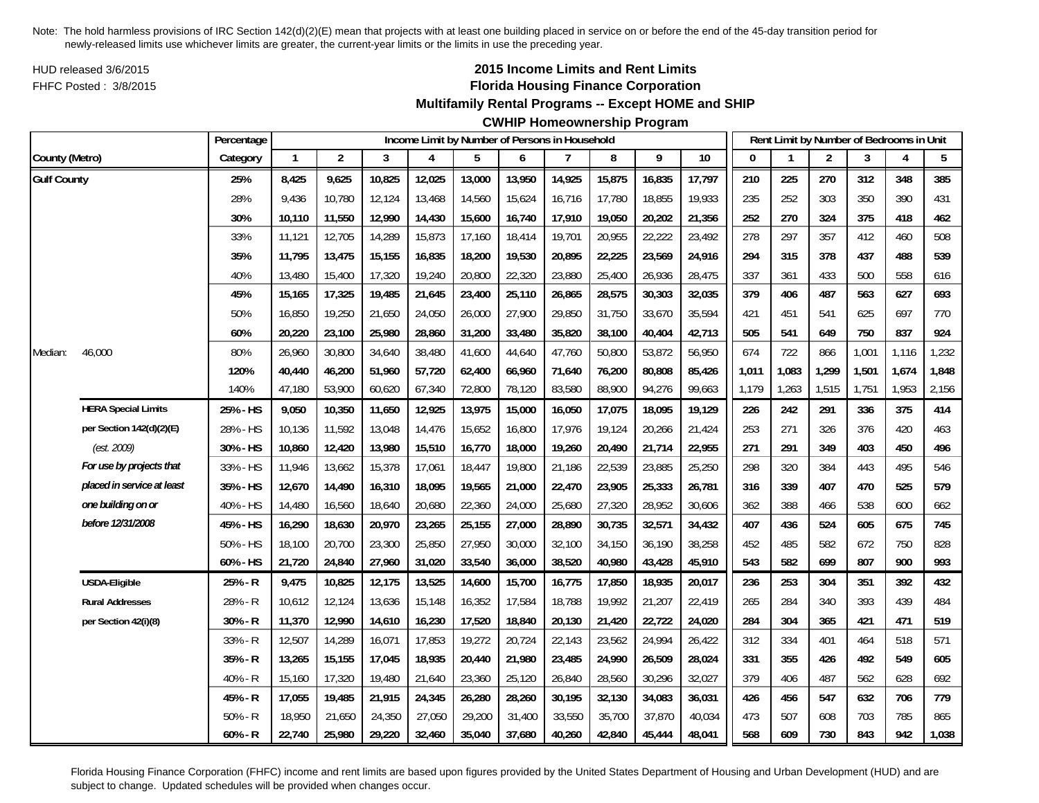Note: The hold harmless provisions of IRC Section 142(d)(2)(E) mean that projects with at least one building placed in service on or before the end of the 45-day transition period for newly-released limits use whichever limits are greater, the current-year limits or the limits in use the preceding year.

HUD released 3/6/2015
FHFC Posted : 3/8/2015

## 2015 Income Limits and Rent Limits
## Florida Housing Finance Corporation
## Multifamily Rental Programs -- Except HOME and SHIP
## CWHIP Homeownership Program

| | | Percentage | Income Limit by Number of Persons in Household | | | | | | | | | | Rent Limit by Number of Bedrooms in Unit | | | | | |
|---|---|---|---|---|---|---|---|---|---|---|---|---|---|---|---|---|---|---|
| County (Metro) | | Category | 1 | 2 | 3 | 4 | 5 | 6 | 7 | 8 | 9 | 10 | 0 | 1 | 2 | 3 | 4 | 5 |
| **Gulf County** | | **25%** | **8,425** | **9,625** | **10,825** | **12,025** | **13,000** | **13,950** | **14,925** | **15,875** | **16,835** | **17,797** | **210** | **225** | **270** | **312** | **348** | **385** |
| | | 28% | 9,436 | 10,780 | 12,124 | 13,468 | 14,560 | 15,624 | 16,716 | 17,780 | 18,855 | 19,933 | 235 | 252 | 303 | 350 | 390 | 431 |
| | | **30%** | **10,110** | **11,550** | **12,990** | **14,430** | **15,600** | **16,740** | **17,910** | **19,050** | **20,202** | **21,356** | **252** | **270** | **324** | **375** | **418** | **462** |
| | | 33% | 11,121 | 12,705 | 14,289 | 15,873 | 17,160 | 18,414 | 19,701 | 20,955 | 22,222 | 23,492 | 278 | 297 | 357 | 412 | 460 | 508 |
| | | **35%** | **11,795** | **13,475** | **15,155** | **16,835** | **18,200** | **19,530** | **20,895** | **22,225** | **23,569** | **24,916** | **294** | **315** | **378** | **437** | **488** | **539** |
| | | 40% | 13,480 | 15,400 | 17,320 | 19,240 | 20,800 | 22,320 | 23,880 | 25,400 | 26,936 | 28,475 | 337 | 361 | 433 | 500 | 558 | 616 |
| | | **45%** | **15,165** | **17,325** | **19,485** | **21,645** | **23,400** | **25,110** | **26,865** | **28,575** | **30,303** | **32,035** | **379** | **406** | **487** | **563** | **627** | **693** |
| | | 50% | 16,850 | 19,250 | 21,650 | 24,050 | 26,000 | 27,900 | 29,850 | 31,750 | 33,670 | 35,594 | 421 | 451 | 541 | 625 | 697 | 770 |
| | | **60%** | **20,220** | **23,100** | **25,980** | **28,860** | **31,200** | **33,480** | **35,820** | **38,100** | **40,404** | **42,713** | **505** | **541** | **649** | **750** | **837** | **924** |
| Median: | 46,000 | 80% | 26,960 | 30,800 | 34,640 | 38,480 | 41,600 | 44,640 | 47,760 | 50,800 | 53,872 | 56,950 | 674 | 722 | 866 | 1,001 | 1,116 | 1,232 |
| | | **120%** | **40,440** | **46,200** | **51,960** | **57,720** | **62,400** | **66,960** | **71,640** | **76,200** | **80,808** | **85,426** | **1,011** | **1,083** | **1,299** | **1,501** | **1,674** | **1,848** |
| | | 140% | 47,180 | 53,900 | 60,620 | 67,340 | 72,800 | 78,120 | 83,580 | 88,900 | 94,276 | 99,663 | 1,179 | 1,263 | 1,515 | 1,751 | 1,953 | 2,156 |
| | **HERA Special Limits** | **25% - HS** | **9,050** | **10,350** | **11,650** | **12,925** | **13,975** | **15,000** | **16,050** | **17,075** | **18,095** | **19,129** | **226** | **242** | **291** | **336** | **375** | **414** |
| | **per Section 142(d)(2)(E)** | 28% - HS | 10,136 | 11,592 | 13,048 | 14,476 | 15,652 | 16,800 | 17,976 | 19,124 | 20,266 | 21,424 | 253 | 271 | 326 | 376 | 420 | 463 |
| | *(est. 2009)* | **30% - HS** | **10,860** | **12,420** | **13,980** | **15,510** | **16,770** | **18,000** | **19,260** | **20,490** | **21,714** | **22,955** | **271** | **291** | **349** | **403** | **450** | **496** |
| | ***For use by projects that*** | 33% - HS | 11,946 | 13,662 | 15,378 | 17,061 | 18,447 | 19,800 | 21,186 | 22,539 | 23,885 | 25,250 | 298 | 320 | 384 | 443 | 495 | 546 |
| | ***placed in service at least*** | **35% - HS** | **12,670** | **14,490** | **16,310** | **18,095** | **19,565** | **21,000** | **22,470** | **23,905** | **25,333** | **26,781** | **316** | **339** | **407** | **470** | **525** | **579** |
| | ***one building on or*** | 40% - HS | 14,480 | 16,560 | 18,640 | 20,680 | 22,360 | 24,000 | 25,680 | 27,320 | 28,952 | 30,606 | 362 | 388 | 466 | 538 | 600 | 662 |
| | ***before 12/31/2008*** | **45% - HS** | **16,290** | **18,630** | **20,970** | **23,265** | **25,155** | **27,000** | **28,890** | **30,735** | **32,571** | **34,432** | **407** | **436** | **524** | **605** | **675** | **745** |
| | | 50% - HS | 18,100 | 20,700 | 23,300 | 25,850 | 27,950 | 30,000 | 32,100 | 34,150 | 36,190 | 38,258 | 452 | 485 | 582 | 672 | 750 | 828 |
| | | **60% - HS** | **21,720** | **24,840** | **27,960** | **31,020** | **33,540** | **36,000** | **38,520** | **40,980** | **43,428** | **45,910** | **543** | **582** | **699** | **807** | **900** | **993** |
| | **USDA-Eligible** | **25% - R** | **9,475** | **10,825** | **12,175** | **13,525** | **14,600** | **15,700** | **16,775** | **17,850** | **18,935** | **20,017** | **236** | **253** | **304** | **351** | **392** | **432** |
| | **Rural Addresses** | 28% - R | 10,612 | 12,124 | 13,636 | 15,148 | 16,352 | 17,584 | 18,788 | 19,992 | 21,207 | 22,419 | 265 | 284 | 340 | 393 | 439 | 484 |
| | **per Section 42(i)(8)** | **30% - R** | **11,370** | **12,990** | **14,610** | **16,230** | **17,520** | **18,840** | **20,130** | **21,420** | **22,722** | **24,020** | **284** | **304** | **365** | **421** | **471** | **519** |
| | | 33% - R | 12,507 | 14,289 | 16,071 | 17,853 | 19,272 | 20,724 | 22,143 | 23,562 | 24,994 | 26,422 | 312 | 334 | 401 | 464 | 518 | 571 |
| | | **35% - R** | **13,265** | **15,155** | **17,045** | **18,935** | **20,440** | **21,980** | **23,485** | **24,990** | **26,509** | **28,024** | **331** | **355** | **426** | **492** | **549** | **605** |
| | | 40% - R | 15,160 | 17,320 | 19,480 | 21,640 | 23,360 | 25,120 | 26,840 | 28,560 | 30,296 | 32,027 | 379 | 406 | 487 | 562 | 628 | 692 |
| | | **45% - R** | **17,055** | **19,485** | **21,915** | **24,345** | **26,280** | **28,260** | **30,195** | **32,130** | **34,083** | **36,031** | **426** | **456** | **547** | **632** | **706** | **779** |
| | | 50% - R | 18,950 | 21,650 | 24,350 | 27,050 | 29,200 | 31,400 | 33,550 | 35,700 | 37,870 | 40,034 | 473 | 507 | 608 | 703 | 785 | 865 |
| | | **60% - R** | **22,740** | **25,980** | **29,220** | **32,460** | **35,040** | **37,680** | **40,260** | **42,840** | **45,444** | **48,041** | **568** | **609** | **730** | **843** | **942** | **1,038** |

Florida Housing Finance Corporation (FHFC) income and rent limits are based upon figures provided by the United States Department of Housing and Urban Development (HUD) and are subject to change. Updated schedules will be provided when changes occur.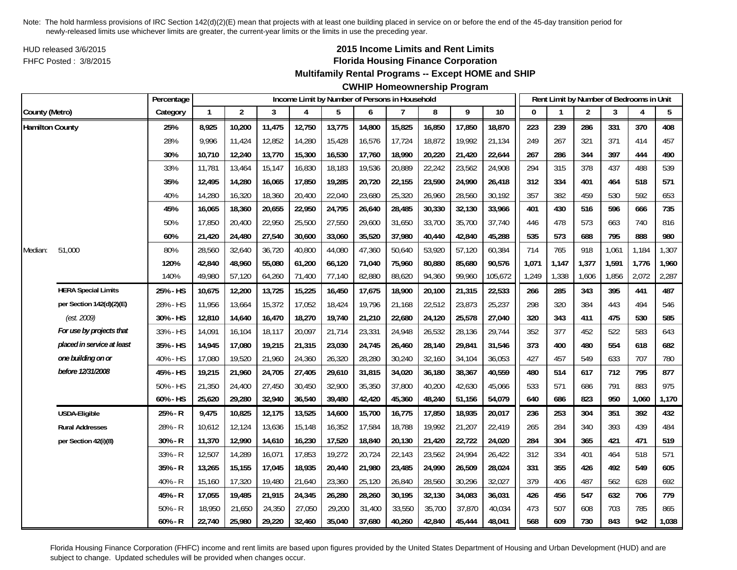Note: The hold harmless provisions of IRC Section 142(d)(2)(E) mean that projects with at least one building placed in service on or before the end of the 45-day transition period for newly-released limits use whichever limits are greater, the current-year limits or the limits in use the preceding year.

HUD released 3/6/2015
FHFC Posted : 3/8/2015

# 2015 Income Limits and Rent Limits
## Florida Housing Finance Corporation
### Multifamily Rental Programs -- Except HOME and SHIP
### CWHIP Homeownership Program

| County (Metro) | | Percentage Category | Income Limit by Number of Persons in Household 1 | 2 | 3 | 4 | 5 | 6 | 7 | 8 | 9 | 10 | Rent Limit by Number of Bedrooms in Unit 0 | 1 | 2 | 3 | 4 | 5 |
|---|---|---|---|---|---|---|---|---|---|---|---|---|---|---|---|---|---|---|
| **Hamilton County** | | **25%** | **8,925** | **10,200** | **11,475** | **12,750** | **13,775** | **14,800** | **15,825** | **16,850** | **17,850** | **18,870** | **223** | **239** | **286** | **331** | **370** | **408** |
| | | 28% | 9,996 | 11,424 | 12,852 | 14,280 | 15,428 | 16,576 | 17,724 | 18,872 | 19,992 | 21,134 | 249 | 267 | 321 | 371 | 414 | 457 |
| | | **30%** | **10,710** | **12,240** | **13,770** | **15,300** | **16,530** | **17,760** | **18,990** | **20,220** | **21,420** | **22,644** | **267** | **286** | **344** | **397** | **444** | **490** |
| | | 33% | 11,781 | 13,464 | 15,147 | 16,830 | 18,183 | 19,536 | 20,889 | 22,242 | 23,562 | 24,908 | 294 | 315 | 378 | 437 | 488 | 539 |
| | | **35%** | **12,495** | **14,280** | **16,065** | **17,850** | **19,285** | **20,720** | **22,155** | **23,590** | **24,990** | **26,418** | **312** | **334** | **401** | **464** | **518** | **571** |
| | | 40% | 14,280 | 16,320 | 18,360 | 20,400 | 22,040 | 23,680 | 25,320 | 26,960 | 28,560 | 30,192 | 357 | 382 | 459 | 530 | 592 | 653 |
| | | **45%** | **16,065** | **18,360** | **20,655** | **22,950** | **24,795** | **26,640** | **28,485** | **30,330** | **32,130** | **33,966** | **401** | **430** | **516** | **596** | **666** | **735** |
| | | 50% | 17,850 | 20,400 | 22,950 | 25,500 | 27,550 | 29,600 | 31,650 | 33,700 | 35,700 | 37,740 | 446 | 478 | 573 | 663 | 740 | 816 |
| | | **60%** | **21,420** | **24,480** | **27,540** | **30,600** | **33,060** | **35,520** | **37,980** | **40,440** | **42,840** | **45,288** | **535** | **573** | **688** | **795** | **888** | **980** |
| Median: | 51,000 | 80% | 28,560 | 32,640 | 36,720 | 40,800 | 44,080 | 47,360 | 50,640 | 53,920 | 57,120 | 60,384 | 714 | 765 | 918 | 1,061 | 1,184 | 1,307 |
| | | **120%** | **42,840** | **48,960** | **55,080** | **61,200** | **66,120** | **71,040** | **75,960** | **80,880** | **85,680** | **90,576** | **1,071** | **1,147** | **1,377** | **1,591** | **1,776** | **1,960** |
| | | 140% | 49,980 | 57,120 | 64,260 | 71,400 | 77,140 | 82,880 | 88,620 | 94,360 | 99,960 | 105,672 | 1,249 | 1,338 | 1,606 | 1,856 | 2,072 | 2,287 |
| | **HERA Special Limits** | **25% - HS** | **10,675** | **12,200** | **13,725** | **15,225** | **16,450** | **17,675** | **18,900** | **20,100** | **21,315** | **22,533** | **266** | **285** | **343** | **395** | **441** | **487** |
| | **per Section 142(d)(2)(E)** | 28% - HS | 11,956 | 13,664 | 15,372 | 17,052 | 18,424 | 19,796 | 21,168 | 22,512 | 23,873 | 25,237 | 298 | 320 | 384 | 443 | 494 | 546 |
| | *(est. 2009)* | **30% - HS** | **12,810** | **14,640** | **16,470** | **18,270** | **19,740** | **21,210** | **22,680** | **24,120** | **25,578** | **27,040** | **320** | **343** | **411** | **475** | **530** | **585** |
| | ***For use by projects that*** | 33% - HS | 14,091 | 16,104 | 18,117 | 20,097 | 21,714 | 23,331 | 24,948 | 26,532 | 28,136 | 29,744 | 352 | 377 | 452 | 522 | 583 | 643 |
| | ***placed in service at least*** | **35% - HS** | **14,945** | **17,080** | **19,215** | **21,315** | **23,030** | **24,745** | **26,460** | **28,140** | **29,841** | **31,546** | **373** | **400** | **480** | **554** | **618** | **682** |
| | ***one building on or*** | 40% - HS | 17,080 | 19,520 | 21,960 | 24,360 | 26,320 | 28,280 | 30,240 | 32,160 | 34,104 | 36,053 | 427 | 457 | 549 | 633 | 707 | 780 |
| | ***before 12/31/2008*** | **45% - HS** | **19,215** | **21,960** | **24,705** | **27,405** | **29,610** | **31,815** | **34,020** | **36,180** | **38,367** | **40,559** | **480** | **514** | **617** | **712** | **795** | **877** |
| | | 50% - HS | 21,350 | 24,400 | 27,450 | 30,450 | 32,900 | 35,350 | 37,800 | 40,200 | 42,630 | 45,066 | 533 | 571 | 686 | 791 | 883 | 975 |
| | | **60% - HS** | **25,620** | **29,280** | **32,940** | **36,540** | **39,480** | **42,420** | **45,360** | **48,240** | **51,156** | **54,079** | **640** | **686** | **823** | **950** | **1,060** | **1,170** |
| | **USDA-Eligible** | **25% - R** | **9,475** | **10,825** | **12,175** | **13,525** | **14,600** | **15,700** | **16,775** | **17,850** | **18,935** | **20,017** | **236** | **253** | **304** | **351** | **392** | **432** |
| | **Rural Addresses** | 28% - R | 10,612 | 12,124 | 13,636 | 15,148 | 16,352 | 17,584 | 18,788 | 19,992 | 21,207 | 22,419 | 265 | 284 | 340 | 393 | 439 | 484 |
| | **per Section 42(i)(8)** | **30% - R** | **11,370** | **12,990** | **14,610** | **16,230** | **17,520** | **18,840** | **20,130** | **21,420** | **22,722** | **24,020** | **284** | **304** | **365** | **421** | **471** | **519** |
| | | 33% - R | 12,507 | 14,289 | 16,071 | 17,853 | 19,272 | 20,724 | 22,143 | 23,562 | 24,994 | 26,422 | 312 | 334 | 401 | 464 | 518 | 571 |
| | | **35% - R** | **13,265** | **15,155** | **17,045** | **18,935** | **20,440** | **21,980** | **23,485** | **24,990** | **26,509** | **28,024** | **331** | **355** | **426** | **492** | **549** | **605** |
| | | 40% - R | 15,160 | 17,320 | 19,480 | 21,640 | 23,360 | 25,120 | 26,840 | 28,560 | 30,296 | 32,027 | 379 | 406 | 487 | 562 | 628 | 692 |
| | | **45% - R** | **17,055** | **19,485** | **21,915** | **24,345** | **26,280** | **28,260** | **30,195** | **32,130** | **34,083** | **36,031** | **426** | **456** | **547** | **632** | **706** | **779** |
| | | 50% - R | 18,950 | 21,650 | 24,350 | 27,050 | 29,200 | 31,400 | 33,550 | 35,700 | 37,870 | 40,034 | 473 | 507 | 608 | 703 | 785 | 865 |
| | | **60% - R** | **22,740** | **25,980** | **29,220** | **32,460** | **35,040** | **37,680** | **40,260** | **42,840** | **45,444** | **48,041** | **568** | **609** | **730** | **843** | **942** | **1,038** |

Florida Housing Finance Corporation (FHFC) income and rent limits are based upon figures provided by the United States Department of Housing and Urban Development (HUD) and are subject to change. Updated schedules will be provided when changes occur.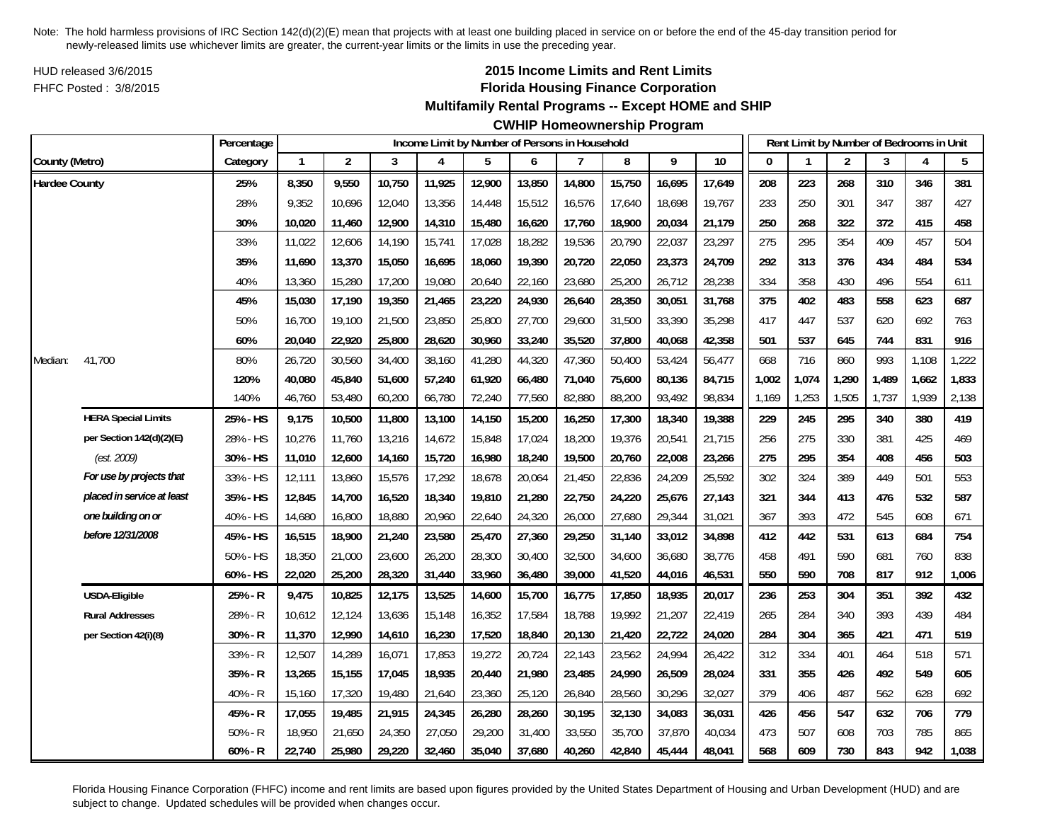Note: The hold harmless provisions of IRC Section 142(d)(2)(E) mean that projects with at least one building placed in service on or before the end of the 45-day transition period for newly-released limits use whichever limits are greater, the current-year limits or the limits in use the preceding year.

HUD released 3/6/2015

FHFC Posted : 3/8/2015

## 2015 Income Limits and Rent Limits
## Florida Housing Finance Corporation
## Multifamily Rental Programs -- Except HOME and SHIP
## CWHIP Homeownership Program

| | | Percentage | Income Limit by Number of Persons in Household | | | | | | | | | | Rent Limit by Number of Bedrooms in Unit | | | | | |
|---|---|---|---|---|---|---|---|---|---|---|---|---|---|---|---|---|---|---|
| County (Metro) | | Category | 1 | 2 | 3 | 4 | 5 | 6 | 7 | 8 | 9 | 10 | 0 | 1 | 2 | 3 | 4 | 5 |
| **Hardee County** | | **25%** | **8,350** | **9,550** | **10,750** | **11,925** | **12,900** | **13,850** | **14,800** | **15,750** | **16,695** | **17,649** | **208** | **223** | **268** | **310** | **346** | **381** |
| | | 28% | 9,352 | 10,696 | 12,040 | 13,356 | 14,448 | 15,512 | 16,576 | 17,640 | 18,698 | 19,767 | 233 | 250 | 301 | 347 | 387 | 427 |
| | | **30%** | **10,020** | **11,460** | **12,900** | **14,310** | **15,480** | **16,620** | **17,760** | **18,900** | **20,034** | **21,179** | **250** | **268** | **322** | **372** | **415** | **458** |
| | | 33% | 11,022 | 12,606 | 14,190 | 15,741 | 17,028 | 18,282 | 19,536 | 20,790 | 22,037 | 23,297 | 275 | 295 | 354 | 409 | 457 | 504 |
| | | **35%** | **11,690** | **13,370** | **15,050** | **16,695** | **18,060** | **19,390** | **20,720** | **22,050** | **23,373** | **24,709** | **292** | **313** | **376** | **434** | **484** | **534** |
| | | 40% | 13,360 | 15,280 | 17,200 | 19,080 | 20,640 | 22,160 | 23,680 | 25,200 | 26,712 | 28,238 | 334 | 358 | 430 | 496 | 554 | 611 |
| | | **45%** | **15,030** | **17,190** | **19,350** | **21,465** | **23,220** | **24,930** | **26,640** | **28,350** | **30,051** | **31,768** | **375** | **402** | **483** | **558** | **623** | **687** |
| | | 50% | 16,700 | 19,100 | 21,500 | 23,850 | 25,800 | 27,700 | 29,600 | 31,500 | 33,390 | 35,298 | 417 | 447 | 537 | 620 | 692 | 763 |
| | | **60%** | **20,040** | **22,920** | **25,800** | **28,620** | **30,960** | **33,240** | **35,520** | **37,800** | **40,068** | **42,358** | **501** | **537** | **645** | **744** | **831** | **916** |
| Median: | 41,700 | 80% | 26,720 | 30,560 | 34,400 | 38,160 | 41,280 | 44,320 | 47,360 | 50,400 | 53,424 | 56,477 | 668 | 716 | 860 | 993 | 1,108 | 1,222 |
| | | **120%** | **40,080** | **45,840** | **51,600** | **57,240** | **61,920** | **66,480** | **71,040** | **75,600** | **80,136** | **84,715** | **1,002** | **1,074** | **1,290** | **1,489** | **1,662** | **1,833** |
| | | 140% | 46,760 | 53,480 | 60,200 | 66,780 | 72,240 | 77,560 | 82,880 | 88,200 | 93,492 | 98,834 | 1,169 | 1,253 | 1,505 | 1,737 | 1,939 | 2,138 |
| | **HERA Special Limits** | **25% - HS** | **9,175** | **10,500** | **11,800** | **13,100** | **14,150** | **15,200** | **16,250** | **17,300** | **18,340** | **19,388** | **229** | **245** | **295** | **340** | **380** | **419** |
| | **per Section 142(d)(2)(E)** | 28% - HS | 10,276 | 11,760 | 13,216 | 14,672 | 15,848 | 17,024 | 18,200 | 19,376 | 20,541 | 21,715 | 256 | 275 | 330 | 381 | 425 | 469 |
| | *(est. 2009)* | **30% - HS** | **11,010** | **12,600** | **14,160** | **15,720** | **16,980** | **18,240** | **19,500** | **20,760** | **22,008** | **23,266** | **275** | **295** | **354** | **408** | **456** | **503** |
| | ***For use by projects that*** | 33% - HS | 12,111 | 13,860 | 15,576 | 17,292 | 18,678 | 20,064 | 21,450 | 22,836 | 24,209 | 25,592 | 302 | 324 | 389 | 449 | 501 | 553 |
| | ***placed in service at least*** | **35% - HS** | **12,845** | **14,700** | **16,520** | **18,340** | **19,810** | **21,280** | **22,750** | **24,220** | **25,676** | **27,143** | **321** | **344** | **413** | **476** | **532** | **587** |
| | ***one building on or*** | 40% - HS | 14,680 | 16,800 | 18,880 | 20,960 | 22,640 | 24,320 | 26,000 | 27,680 | 29,344 | 31,021 | 367 | 393 | 472 | 545 | 608 | 671 |
| | ***before 12/31/2008*** | **45% - HS** | **16,515** | **18,900** | **21,240** | **23,580** | **25,470** | **27,360** | **29,250** | **31,140** | **33,012** | **34,898** | **412** | **442** | **531** | **613** | **684** | **754** |
| | | 50% - HS | 18,350 | 21,000 | 23,600 | 26,200 | 28,300 | 30,400 | 32,500 | 34,600 | 36,680 | 38,776 | 458 | 491 | 590 | 681 | 760 | 838 |
| | | **60% - HS** | **22,020** | **25,200** | **28,320** | **31,440** | **33,960** | **36,480** | **39,000** | **41,520** | **44,016** | **46,531** | **550** | **590** | **708** | **817** | **912** | **1,006** |
| | **USDA-Eligible** | **25% - R** | **9,475** | **10,825** | **12,175** | **13,525** | **14,600** | **15,700** | **16,775** | **17,850** | **18,935** | **20,017** | **236** | **253** | **304** | **351** | **392** | **432** |
| | **Rural Addresses** | 28% - R | 10,612 | 12,124 | 13,636 | 15,148 | 16,352 | 17,584 | 18,788 | 19,992 | 21,207 | 22,419 | 265 | 284 | 340 | 393 | 439 | 484 |
| | **per Section 42(i)(8)** | **30% - R** | **11,370** | **12,990** | **14,610** | **16,230** | **17,520** | **18,840** | **20,130** | **21,420** | **22,722** | **24,020** | **284** | **304** | **365** | **421** | **471** | **519** |
| | | 33% - R | 12,507 | 14,289 | 16,071 | 17,853 | 19,272 | 20,724 | 22,143 | 23,562 | 24,994 | 26,422 | 312 | 334 | 401 | 464 | 518 | 571 |
| | | **35% - R** | **13,265** | **15,155** | **17,045** | **18,935** | **20,440** | **21,980** | **23,485** | **24,990** | **26,509** | **28,024** | **331** | **355** | **426** | **492** | **549** | **605** |
| | | 40% - R | 15,160 | 17,320 | 19,480 | 21,640 | 23,360 | 25,120 | 26,840 | 28,560 | 30,296 | 32,027 | 379 | 406 | 487 | 562 | 628 | 692 |
| | | **45% - R** | **17,055** | **19,485** | **21,915** | **24,345** | **26,280** | **28,260** | **30,195** | **32,130** | **34,083** | **36,031** | **426** | **456** | **547** | **632** | **706** | **779** |
| | | 50% - R | 18,950 | 21,650 | 24,350 | 27,050 | 29,200 | 31,400 | 33,550 | 35,700 | 37,870 | 40,034 | 473 | 507 | 608 | 703 | 785 | 865 |
| | | **60% - R** | **22,740** | **25,980** | **29,220** | **32,460** | **35,040** | **37,680** | **40,260** | **42,840** | **45,444** | **48,041** | **568** | **609** | **730** | **843** | **942** | **1,038** |

Florida Housing Finance Corporation (FHFC) income and rent limits are based upon figures provided by the United States Department of Housing and Urban Development (HUD) and are subject to change. Updated schedules will be provided when changes occur.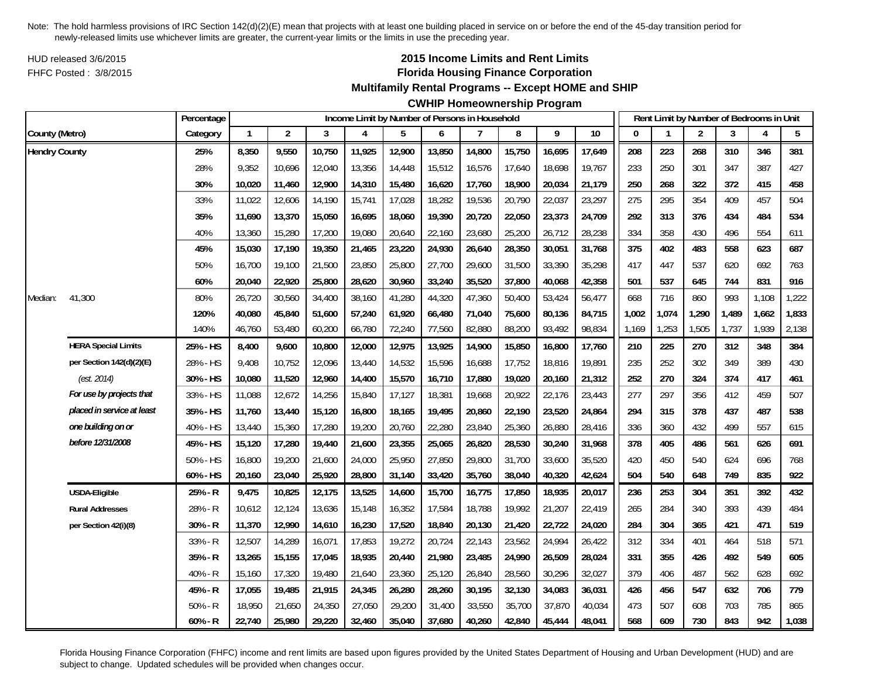Note: The hold harmless provisions of IRC Section 142(d)(2)(E) mean that projects with at least one building placed in service on or before the end of the 45-day transition period for newly-released limits use whichever limits are greater, the current-year limits or the limits in use the preceding year.

HUD released 3/6/2015

FHFC Posted : 3/8/2015

## 2015 Income Limits and Rent Limits
## Florida Housing Finance Corporation
## Multifamily Rental Programs -- Except HOME and SHIP
## CWHIP Homeownership Program

| County (Metro) | | Percentage Category | Income Limit by Number of Persons in Household | | | | | | | | | | Rent Limit by Number of Bedrooms in Unit | | | | | |
|---|---|---|---|---|---|---|---|---|---|---|---|---|---|---|---|---|---|---|
| | | | 1 | 2 | 3 | 4 | 5 | 6 | 7 | 8 | 9 | 10 | 0 | 1 | 2 | 3 | 4 | 5 |
| **Hendry County** | | **25%** | **8,350** | **9,550** | **10,750** | **11,925** | **12,900** | **13,850** | **14,800** | **15,750** | **16,695** | **17,649** | **208** | **223** | **268** | **310** | **346** | **381** |
| | | 28% | 9,352 | 10,696 | 12,040 | 13,356 | 14,448 | 15,512 | 16,576 | 17,640 | 18,698 | 19,767 | 233 | 250 | 301 | 347 | 387 | 427 |
| | | **30%** | **10,020** | **11,460** | **12,900** | **14,310** | **15,480** | **16,620** | **17,760** | **18,900** | **20,034** | **21,179** | **250** | **268** | **322** | **372** | **415** | **458** |
| | | 33% | 11,022 | 12,606 | 14,190 | 15,741 | 17,028 | 18,282 | 19,536 | 20,790 | 22,037 | 23,297 | 275 | 295 | 354 | 409 | 457 | 504 |
| | | **35%** | **11,690** | **13,370** | **15,050** | **16,695** | **18,060** | **19,390** | **20,720** | **22,050** | **23,373** | **24,709** | **292** | **313** | **376** | **434** | **484** | **534** |
| | | 40% | 13,360 | 15,280 | 17,200 | 19,080 | 20,640 | 22,160 | 23,680 | 25,200 | 26,712 | 28,238 | 334 | 358 | 430 | 496 | 554 | 611 |
| | | **45%** | **15,030** | **17,190** | **19,350** | **21,465** | **23,220** | **24,930** | **26,640** | **28,350** | **30,051** | **31,768** | **375** | **402** | **483** | **558** | **623** | **687** |
| | | 50% | 16,700 | 19,100 | 21,500 | 23,850 | 25,800 | 27,700 | 29,600 | 31,500 | 33,390 | 35,298 | 417 | 447 | 537 | 620 | 692 | 763 |
| | | **60%** | **20,040** | **22,920** | **25,800** | **28,620** | **30,960** | **33,240** | **35,520** | **37,800** | **40,068** | **42,358** | **501** | **537** | **645** | **744** | **831** | **916** |
| Median: | 41,300 | 80% | 26,720 | 30,560 | 34,400 | 38,160 | 41,280 | 44,320 | 47,360 | 50,400 | 53,424 | 56,477 | 668 | 716 | 860 | 993 | 1,108 | 1,222 |
| | | **120%** | **40,080** | **45,840** | **51,600** | **57,240** | **61,920** | **66,480** | **71,040** | **75,600** | **80,136** | **84,715** | **1,002** | **1,074** | **1,290** | **1,489** | **1,662** | **1,833** |
| | | 140% | 46,760 | 53,480 | 60,200 | 66,780 | 72,240 | 77,560 | 82,880 | 88,200 | 93,492 | 98,834 | 1,169 | 1,253 | 1,505 | 1,737 | 1,939 | 2,138 |
| | **HERA Special Limits** | **25% - HS** | **8,400** | **9,600** | **10,800** | **12,000** | **12,975** | **13,925** | **14,900** | **15,850** | **16,800** | **17,760** | **210** | **225** | **270** | **312** | **348** | **384** |
| | **per Section 142(d)(2)(E)** | 28% - HS | 9,408 | 10,752 | 12,096 | 13,440 | 14,532 | 15,596 | 16,688 | 17,752 | 18,816 | 19,891 | 235 | 252 | 302 | 349 | 389 | 430 |
| | *(est. 2014)* | **30% - HS** | **10,080** | **11,520** | **12,960** | **14,400** | **15,570** | **16,710** | **17,880** | **19,020** | **20,160** | **21,312** | **252** | **270** | **324** | **374** | **417** | **461** |
| | ***For use by projects that*** | 33% - HS | 11,088 | 12,672 | 14,256 | 15,840 | 17,127 | 18,381 | 19,668 | 20,922 | 22,176 | 23,443 | 277 | 297 | 356 | 412 | 459 | 507 |
| | ***placed in service at least*** | **35% - HS** | **11,760** | **13,440** | **15,120** | **16,800** | **18,165** | **19,495** | **20,860** | **22,190** | **23,520** | **24,864** | **294** | **315** | **378** | **437** | **487** | **538** |
| | ***one building on or*** | 40% - HS | 13,440 | 15,360 | 17,280 | 19,200 | 20,760 | 22,280 | 23,840 | 25,360 | 26,880 | 28,416 | 336 | 360 | 432 | 499 | 557 | 615 |
| | ***before 12/31/2008*** | **45% - HS** | **15,120** | **17,280** | **19,440** | **21,600** | **23,355** | **25,065** | **26,820** | **28,530** | **30,240** | **31,968** | **378** | **405** | **486** | **561** | **626** | **691** |
| | | 50% - HS | 16,800 | 19,200 | 21,600 | 24,000 | 25,950 | 27,850 | 29,800 | 31,700 | 33,600 | 35,520 | 420 | 450 | 540 | 624 | 696 | 768 |
| | | **60% - HS** | **20,160** | **23,040** | **25,920** | **28,800** | **31,140** | **33,420** | **35,760** | **38,040** | **40,320** | **42,624** | **504** | **540** | **648** | **749** | **835** | **922** |
| | **USDA-Eligible** | **25% - R** | **9,475** | **10,825** | **12,175** | **13,525** | **14,600** | **15,700** | **16,775** | **17,850** | **18,935** | **20,017** | **236** | **253** | **304** | **351** | **392** | **432** |
| | **Rural Addresses** | 28% - R | 10,612 | 12,124 | 13,636 | 15,148 | 16,352 | 17,584 | 18,788 | 19,992 | 21,207 | 22,419 | 265 | 284 | 340 | 393 | 439 | 484 |
| | **per Section 42(i)(8)** | **30% - R** | **11,370** | **12,990** | **14,610** | **16,230** | **17,520** | **18,840** | **20,130** | **21,420** | **22,722** | **24,020** | **284** | **304** | **365** | **421** | **471** | **519** |
| | | 33% - R | 12,507 | 14,289 | 16,071 | 17,853 | 19,272 | 20,724 | 22,143 | 23,562 | 24,994 | 26,422 | 312 | 334 | 401 | 464 | 518 | 571 |
| | | **35% - R** | **13,265** | **15,155** | **17,045** | **18,935** | **20,440** | **21,980** | **23,485** | **24,990** | **26,509** | **28,024** | **331** | **355** | **426** | **492** | **549** | **605** |
| | | 40% - R | 15,160 | 17,320 | 19,480 | 21,640 | 23,360 | 25,120 | 26,840 | 28,560 | 30,296 | 32,027 | 379 | 406 | 487 | 562 | 628 | 692 |
| | | **45% - R** | **17,055** | **19,485** | **21,915** | **24,345** | **26,280** | **28,260** | **30,195** | **32,130** | **34,083** | **36,031** | **426** | **456** | **547** | **632** | **706** | **779** |
| | | 50% - R | 18,950 | 21,650 | 24,350 | 27,050 | 29,200 | 31,400 | 33,550 | 35,700 | 37,870 | 40,034 | 473 | 507 | 608 | 703 | 785 | 865 |
| | | **60% - R** | **22,740** | **25,980** | **29,220** | **32,460** | **35,040** | **37,680** | **40,260** | **42,840** | **45,444** | **48,041** | **568** | **609** | **730** | **843** | **942** | **1,038** |

Florida Housing Finance Corporation (FHFC) income and rent limits are based upon figures provided by the United States Department of Housing and Urban Development (HUD) and are subject to change. Updated schedules will be provided when changes occur.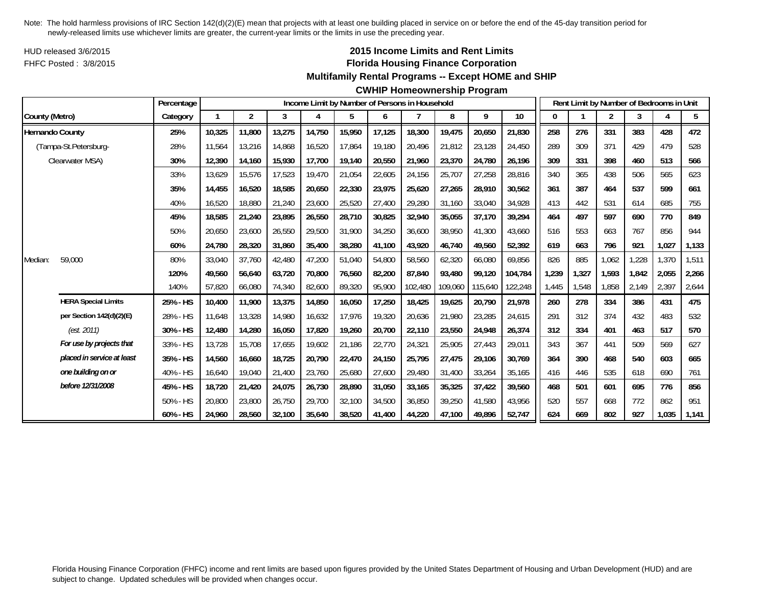Note: The hold harmless provisions of IRC Section 142(d)(2)(E) mean that projects with at least one building placed in service on or before the end of the 45-day transition period for newly-released limits use whichever limits are greater, the current-year limits or the limits in use the preceding year.

HUD released 3/6/2015

FHFC Posted : 3/8/2015

## 2015 Income Limits and Rent Limits
## Florida Housing Finance Corporation
### Multifamily Rental Programs -- Except HOME and SHIP
### CWHIP Homeownership Program

| | Percentage | Income Limit by Number of Persons in Household | | | | | | | | | | Rent Limit by Number of Bedrooms in Unit | | | | | |
|---|---|---|---|---|---|---|---|---|---|---|---|---|---|---|---|---|---|
| County (Metro) | Category | 1 | 2 | 3 | 4 | 5 | 6 | 7 | 8 | 9 | 10 | 0 | 1 | 2 | 3 | 4 | 5 |
| **Hernando County** | **25%** | **10,325** | **11,800** | **13,275** | **14,750** | **15,950** | **17,125** | **18,300** | **19,475** | **20,650** | **21,830** | **258** | **276** | **331** | **383** | **428** | **472** |
| (Tampa-St.Petersburg- | 28% | 11,564 | 13,216 | 14,868 | 16,520 | 17,864 | 19,180 | 20,496 | 21,812 | 23,128 | 24,450 | 289 | 309 | 371 | 429 | 479 | 528 |
| Clearwater MSA) | **30%** | **12,390** | **14,160** | **15,930** | **17,700** | **19,140** | **20,550** | **21,960** | **23,370** | **24,780** | **26,196** | **309** | **331** | **398** | **460** | **513** | **566** |
| | 33% | 13,629 | 15,576 | 17,523 | 19,470 | 21,054 | 22,605 | 24,156 | 25,707 | 27,258 | 28,816 | 340 | 365 | 438 | 506 | 565 | 623 |
| | **35%** | **14,455** | **16,520** | **18,585** | **20,650** | **22,330** | **23,975** | **25,620** | **27,265** | **28,910** | **30,562** | **361** | **387** | **464** | **537** | **599** | **661** |
| | 40% | 16,520 | 18,880 | 21,240 | 23,600 | 25,520 | 27,400 | 29,280 | 31,160 | 33,040 | 34,928 | 413 | 442 | 531 | 614 | 685 | 755 |
| | **45%** | **18,585** | **21,240** | **23,895** | **26,550** | **28,710** | **30,825** | **32,940** | **35,055** | **37,170** | **39,294** | **464** | **497** | **597** | **690** | **770** | **849** |
| | 50% | 20,650 | 23,600 | 26,550 | 29,500 | 31,900 | 34,250 | 36,600 | 38,950 | 41,300 | 43,660 | 516 | 553 | 663 | 767 | 856 | 944 |
| | **60%** | **24,780** | **28,320** | **31,860** | **35,400** | **38,280** | **41,100** | **43,920** | **46,740** | **49,560** | **52,392** | **619** | **663** | **796** | **921** | **1,027** | **1,133** |
| Median: 59,000 | 80% | 33,040 | 37,760 | 42,480 | 47,200 | 51,040 | 54,800 | 58,560 | 62,320 | 66,080 | 69,856 | 826 | 885 | 1,062 | 1,228 | 1,370 | 1,511 |
| | **120%** | **49,560** | **56,640** | **63,720** | **70,800** | **76,560** | **82,200** | **87,840** | **93,480** | **99,120** | **104,784** | **1,239** | **1,327** | **1,593** | **1,842** | **2,055** | **2,266** |
| | 140% | 57,820 | 66,080 | 74,340 | 82,600 | 89,320 | 95,900 | 102,480 | 109,060 | 115,640 | 122,248 | 1,445 | 1,548 | 1,858 | 2,149 | 2,397 | 2,644 |
| **HERA Special Limits** | **25% - HS** | **10,400** | **11,900** | **13,375** | **14,850** | **16,050** | **17,250** | **18,425** | **19,625** | **20,790** | **21,978** | **260** | **278** | **334** | **386** | **431** | **475** |
| **per Section 142(d)(2)(E)** | 28% - HS | 11,648 | 13,328 | 14,980 | 16,632 | 17,976 | 19,320 | 20,636 | 21,980 | 23,285 | 24,615 | 291 | 312 | 374 | 432 | 483 | 532 |
| *(est. 2011)* | **30% - HS** | **12,480** | **14,280** | **16,050** | **17,820** | **19,260** | **20,700** | **22,110** | **23,550** | **24,948** | **26,374** | **312** | **334** | **401** | **463** | **517** | **570** |
| ***For use by projects that*** | 33% - HS | 13,728 | 15,708 | 17,655 | 19,602 | 21,186 | 22,770 | 24,321 | 25,905 | 27,443 | 29,011 | 343 | 367 | 441 | 509 | 569 | 627 |
| ***placed in service at least*** | **35% - HS** | **14,560** | **16,660** | **18,725** | **20,790** | **22,470** | **24,150** | **25,795** | **27,475** | **29,106** | **30,769** | **364** | **390** | **468** | **540** | **603** | **665** |
| ***one building on or*** | 40% - HS | 16,640 | 19,040 | 21,400 | 23,760 | 25,680 | 27,600 | 29,480 | 31,400 | 33,264 | 35,165 | 416 | 446 | 535 | 618 | 690 | 761 |
| ***before 12/31/2008*** | **45% - HS** | **18,720** | **21,420** | **24,075** | **26,730** | **28,890** | **31,050** | **33,165** | **35,325** | **37,422** | **39,560** | **468** | **501** | **601** | **695** | **776** | **856** |
| | 50% - HS | 20,800 | 23,800 | 26,750 | 29,700 | 32,100 | 34,500 | 36,850 | 39,250 | 41,580 | 43,956 | 520 | 557 | 668 | 772 | 862 | 951 |
| | **60% - HS** | **24,960** | **28,560** | **32,100** | **35,640** | **38,520** | **41,400** | **44,220** | **47,100** | **49,896** | **52,747** | **624** | **669** | **802** | **927** | **1,035** | **1,141** |

Florida Housing Finance Corporation (FHFC) income and rent limits are based upon figures provided by the United States Department of Housing and Urban Development (HUD) and are subject to change. Updated schedules will be provided when changes occur.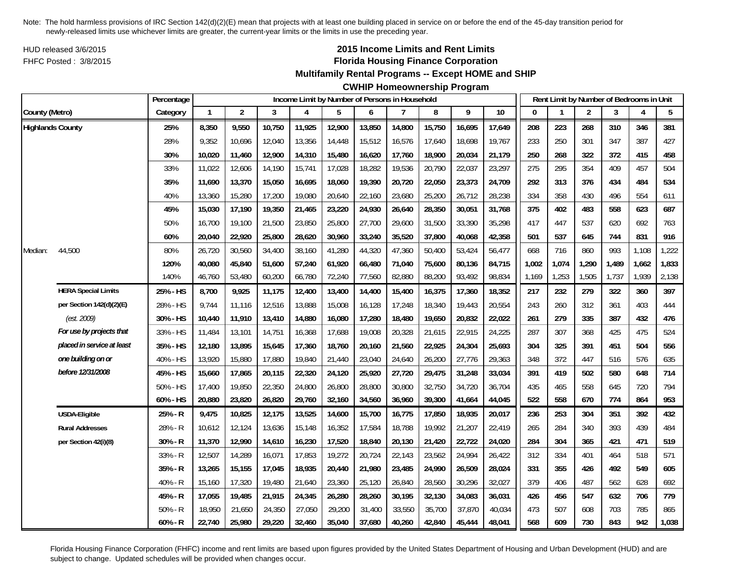Note: The hold harmless provisions of IRC Section 142(d)(2)(E) mean that projects with at least one building placed in service on or before the end of the 45-day transition period for newly-released limits use whichever limits are greater, the current-year limits or the limits in use the preceding year.

HUD released 3/6/2015

FHFC Posted : 3/8/2015

# 2015 Income Limits and Rent Limits

## Florida Housing Finance Corporation

## Multifamily Rental Programs -- Except HOME and SHIP

## CWHIP Homeownership Program

| County (Metro) | | Percentage Category | Income Limit by Number of Persons in Household 1 | 2 | 3 | 4 | 5 | 6 | 7 | 8 | 9 | 10 | Rent Limit by Number of Bedrooms in Unit 0 | 1 | 2 | 3 | 4 | 5 |
|---|---|---|---|---|---|---|---|---|---|---|---|---|---|---|---|---|---|---|
| **Highlands County** | | **25%** | **8,350** | **9,550** | **10,750** | **11,925** | **12,900** | **13,850** | **14,800** | **15,750** | **16,695** | **17,649** | **208** | **223** | **268** | **310** | **346** | **381** |
| | | 28% | 9,352 | 10,696 | 12,040 | 13,356 | 14,448 | 15,512 | 16,576 | 17,640 | 18,698 | 19,767 | 233 | 250 | 301 | 347 | 387 | 427 |
| | | **30%** | **10,020** | **11,460** | **12,900** | **14,310** | **15,480** | **16,620** | **17,760** | **18,900** | **20,034** | **21,179** | **250** | **268** | **322** | **372** | **415** | **458** |
| | | 33% | 11,022 | 12,606 | 14,190 | 15,741 | 17,028 | 18,282 | 19,536 | 20,790 | 22,037 | 23,297 | 275 | 295 | 354 | 409 | 457 | 504 |
| | | **35%** | **11,690** | **13,370** | **15,050** | **16,695** | **18,060** | **19,390** | **20,720** | **22,050** | **23,373** | **24,709** | **292** | **313** | **376** | **434** | **484** | **534** |
| | | 40% | 13,360 | 15,280 | 17,200 | 19,080 | 20,640 | 22,160 | 23,680 | 25,200 | 26,712 | 28,238 | 334 | 358 | 430 | 496 | 554 | 611 |
| | | **45%** | **15,030** | **17,190** | **19,350** | **21,465** | **23,220** | **24,930** | **26,640** | **28,350** | **30,051** | **31,768** | **375** | **402** | **483** | **558** | **623** | **687** |
| | | 50% | 16,700 | 19,100 | 21,500 | 23,850 | 25,800 | 27,700 | 29,600 | 31,500 | 33,390 | 35,298 | 417 | 447 | 537 | 620 | 692 | 763 |
| | | **60%** | **20,040** | **22,920** | **25,800** | **28,620** | **30,960** | **33,240** | **35,520** | **37,800** | **40,068** | **42,358** | **501** | **537** | **645** | **744** | **831** | **916** |
| Median: | 44,500 | 80% | 26,720 | 30,560 | 34,400 | 38,160 | 41,280 | 44,320 | 47,360 | 50,400 | 53,424 | 56,477 | 668 | 716 | 860 | 993 | 1,108 | 1,222 |
| | | **120%** | **40,080** | **45,840** | **51,600** | **57,240** | **61,920** | **66,480** | **71,040** | **75,600** | **80,136** | **84,715** | **1,002** | **1,074** | **1,290** | **1,489** | **1,662** | **1,833** |
| | | 140% | 46,760 | 53,480 | 60,200 | 66,780 | 72,240 | 77,560 | 82,880 | 88,200 | 93,492 | 98,834 | 1,169 | 1,253 | 1,505 | 1,737 | 1,939 | 2,138 |
| | **HERA Special Limits** | **25% - HS** | **8,700** | **9,925** | **11,175** | **12,400** | **13,400** | **14,400** | **15,400** | **16,375** | **17,360** | **18,352** | **217** | **232** | **279** | **322** | **360** | **397** |
| | **per Section 142(d)(2)(E)** | 28% - HS | 9,744 | 11,116 | 12,516 | 13,888 | 15,008 | 16,128 | 17,248 | 18,340 | 19,443 | 20,554 | 243 | 260 | 312 | 361 | 403 | 444 |
| | *(est. 2009)* | **30% - HS** | **10,440** | **11,910** | **13,410** | **14,880** | **16,080** | **17,280** | **18,480** | **19,650** | **20,832** | **22,022** | **261** | **279** | **335** | **387** | **432** | **476** |
| | ***For use by projects that*** | 33% - HS | 11,484 | 13,101 | 14,751 | 16,368 | 17,688 | 19,008 | 20,328 | 21,615 | 22,915 | 24,225 | 287 | 307 | 368 | 425 | 475 | 524 |
| | ***placed in service at least*** | **35% - HS** | **12,180** | **13,895** | **15,645** | **17,360** | **18,760** | **20,160** | **21,560** | **22,925** | **24,304** | **25,693** | **304** | **325** | **391** | **451** | **504** | **556** |
| | ***one building on or*** | 40% - HS | 13,920 | 15,880 | 17,880 | 19,840 | 21,440 | 23,040 | 24,640 | 26,200 | 27,776 | 29,363 | 348 | 372 | 447 | 516 | 576 | 635 |
| | ***before 12/31/2008*** | **45% - HS** | **15,660** | **17,865** | **20,115** | **22,320** | **24,120** | **25,920** | **27,720** | **29,475** | **31,248** | **33,034** | **391** | **419** | **502** | **580** | **648** | **714** |
| | | 50% - HS | 17,400 | 19,850 | 22,350 | 24,800 | 26,800 | 28,800 | 30,800 | 32,750 | 34,720 | 36,704 | 435 | 465 | 558 | 645 | 720 | 794 |
| | | **60% - HS** | **20,880** | **23,820** | **26,820** | **29,760** | **32,160** | **34,560** | **36,960** | **39,300** | **41,664** | **44,045** | **522** | **558** | **670** | **774** | **864** | **953** |
| | **USDA-Eligible** | **25% - R** | **9,475** | **10,825** | **12,175** | **13,525** | **14,600** | **15,700** | **16,775** | **17,850** | **18,935** | **20,017** | **236** | **253** | **304** | **351** | **392** | **432** |
| | **Rural Addresses** | 28% - R | 10,612 | 12,124 | 13,636 | 15,148 | 16,352 | 17,584 | 18,788 | 19,992 | 21,207 | 22,419 | 265 | 284 | 340 | 393 | 439 | 484 |
| | **per Section 42(i)(8)** | **30% - R** | **11,370** | **12,990** | **14,610** | **16,230** | **17,520** | **18,840** | **20,130** | **21,420** | **22,722** | **24,020** | **284** | **304** | **365** | **421** | **471** | **519** |
| | | 33% - R | 12,507 | 14,289 | 16,071 | 17,853 | 19,272 | 20,724 | 22,143 | 23,562 | 24,994 | 26,422 | 312 | 334 | 401 | 464 | 518 | 571 |
| | | **35% - R** | **13,265** | **15,155** | **17,045** | **18,935** | **20,440** | **21,980** | **23,485** | **24,990** | **26,509** | **28,024** | **331** | **355** | **426** | **492** | **549** | **605** |
| | | 40% - R | 15,160 | 17,320 | 19,480 | 21,640 | 23,360 | 25,120 | 26,840 | 28,560 | 30,296 | 32,027 | 379 | 406 | 487 | 562 | 628 | 692 |
| | | **45% - R** | **17,055** | **19,485** | **21,915** | **24,345** | **26,280** | **28,260** | **30,195** | **32,130** | **34,083** | **36,031** | **426** | **456** | **547** | **632** | **706** | **779** |
| | | 50% - R | 18,950 | 21,650 | 24,350 | 27,050 | 29,200 | 31,400 | 33,550 | 35,700 | 37,870 | 40,034 | 473 | 507 | 608 | 703 | 785 | 865 |
| | | **60% - R** | **22,740** | **25,980** | **29,220** | **32,460** | **35,040** | **37,680** | **40,260** | **42,840** | **45,444** | **48,041** | **568** | **609** | **730** | **843** | **942** | **1,038** |

Florida Housing Finance Corporation (FHFC) income and rent limits are based upon figures provided by the United States Department of Housing and Urban Development (HUD) and are subject to change. Updated schedules will be provided when changes occur.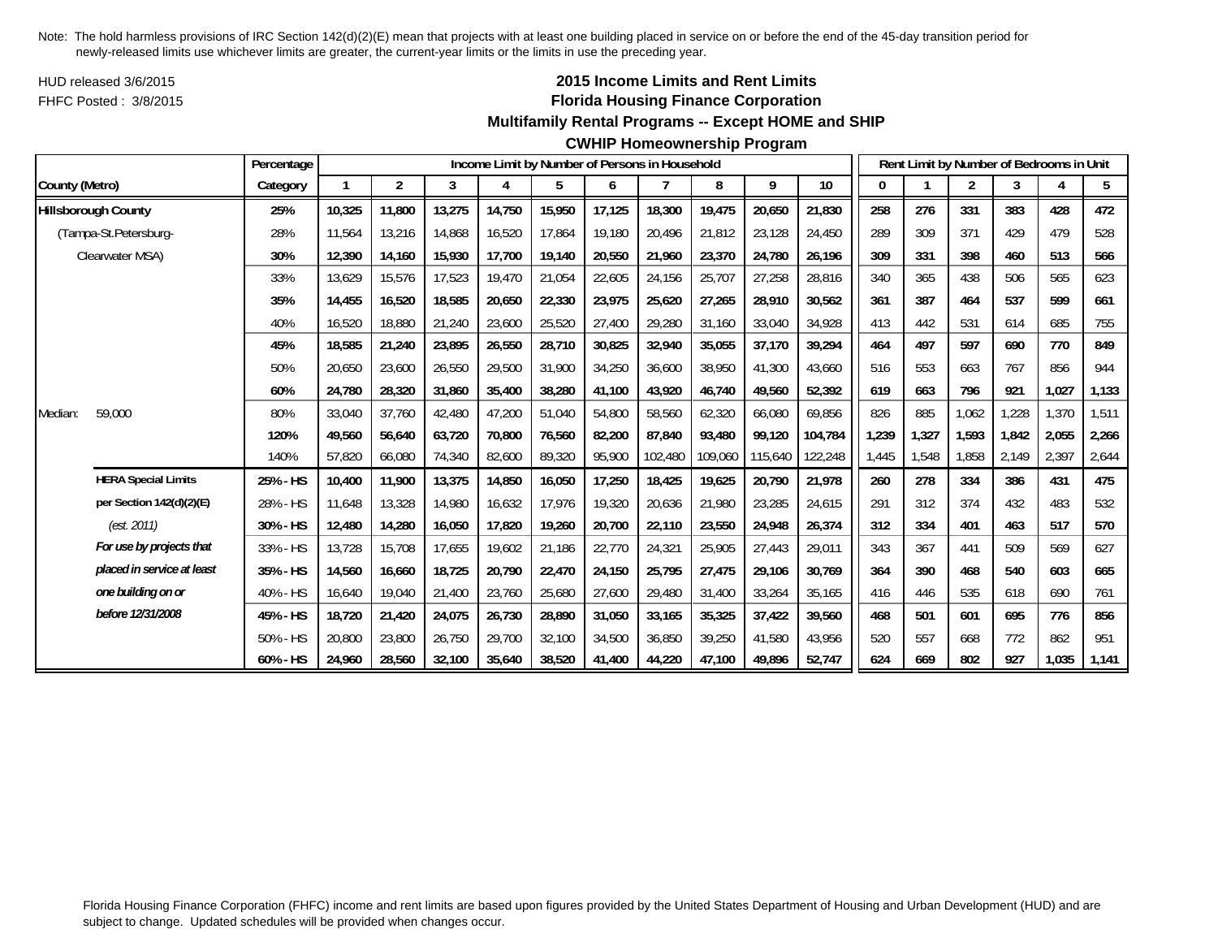Note: The hold harmless provisions of IRC Section 142(d)(2)(E) mean that projects with at least one building placed in service on or before the end of the 45-day transition period for newly-released limits use whichever limits are greater, the current-year limits or the limits in use the preceding year.

HUD released 3/6/2015

FHFC Posted : 3/8/2015

## 2015 Income Limits and Rent Limits

### Florida Housing Finance Corporation

### Multifamily Rental Programs -- Except HOME and SHIP

### CWHIP Homeownership Program

| County (Metro) | | Percentage Category | Income Limit by Number of Persons in Household | | | | | | | | | | Rent Limit by Number of Bedrooms in Unit | | | | | |
|---|---|---|---|---|---|---|---|---|---|---|---|---|---|---|---|---|---|---|
| | | | 1 | 2 | 3 | 4 | 5 | 6 | 7 | 8 | 9 | 10 | 0 | 1 | 2 | 3 | 4 | 5 |
| **Hillsborough County** | | **25%** | **10,325** | **11,800** | **13,275** | **14,750** | **15,950** | **17,125** | **18,300** | **19,475** | **20,650** | **21,830** | **258** | **276** | **331** | **383** | **428** | **472** |
| (Tampa-St.Petersburg- | | 28% | 11,564 | 13,216 | 14,868 | 16,520 | 17,864 | 19,180 | 20,496 | 21,812 | 23,128 | 24,450 | 289 | 309 | 371 | 429 | 479 | 528 |
| Clearwater MSA) | | **30%** | **12,390** | **14,160** | **15,930** | **17,700** | **19,140** | **20,550** | **21,960** | **23,370** | **24,780** | **26,196** | **309** | **331** | **398** | **460** | **513** | **566** |
| | | 33% | 13,629 | 15,576 | 17,523 | 19,470 | 21,054 | 22,605 | 24,156 | 25,707 | 27,258 | 28,816 | 340 | 365 | 438 | 506 | 565 | 623 |
| | | **35%** | **14,455** | **16,520** | **18,585** | **20,650** | **22,330** | **23,975** | **25,620** | **27,265** | **28,910** | **30,562** | **361** | **387** | **464** | **537** | **599** | **661** |
| | | 40% | 16,520 | 18,880 | 21,240 | 23,600 | 25,520 | 27,400 | 29,280 | 31,160 | 33,040 | 34,928 | 413 | 442 | 531 | 614 | 685 | 755 |
| | | **45%** | **18,585** | **21,240** | **23,895** | **26,550** | **28,710** | **30,825** | **32,940** | **35,055** | **37,170** | **39,294** | **464** | **497** | **597** | **690** | **770** | **849** |
| | | 50% | 20,650 | 23,600 | 26,550 | 29,500 | 31,900 | 34,250 | 36,600 | 38,950 | 41,300 | 43,660 | 516 | 553 | 663 | 767 | 856 | 944 |
| | | **60%** | **24,780** | **28,320** | **31,860** | **35,400** | **38,280** | **41,100** | **43,920** | **46,740** | **49,560** | **52,392** | **619** | **663** | **796** | **921** | **1,027** | **1,133** |
| Median: | 59,000 | 80% | 33,040 | 37,760 | 42,480 | 47,200 | 51,040 | 54,800 | 58,560 | 62,320 | 66,080 | 69,856 | 826 | 885 | 1,062 | 1,228 | 1,370 | 1,511 |
| | | **120%** | **49,560** | **56,640** | **63,720** | **70,800** | **76,560** | **82,200** | **87,840** | **93,480** | **99,120** | **104,784** | **1,239** | **1,327** | **1,593** | **1,842** | **2,055** | **2,266** |
| | | 140% | 57,820 | 66,080 | 74,340 | 82,600 | 89,320 | 95,900 | 102,480 | 109,060 | 115,640 | 122,248 | 1,445 | 1,548 | 1,858 | 2,149 | 2,397 | 2,644 |
| | **HERA Special Limits** | **25% - HS** | **10,400** | **11,900** | **13,375** | **14,850** | **16,050** | **17,250** | **18,425** | **19,625** | **20,790** | **21,978** | **260** | **278** | **334** | **386** | **431** | **475** |
| | **per Section 142(d)(2)(E)** | 28% - HS | 11,648 | 13,328 | 14,980 | 16,632 | 17,976 | 19,320 | 20,636 | 21,980 | 23,285 | 24,615 | 291 | 312 | 374 | 432 | 483 | 532 |
| | *(est. 2011)* | **30% - HS** | **12,480** | **14,280** | **16,050** | **17,820** | **19,260** | **20,700** | **22,110** | **23,550** | **24,948** | **26,374** | **312** | **334** | **401** | **463** | **517** | **570** |
| | ***For use by projects that*** | 33% - HS | 13,728 | 15,708 | 17,655 | 19,602 | 21,186 | 22,770 | 24,321 | 25,905 | 27,443 | 29,011 | 343 | 367 | 441 | 509 | 569 | 627 |
| | ***placed in service at least*** | **35% - HS** | **14,560** | **16,660** | **18,725** | **20,790** | **22,470** | **24,150** | **25,795** | **27,475** | **29,106** | **30,769** | **364** | **390** | **468** | **540** | **603** | **665** |
| | ***one building on or*** | 40% - HS | 16,640 | 19,040 | 21,400 | 23,760 | 25,680 | 27,600 | 29,480 | 31,400 | 33,264 | 35,165 | 416 | 446 | 535 | 618 | 690 | 761 |
| | ***before 12/31/2008*** | **45% - HS** | **18,720** | **21,420** | **24,075** | **26,730** | **28,890** | **31,050** | **33,165** | **35,325** | **37,422** | **39,560** | **468** | **501** | **601** | **695** | **776** | **856** |
| | | 50% - HS | 20,800 | 23,800 | 26,750 | 29,700 | 32,100 | 34,500 | 36,850 | 39,250 | 41,580 | 43,956 | 520 | 557 | 668 | 772 | 862 | 951 |
| | | **60% - HS** | **24,960** | **28,560** | **32,100** | **35,640** | **38,520** | **41,400** | **44,220** | **47,100** | **49,896** | **52,747** | **624** | **669** | **802** | **927** | **1,035** | **1,141** |

Florida Housing Finance Corporation (FHFC) income and rent limits are based upon figures provided by the United States Department of Housing and Urban Development (HUD) and are subject to change. Updated schedules will be provided when changes occur.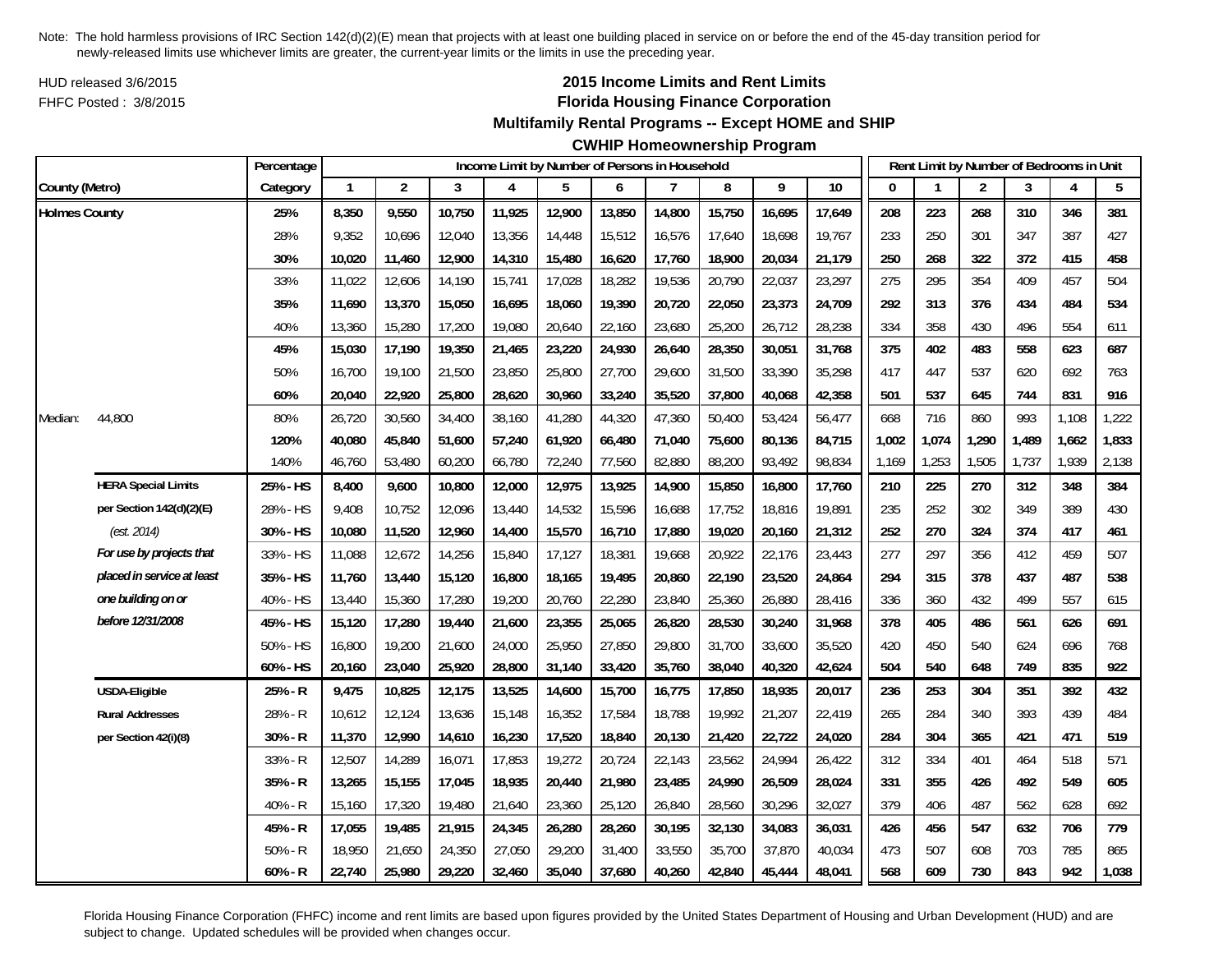Note: The hold harmless provisions of IRC Section 142(d)(2)(E) mean that projects with at least one building placed in service on or before the end of the 45-day transition period for newly-released limits use whichever limits are greater, the current-year limits or the limits in use the preceding year.

HUD released 3/6/2015
FHFC Posted : 3/8/2015

## 2015 Income Limits and Rent Limits
## Florida Housing Finance Corporation
### Multifamily Rental Programs -- Except HOME and SHIP
### CWHIP Homeownership Program

| County (Metro) | | Percentage Category | Income Limit by Number of Persons in Household 1 | 2 | 3 | 4 | 5 | 6 | 7 | 8 | 9 | 10 | Rent Limit by Number of Bedrooms in Unit 0 | 1 | 2 | 3 | 4 | 5 |
|---|---|---|---|---|---|---|---|---|---|---|---|---|---|---|---|---|---|---|
| **Holmes County** | | **25%** | **8,350** | **9,550** | **10,750** | **11,925** | **12,900** | **13,850** | **14,800** | **15,750** | **16,695** | **17,649** | **208** | **223** | **268** | **310** | **346** | **381** |
| | | 28% | 9,352 | 10,696 | 12,040 | 13,356 | 14,448 | 15,512 | 16,576 | 17,640 | 18,698 | 19,767 | 233 | 250 | 301 | 347 | 387 | 427 |
| | | **30%** | **10,020** | **11,460** | **12,900** | **14,310** | **15,480** | **16,620** | **17,760** | **18,900** | **20,034** | **21,179** | **250** | **268** | **322** | **372** | **415** | **458** |
| | | 33% | 11,022 | 12,606 | 14,190 | 15,741 | 17,028 | 18,282 | 19,536 | 20,790 | 22,037 | 23,297 | 275 | 295 | 354 | 409 | 457 | 504 |
| | | **35%** | **11,690** | **13,370** | **15,050** | **16,695** | **18,060** | **19,390** | **20,720** | **22,050** | **23,373** | **24,709** | **292** | **313** | **376** | **434** | **484** | **534** |
| | | 40% | 13,360 | 15,280 | 17,200 | 19,080 | 20,640 | 22,160 | 23,680 | 25,200 | 26,712 | 28,238 | 334 | 358 | 430 | 496 | 554 | 611 |
| | | **45%** | **15,030** | **17,190** | **19,350** | **21,465** | **23,220** | **24,930** | **26,640** | **28,350** | **30,051** | **31,768** | **375** | **402** | **483** | **558** | **623** | **687** |
| | | 50% | 16,700 | 19,100 | 21,500 | 23,850 | 25,800 | 27,700 | 29,600 | 31,500 | 33,390 | 35,298 | 417 | 447 | 537 | 620 | 692 | 763 |
| | | **60%** | **20,040** | **22,920** | **25,800** | **28,620** | **30,960** | **33,240** | **35,520** | **37,800** | **40,068** | **42,358** | **501** | **537** | **645** | **744** | **831** | **916** |
| Median: | 44,800 | 80% | 26,720 | 30,560 | 34,400 | 38,160 | 41,280 | 44,320 | 47,360 | 50,400 | 53,424 | 56,477 | 668 | 716 | 860 | 993 | 1,108 | 1,222 |
| | | **120%** | **40,080** | **45,840** | **51,600** | **57,240** | **61,920** | **66,480** | **71,040** | **75,600** | **80,136** | **84,715** | **1,002** | **1,074** | **1,290** | **1,489** | **1,662** | **1,833** |
| | | 140% | 46,760 | 53,480 | 60,200 | 66,780 | 72,240 | 77,560 | 82,880 | 88,200 | 93,492 | 98,834 | 1,169 | 1,253 | 1,505 | 1,737 | 1,939 | 2,138 |
| | **HERA Special Limits** | **25% - HS** | **8,400** | **9,600** | **10,800** | **12,000** | **12,975** | **13,925** | **14,900** | **15,850** | **16,800** | **17,760** | **210** | **225** | **270** | **312** | **348** | **384** |
| | **per Section 142(d)(2)(E)** | 28% - HS | 9,408 | 10,752 | 12,096 | 13,440 | 14,532 | 15,596 | 16,688 | 17,752 | 18,816 | 19,891 | 235 | 252 | 302 | 349 | 389 | 430 |
| | *(est. 2014)* | **30% - HS** | **10,080** | **11,520** | **12,960** | **14,400** | **15,570** | **16,710** | **17,880** | **19,020** | **20,160** | **21,312** | **252** | **270** | **324** | **374** | **417** | **461** |
| | ***For use by projects that*** | 33% - HS | 11,088 | 12,672 | 14,256 | 15,840 | 17,127 | 18,381 | 19,668 | 20,922 | 22,176 | 23,443 | 277 | 297 | 356 | 412 | 459 | 507 |
| | ***placed in service at least*** | **35% - HS** | **11,760** | **13,440** | **15,120** | **16,800** | **18,165** | **19,495** | **20,860** | **22,190** | **23,520** | **24,864** | **294** | **315** | **378** | **437** | **487** | **538** |
| | ***one building on or*** | 40% - HS | 13,440 | 15,360 | 17,280 | 19,200 | 20,760 | 22,280 | 23,840 | 25,360 | 26,880 | 28,416 | 336 | 360 | 432 | 499 | 557 | 615 |
| | ***before 12/31/2008*** | **45% - HS** | **15,120** | **17,280** | **19,440** | **21,600** | **23,355** | **25,065** | **26,820** | **28,530** | **30,240** | **31,968** | **378** | **405** | **486** | **561** | **626** | **691** |
| | | 50% - HS | 16,800 | 19,200 | 21,600 | 24,000 | 25,950 | 27,850 | 29,800 | 31,700 | 33,600 | 35,520 | 420 | 450 | 540 | 624 | 696 | 768 |
| | | **60% - HS** | **20,160** | **23,040** | **25,920** | **28,800** | **31,140** | **33,420** | **35,760** | **38,040** | **40,320** | **42,624** | **504** | **540** | **648** | **749** | **835** | **922** |
| | **USDA-Eligible** | **25% - R** | **9,475** | **10,825** | **12,175** | **13,525** | **14,600** | **15,700** | **16,775** | **17,850** | **18,935** | **20,017** | **236** | **253** | **304** | **351** | **392** | **432** |
| | **Rural Addresses** | 28% - R | 10,612 | 12,124 | 13,636 | 15,148 | 16,352 | 17,584 | 18,788 | 19,992 | 21,207 | 22,419 | 265 | 284 | 340 | 393 | 439 | 484 |
| | **per Section 42(i)(8)** | **30% - R** | **11,370** | **12,990** | **14,610** | **16,230** | **17,520** | **18,840** | **20,130** | **21,420** | **22,722** | **24,020** | **284** | **304** | **365** | **421** | **471** | **519** |
| | | 33% - R | 12,507 | 14,289 | 16,071 | 17,853 | 19,272 | 20,724 | 22,143 | 23,562 | 24,994 | 26,422 | 312 | 334 | 401 | 464 | 518 | 571 |
| | | **35% - R** | **13,265** | **15,155** | **17,045** | **18,935** | **20,440** | **21,980** | **23,485** | **24,990** | **26,509** | **28,024** | **331** | **355** | **426** | **492** | **549** | **605** |
| | | 40% - R | 15,160 | 17,320 | 19,480 | 21,640 | 23,360 | 25,120 | 26,840 | 28,560 | 30,296 | 32,027 | 379 | 406 | 487 | 562 | 628 | 692 |
| | | **45% - R** | **17,055** | **19,485** | **21,915** | **24,345** | **26,280** | **28,260** | **30,195** | **32,130** | **34,083** | **36,031** | **426** | **456** | **547** | **632** | **706** | **779** |
| | | 50% - R | 18,950 | 21,650 | 24,350 | 27,050 | 29,200 | 31,400 | 33,550 | 35,700 | 37,870 | 40,034 | 473 | 507 | 608 | 703 | 785 | 865 |
| | | **60% - R** | **22,740** | **25,980** | **29,220** | **32,460** | **35,040** | **37,680** | **40,260** | **42,840** | **45,444** | **48,041** | **568** | **609** | **730** | **843** | **942** | **1,038** |

Florida Housing Finance Corporation (FHFC) income and rent limits are based upon figures provided by the United States Department of Housing and Urban Development (HUD) and are subject to change. Updated schedules will be provided when changes occur.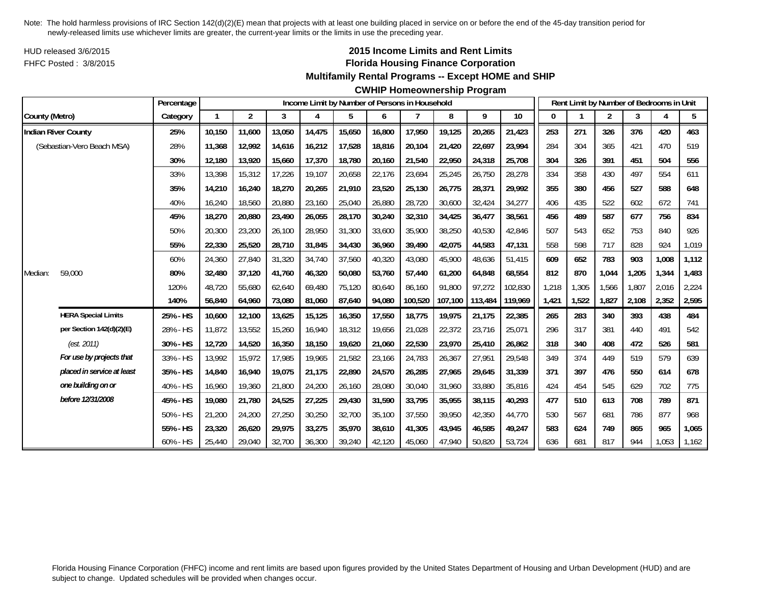Note: The hold harmless provisions of IRC Section 142(d)(2)(E) mean that projects with at least one building placed in service on or before the end of the 45-day transition period for newly-released limits use whichever limits are greater, the current-year limits or the limits in use the preceding year.

HUD released 3/6/2015

FHFC Posted : 3/8/2015

## 2015 Income Limits and Rent Limits
## Florida Housing Finance Corporation
## Multifamily Rental Programs -- Except HOME and SHIP
## CWHIP Homeownership Program

| | Percentage | Income Limit by Number of Persons in Household | | | | | | | | | | Rent Limit by Number of Bedrooms in Unit | | | | | |
|---|---|---|---|---|---|---|---|---|---|---|---|---|---|---|---|---|---|
| County (Metro) | Category | 1 | 2 | 3 | 4 | 5 | 6 | 7 | 8 | 9 | 10 | 0 | 1 | 2 | 3 | 4 | 5 |
| **Indian River County** | **25%** | **10,150** | **11,600** | **13,050** | **14,475** | **15,650** | **16,800** | **17,950** | **19,125** | **20,265** | **21,423** | **253** | **271** | **326** | **376** | **420** | **463** |
| (Sebastian-Vero Beach MSA) | 28% | 11,368 | 12,992 | 14,616 | 16,212 | 17,528 | 18,816 | 20,104 | 21,420 | 22,697 | 23,994 | 284 | 304 | 365 | 421 | 470 | 519 |
| | **30%** | **12,180** | **13,920** | **15,660** | **17,370** | **18,780** | **20,160** | **21,540** | **22,950** | **24,318** | **25,708** | **304** | **326** | **391** | **451** | **504** | **556** |
| | 33% | 13,398 | 15,312 | 17,226 | 19,107 | 20,658 | 22,176 | 23,694 | 25,245 | 26,750 | 28,278 | 334 | 358 | 430 | 497 | 554 | 611 |
| | **35%** | **14,210** | **16,240** | **18,270** | **20,265** | **21,910** | **23,520** | **25,130** | **26,775** | **28,371** | **29,992** | **355** | **380** | **456** | **527** | **588** | **648** |
| | 40% | 16,240 | 18,560 | 20,880 | 23,160 | 25,040 | 26,880 | 28,720 | 30,600 | 32,424 | 34,277 | 406 | 435 | 522 | 602 | 672 | 741 |
| | **45%** | **18,270** | **20,880** | **23,490** | **26,055** | **28,170** | **30,240** | **32,310** | **34,425** | **36,477** | **38,561** | **456** | **489** | **587** | **677** | **756** | **834** |
| | 50% | 20,300 | 23,200 | 26,100 | 28,950 | 31,300 | 33,600 | 35,900 | 38,250 | 40,530 | 42,846 | 507 | 543 | 652 | 753 | 840 | 926 |
| | **55%** | **22,330** | **25,520** | **28,710** | **31,845** | **34,430** | **36,960** | **39,490** | **42,075** | **44,583** | **47,131** | 558 | 598 | 717 | 828 | 924 | 1,019 |
| | 60% | 24,360 | 27,840 | 31,320 | 34,740 | 37,560 | 40,320 | 43,080 | 45,900 | 48,636 | 51,415 | **609** | **652** | **783** | **903** | **1,008** | **1,112** |
| Median: 59,000 | **80%** | **32,480** | **37,120** | **41,760** | **46,320** | **50,080** | **53,760** | **57,440** | **61,200** | **64,848** | **68,554** | **812** | **870** | **1,044** | **1,205** | **1,344** | **1,483** |
| | 120% | 48,720 | 55,680 | 62,640 | 69,480 | 75,120 | 80,640 | 86,160 | 91,800 | 97,272 | 102,830 | 1,218 | 1,305 | 1,566 | 1,807 | 2,016 | 2,224 |
| | **140%** | **56,840** | **64,960** | **73,080** | **81,060** | **87,640** | **94,080** | **100,520** | **107,100** | **113,484** | **119,969** | **1,421** | **1,522** | **1,827** | **2,108** | **2,352** | **2,595** |
| **HERA Special Limits** | **25% - HS** | **10,600** | **12,100** | **13,625** | **15,125** | **16,350** | **17,550** | **18,775** | **19,975** | **21,175** | **22,385** | **265** | **283** | **340** | **393** | **438** | **484** |
| **per Section 142(d)(2)(E)** | 28% - HS | 11,872 | 13,552 | 15,260 | 16,940 | 18,312 | 19,656 | 21,028 | 22,372 | 23,716 | 25,071 | 296 | 317 | 381 | 440 | 491 | 542 |
| *(est. 2011)* | **30% - HS** | **12,720** | **14,520** | **16,350** | **18,150** | **19,620** | **21,060** | **22,530** | **23,970** | **25,410** | **26,862** | **318** | **340** | **408** | **472** | **526** | **581** |
| ***For use by projects that*** | 33% - HS | 13,992 | 15,972 | 17,985 | 19,965 | 21,582 | 23,166 | 24,783 | 26,367 | 27,951 | 29,548 | 349 | 374 | 449 | 519 | 579 | 639 |
| ***placed in service at least*** | **35% - HS** | **14,840** | **16,940** | **19,075** | **21,175** | **22,890** | **24,570** | **26,285** | **27,965** | **29,645** | **31,339** | **371** | **397** | **476** | **550** | **614** | **678** |
| ***one building on or*** | 40% - HS | 16,960 | 19,360 | 21,800 | 24,200 | 26,160 | 28,080 | 30,040 | 31,960 | 33,880 | 35,816 | 424 | 454 | 545 | 629 | 702 | 775 |
| ***before 12/31/2008*** | **45% - HS** | **19,080** | **21,780** | **24,525** | **27,225** | **29,430** | **31,590** | **33,795** | **35,955** | **38,115** | **40,293** | **477** | **510** | **613** | **708** | **789** | **871** |
| | 50% - HS | 21,200 | 24,200 | 27,250 | 30,250 | 32,700 | 35,100 | 37,550 | 39,950 | 42,350 | 44,770 | 530 | 567 | 681 | 786 | 877 | 968 |
| | **55% - HS** | **23,320** | **26,620** | **29,975** | **33,275** | **35,970** | **38,610** | **41,305** | **43,945** | **46,585** | **49,247** | **583** | **624** | **749** | **865** | **965** | **1,065** |
| | 60% - HS | 25,440 | 29,040 | 32,700 | 36,300 | 39,240 | 42,120 | 45,060 | 47,940 | 50,820 | 53,724 | 636 | 681 | 817 | 944 | 1,053 | 1,162 |

Florida Housing Finance Corporation (FHFC) income and rent limits are based upon figures provided by the United States Department of Housing and Urban Development (HUD) and are subject to change. Updated schedules will be provided when changes occur.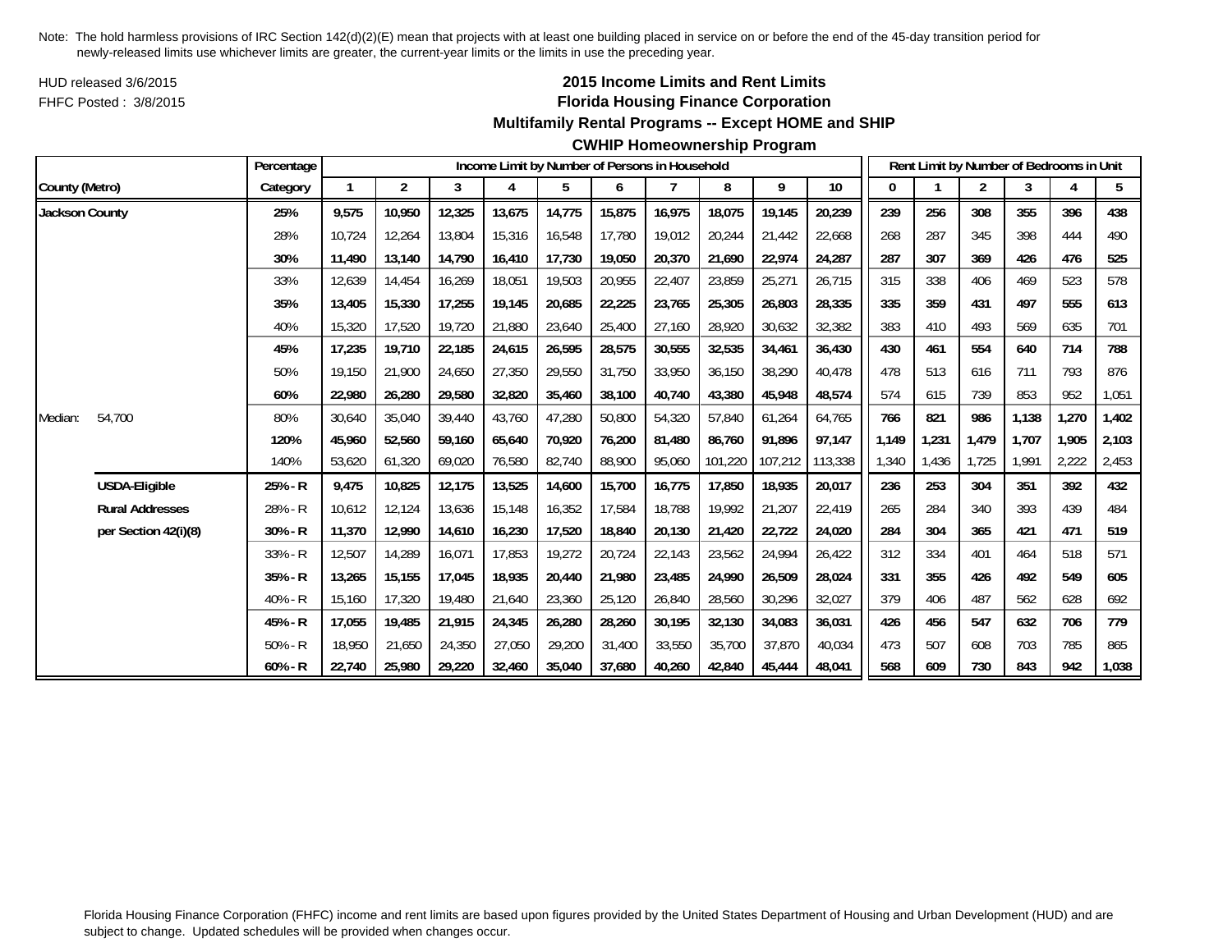Note: The hold harmless provisions of IRC Section 142(d)(2)(E) mean that projects with at least one building placed in service on or before the end of the 45-day transition period for newly-released limits use whichever limits are greater, the current-year limits or the limits in use the preceding year.

HUD released 3/6/2015
FHFC Posted : 3/8/2015

## 2015 Income Limits and Rent Limits
## Florida Housing Finance Corporation
### Multifamily Rental Programs -- Except HOME and SHIP
### CWHIP Homeownership Program

| County (Metro) | | Percentage Category | Income Limit by Number of Persons in Household | | | | | | | | | | Rent Limit by Number of Bedrooms in Unit | | | | | |
|---|---|---|---|---|---|---|---|---|---|---|---|---|---|---|---|---|---|---|
| | | | 1 | 2 | 3 | 4 | 5 | 6 | 7 | 8 | 9 | 10 | 0 | 1 | 2 | 3 | 4 | 5 |
| **Jackson County** | | **25%** | **9,575** | **10,950** | **12,325** | **13,675** | **14,775** | **15,875** | **16,975** | **18,075** | **19,145** | **20,239** | **239** | **256** | **308** | **355** | **396** | **438** |
| | | 28% | 10,724 | 12,264 | 13,804 | 15,316 | 16,548 | 17,780 | 19,012 | 20,244 | 21,442 | 22,668 | 268 | 287 | 345 | 398 | 444 | 490 |
| | | **30%** | **11,490** | **13,140** | **14,790** | **16,410** | **17,730** | **19,050** | **20,370** | **21,690** | **22,974** | **24,287** | **287** | **307** | **369** | **426** | **476** | **525** |
| | | 33% | 12,639 | 14,454 | 16,269 | 18,051 | 19,503 | 20,955 | 22,407 | 23,859 | 25,271 | 26,715 | 315 | 338 | 406 | 469 | 523 | 578 |
| | | **35%** | **13,405** | **15,330** | **17,255** | **19,145** | **20,685** | **22,225** | **23,765** | **25,305** | **26,803** | **28,335** | **335** | **359** | **431** | **497** | **555** | **613** |
| | | 40% | 15,320 | 17,520 | 19,720 | 21,880 | 23,640 | 25,400 | 27,160 | 28,920 | 30,632 | 32,382 | 383 | 410 | 493 | 569 | 635 | 701 |
| | | **45%** | **17,235** | **19,710** | **22,185** | **24,615** | **26,595** | **28,575** | **30,555** | **32,535** | **34,461** | **36,430** | **430** | **461** | **554** | **640** | **714** | **788** |
| | | 50% | 19,150 | 21,900 | 24,650 | 27,350 | 29,550 | 31,750 | 33,950 | 36,150 | 38,290 | 40,478 | 478 | 513 | 616 | 711 | 793 | 876 |
| | | **60%** | **22,980** | **26,280** | **29,580** | **32,820** | **35,460** | **38,100** | **40,740** | **43,380** | **45,948** | **48,574** | 574 | 615 | 739 | 853 | 952 | 1,051 |
| Median: | 54,700 | 80% | 30,640 | 35,040 | 39,440 | 43,760 | 47,280 | 50,800 | 54,320 | 57,840 | 61,264 | 64,765 | **766** | **821** | **986** | **1,138** | **1,270** | **1,402** |
| | | **120%** | **45,960** | **52,560** | **59,160** | **65,640** | **70,920** | **76,200** | **81,480** | **86,760** | **91,896** | **97,147** | **1,149** | **1,231** | **1,479** | **1,707** | **1,905** | **2,103** |
| | | 140% | 53,620 | 61,320 | 69,020 | 76,580 | 82,740 | 88,900 | 95,060 | 101,220 | 107,212 | 113,338 | 1,340 | 1,436 | 1,725 | 1,991 | 2,222 | 2,453 |
| | **USDA-Eligible** | **25% - R** | **9,475** | **10,825** | **12,175** | **13,525** | **14,600** | **15,700** | **16,775** | **17,850** | **18,935** | **20,017** | **236** | **253** | **304** | **351** | **392** | **432** |
| | **Rural Addresses** | 28% - R | 10,612 | 12,124 | 13,636 | 15,148 | 16,352 | 17,584 | 18,788 | 19,992 | 21,207 | 22,419 | 265 | 284 | 340 | 393 | 439 | 484 |
| | **per Section 42(i)(8)** | **30% - R** | **11,370** | **12,990** | **14,610** | **16,230** | **17,520** | **18,840** | **20,130** | **21,420** | **22,722** | **24,020** | **284** | **304** | **365** | **421** | **471** | **519** |
| | | 33% - R | 12,507 | 14,289 | 16,071 | 17,853 | 19,272 | 20,724 | 22,143 | 23,562 | 24,994 | 26,422 | 312 | 334 | 401 | 464 | 518 | 571 |
| | | **35% - R** | **13,265** | **15,155** | **17,045** | **18,935** | **20,440** | **21,980** | **23,485** | **24,990** | **26,509** | **28,024** | **331** | **355** | **426** | **492** | **549** | **605** |
| | | 40% - R | 15,160 | 17,320 | 19,480 | 21,640 | 23,360 | 25,120 | 26,840 | 28,560 | 30,296 | 32,027 | 379 | 406 | 487 | 562 | 628 | 692 |
| | | **45% - R** | **17,055** | **19,485** | **21,915** | **24,345** | **26,280** | **28,260** | **30,195** | **32,130** | **34,083** | **36,031** | **426** | **456** | **547** | **632** | **706** | **779** |
| | | 50% - R | 18,950 | 21,650 | 24,350 | 27,050 | 29,200 | 31,400 | 33,550 | 35,700 | 37,870 | 40,034 | 473 | 507 | 608 | 703 | 785 | 865 |
| | | **60% - R** | **22,740** | **25,980** | **29,220** | **32,460** | **35,040** | **37,680** | **40,260** | **42,840** | **45,444** | **48,041** | **568** | **609** | **730** | **843** | **942** | **1,038** |

Florida Housing Finance Corporation (FHFC) income and rent limits are based upon figures provided by the United States Department of Housing and Urban Development (HUD) and are subject to change. Updated schedules will be provided when changes occur.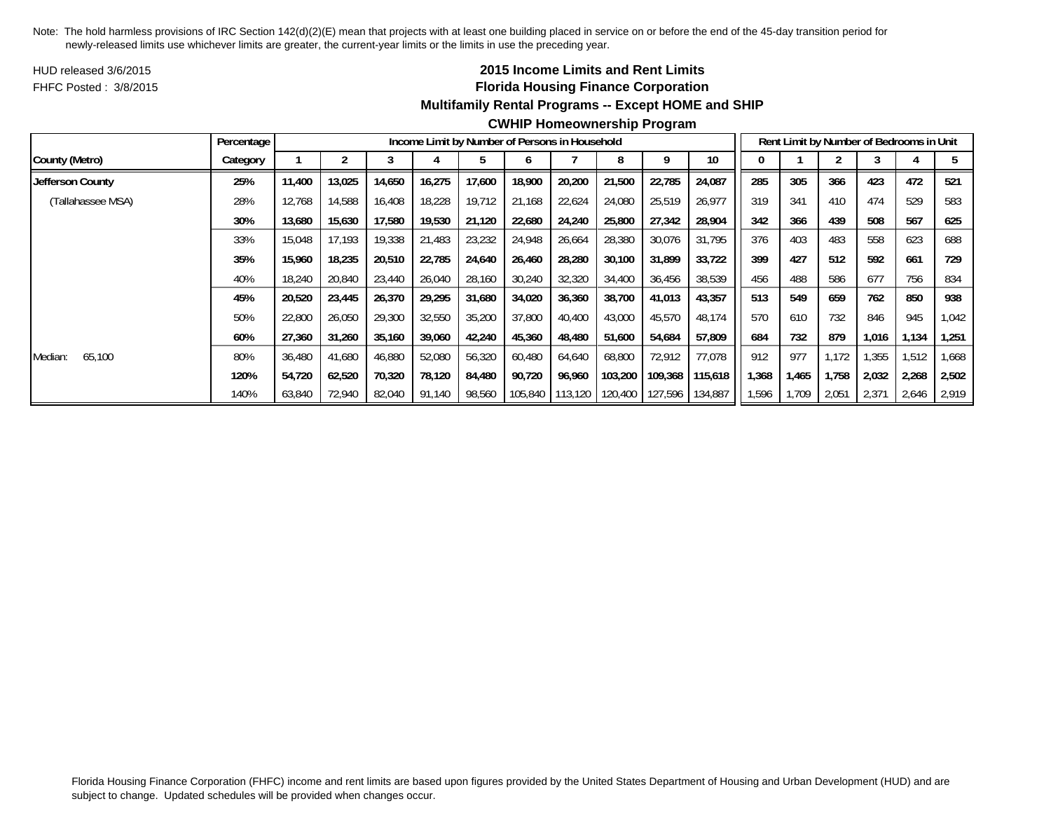Note: The hold harmless provisions of IRC Section 142(d)(2)(E) mean that projects with at least one building placed in service on or before the end of the 45-day transition period for newly-released limits use whichever limits are greater, the current-year limits or the limits in use the preceding year.

HUD released 3/6/2015
FHFC Posted : 3/8/2015

**2015 Income Limits and Rent Limits**
**Florida Housing Finance Corporation**
**Multifamily Rental Programs -- Except HOME and SHIP**
**CWHIP Homeownership Program**

| | Percentage | Income Limit by Number of Persons in Household | | | | | | | | | | Rent Limit by Number of Bedrooms in Unit | | | | | |
|---|---|---|---|---|---|---|---|---|---|---|---|---|---|---|---|---|---|
| County (Metro) | Category | 1 | 2 | 3 | 4 | 5 | 6 | 7 | 8 | 9 | 10 | 0 | 1 | 2 | 3 | 4 | 5 |
| **Jefferson County** | **25%** | **11,400** | **13,025** | **14,650** | **16,275** | **17,600** | **18,900** | **20,200** | **21,500** | **22,785** | **24,087** | **285** | **305** | **366** | **423** | **472** | **521** |
| (Tallahassee MSA) | 28% | 12,768 | 14,588 | 16,408 | 18,228 | 19,712 | 21,168 | 22,624 | 24,080 | 25,519 | 26,977 | 319 | 341 | 410 | 474 | 529 | 583 |
| | **30%** | **13,680** | **15,630** | **17,580** | **19,530** | **21,120** | **22,680** | **24,240** | **25,800** | **27,342** | **28,904** | **342** | **366** | **439** | **508** | **567** | **625** |
| | 33% | 15,048 | 17,193 | 19,338 | 21,483 | 23,232 | 24,948 | 26,664 | 28,380 | 30,076 | 31,795 | 376 | 403 | 483 | 558 | 623 | 688 |
| | **35%** | **15,960** | **18,235** | **20,510** | **22,785** | **24,640** | **26,460** | **28,280** | **30,100** | **31,899** | **33,722** | **399** | **427** | **512** | **592** | **661** | **729** |
| | 40% | 18,240 | 20,840 | 23,440 | 26,040 | 28,160 | 30,240 | 32,320 | 34,400 | 36,456 | 38,539 | 456 | 488 | 586 | 677 | 756 | 834 |
| | **45%** | **20,520** | **23,445** | **26,370** | **29,295** | **31,680** | **34,020** | **36,360** | **38,700** | **41,013** | **43,357** | **513** | **549** | **659** | **762** | **850** | **938** |
| | 50% | 22,800 | 26,050 | 29,300 | 32,550 | 35,200 | 37,800 | 40,400 | 43,000 | 45,570 | 48,174 | 570 | 610 | 732 | 846 | 945 | 1,042 |
| | **60%** | **27,360** | **31,260** | **35,160** | **39,060** | **42,240** | **45,360** | **48,480** | **51,600** | **54,684** | **57,809** | **684** | **732** | **879** | **1,016** | **1,134** | **1,251** |
| Median: 65,100 | 80% | 36,480 | 41,680 | 46,880 | 52,080 | 56,320 | 60,480 | 64,640 | 68,800 | 72,912 | 77,078 | 912 | 977 | 1,172 | 1,355 | 1,512 | 1,668 |
| | **120%** | **54,720** | **62,520** | **70,320** | **78,120** | **84,480** | **90,720** | **96,960** | **103,200** | **109,368** | **115,618** | **1,368** | **1,465** | **1,758** | **2,032** | **2,268** | **2,502** |
| | 140% | 63,840 | 72,940 | 82,040 | 91,140 | 98,560 | 105,840 | 113,120 | 120,400 | 127,596 | 134,887 | 1,596 | 1,709 | 2,051 | 2,371 | 2,646 | 2,919 |

Florida Housing Finance Corporation (FHFC) income and rent limits are based upon figures provided by the United States Department of Housing and Urban Development (HUD) and are subject to change. Updated schedules will be provided when changes occur.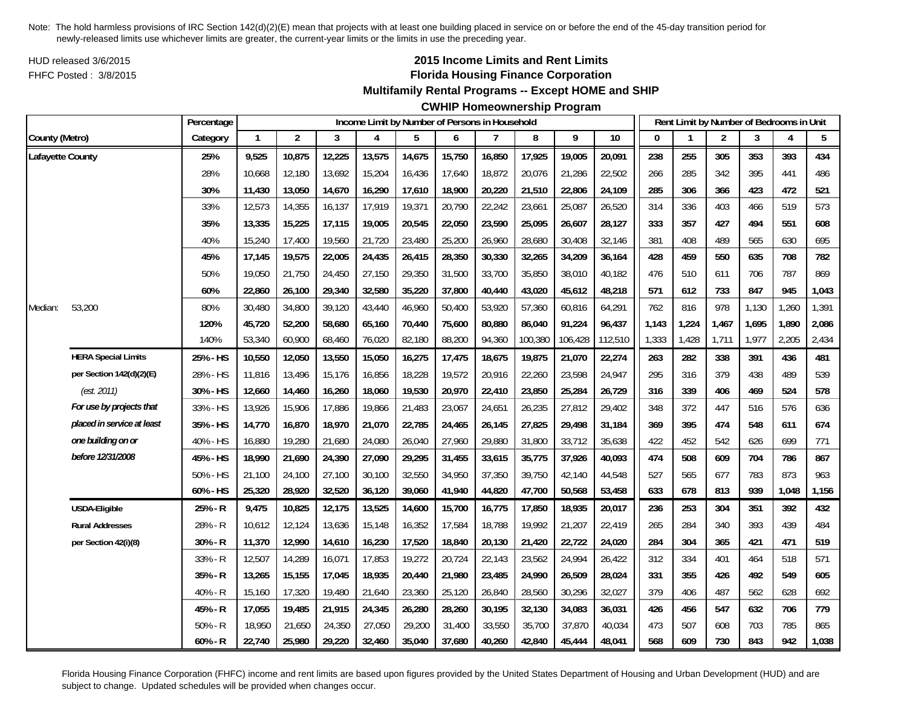Note: The hold harmless provisions of IRC Section 142(d)(2)(E) mean that projects with at least one building placed in service on or before the end of the 45-day transition period for newly-released limits use whichever limits are greater, the current-year limits or the limits in use the preceding year.

HUD released 3/6/2015

FHFC Posted : 3/8/2015

## 2015 Income Limits and Rent Limits
## Florida Housing Finance Corporation
## Multifamily Rental Programs -- Except HOME and SHIP
## CWHIP Homeownership Program

| County (Metro) | | Percentage Category | Income Limit by Number of Persons in Household 1 | 2 | 3 | 4 | 5 | 6 | 7 | 8 | 9 | 10 | Rent Limit by Number of Bedrooms in Unit 0 | 1 | 2 | 3 | 4 | 5 |
|---|---|---|---|---|---|---|---|---|---|---|---|---|---|---|---|---|---|---|
| **Lafayette County** | | **25%** | **9,525** | **10,875** | **12,225** | **13,575** | **14,675** | **15,750** | **16,850** | **17,925** | **19,005** | **20,091** | **238** | **255** | **305** | **353** | **393** | **434** |
| | | 28% | 10,668 | 12,180 | 13,692 | 15,204 | 16,436 | 17,640 | 18,872 | 20,076 | 21,286 | 22,502 | 266 | 285 | 342 | 395 | 441 | 486 |
| | | **30%** | **11,430** | **13,050** | **14,670** | **16,290** | **17,610** | **18,900** | **20,220** | **21,510** | **22,806** | **24,109** | **285** | **306** | **366** | **423** | **472** | **521** |
| | | 33% | 12,573 | 14,355 | 16,137 | 17,919 | 19,371 | 20,790 | 22,242 | 23,661 | 25,087 | 26,520 | 314 | 336 | 403 | 466 | 519 | 573 |
| | | **35%** | **13,335** | **15,225** | **17,115** | **19,005** | **20,545** | **22,050** | **23,590** | **25,095** | **26,607** | **28,127** | **333** | **357** | **427** | **494** | **551** | **608** |
| | | 40% | 15,240 | 17,400 | 19,560 | 21,720 | 23,480 | 25,200 | 26,960 | 28,680 | 30,408 | 32,146 | 381 | 408 | 489 | 565 | 630 | 695 |
| | | **45%** | **17,145** | **19,575** | **22,005** | **24,435** | **26,415** | **28,350** | **30,330** | **32,265** | **34,209** | **36,164** | **428** | **459** | **550** | **635** | **708** | **782** |
| | | 50% | 19,050 | 21,750 | 24,450 | 27,150 | 29,350 | 31,500 | 33,700 | 35,850 | 38,010 | 40,182 | 476 | 510 | 611 | 706 | 787 | 869 |
| | | **60%** | **22,860** | **26,100** | **29,340** | **32,580** | **35,220** | **37,800** | **40,440** | **43,020** | **45,612** | **48,218** | **571** | **612** | **733** | **847** | **945** | **1,043** |
| Median: | 53,200 | 80% | 30,480 | 34,800 | 39,120 | 43,440 | 46,960 | 50,400 | 53,920 | 57,360 | 60,816 | 64,291 | 762 | 816 | 978 | 1,130 | 1,260 | 1,391 |
| | | **120%** | **45,720** | **52,200** | **58,680** | **65,160** | **70,440** | **75,600** | **80,880** | **86,040** | **91,224** | **96,437** | **1,143** | **1,224** | **1,467** | **1,695** | **1,890** | **2,086** |
| | | 140% | 53,340 | 60,900 | 68,460 | 76,020 | 82,180 | 88,200 | 94,360 | 100,380 | 106,428 | 112,510 | 1,333 | 1,428 | 1,711 | 1,977 | 2,205 | 2,434 |
| | **HERA Special Limits** | **25% - HS** | **10,550** | **12,050** | **13,550** | **15,050** | **16,275** | **17,475** | **18,675** | **19,875** | **21,070** | **22,274** | **263** | **282** | **338** | **391** | **436** | **481** |
| | **per Section 142(d)(2)(E)** | 28% - HS | 11,816 | 13,496 | 15,176 | 16,856 | 18,228 | 19,572 | 20,916 | 22,260 | 23,598 | 24,947 | 295 | 316 | 379 | 438 | 489 | 539 |
| | *(est. 2011)* | **30% - HS** | **12,660** | **14,460** | **16,260** | **18,060** | **19,530** | **20,970** | **22,410** | **23,850** | **25,284** | **26,729** | **316** | **339** | **406** | **469** | **524** | **578** |
| | ***For use by projects that*** | 33% - HS | 13,926 | 15,906 | 17,886 | 19,866 | 21,483 | 23,067 | 24,651 | 26,235 | 27,812 | 29,402 | 348 | 372 | 447 | 516 | 576 | 636 |
| | ***placed in service at least*** | **35% - HS** | **14,770** | **16,870** | **18,970** | **21,070** | **22,785** | **24,465** | **26,145** | **27,825** | **29,498** | **31,184** | **369** | **395** | **474** | **548** | **611** | **674** |
| | ***one building on or*** | 40% - HS | 16,880 | 19,280 | 21,680 | 24,080 | 26,040 | 27,960 | 29,880 | 31,800 | 33,712 | 35,638 | 422 | 452 | 542 | 626 | 699 | 771 |
| | ***before 12/31/2008*** | **45% - HS** | **18,990** | **21,690** | **24,390** | **27,090** | **29,295** | **31,455** | **33,615** | **35,775** | **37,926** | **40,093** | **474** | **508** | **609** | **704** | **786** | **867** |
| | | 50% - HS | 21,100 | 24,100 | 27,100 | 30,100 | 32,550 | 34,950 | 37,350 | 39,750 | 42,140 | 44,548 | 527 | 565 | 677 | 783 | 873 | 963 |
| | | **60% - HS** | **25,320** | **28,920** | **32,520** | **36,120** | **39,060** | **41,940** | **44,820** | **47,700** | **50,568** | **53,458** | **633** | **678** | **813** | **939** | **1,048** | **1,156** |
| | **USDA-Eligible** | **25% - R** | **9,475** | **10,825** | **12,175** | **13,525** | **14,600** | **15,700** | **16,775** | **17,850** | **18,935** | **20,017** | **236** | **253** | **304** | **351** | **392** | **432** |
| | **Rural Addresses** | 28% - R | 10,612 | 12,124 | 13,636 | 15,148 | 16,352 | 17,584 | 18,788 | 19,992 | 21,207 | 22,419 | 265 | 284 | 340 | 393 | 439 | 484 |
| | **per Section 42(i)(8)** | **30% - R** | **11,370** | **12,990** | **14,610** | **16,230** | **17,520** | **18,840** | **20,130** | **21,420** | **22,722** | **24,020** | **284** | **304** | **365** | **421** | **471** | **519** |
| | | 33% - R | 12,507 | 14,289 | 16,071 | 17,853 | 19,272 | 20,724 | 22,143 | 23,562 | 24,994 | 26,422 | 312 | 334 | 401 | 464 | 518 | 571 |
| | | **35% - R** | **13,265** | **15,155** | **17,045** | **18,935** | **20,440** | **21,980** | **23,485** | **24,990** | **26,509** | **28,024** | **331** | **355** | **426** | **492** | **549** | **605** |
| | | 40% - R | 15,160 | 17,320 | 19,480 | 21,640 | 23,360 | 25,120 | 26,840 | 28,560 | 30,296 | 32,027 | 379 | 406 | 487 | 562 | 628 | 692 |
| | | **45% - R** | **17,055** | **19,485** | **21,915** | **24,345** | **26,280** | **28,260** | **30,195** | **32,130** | **34,083** | **36,031** | **426** | **456** | **547** | **632** | **706** | **779** |
| | | 50% - R | 18,950 | 21,650 | 24,350 | 27,050 | 29,200 | 31,400 | 33,550 | 35,700 | 37,870 | 40,034 | 473 | 507 | 608 | 703 | 785 | 865 |
| | | **60% - R** | **22,740** | **25,980** | **29,220** | **32,460** | **35,040** | **37,680** | **40,260** | **42,840** | **45,444** | **48,041** | **568** | **609** | **730** | **843** | **942** | **1,038** |

Florida Housing Finance Corporation (FHFC) income and rent limits are based upon figures provided by the United States Department of Housing and Urban Development (HUD) and are subject to change. Updated schedules will be provided when changes occur.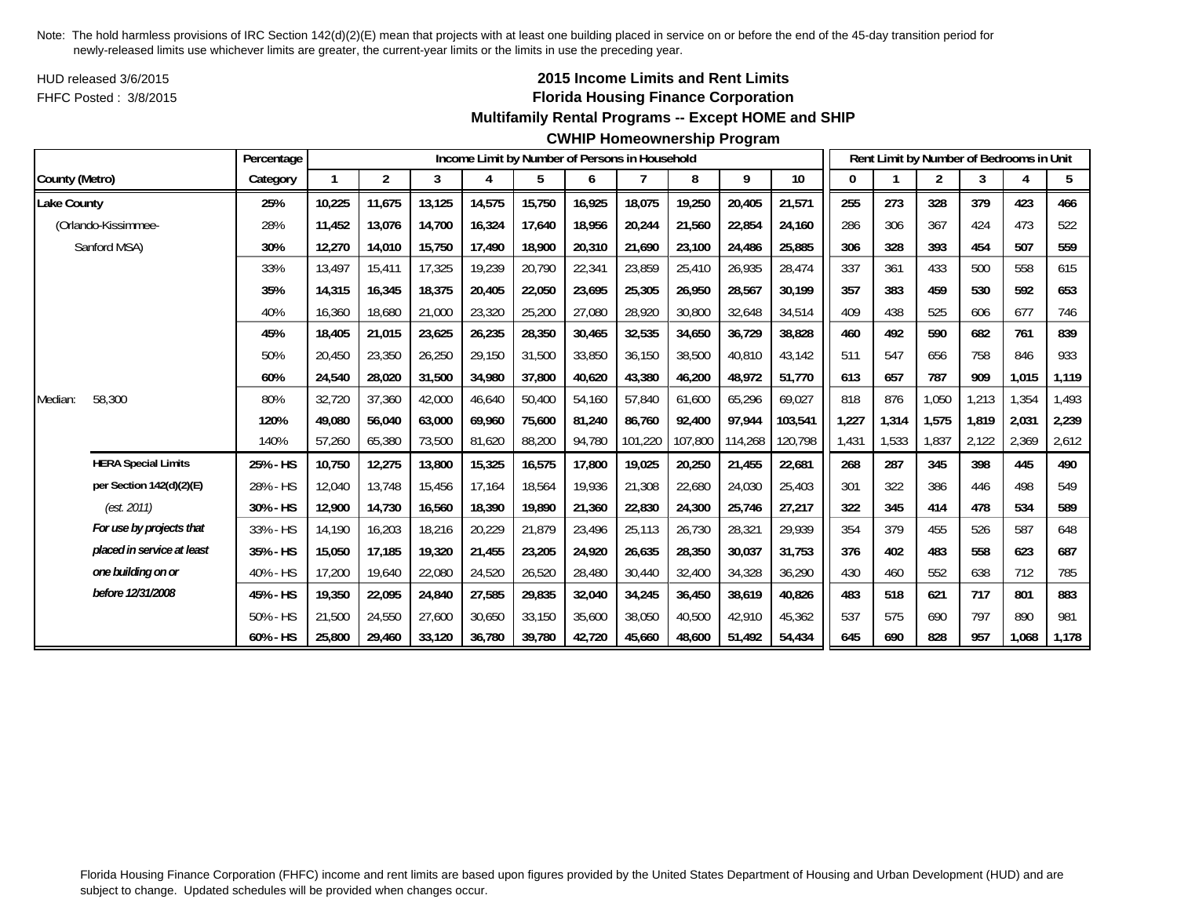Note: The hold harmless provisions of IRC Section 142(d)(2)(E) mean that projects with at least one building placed in service on or before the end of the 45-day transition period for newly-released limits use whichever limits are greater, the current-year limits or the limits in use the preceding year.

HUD released 3/6/2015

FHFC Posted : 3/8/2015

# 2015 Income Limits and Rent Limits

## Florida Housing Finance Corporation

### Multifamily Rental Programs -- Except HOME and SHIP

### CWHIP Homeownership Program

| County (Metro) | | Percentage Category | Income Limit by Number of Persons in Household | | | | | | | | | | Rent Limit by Number of Bedrooms in Unit | | | | | |
|---|---|---|---|---|---|---|---|---|---|---|---|---|---|---|---|---|---|---|
| | | | 1 | 2 | 3 | 4 | 5 | 6 | 7 | 8 | 9 | 10 | 0 | 1 | 2 | 3 | 4 | 5 |
| Lake County | | **25%** | **10,225** | **11,675** | **13,125** | **14,575** | **15,750** | **16,925** | **18,075** | **19,250** | **20,405** | **21,571** | **255** | **273** | **328** | **379** | **423** | **466** |
| (Orlando-Kissimmee- | | 28% | 11,452 | 13,076 | 14,700 | 16,324 | 17,640 | 18,956 | 20,244 | 21,560 | 22,854 | 24,160 | 286 | 306 | 367 | 424 | 473 | 522 |
| Sanford MSA) | | **30%** | **12,270** | **14,010** | **15,750** | **17,490** | **18,900** | **20,310** | **21,690** | **23,100** | **24,486** | **25,885** | **306** | **328** | **393** | **454** | **507** | **559** |
| | | 33% | 13,497 | 15,411 | 17,325 | 19,239 | 20,790 | 22,341 | 23,859 | 25,410 | 26,935 | 28,474 | 337 | 361 | 433 | 500 | 558 | 615 |
| | | **35%** | **14,315** | **16,345** | **18,375** | **20,405** | **22,050** | **23,695** | **25,305** | **26,950** | **28,567** | **30,199** | **357** | **383** | **459** | **530** | **592** | **653** |
| | | 40% | 16,360 | 18,680 | 21,000 | 23,320 | 25,200 | 27,080 | 28,920 | 30,800 | 32,648 | 34,514 | 409 | 438 | 525 | 606 | 677 | 746 |
| | | **45%** | **18,405** | **21,015** | **23,625** | **26,235** | **28,350** | **30,465** | **32,535** | **34,650** | **36,729** | **38,828** | **460** | **492** | **590** | **682** | **761** | **839** |
| | | 50% | 20,450 | 23,350 | 26,250 | 29,150 | 31,500 | 33,850 | 36,150 | 38,500 | 40,810 | 43,142 | 511 | 547 | 656 | 758 | 846 | 933 |
| | | **60%** | **24,540** | **28,020** | **31,500** | **34,980** | **37,800** | **40,620** | **43,380** | **46,200** | **48,972** | **51,770** | **613** | **657** | **787** | **909** | **1,015** | **1,119** |
| Median: | 58,300 | 80% | 32,720 | 37,360 | 42,000 | 46,640 | 50,400 | 54,160 | 57,840 | 61,600 | 65,296 | 69,027 | 818 | 876 | 1,050 | 1,213 | 1,354 | 1,493 |
| | | **120%** | **49,080** | **56,040** | **63,000** | **69,960** | **75,600** | **81,240** | **86,760** | **92,400** | **97,944** | **103,541** | **1,227** | **1,314** | **1,575** | **1,819** | **2,031** | **2,239** |
| | | 140% | 57,260 | 65,380 | 73,500 | 81,620 | 88,200 | 94,780 | 101,220 | 107,800 | 114,268 | 120,798 | 1,431 | 1,533 | 1,837 | 2,122 | 2,369 | 2,612 |
| | **HERA Special Limits** | **25% - HS** | **10,750** | **12,275** | **13,800** | **15,325** | **16,575** | **17,800** | **19,025** | **20,250** | **21,455** | **22,681** | **268** | **287** | **345** | **398** | **445** | **490** |
| | **per Section 142(d)(2)(E)** | 28% - HS | 12,040 | 13,748 | 15,456 | 17,164 | 18,564 | 19,936 | 21,308 | 22,680 | 24,030 | 25,403 | 301 | 322 | 386 | 446 | 498 | 549 |
| | *(est. 2011)* | **30% - HS** | **12,900** | **14,730** | **16,560** | **18,390** | **19,890** | **21,360** | **22,830** | **24,300** | **25,746** | **27,217** | **322** | **345** | **414** | **478** | **534** | **589** |
| | ***For use by projects that*** | 33% - HS | 14,190 | 16,203 | 18,216 | 20,229 | 21,879 | 23,496 | 25,113 | 26,730 | 28,321 | 29,939 | 354 | 379 | 455 | 526 | 587 | 648 |
| | ***placed in service at least*** | **35% - HS** | **15,050** | **17,185** | **19,320** | **21,455** | **23,205** | **24,920** | **26,635** | **28,350** | **30,037** | **31,753** | **376** | **402** | **483** | **558** | **623** | **687** |
| | ***one building on or*** | 40% - HS | 17,200 | 19,640 | 22,080 | 24,520 | 26,520 | 28,480 | 30,440 | 32,400 | 34,328 | 36,290 | 430 | 460 | 552 | 638 | 712 | 785 |
| | ***before 12/31/2008*** | **45% - HS** | **19,350** | **22,095** | **24,840** | **27,585** | **29,835** | **32,040** | **34,245** | **36,450** | **38,619** | **40,826** | **483** | **518** | **621** | **717** | **801** | **883** |
| | | 50% - HS | 21,500 | 24,550 | 27,600 | 30,650 | 33,150 | 35,600 | 38,050 | 40,500 | 42,910 | 45,362 | 537 | 575 | 690 | 797 | 890 | 981 |
| | | **60% - HS** | **25,800** | **29,460** | **33,120** | **36,780** | **39,780** | **42,720** | **45,660** | **48,600** | **51,492** | **54,434** | **645** | **690** | **828** | **957** | **1,068** | **1,178** |

Florida Housing Finance Corporation (FHFC) income and rent limits are based upon figures provided by the United States Department of Housing and Urban Development (HUD) and are subject to change. Updated schedules will be provided when changes occur.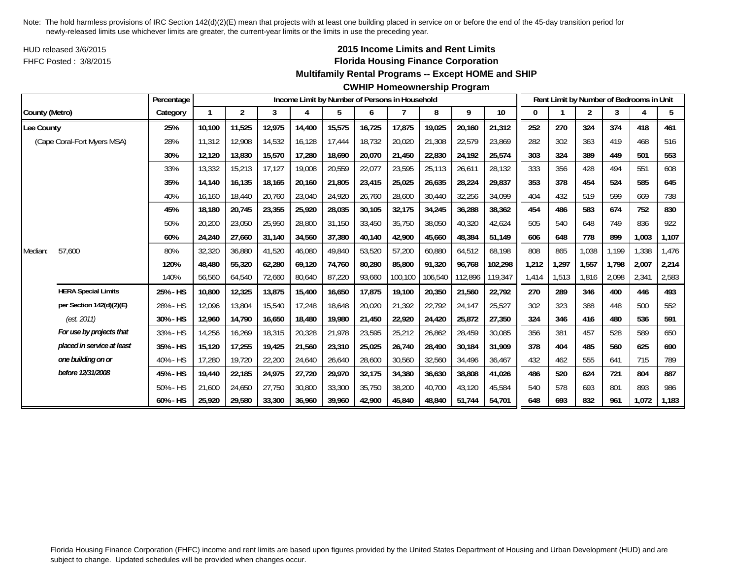Note: The hold harmless provisions of IRC Section 142(d)(2)(E) mean that projects with at least one building placed in service on or before the end of the 45-day transition period for newly-released limits use whichever limits are greater, the current-year limits or the limits in use the preceding year.

HUD released 3/6/2015

FHFC Posted : 3/8/2015

## 2015 Income Limits and Rent Limits
## Florida Housing Finance Corporation
## Multifamily Rental Programs -- Except HOME and SHIP
## CWHIP Homeownership Program

| County (Metro) | | Percentage Category | Income Limit by Number of Persons in Household | | | | | | | | | | Rent Limit by Number of Bedrooms in Unit | | | | | |
|---|---|---|---|---|---|---|---|---|---|---|---|---|---|---|---|---|---|---|
| | | | 1 | 2 | 3 | 4 | 5 | 6 | 7 | 8 | 9 | 10 | 0 | 1 | 2 | 3 | 4 | 5 |
| **Lee County** | | **25%** | **10,100** | **11,525** | **12,975** | **14,400** | **15,575** | **16,725** | **17,875** | **19,025** | **20,160** | **21,312** | **252** | **270** | **324** | **374** | **418** | **461** |
| (Cape Coral-Fort Myers MSA) | | 28% | 11,312 | 12,908 | 14,532 | 16,128 | 17,444 | 18,732 | 20,020 | 21,308 | 22,579 | 23,869 | 282 | 302 | 363 | 419 | 468 | 516 |
| | | **30%** | **12,120** | **13,830** | **15,570** | **17,280** | **18,690** | **20,070** | **21,450** | **22,830** | **24,192** | **25,574** | **303** | **324** | **389** | **449** | **501** | **553** |
| | | 33% | 13,332 | 15,213 | 17,127 | 19,008 | 20,559 | 22,077 | 23,595 | 25,113 | 26,611 | 28,132 | 333 | 356 | 428 | 494 | 551 | 608 |
| | | **35%** | **14,140** | **16,135** | **18,165** | **20,160** | **21,805** | **23,415** | **25,025** | **26,635** | **28,224** | **29,837** | **353** | **378** | **454** | **524** | **585** | **645** |
| | | 40% | 16,160 | 18,440 | 20,760 | 23,040 | 24,920 | 26,760 | 28,600 | 30,440 | 32,256 | 34,099 | 404 | 432 | 519 | 599 | 669 | 738 |
| | | **45%** | **18,180** | **20,745** | **23,355** | **25,920** | **28,035** | **30,105** | **32,175** | **34,245** | **36,288** | **38,362** | **454** | **486** | **583** | **674** | **752** | **830** |
| | | 50% | 20,200 | 23,050 | 25,950 | 28,800 | 31,150 | 33,450 | 35,750 | 38,050 | 40,320 | 42,624 | 505 | 540 | 648 | 749 | 836 | 922 |
| | | **60%** | **24,240** | **27,660** | **31,140** | **34,560** | **37,380** | **40,140** | **42,900** | **45,660** | **48,384** | **51,149** | **606** | **648** | **778** | **899** | **1,003** | **1,107** |
| Median: | 57,600 | 80% | 32,320 | 36,880 | 41,520 | 46,080 | 49,840 | 53,520 | 57,200 | 60,880 | 64,512 | 68,198 | 808 | 865 | 1,038 | 1,199 | 1,338 | 1,476 |
| | | **120%** | **48,480** | **55,320** | **62,280** | **69,120** | **74,760** | **80,280** | **85,800** | **91,320** | **96,768** | **102,298** | **1,212** | **1,297** | **1,557** | **1,798** | **2,007** | **2,214** |
| | | 140% | 56,560 | 64,540 | 72,660 | 80,640 | 87,220 | 93,660 | 100,100 | 106,540 | 112,896 | 119,347 | 1,414 | 1,513 | 1,816 | 2,098 | 2,341 | 2,583 |
| | **HERA Special Limits** | **25% - HS** | **10,800** | **12,325** | **13,875** | **15,400** | **16,650** | **17,875** | **19,100** | **20,350** | **21,560** | **22,792** | **270** | **289** | **346** | **400** | **446** | **493** |
| | **per Section 142(d)(2)(E)** | 28% - HS | 12,096 | 13,804 | 15,540 | 17,248 | 18,648 | 20,020 | 21,392 | 22,792 | 24,147 | 25,527 | 302 | 323 | 388 | 448 | 500 | 552 |
| | *(est. 2011)* | **30% - HS** | **12,960** | **14,790** | **16,650** | **18,480** | **19,980** | **21,450** | **22,920** | **24,420** | **25,872** | **27,350** | **324** | **346** | **416** | **480** | **536** | **591** |
| | ***For use by projects that*** | 33% - HS | 14,256 | 16,269 | 18,315 | 20,328 | 21,978 | 23,595 | 25,212 | 26,862 | 28,459 | 30,085 | 356 | 381 | 457 | 528 | 589 | 650 |
| | ***placed in service at least*** | **35% - HS** | **15,120** | **17,255** | **19,425** | **21,560** | **23,310** | **25,025** | **26,740** | **28,490** | **30,184** | **31,909** | **378** | **404** | **485** | **560** | **625** | **690** |
| | ***one building on or*** | 40% - HS | 17,280 | 19,720 | 22,200 | 24,640 | 26,640 | 28,600 | 30,560 | 32,560 | 34,496 | 36,467 | 432 | 462 | 555 | 641 | 715 | 789 |
| | ***before 12/31/2008*** | **45% - HS** | **19,440** | **22,185** | **24,975** | **27,720** | **29,970** | **32,175** | **34,380** | **36,630** | **38,808** | **41,026** | **486** | **520** | **624** | **721** | **804** | **887** |
| | | 50% - HS | 21,600 | 24,650 | 27,750 | 30,800 | 33,300 | 35,750 | 38,200 | 40,700 | 43,120 | 45,584 | 540 | 578 | 693 | 801 | 893 | 986 |
| | | **60% - HS** | **25,920** | **29,580** | **33,300** | **36,960** | **39,960** | **42,900** | **45,840** | **48,840** | **51,744** | **54,701** | **648** | **693** | **832** | **961** | **1,072** | **1,183** |

Florida Housing Finance Corporation (FHFC) income and rent limits are based upon figures provided by the United States Department of Housing and Urban Development (HUD) and are subject to change. Updated schedules will be provided when changes occur.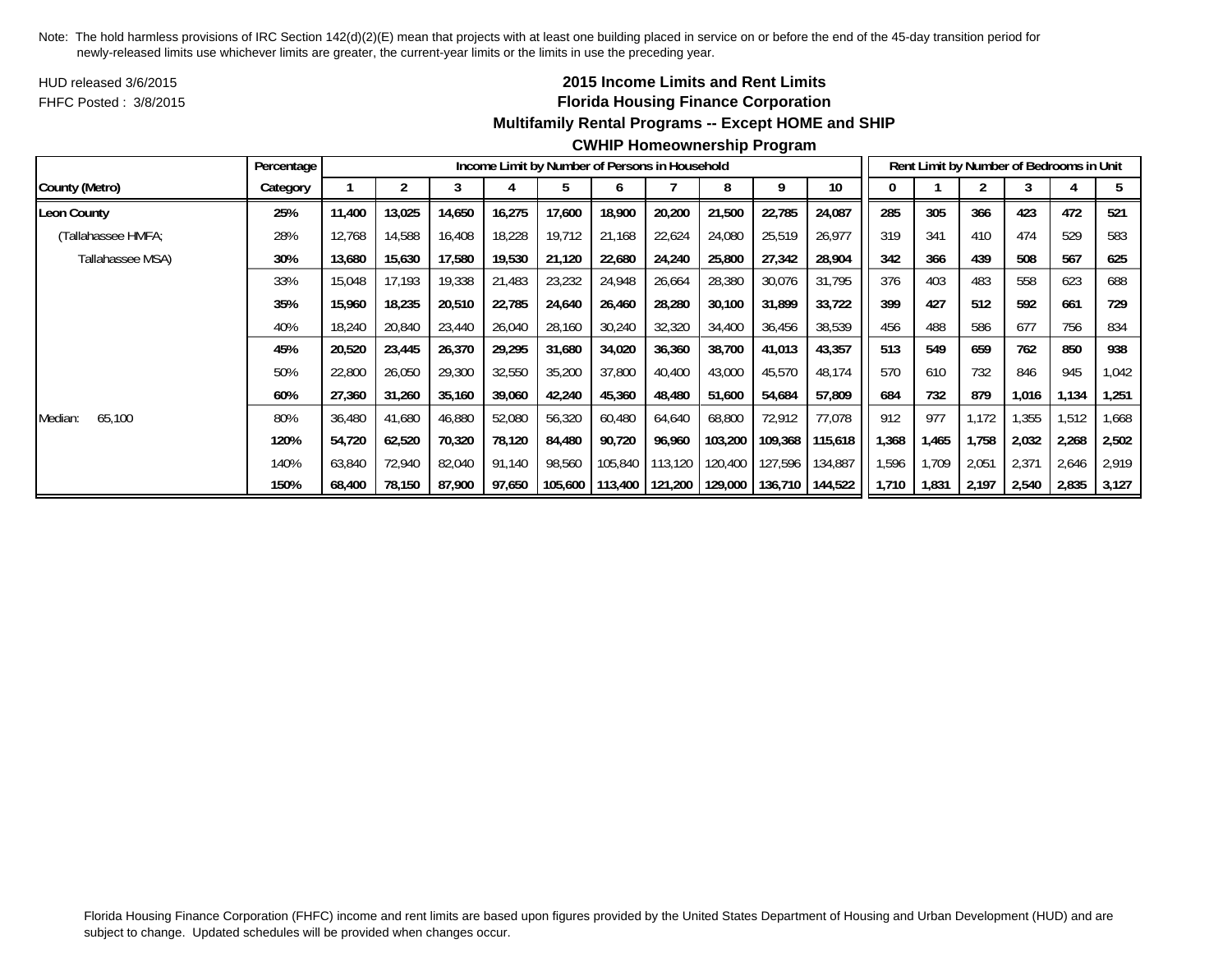Note: The hold harmless provisions of IRC Section 142(d)(2)(E) mean that projects with at least one building placed in service on or before the end of the 45-day transition period for newly-released limits use whichever limits are greater, the current-year limits or the limits in use the preceding year.

HUD released 3/6/2015

FHFC Posted : 3/8/2015

## 2015 Income Limits and Rent Limits
## Florida Housing Finance Corporation
### Multifamily Rental Programs -- Except HOME and SHIP
### CWHIP Homeownership Program

| | Percentage | Income Limit by Number of Persons in Household | | | | | | | | | | Rent Limit by Number of Bedrooms in Unit | | | | | |
|---|---|---|---|---|---|---|---|---|---|---|---|---|---|---|---|---|---|
| County (Metro) | Category | 1 | 2 | 3 | 4 | 5 | 6 | 7 | 8 | 9 | 10 | 0 | 1 | 2 | 3 | 4 | 5 |
| **Leon County** | **25%** | **11,400** | **13,025** | **14,650** | **16,275** | **17,600** | **18,900** | **20,200** | **21,500** | **22,785** | **24,087** | **285** | **305** | **366** | **423** | **472** | **521** |
| (Tallahassee HMFA; | 28% | 12,768 | 14,588 | 16,408 | 18,228 | 19,712 | 21,168 | 22,624 | 24,080 | 25,519 | 26,977 | 319 | 341 | 410 | 474 | 529 | 583 |
| Tallahassee MSA) | **30%** | **13,680** | **15,630** | **17,580** | **19,530** | **21,120** | **22,680** | **24,240** | **25,800** | **27,342** | **28,904** | **342** | **366** | **439** | **508** | **567** | **625** |
| | 33% | 15,048 | 17,193 | 19,338 | 21,483 | 23,232 | 24,948 | 26,664 | 28,380 | 30,076 | 31,795 | 376 | 403 | 483 | 558 | 623 | 688 |
| | **35%** | **15,960** | **18,235** | **20,510** | **22,785** | **24,640** | **26,460** | **28,280** | **30,100** | **31,899** | **33,722** | **399** | **427** | **512** | **592** | **661** | **729** |
| | 40% | 18,240 | 20,840 | 23,440 | 26,040 | 28,160 | 30,240 | 32,320 | 34,400 | 36,456 | 38,539 | 456 | 488 | 586 | 677 | 756 | 834 |
| | **45%** | **20,520** | **23,445** | **26,370** | **29,295** | **31,680** | **34,020** | **36,360** | **38,700** | **41,013** | **43,357** | **513** | **549** | **659** | **762** | **850** | **938** |
| | 50% | 22,800 | 26,050 | 29,300 | 32,550 | 35,200 | 37,800 | 40,400 | 43,000 | 45,570 | 48,174 | 570 | 610 | 732 | 846 | 945 | 1,042 |
| | **60%** | **27,360** | **31,260** | **35,160** | **39,060** | **42,240** | **45,360** | **48,480** | **51,600** | **54,684** | **57,809** | **684** | **732** | **879** | **1,016** | **1,134** | **1,251** |
| Median: 65,100 | 80% | 36,480 | 41,680 | 46,880 | 52,080 | 56,320 | 60,480 | 64,640 | 68,800 | 72,912 | 77,078 | 912 | 977 | 1,172 | 1,355 | 1,512 | 1,668 |
| | **120%** | **54,720** | **62,520** | **70,320** | **78,120** | **84,480** | **90,720** | **96,960** | **103,200** | **109,368** | **115,618** | **1,368** | **1,465** | **1,758** | **2,032** | **2,268** | **2,502** |
| | 140% | 63,840 | 72,940 | 82,040 | 91,140 | 98,560 | 105,840 | 113,120 | 120,400 | 127,596 | 134,887 | 1,596 | 1,709 | 2,051 | 2,371 | 2,646 | 2,919 |
| | **150%** | **68,400** | **78,150** | **87,900** | **97,650** | **105,600** | **113,400** | **121,200** | **129,000** | **136,710** | **144,522** | **1,710** | **1,831** | **2,197** | **2,540** | **2,835** | **3,127** |

Florida Housing Finance Corporation (FHFC) income and rent limits are based upon figures provided by the United States Department of Housing and Urban Development (HUD) and are subject to change. Updated schedules will be provided when changes occur.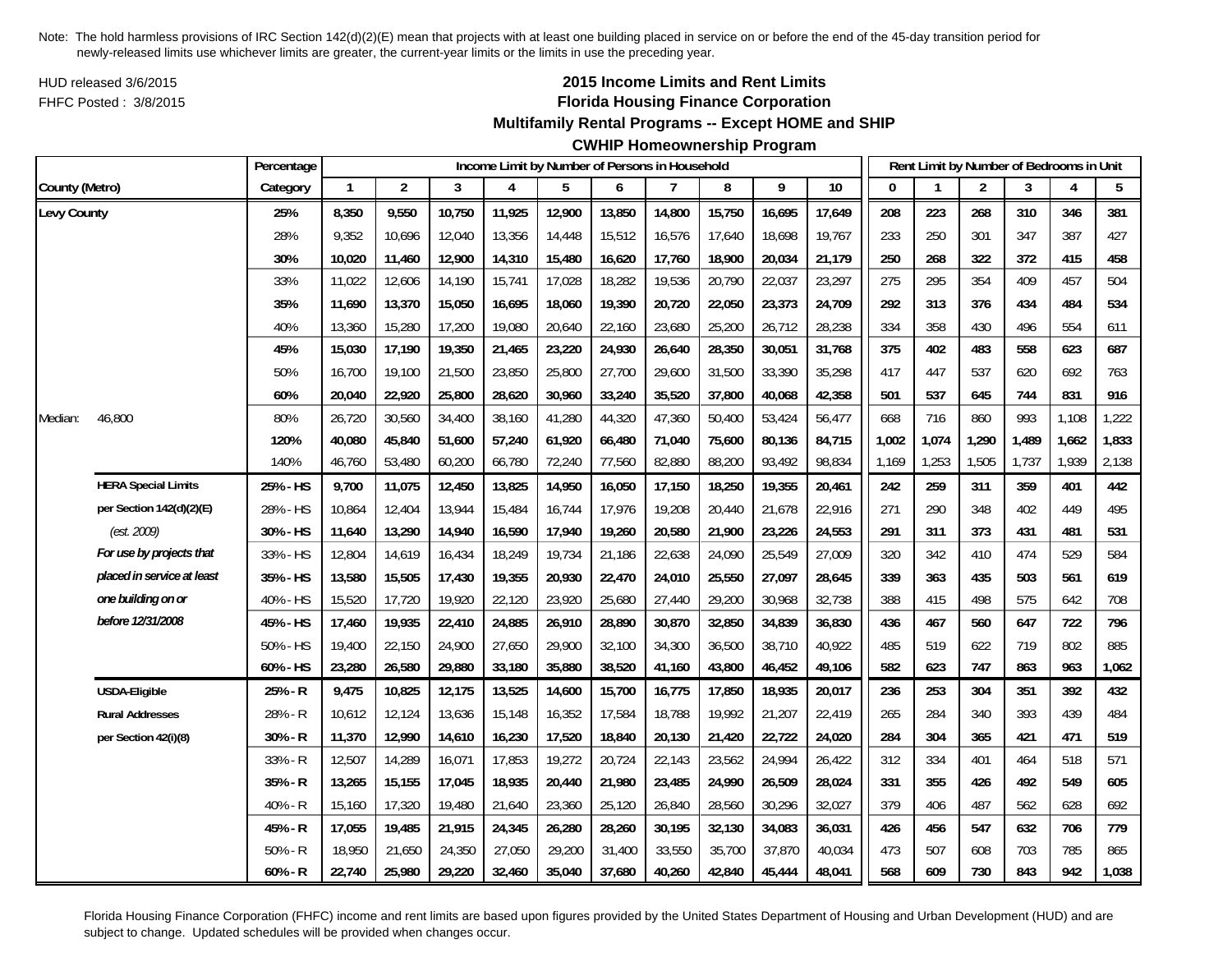Note: The hold harmless provisions of IRC Section 142(d)(2)(E) mean that projects with at least one building placed in service on or before the end of the 45-day transition period for newly-released limits use whichever limits are greater, the current-year limits or the limits in use the preceding year.

HUD released 3/6/2015

FHFC Posted : 3/8/2015

## 2015 Income Limits and Rent Limits
## Florida Housing Finance Corporation
### Multifamily Rental Programs -- Except HOME and SHIP
### CWHIP Homeownership Program

| | | Percentage | Income Limit by Number of Persons in Household | | | | | | | | | | Rent Limit by Number of Bedrooms in Unit | | | | | |
|---|---|---|---|---|---|---|---|---|---|---|---|---|---|---|---|---|---|---|
| County (Metro) | | Category | 1 | 2 | 3 | 4 | 5 | 6 | 7 | 8 | 9 | 10 | 0 | 1 | 2 | 3 | 4 | 5 |
| **Levy County** | | **25%** | **8,350** | **9,550** | **10,750** | **11,925** | **12,900** | **13,850** | **14,800** | **15,750** | **16,695** | **17,649** | **208** | **223** | **268** | **310** | **346** | **381** |
| | | 28% | 9,352 | 10,696 | 12,040 | 13,356 | 14,448 | 15,512 | 16,576 | 17,640 | 18,698 | 19,767 | 233 | 250 | 301 | 347 | 387 | 427 |
| | | **30%** | **10,020** | **11,460** | **12,900** | **14,310** | **15,480** | **16,620** | **17,760** | **18,900** | **20,034** | **21,179** | **250** | **268** | **322** | **372** | **415** | **458** |
| | | 33% | 11,022 | 12,606 | 14,190 | 15,741 | 17,028 | 18,282 | 19,536 | 20,790 | 22,037 | 23,297 | 275 | 295 | 354 | 409 | 457 | 504 |
| | | **35%** | **11,690** | **13,370** | **15,050** | **16,695** | **18,060** | **19,390** | **20,720** | **22,050** | **23,373** | **24,709** | **292** | **313** | **376** | **434** | **484** | **534** |
| | | 40% | 13,360 | 15,280 | 17,200 | 19,080 | 20,640 | 22,160 | 23,680 | 25,200 | 26,712 | 28,238 | 334 | 358 | 430 | 496 | 554 | 611 |
| | | **45%** | **15,030** | **17,190** | **19,350** | **21,465** | **23,220** | **24,930** | **26,640** | **28,350** | **30,051** | **31,768** | **375** | **402** | **483** | **558** | **623** | **687** |
| | | 50% | 16,700 | 19,100 | 21,500 | 23,850 | 25,800 | 27,700 | 29,600 | 31,500 | 33,390 | 35,298 | 417 | 447 | 537 | 620 | 692 | 763 |
| | | **60%** | **20,040** | **22,920** | **25,800** | **28,620** | **30,960** | **33,240** | **35,520** | **37,800** | **40,068** | **42,358** | **501** | **537** | **645** | **744** | **831** | **916** |
| Median: | 46,800 | 80% | 26,720 | 30,560 | 34,400 | 38,160 | 41,280 | 44,320 | 47,360 | 50,400 | 53,424 | 56,477 | 668 | 716 | 860 | 993 | 1,108 | 1,222 |
| | | **120%** | **40,080** | **45,840** | **51,600** | **57,240** | **61,920** | **66,480** | **71,040** | **75,600** | **80,136** | **84,715** | **1,002** | **1,074** | **1,290** | **1,489** | **1,662** | **1,833** |
| | | 140% | 46,760 | 53,480 | 60,200 | 66,780 | 72,240 | 77,560 | 82,880 | 88,200 | 93,492 | 98,834 | 1,169 | 1,253 | 1,505 | 1,737 | 1,939 | 2,138 |
| | **HERA Special Limits** | **25% - HS** | **9,700** | **11,075** | **12,450** | **13,825** | **14,950** | **16,050** | **17,150** | **18,250** | **19,355** | **20,461** | **242** | **259** | **311** | **359** | **401** | **442** |
| | **per Section 142(d)(2)(E)** | 28% - HS | 10,864 | 12,404 | 13,944 | 15,484 | 16,744 | 17,976 | 19,208 | 20,440 | 21,678 | 22,916 | 271 | 290 | 348 | 402 | 449 | 495 |
| | *(est. 2009)* | **30% - HS** | **11,640** | **13,290** | **14,940** | **16,590** | **17,940** | **19,260** | **20,580** | **21,900** | **23,226** | **24,553** | **291** | **311** | **373** | **431** | **481** | **531** |
| | ***For use by projects that*** | 33% - HS | 12,804 | 14,619 | 16,434 | 18,249 | 19,734 | 21,186 | 22,638 | 24,090 | 25,549 | 27,009 | 320 | 342 | 410 | 474 | 529 | 584 |
| | ***placed in service at least*** | **35% - HS** | **13,580** | **15,505** | **17,430** | **19,355** | **20,930** | **22,470** | **24,010** | **25,550** | **27,097** | **28,645** | **339** | **363** | **435** | **503** | **561** | **619** |
| | ***one building on or*** | 40% - HS | 15,520 | 17,720 | 19,920 | 22,120 | 23,920 | 25,680 | 27,440 | 29,200 | 30,968 | 32,738 | 388 | 415 | 498 | 575 | 642 | 708 |
| | ***before 12/31/2008*** | **45% - HS** | **17,460** | **19,935** | **22,410** | **24,885** | **26,910** | **28,890** | **30,870** | **32,850** | **34,839** | **36,830** | **436** | **467** | **560** | **647** | **722** | **796** |
| | | 50% - HS | 19,400 | 22,150 | 24,900 | 27,650 | 29,900 | 32,100 | 34,300 | 36,500 | 38,710 | 40,922 | 485 | 519 | 622 | 719 | 802 | 885 |
| | | **60% - HS** | **23,280** | **26,580** | **29,880** | **33,180** | **35,880** | **38,520** | **41,160** | **43,800** | **46,452** | **49,106** | **582** | **623** | **747** | **863** | **963** | **1,062** |
| | **USDA-Eligible** | **25% - R** | **9,475** | **10,825** | **12,175** | **13,525** | **14,600** | **15,700** | **16,775** | **17,850** | **18,935** | **20,017** | **236** | **253** | **304** | **351** | **392** | **432** |
| | **Rural Addresses** | 28% - R | 10,612 | 12,124 | 13,636 | 15,148 | 16,352 | 17,584 | 18,788 | 19,992 | 21,207 | 22,419 | 265 | 284 | 340 | 393 | 439 | 484 |
| | **per Section 42(i)(8)** | **30% - R** | **11,370** | **12,990** | **14,610** | **16,230** | **17,520** | **18,840** | **20,130** | **21,420** | **22,722** | **24,020** | **284** | **304** | **365** | **421** | **471** | **519** |
| | | 33% - R | 12,507 | 14,289 | 16,071 | 17,853 | 19,272 | 20,724 | 22,143 | 23,562 | 24,994 | 26,422 | 312 | 334 | 401 | 464 | 518 | 571 |
| | | **35% - R** | **13,265** | **15,155** | **17,045** | **18,935** | **20,440** | **21,980** | **23,485** | **24,990** | **26,509** | **28,024** | **331** | **355** | **426** | **492** | **549** | **605** |
| | | 40% - R | 15,160 | 17,320 | 19,480 | 21,640 | 23,360 | 25,120 | 26,840 | 28,560 | 30,296 | 32,027 | 379 | 406 | 487 | 562 | 628 | 692 |
| | | **45% - R** | **17,055** | **19,485** | **21,915** | **24,345** | **26,280** | **28,260** | **30,195** | **32,130** | **34,083** | **36,031** | **426** | **456** | **547** | **632** | **706** | **779** |
| | | 50% - R | 18,950 | 21,650 | 24,350 | 27,050 | 29,200 | 31,400 | 33,550 | 35,700 | 37,870 | 40,034 | 473 | 507 | 608 | 703 | 785 | 865 |
| | | **60% - R** | **22,740** | **25,980** | **29,220** | **32,460** | **35,040** | **37,680** | **40,260** | **42,840** | **45,444** | **48,041** | **568** | **609** | **730** | **843** | **942** | **1,038** |

Florida Housing Finance Corporation (FHFC) income and rent limits are based upon figures provided by the United States Department of Housing and Urban Development (HUD) and are subject to change. Updated schedules will be provided when changes occur.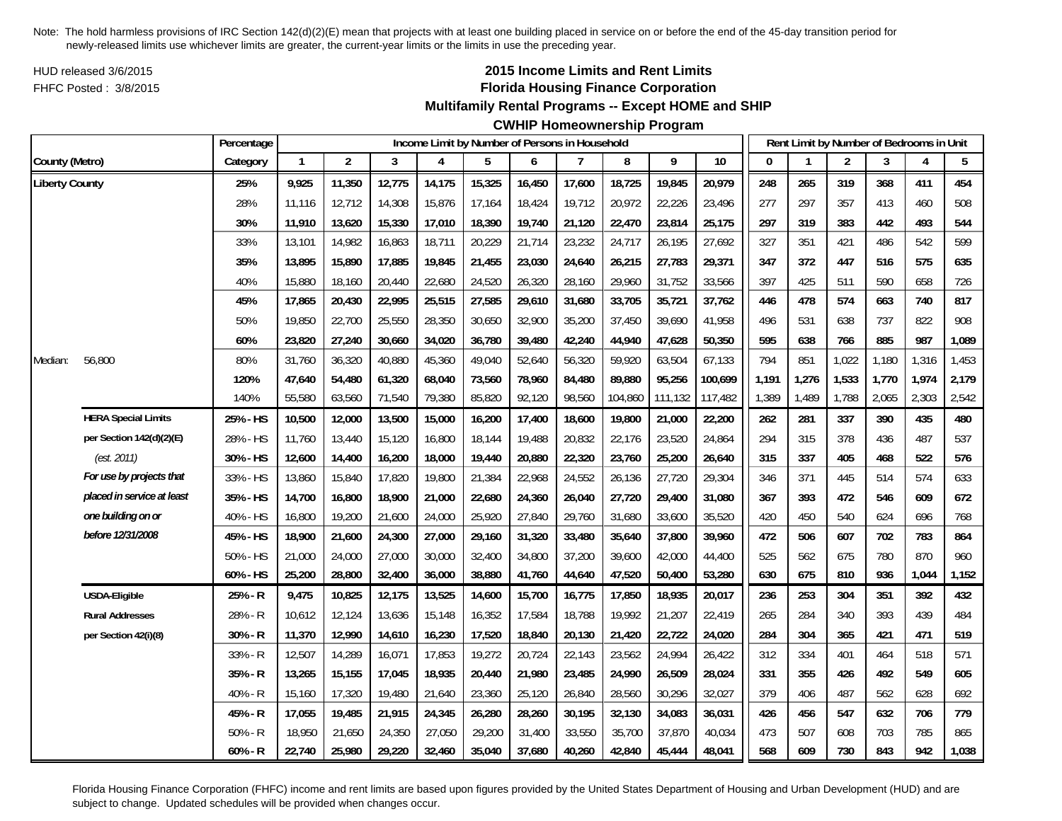Note: The hold harmless provisions of IRC Section 142(d)(2)(E) mean that projects with at least one building placed in service on or before the end of the 45-day transition period for newly-released limits use whichever limits are greater, the current-year limits or the limits in use the preceding year.

HUD released 3/6/2015

FHFC Posted : 3/8/2015

# 2015 Income Limits and Rent Limits
## Florida Housing Finance Corporation
## Multifamily Rental Programs -- Except HOME and SHIP
## CWHIP Homeownership Program

| County (Metro) | | Percentage Category | Income Limit by Number of Persons in Household 1 | 2 | 3 | 4 | 5 | 6 | 7 | 8 | 9 | 10 | Rent Limit by Number of Bedrooms in Unit 0 | 1 | 2 | 3 | 4 | 5 |
|---|---|---|---|---|---|---|---|---|---|---|---|---|---|---|---|---|---|---|
| **Liberty County** | | **25%** | **9,925** | **11,350** | **12,775** | **14,175** | **15,325** | **16,450** | **17,600** | **18,725** | **19,845** | **20,979** | **248** | **265** | **319** | **368** | **411** | **454** |
| | | 28% | 11,116 | 12,712 | 14,308 | 15,876 | 17,164 | 18,424 | 19,712 | 20,972 | 22,226 | 23,496 | 277 | 297 | 357 | 413 | 460 | 508 |
| | | **30%** | **11,910** | **13,620** | **15,330** | **17,010** | **18,390** | **19,740** | **21,120** | **22,470** | **23,814** | **25,175** | **297** | **319** | **383** | **442** | **493** | **544** |
| | | 33% | 13,101 | 14,982 | 16,863 | 18,711 | 20,229 | 21,714 | 23,232 | 24,717 | 26,195 | 27,692 | 327 | 351 | 421 | 486 | 542 | 599 |
| | | **35%** | **13,895** | **15,890** | **17,885** | **19,845** | **21,455** | **23,030** | **24,640** | **26,215** | **27,783** | **29,371** | **347** | **372** | **447** | **516** | **575** | **635** |
| | | 40% | 15,880 | 18,160 | 20,440 | 22,680 | 24,520 | 26,320 | 28,160 | 29,960 | 31,752 | 33,566 | 397 | 425 | 511 | 590 | 658 | 726 |
| | | **45%** | **17,865** | **20,430** | **22,995** | **25,515** | **27,585** | **29,610** | **31,680** | **33,705** | **35,721** | **37,762** | **446** | **478** | **574** | **663** | **740** | **817** |
| | | 50% | 19,850 | 22,700 | 25,550 | 28,350 | 30,650 | 32,900 | 35,200 | 37,450 | 39,690 | 41,958 | 496 | 531 | 638 | 737 | 822 | 908 |
| | | **60%** | **23,820** | **27,240** | **30,660** | **34,020** | **36,780** | **39,480** | **42,240** | **44,940** | **47,628** | **50,350** | **595** | **638** | **766** | **885** | **987** | **1,089** |
| Median: | 56,800 | 80% | 31,760 | 36,320 | 40,880 | 45,360 | 49,040 | 52,640 | 56,320 | 59,920 | 63,504 | 67,133 | 794 | 851 | 1,022 | 1,180 | 1,316 | 1,453 |
| | | **120%** | **47,640** | **54,480** | **61,320** | **68,040** | **73,560** | **78,960** | **84,480** | **89,880** | **95,256** | **100,699** | **1,191** | **1,276** | **1,533** | **1,770** | **1,974** | **2,179** |
| | | 140% | 55,580 | 63,560 | 71,540 | 79,380 | 85,820 | 92,120 | 98,560 | 104,860 | 111,132 | 117,482 | 1,389 | 1,489 | 1,788 | 2,065 | 2,303 | 2,542 |
| | **HERA Special Limits** | **25% - HS** | **10,500** | **12,000** | **13,500** | **15,000** | **16,200** | **17,400** | **18,600** | **19,800** | **21,000** | **22,200** | **262** | **281** | **337** | **390** | **435** | **480** |
| | **per Section 142(d)(2)(E)** | 28% - HS | 11,760 | 13,440 | 15,120 | 16,800 | 18,144 | 19,488 | 20,832 | 22,176 | 23,520 | 24,864 | 294 | 315 | 378 | 436 | 487 | 537 |
| | *(est. 2011)* | **30% - HS** | **12,600** | **14,400** | **16,200** | **18,000** | **19,440** | **20,880** | **22,320** | **23,760** | **25,200** | **26,640** | **315** | **337** | **405** | **468** | **522** | **576** |
| | ***For use by projects that*** | 33% - HS | 13,860 | 15,840 | 17,820 | 19,800 | 21,384 | 22,968 | 24,552 | 26,136 | 27,720 | 29,304 | 346 | 371 | 445 | 514 | 574 | 633 |
| | ***placed in service at least*** | **35% - HS** | **14,700** | **16,800** | **18,900** | **21,000** | **22,680** | **24,360** | **26,040** | **27,720** | **29,400** | **31,080** | **367** | **393** | **472** | **546** | **609** | **672** |
| | ***one building on or*** | 40% - HS | 16,800 | 19,200 | 21,600 | 24,000 | 25,920 | 27,840 | 29,760 | 31,680 | 33,600 | 35,520 | 420 | 450 | 540 | 624 | 696 | 768 |
| | ***before 12/31/2008*** | **45% - HS** | **18,900** | **21,600** | **24,300** | **27,000** | **29,160** | **31,320** | **33,480** | **35,640** | **37,800** | **39,960** | **472** | **506** | **607** | **702** | **783** | **864** |
| | | 50% - HS | 21,000 | 24,000 | 27,000 | 30,000 | 32,400 | 34,800 | 37,200 | 39,600 | 42,000 | 44,400 | 525 | 562 | 675 | 780 | 870 | 960 |
| | | **60% - HS** | **25,200** | **28,800** | **32,400** | **36,000** | **38,880** | **41,760** | **44,640** | **47,520** | **50,400** | **53,280** | **630** | **675** | **810** | **936** | **1,044** | **1,152** |
| | **USDA-Eligible** | **25% - R** | **9,475** | **10,825** | **12,175** | **13,525** | **14,600** | **15,700** | **16,775** | **17,850** | **18,935** | **20,017** | **236** | **253** | **304** | **351** | **392** | **432** |
| | **Rural Addresses** | 28% - R | 10,612 | 12,124 | 13,636 | 15,148 | 16,352 | 17,584 | 18,788 | 19,992 | 21,207 | 22,419 | 265 | 284 | 340 | 393 | 439 | 484 |
| | **per Section 42(i)(8)** | **30% - R** | **11,370** | **12,990** | **14,610** | **16,230** | **17,520** | **18,840** | **20,130** | **21,420** | **22,722** | **24,020** | **284** | **304** | **365** | **421** | **471** | **519** |
| | | 33% - R | 12,507 | 14,289 | 16,071 | 17,853 | 19,272 | 20,724 | 22,143 | 23,562 | 24,994 | 26,422 | 312 | 334 | 401 | 464 | 518 | 571 |
| | | **35% - R** | **13,265** | **15,155** | **17,045** | **18,935** | **20,440** | **21,980** | **23,485** | **24,990** | **26,509** | **28,024** | **331** | **355** | **426** | **492** | **549** | **605** |
| | | 40% - R | 15,160 | 17,320 | 19,480 | 21,640 | 23,360 | 25,120 | 26,840 | 28,560 | 30,296 | 32,027 | 379 | 406 | 487 | 562 | 628 | 692 |
| | | **45% - R** | **17,055** | **19,485** | **21,915** | **24,345** | **26,280** | **28,260** | **30,195** | **32,130** | **34,083** | **36,031** | **426** | **456** | **547** | **632** | **706** | **779** |
| | | 50% - R | 18,950 | 21,650 | 24,350 | 27,050 | 29,200 | 31,400 | 33,550 | 35,700 | 37,870 | 40,034 | 473 | 507 | 608 | 703 | 785 | 865 |
| | | **60% - R** | **22,740** | **25,980** | **29,220** | **32,460** | **35,040** | **37,680** | **40,260** | **42,840** | **45,444** | **48,041** | **568** | **609** | **730** | **843** | **942** | **1,038** |

Florida Housing Finance Corporation (FHFC) income and rent limits are based upon figures provided by the United States Department of Housing and Urban Development (HUD) and are subject to change. Updated schedules will be provided when changes occur.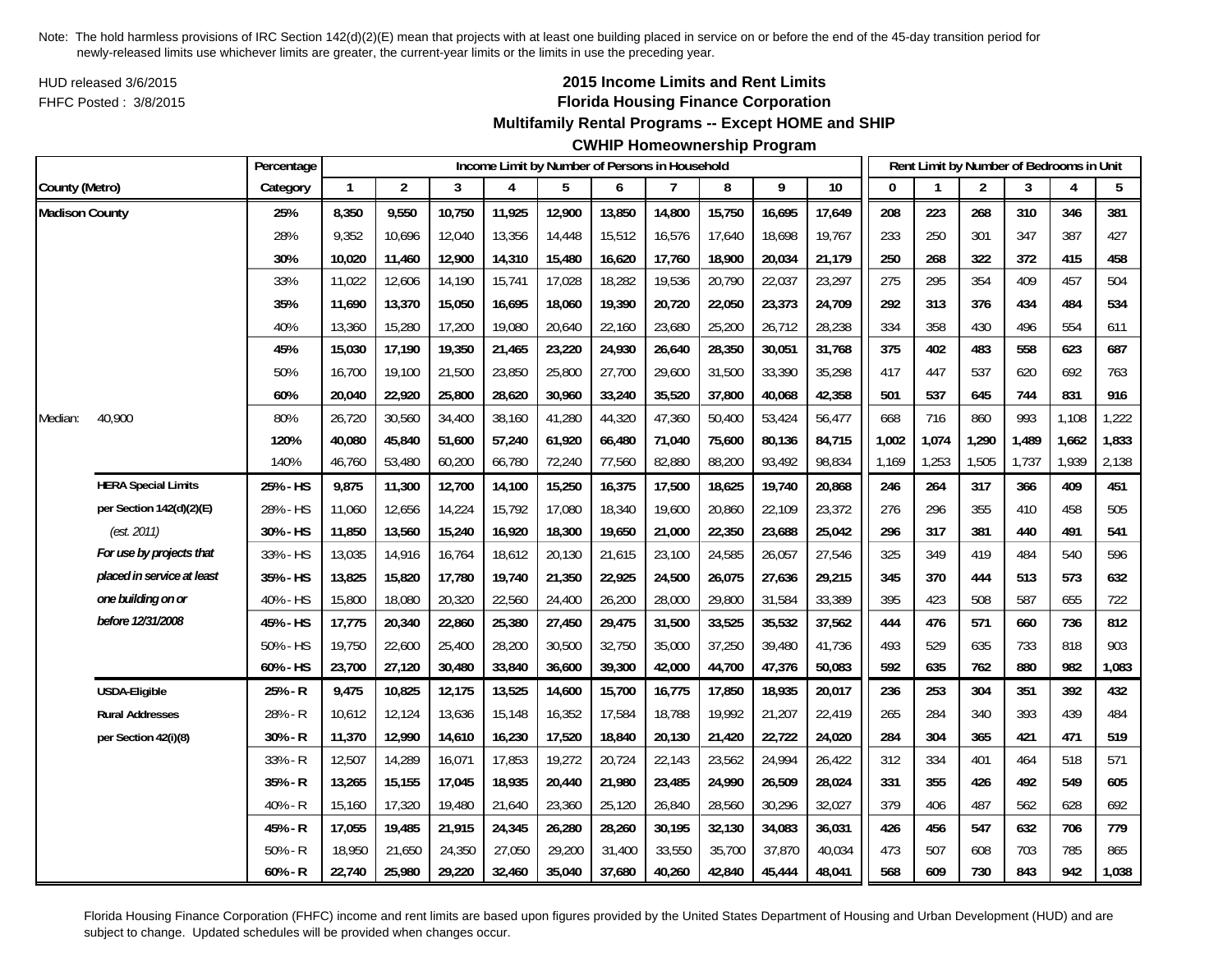Note: The hold harmless provisions of IRC Section 142(d)(2)(E) mean that projects with at least one building placed in service on or before the end of the 45-day transition period for newly-released limits use whichever limits are greater, the current-year limits or the limits in use the preceding year.

HUD released 3/6/2015

FHFC Posted : 3/8/2015

# 2015 Income Limits and Rent Limits
## Florida Housing Finance Corporation
### Multifamily Rental Programs -- Except HOME and SHIP
### CWHIP Homeownership Program

| County (Metro) | | Percentage Category | Income Limit by Number of Persons in Household 1 | 2 | 3 | 4 | 5 | 6 | 7 | 8 | 9 | 10 | Rent Limit by Number of Bedrooms in Unit 0 | 1 | 2 | 3 | 4 | 5 |
|---|---|---|---|---|---|---|---|---|---|---|---|---|---|---|---|---|---|---|
| **Madison County** | | **25%** | **8,350** | **9,550** | **10,750** | **11,925** | **12,900** | **13,850** | **14,800** | **15,750** | **16,695** | **17,649** | **208** | **223** | **268** | **310** | **346** | **381** |
| | | 28% | 9,352 | 10,696 | 12,040 | 13,356 | 14,448 | 15,512 | 16,576 | 17,640 | 18,698 | 19,767 | 233 | 250 | 301 | 347 | 387 | 427 |
| | | **30%** | **10,020** | **11,460** | **12,900** | **14,310** | **15,480** | **16,620** | **17,760** | **18,900** | **20,034** | **21,179** | **250** | **268** | **322** | **372** | **415** | **458** |
| | | 33% | 11,022 | 12,606 | 14,190 | 15,741 | 17,028 | 18,282 | 19,536 | 20,790 | 22,037 | 23,297 | 275 | 295 | 354 | 409 | 457 | 504 |
| | | **35%** | **11,690** | **13,370** | **15,050** | **16,695** | **18,060** | **19,390** | **20,720** | **22,050** | **23,373** | **24,709** | **292** | **313** | **376** | **434** | **484** | **534** |
| | | 40% | 13,360 | 15,280 | 17,200 | 19,080 | 20,640 | 22,160 | 23,680 | 25,200 | 26,712 | 28,238 | 334 | 358 | 430 | 496 | 554 | 611 |
| | | **45%** | **15,030** | **17,190** | **19,350** | **21,465** | **23,220** | **24,930** | **26,640** | **28,350** | **30,051** | **31,768** | **375** | **402** | **483** | **558** | **623** | **687** |
| | | 50% | 16,700 | 19,100 | 21,500 | 23,850 | 25,800 | 27,700 | 29,600 | 31,500 | 33,390 | 35,298 | 417 | 447 | 537 | 620 | 692 | 763 |
| | | **60%** | **20,040** | **22,920** | **25,800** | **28,620** | **30,960** | **33,240** | **35,520** | **37,800** | **40,068** | **42,358** | **501** | **537** | **645** | **744** | **831** | **916** |
| Median: | 40,900 | 80% | 26,720 | 30,560 | 34,400 | 38,160 | 41,280 | 44,320 | 47,360 | 50,400 | 53,424 | 56,477 | 668 | 716 | 860 | 993 | 1,108 | 1,222 |
| | | **120%** | **40,080** | **45,840** | **51,600** | **57,240** | **61,920** | **66,480** | **71,040** | **75,600** | **80,136** | **84,715** | **1,002** | **1,074** | **1,290** | **1,489** | **1,662** | **1,833** |
| | | 140% | 46,760 | 53,480 | 60,200 | 66,780 | 72,240 | 77,560 | 82,880 | 88,200 | 93,492 | 98,834 | 1,169 | 1,253 | 1,505 | 1,737 | 1,939 | 2,138 |
| | **HERA Special Limits** | **25% - HS** | **9,875** | **11,300** | **12,700** | **14,100** | **15,250** | **16,375** | **17,500** | **18,625** | **19,740** | **20,868** | **246** | **264** | **317** | **366** | **409** | **451** |
| | **per Section 142(d)(2)(E)** | 28% - HS | 11,060 | 12,656 | 14,224 | 15,792 | 17,080 | 18,340 | 19,600 | 20,860 | 22,109 | 23,372 | 276 | 296 | 355 | 410 | 458 | 505 |
| | *(est. 2011)* | **30% - HS** | **11,850** | **13,560** | **15,240** | **16,920** | **18,300** | **19,650** | **21,000** | **22,350** | **23,688** | **25,042** | **296** | **317** | **381** | **440** | **491** | **541** |
| | ***For use by projects that*** | 33% - HS | 13,035 | 14,916 | 16,764 | 18,612 | 20,130 | 21,615 | 23,100 | 24,585 | 26,057 | 27,546 | 325 | 349 | 419 | 484 | 540 | 596 |
| | ***placed in service at least*** | **35% - HS** | **13,825** | **15,820** | **17,780** | **19,740** | **21,350** | **22,925** | **24,500** | **26,075** | **27,636** | **29,215** | **345** | **370** | **444** | **513** | **573** | **632** |
| | ***one building on or*** | 40% - HS | 15,800 | 18,080 | 20,320 | 22,560 | 24,400 | 26,200 | 28,000 | 29,800 | 31,584 | 33,389 | 395 | 423 | 508 | 587 | 655 | 722 |
| | ***before 12/31/2008*** | **45% - HS** | **17,775** | **20,340** | **22,860** | **25,380** | **27,450** | **29,475** | **31,500** | **33,525** | **35,532** | **37,562** | **444** | **476** | **571** | **660** | **736** | **812** |
| | | 50% - HS | 19,750 | 22,600 | 25,400 | 28,200 | 30,500 | 32,750 | 35,000 | 37,250 | 39,480 | 41,736 | 493 | 529 | 635 | 733 | 818 | 903 |
| | | **60% - HS** | **23,700** | **27,120** | **30,480** | **33,840** | **36,600** | **39,300** | **42,000** | **44,700** | **47,376** | **50,083** | **592** | **635** | **762** | **880** | **982** | **1,083** |
| | **USDA-Eligible** | **25% - R** | **9,475** | **10,825** | **12,175** | **13,525** | **14,600** | **15,700** | **16,775** | **17,850** | **18,935** | **20,017** | **236** | **253** | **304** | **351** | **392** | **432** |
| | **Rural Addresses** | 28% - R | 10,612 | 12,124 | 13,636 | 15,148 | 16,352 | 17,584 | 18,788 | 19,992 | 21,207 | 22,419 | 265 | 284 | 340 | 393 | 439 | 484 |
| | **per Section 42(i)(8)** | **30% - R** | **11,370** | **12,990** | **14,610** | **16,230** | **17,520** | **18,840** | **20,130** | **21,420** | **22,722** | **24,020** | **284** | **304** | **365** | **421** | **471** | **519** |
| | | 33% - R | 12,507 | 14,289 | 16,071 | 17,853 | 19,272 | 20,724 | 22,143 | 23,562 | 24,994 | 26,422 | 312 | 334 | 401 | 464 | 518 | 571 |
| | | **35% - R** | **13,265** | **15,155** | **17,045** | **18,935** | **20,440** | **21,980** | **23,485** | **24,990** | **26,509** | **28,024** | **331** | **355** | **426** | **492** | **549** | **605** |
| | | 40% - R | 15,160 | 17,320 | 19,480 | 21,640 | 23,360 | 25,120 | 26,840 | 28,560 | 30,296 | 32,027 | 379 | 406 | 487 | 562 | 628 | 692 |
| | | **45% - R** | **17,055** | **19,485** | **21,915** | **24,345** | **26,280** | **28,260** | **30,195** | **32,130** | **34,083** | **36,031** | **426** | **456** | **547** | **632** | **706** | **779** |
| | | 50% - R | 18,950 | 21,650 | 24,350 | 27,050 | 29,200 | 31,400 | 33,550 | 35,700 | 37,870 | 40,034 | 473 | 507 | 608 | 703 | 785 | 865 |
| | | **60% - R** | **22,740** | **25,980** | **29,220** | **32,460** | **35,040** | **37,680** | **40,260** | **42,840** | **45,444** | **48,041** | **568** | **609** | **730** | **843** | **942** | **1,038** |

Florida Housing Finance Corporation (FHFC) income and rent limits are based upon figures provided by the United States Department of Housing and Urban Development (HUD) and are subject to change. Updated schedules will be provided when changes occur.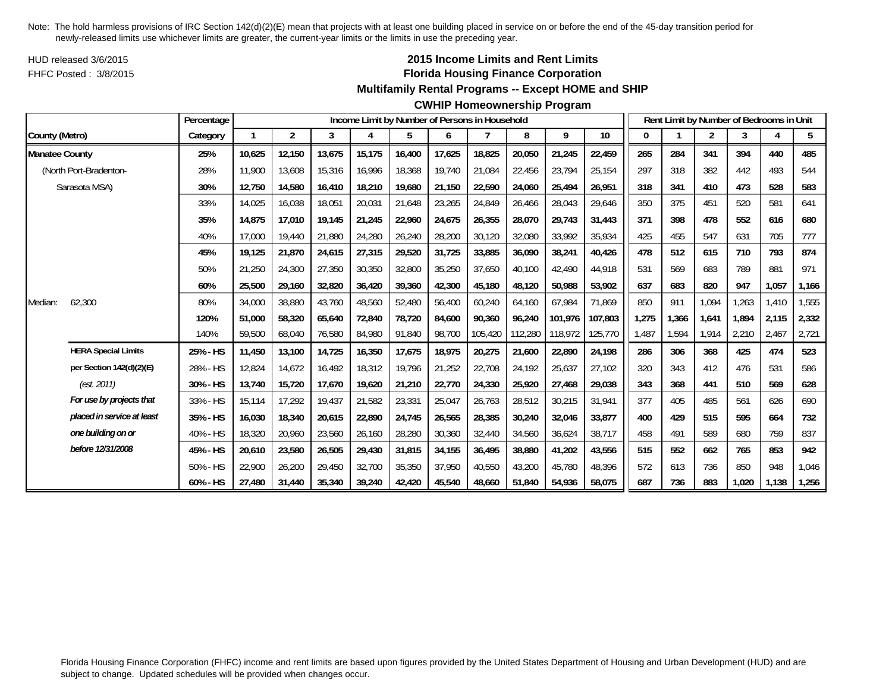Note: The hold harmless provisions of IRC Section 142(d)(2)(E) mean that projects with at least one building placed in service on or before the end of the 45-day transition period for newly-released limits use whichever limits are greater, the current-year limits or the limits in use the preceding year.

HUD released 3/6/2015
FHFC Posted : 3/8/2015

## 2015 Income Limits and Rent Limits
## Florida Housing Finance Corporation
### Multifamily Rental Programs -- Except HOME and SHIP
### CWHIP Homeownership Program

| County (Metro) | | Percentage Category | Income Limit by Number of Persons in Household: 1 | 2 | 3 | 4 | 5 | 6 | 7 | 8 | 9 | 10 | Rent Limit by Number of Bedrooms in Unit: 0 | 1 | 2 | 3 | 4 | 5 |
|---|---|---|---|---|---|---|---|---|---|---|---|---|---|---|---|---|---|---|
| **Manatee County** | | **25%** | **10,625** | **12,150** | **13,675** | **15,175** | **16,400** | **17,625** | **18,825** | **20,050** | **21,245** | **22,459** | **265** | **284** | **341** | **394** | **440** | **485** |
| (North Port-Bradenton- | | 28% | 11,900 | 13,608 | 15,316 | 16,996 | 18,368 | 19,740 | 21,084 | 22,456 | 23,794 | 25,154 | 297 | 318 | 382 | 442 | 493 | 544 |
| Sarasota MSA) | | **30%** | **12,750** | **14,580** | **16,410** | **18,210** | **19,680** | **21,150** | **22,590** | **24,060** | **25,494** | **26,951** | **318** | **341** | **410** | **473** | **528** | **583** |
| | | 33% | 14,025 | 16,038 | 18,051 | 20,031 | 21,648 | 23,265 | 24,849 | 26,466 | 28,043 | 29,646 | 350 | 375 | 451 | 520 | 581 | 641 |
| | | **35%** | **14,875** | **17,010** | **19,145** | **21,245** | **22,960** | **24,675** | **26,355** | **28,070** | **29,743** | **31,443** | **371** | **398** | **478** | **552** | **616** | **680** |
| | | 40% | 17,000 | 19,440 | 21,880 | 24,280 | 26,240 | 28,200 | 30,120 | 32,080 | 33,992 | 35,934 | 425 | 455 | 547 | 631 | 705 | 777 |
| | | **45%** | **19,125** | **21,870** | **24,615** | **27,315** | **29,520** | **31,725** | **33,885** | **36,090** | **38,241** | **40,426** | **478** | **512** | **615** | **710** | **793** | **874** |
| | | 50% | 21,250 | 24,300 | 27,350 | 30,350 | 32,800 | 35,250 | 37,650 | 40,100 | 42,490 | 44,918 | 531 | 569 | 683 | 789 | 881 | 971 |
| | | **60%** | **25,500** | **29,160** | **32,820** | **36,420** | **39,360** | **42,300** | **45,180** | **48,120** | **50,988** | **53,902** | **637** | **683** | **820** | **947** | **1,057** | **1,166** |
| Median: | 62,300 | 80% | 34,000 | 38,880 | 43,760 | 48,560 | 52,480 | 56,400 | 60,240 | 64,160 | 67,984 | 71,869 | 850 | 911 | 1,094 | 1,263 | 1,410 | 1,555 |
| | | **120%** | **51,000** | **58,320** | **65,640** | **72,840** | **78,720** | **84,600** | **90,360** | **96,240** | **101,976** | **107,803** | **1,275** | **1,366** | **1,641** | **1,894** | **2,115** | **2,332** |
| | | 140% | 59,500 | 68,040 | 76,580 | 84,980 | 91,840 | 98,700 | 105,420 | 112,280 | 118,972 | 125,770 | 1,487 | 1,594 | 1,914 | 2,210 | 2,467 | 2,721 |
| | **HERA Special Limits** | **25% - HS** | **11,450** | **13,100** | **14,725** | **16,350** | **17,675** | **18,975** | **20,275** | **21,600** | **22,890** | **24,198** | **286** | **306** | **368** | **425** | **474** | **523** |
| | **per Section 142(d)(2)(E)** | 28% - HS | 12,824 | 14,672 | 16,492 | 18,312 | 19,796 | 21,252 | 22,708 | 24,192 | 25,637 | 27,102 | 320 | 343 | 412 | 476 | 531 | 586 |
| | *(est. 2011)* | **30% - HS** | **13,740** | **15,720** | **17,670** | **19,620** | **21,210** | **22,770** | **24,330** | **25,920** | **27,468** | **29,038** | **343** | **368** | **441** | **510** | **569** | **628** |
| | ***For use by projects that*** | 33% - HS | 15,114 | 17,292 | 19,437 | 21,582 | 23,331 | 25,047 | 26,763 | 28,512 | 30,215 | 31,941 | 377 | 405 | 485 | 561 | 626 | 690 |
| | ***placed in service at least*** | **35% - HS** | **16,030** | **18,340** | **20,615** | **22,890** | **24,745** | **26,565** | **28,385** | **30,240** | **32,046** | **33,877** | **400** | **429** | **515** | **595** | **664** | **732** |
| | ***one building on or*** | 40% - HS | 18,320 | 20,960 | 23,560 | 26,160 | 28,280 | 30,360 | 32,440 | 34,560 | 36,624 | 38,717 | 458 | 491 | 589 | 680 | 759 | 837 |
| | ***before 12/31/2008*** | **45% - HS** | **20,610** | **23,580** | **26,505** | **29,430** | **31,815** | **34,155** | **36,495** | **38,880** | **41,202** | **43,556** | **515** | **552** | **662** | **765** | **853** | **942** |
| | | 50% - HS | 22,900 | 26,200 | 29,450 | 32,700 | 35,350 | 37,950 | 40,550 | 43,200 | 45,780 | 48,396 | 572 | 613 | 736 | 850 | 948 | 1,046 |
| | | **60% - HS** | **27,480** | **31,440** | **35,340** | **39,240** | **42,420** | **45,540** | **48,660** | **51,840** | **54,936** | **58,075** | **687** | **736** | **883** | **1,020** | **1,138** | **1,256** |

Florida Housing Finance Corporation (FHFC) income and rent limits are based upon figures provided by the United States Department of Housing and Urban Development (HUD) and are subject to change. Updated schedules will be provided when changes occur.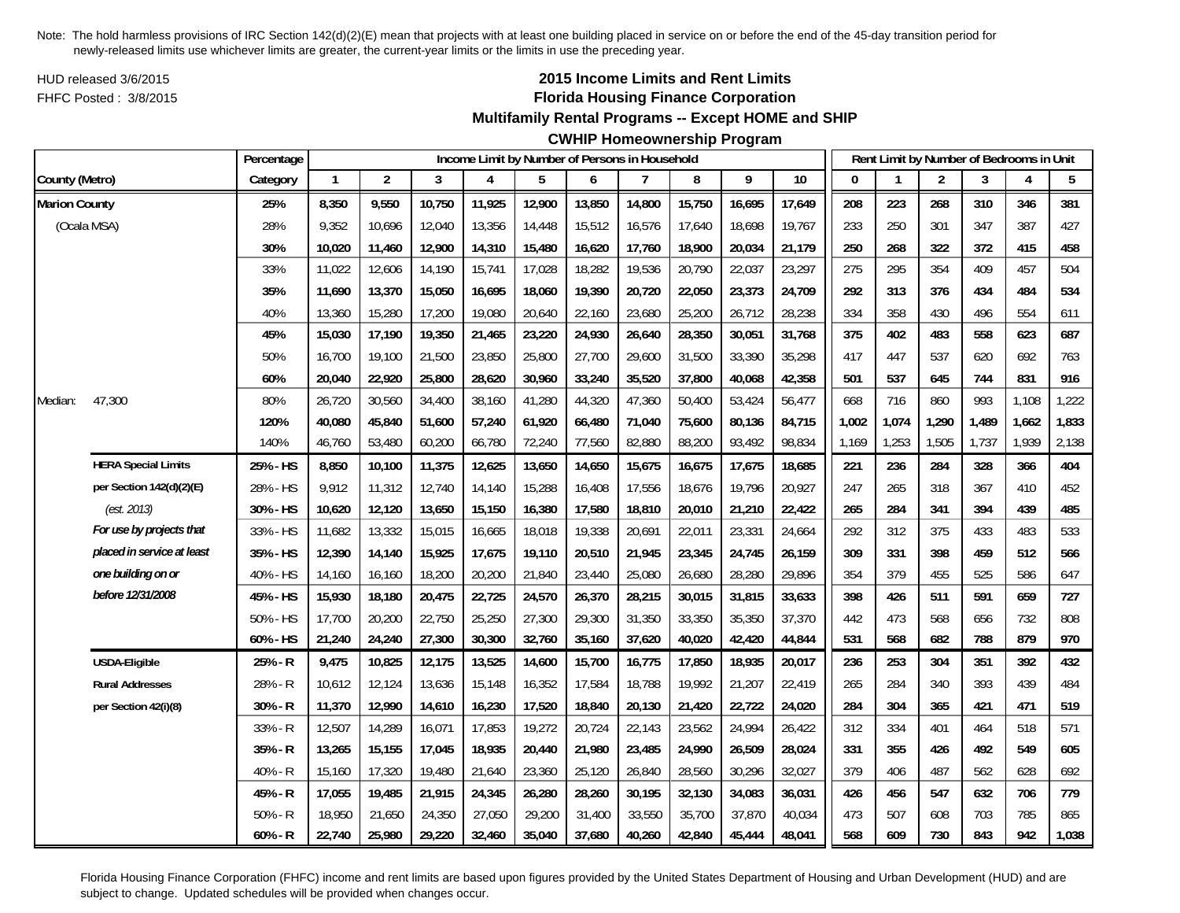Note: The hold harmless provisions of IRC Section 142(d)(2)(E) mean that projects with at least one building placed in service on or before the end of the 45-day transition period for newly-released limits use whichever limits are greater, the current-year limits or the limits in use the preceding year.

HUD released 3/6/2015

FHFC Posted : 3/8/2015

## 2015 Income Limits and Rent Limits
## Florida Housing Finance Corporation
## Multifamily Rental Programs -- Except HOME and SHIP
## CWHIP Homeownership Program

| County (Metro) | | Percentage Category | Income Limit by Number of Persons in Household: 1 | 2 | 3 | 4 | 5 | 6 | 7 | 8 | 9 | 10 | Rent Limit by Number of Bedrooms in Unit: 0 | 1 | 2 | 3 | 4 | 5 |
|---|---|---|---|---|---|---|---|---|---|---|---|---|---|---|---|---|---|---|
| **Marion County** | | **25%** | **8,350** | **9,550** | **10,750** | **11,925** | **12,900** | **13,850** | **14,800** | **15,750** | **16,695** | **17,649** | **208** | **223** | **268** | **310** | **346** | **381** |
| (Ocala MSA) | | 28% | 9,352 | 10,696 | 12,040 | 13,356 | 14,448 | 15,512 | 16,576 | 17,640 | 18,698 | 19,767 | 233 | 250 | 301 | 347 | 387 | 427 |
| | | **30%** | **10,020** | **11,460** | **12,900** | **14,310** | **15,480** | **16,620** | **17,760** | **18,900** | **20,034** | **21,179** | **250** | **268** | **322** | **372** | **415** | **458** |
| | | 33% | 11,022 | 12,606 | 14,190 | 15,741 | 17,028 | 18,282 | 19,536 | 20,790 | 22,037 | 23,297 | 275 | 295 | 354 | 409 | 457 | 504 |
| | | **35%** | **11,690** | **13,370** | **15,050** | **16,695** | **18,060** | **19,390** | **20,720** | **22,050** | **23,373** | **24,709** | **292** | **313** | **376** | **434** | **484** | **534** |
| | | 40% | 13,360 | 15,280 | 17,200 | 19,080 | 20,640 | 22,160 | 23,680 | 25,200 | 26,712 | 28,238 | 334 | 358 | 430 | 496 | 554 | 611 |
| | | **45%** | **15,030** | **17,190** | **19,350** | **21,465** | **23,220** | **24,930** | **26,640** | **28,350** | **30,051** | **31,768** | **375** | **402** | **483** | **558** | **623** | **687** |
| | | 50% | 16,700 | 19,100 | 21,500 | 23,850 | 25,800 | 27,700 | 29,600 | 31,500 | 33,390 | 35,298 | 417 | 447 | 537 | 620 | 692 | 763 |
| | | **60%** | **20,040** | **22,920** | **25,800** | **28,620** | **30,960** | **33,240** | **35,520** | **37,800** | **40,068** | **42,358** | **501** | **537** | **645** | **744** | **831** | **916** |
| Median: | 47,300 | 80% | 26,720 | 30,560 | 34,400 | 38,160 | 41,280 | 44,320 | 47,360 | 50,400 | 53,424 | 56,477 | 668 | 716 | 860 | 993 | 1,108 | 1,222 |
| | | **120%** | **40,080** | **45,840** | **51,600** | **57,240** | **61,920** | **66,480** | **71,040** | **75,600** | **80,136** | **84,715** | **1,002** | **1,074** | **1,290** | **1,489** | **1,662** | **1,833** |
| | | 140% | 46,760 | 53,480 | 60,200 | 66,780 | 72,240 | 77,560 | 82,880 | 88,200 | 93,492 | 98,834 | 1,169 | 1,253 | 1,505 | 1,737 | 1,939 | 2,138 |
| | **HERA Special Limits** | **25% - HS** | **8,850** | **10,100** | **11,375** | **12,625** | **13,650** | **14,650** | **15,675** | **16,675** | **17,675** | **18,685** | **221** | **236** | **284** | **328** | **366** | **404** |
| | **per Section 142(d)(2)(E)** | 28% - HS | 9,912 | 11,312 | 12,740 | 14,140 | 15,288 | 16,408 | 17,556 | 18,676 | 19,796 | 20,927 | 247 | 265 | 318 | 367 | 410 | 452 |
| | *(est. 2013)* | **30% - HS** | **10,620** | **12,120** | **13,650** | **15,150** | **16,380** | **17,580** | **18,810** | **20,010** | **21,210** | **22,422** | **265** | **284** | **341** | **394** | **439** | **485** |
| | ***For use by projects that*** | 33% - HS | 11,682 | 13,332 | 15,015 | 16,665 | 18,018 | 19,338 | 20,691 | 22,011 | 23,331 | 24,664 | 292 | 312 | 375 | 433 | 483 | 533 |
| | ***placed in service at least*** | **35% - HS** | **12,390** | **14,140** | **15,925** | **17,675** | **19,110** | **20,510** | **21,945** | **23,345** | **24,745** | **26,159** | **309** | **331** | **398** | **459** | **512** | **566** |
| | ***one building on or*** | 40% - HS | 14,160 | 16,160 | 18,200 | 20,200 | 21,840 | 23,440 | 25,080 | 26,680 | 28,280 | 29,896 | 354 | 379 | 455 | 525 | 586 | 647 |
| | ***before 12/31/2008*** | **45% - HS** | **15,930** | **18,180** | **20,475** | **22,725** | **24,570** | **26,370** | **28,215** | **30,015** | **31,815** | **33,633** | **398** | **426** | **511** | **591** | **659** | **727** |
| | | 50% - HS | 17,700 | 20,200 | 22,750 | 25,250 | 27,300 | 29,300 | 31,350 | 33,350 | 35,350 | 37,370 | 442 | 473 | 568 | 656 | 732 | 808 |
| | | **60% - HS** | **21,240** | **24,240** | **27,300** | **30,300** | **32,760** | **35,160** | **37,620** | **40,020** | **42,420** | **44,844** | **531** | **568** | **682** | **788** | **879** | **970** |
| | **USDA-Eligible** | **25% - R** | **9,475** | **10,825** | **12,175** | **13,525** | **14,600** | **15,700** | **16,775** | **17,850** | **18,935** | **20,017** | **236** | **253** | **304** | **351** | **392** | **432** |
| | **Rural Addresses** | 28% - R | 10,612 | 12,124 | 13,636 | 15,148 | 16,352 | 17,584 | 18,788 | 19,992 | 21,207 | 22,419 | 265 | 284 | 340 | 393 | 439 | 484 |
| | **per Section 42(i)(8)** | **30% - R** | **11,370** | **12,990** | **14,610** | **16,230** | **17,520** | **18,840** | **20,130** | **21,420** | **22,722** | **24,020** | **284** | **304** | **365** | **421** | **471** | **519** |
| | | 33% - R | 12,507 | 14,289 | 16,071 | 17,853 | 19,272 | 20,724 | 22,143 | 23,562 | 24,994 | 26,422 | 312 | 334 | 401 | 464 | 518 | 571 |
| | | **35% - R** | **13,265** | **15,155** | **17,045** | **18,935** | **20,440** | **21,980** | **23,485** | **24,990** | **26,509** | **28,024** | **331** | **355** | **426** | **492** | **549** | **605** |
| | | 40% - R | 15,160 | 17,320 | 19,480 | 21,640 | 23,360 | 25,120 | 26,840 | 28,560 | 30,296 | 32,027 | 379 | 406 | 487 | 562 | 628 | 692 |
| | | **45% - R** | **17,055** | **19,485** | **21,915** | **24,345** | **26,280** | **28,260** | **30,195** | **32,130** | **34,083** | **36,031** | **426** | **456** | **547** | **632** | **706** | **779** |
| | | 50% - R | 18,950 | 21,650 | 24,350 | 27,050 | 29,200 | 31,400 | 33,550 | 35,700 | 37,870 | 40,034 | 473 | 507 | 608 | 703 | 785 | 865 |
| | | **60% - R** | **22,740** | **25,980** | **29,220** | **32,460** | **35,040** | **37,680** | **40,260** | **42,840** | **45,444** | **48,041** | **568** | **609** | **730** | **843** | **942** | **1,038** |

Florida Housing Finance Corporation (FHFC) income and rent limits are based upon figures provided by the United States Department of Housing and Urban Development (HUD) and are subject to change. Updated schedules will be provided when changes occur.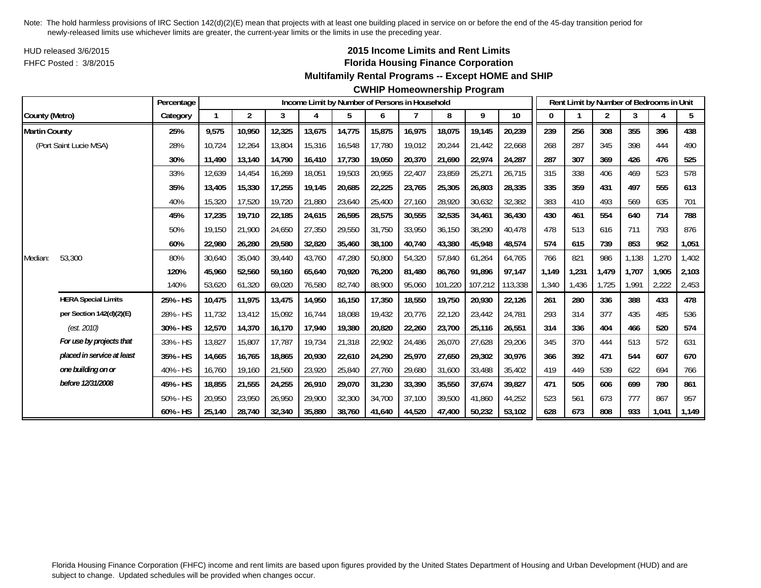Note: The hold harmless provisions of IRC Section 142(d)(2)(E) mean that projects with at least one building placed in service on or before the end of the 45-day transition period for newly-released limits use whichever limits are greater, the current-year limits or the limits in use the preceding year.

HUD released 3/6/2015

FHFC Posted : 3/8/2015

## 2015 Income Limits and Rent Limits
## Florida Housing Finance Corporation
## Multifamily Rental Programs -- Except HOME and SHIP
## CWHIP Homeownership Program

| | | Percentage | Income Limit by Number of Persons in Household | | | | | | | | | | Rent Limit by Number of Bedrooms in Unit | | | | | |
|---|---|---|---|---|---|---|---|---|---|---|---|---|---|---|---|---|---|---|
| County (Metro) | | Category | 1 | 2 | 3 | 4 | 5 | 6 | 7 | 8 | 9 | 10 | 0 | 1 | 2 | 3 | 4 | 5 |
| **Martin County** | | **25%** | **9,575** | **10,950** | **12,325** | **13,675** | **14,775** | **15,875** | **16,975** | **18,075** | **19,145** | **20,239** | **239** | **256** | **308** | **355** | **396** | **438** |
| (Port Saint Lucie MSA) | | 28% | 10,724 | 12,264 | 13,804 | 15,316 | 16,548 | 17,780 | 19,012 | 20,244 | 21,442 | 22,668 | 268 | 287 | 345 | 398 | 444 | 490 |
| | | **30%** | **11,490** | **13,140** | **14,790** | **16,410** | **17,730** | **19,050** | **20,370** | **21,690** | **22,974** | **24,287** | **287** | **307** | **369** | **426** | **476** | **525** |
| | | 33% | 12,639 | 14,454 | 16,269 | 18,051 | 19,503 | 20,955 | 22,407 | 23,859 | 25,271 | 26,715 | 315 | 338 | 406 | 469 | 523 | 578 |
| | | **35%** | **13,405** | **15,330** | **17,255** | **19,145** | **20,685** | **22,225** | **23,765** | **25,305** | **26,803** | **28,335** | **335** | **359** | **431** | **497** | **555** | **613** |
| | | 40% | 15,320 | 17,520 | 19,720 | 21,880 | 23,640 | 25,400 | 27,160 | 28,920 | 30,632 | 32,382 | 383 | 410 | 493 | 569 | 635 | 701 |
| | | **45%** | **17,235** | **19,710** | **22,185** | **24,615** | **26,595** | **28,575** | **30,555** | **32,535** | **34,461** | **36,430** | **430** | **461** | **554** | **640** | **714** | **788** |
| | | 50% | 19,150 | 21,900 | 24,650 | 27,350 | 29,550 | 31,750 | 33,950 | 36,150 | 38,290 | 40,478 | 478 | 513 | 616 | 711 | 793 | 876 |
| | | **60%** | **22,980** | **26,280** | **29,580** | **32,820** | **35,460** | **38,100** | **40,740** | **43,380** | **45,948** | **48,574** | **574** | **615** | **739** | **853** | **952** | **1,051** |
| Median: | 53,300 | 80% | 30,640 | 35,040 | 39,440 | 43,760 | 47,280 | 50,800 | 54,320 | 57,840 | 61,264 | 64,765 | 766 | 821 | 986 | 1,138 | 1,270 | 1,402 |
| | | **120%** | **45,960** | **52,560** | **59,160** | **65,640** | **70,920** | **76,200** | **81,480** | **86,760** | **91,896** | **97,147** | **1,149** | **1,231** | **1,479** | **1,707** | **1,905** | **2,103** |
| | | 140% | 53,620 | 61,320 | 69,020 | 76,580 | 82,740 | 88,900 | 95,060 | 101,220 | 107,212 | 113,338 | 1,340 | 1,436 | 1,725 | 1,991 | 2,222 | 2,453 |
| | **HERA Special Limits** | **25% - HS** | **10,475** | **11,975** | **13,475** | **14,950** | **16,150** | **17,350** | **18,550** | **19,750** | **20,930** | **22,126** | **261** | **280** | **336** | **388** | **433** | **478** |
| | **per Section 142(d)(2)(E)** | 28% - HS | 11,732 | 13,412 | 15,092 | 16,744 | 18,088 | 19,432 | 20,776 | 22,120 | 23,442 | 24,781 | 293 | 314 | 377 | 435 | 485 | 536 |
| | *(est. 2010)* | **30% - HS** | **12,570** | **14,370** | **16,170** | **17,940** | **19,380** | **20,820** | **22,260** | **23,700** | **25,116** | **26,551** | **314** | **336** | **404** | **466** | **520** | **574** |
| | ***For use by projects that*** | 33% - HS | 13,827 | 15,807 | 17,787 | 19,734 | 21,318 | 22,902 | 24,486 | 26,070 | 27,628 | 29,206 | 345 | 370 | 444 | 513 | 572 | 631 |
| | ***placed in service at least*** | **35% - HS** | **14,665** | **16,765** | **18,865** | **20,930** | **22,610** | **24,290** | **25,970** | **27,650** | **29,302** | **30,976** | **366** | **392** | **471** | **544** | **607** | **670** |
| | ***one building on or*** | 40% - HS | 16,760 | 19,160 | 21,560 | 23,920 | 25,840 | 27,760 | 29,680 | 31,600 | 33,488 | 35,402 | 419 | 449 | 539 | 622 | 694 | 766 |
| | ***before 12/31/2008*** | **45% - HS** | **18,855** | **21,555** | **24,255** | **26,910** | **29,070** | **31,230** | **33,390** | **35,550** | **37,674** | **39,827** | **471** | **505** | **606** | **699** | **780** | **861** |
| | | 50% - HS | 20,950 | 23,950 | 26,950 | 29,900 | 32,300 | 34,700 | 37,100 | 39,500 | 41,860 | 44,252 | 523 | 561 | 673 | 777 | 867 | 957 |
| | | **60% - HS** | **25,140** | **28,740** | **32,340** | **35,880** | **38,760** | **41,640** | **44,520** | **47,400** | **50,232** | **53,102** | **628** | **673** | **808** | **933** | **1,041** | **1,149** |

Florida Housing Finance Corporation (FHFC) income and rent limits are based upon figures provided by the United States Department of Housing and Urban Development (HUD) and are subject to change. Updated schedules will be provided when changes occur.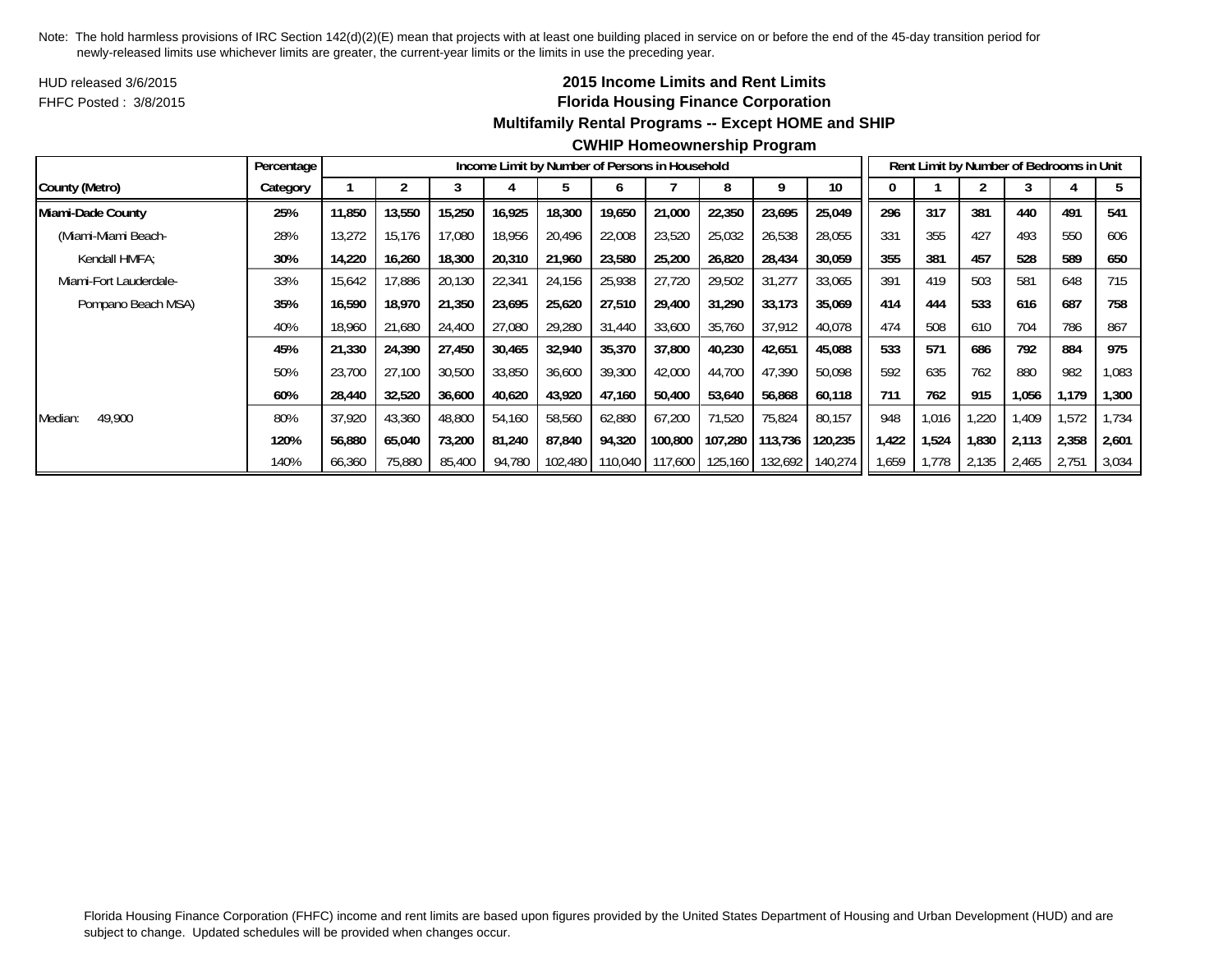Note: The hold harmless provisions of IRC Section 142(d)(2)(E) mean that projects with at least one building placed in service on or before the end of the 45-day transition period for newly-released limits use whichever limits are greater, the current-year limits or the limits in use the preceding year.

HUD released 3/6/2015

FHFC Posted : 3/8/2015

## 2015 Income Limits and Rent Limits
## Florida Housing Finance Corporation
### Multifamily Rental Programs -- Except HOME and SHIP
### CWHIP Homeownership Program

| | Percentage | Income Limit by Number of Persons in Household | | | | | | | | | | Rent Limit by Number of Bedrooms in Unit | | | | | |
|---|---|---|---|---|---|---|---|---|---|---|---|---|---|---|---|---|---|
| County (Metro) | Category | 1 | 2 | 3 | 4 | 5 | 6 | 7 | 8 | 9 | 10 | 0 | 1 | 2 | 3 | 4 | 5 |
| **Miami-Dade County** | **25%** | **11,850** | **13,550** | **15,250** | **16,925** | **18,300** | **19,650** | **21,000** | **22,350** | **23,695** | **25,049** | **296** | **317** | **381** | **440** | **491** | **541** |
| (Miami-Miami Beach- | 28% | 13,272 | 15,176 | 17,080 | 18,956 | 20,496 | 22,008 | 23,520 | 25,032 | 26,538 | 28,055 | 331 | 355 | 427 | 493 | 550 | 606 |
| Kendall HMFA; | **30%** | **14,220** | **16,260** | **18,300** | **20,310** | **21,960** | **23,580** | **25,200** | **26,820** | **28,434** | **30,059** | **355** | **381** | **457** | **528** | **589** | **650** |
| Miami-Fort Lauderdale- | 33% | 15,642 | 17,886 | 20,130 | 22,341 | 24,156 | 25,938 | 27,720 | 29,502 | 31,277 | 33,065 | 391 | 419 | 503 | 581 | 648 | 715 |
| Pompano Beach MSA) | **35%** | **16,590** | **18,970** | **21,350** | **23,695** | **25,620** | **27,510** | **29,400** | **31,290** | **33,173** | **35,069** | **414** | **444** | **533** | **616** | **687** | **758** |
| | 40% | 18,960 | 21,680 | 24,400 | 27,080 | 29,280 | 31,440 | 33,600 | 35,760 | 37,912 | 40,078 | 474 | 508 | 610 | 704 | 786 | 867 |
| | **45%** | **21,330** | **24,390** | **27,450** | **30,465** | **32,940** | **35,370** | **37,800** | **40,230** | **42,651** | **45,088** | **533** | **571** | **686** | **792** | **884** | **975** |
| | 50% | 23,700 | 27,100 | 30,500 | 33,850 | 36,600 | 39,300 | 42,000 | 44,700 | 47,390 | 50,098 | 592 | 635 | 762 | 880 | 982 | 1,083 |
| | **60%** | **28,440** | **32,520** | **36,600** | **40,620** | **43,920** | **47,160** | **50,400** | **53,640** | **56,868** | **60,118** | **711** | **762** | **915** | **1,056** | **1,179** | **1,300** |
| Median: 49,900 | 80% | 37,920 | 43,360 | 48,800 | 54,160 | 58,560 | 62,880 | 67,200 | 71,520 | 75,824 | 80,157 | 948 | 1,016 | 1,220 | 1,409 | 1,572 | 1,734 |
| | **120%** | **56,880** | **65,040** | **73,200** | **81,240** | **87,840** | **94,320** | **100,800** | **107,280** | **113,736** | **120,235** | **1,422** | **1,524** | **1,830** | **2,113** | **2,358** | **2,601** |
| | 140% | 66,360 | 75,880 | 85,400 | 94,780 | 102,480 | 110,040 | 117,600 | 125,160 | 132,692 | 140,274 | 1,659 | 1,778 | 2,135 | 2,465 | 2,751 | 3,034 |

Florida Housing Finance Corporation (FHFC) income and rent limits are based upon figures provided by the United States Department of Housing and Urban Development (HUD) and are subject to change. Updated schedules will be provided when changes occur.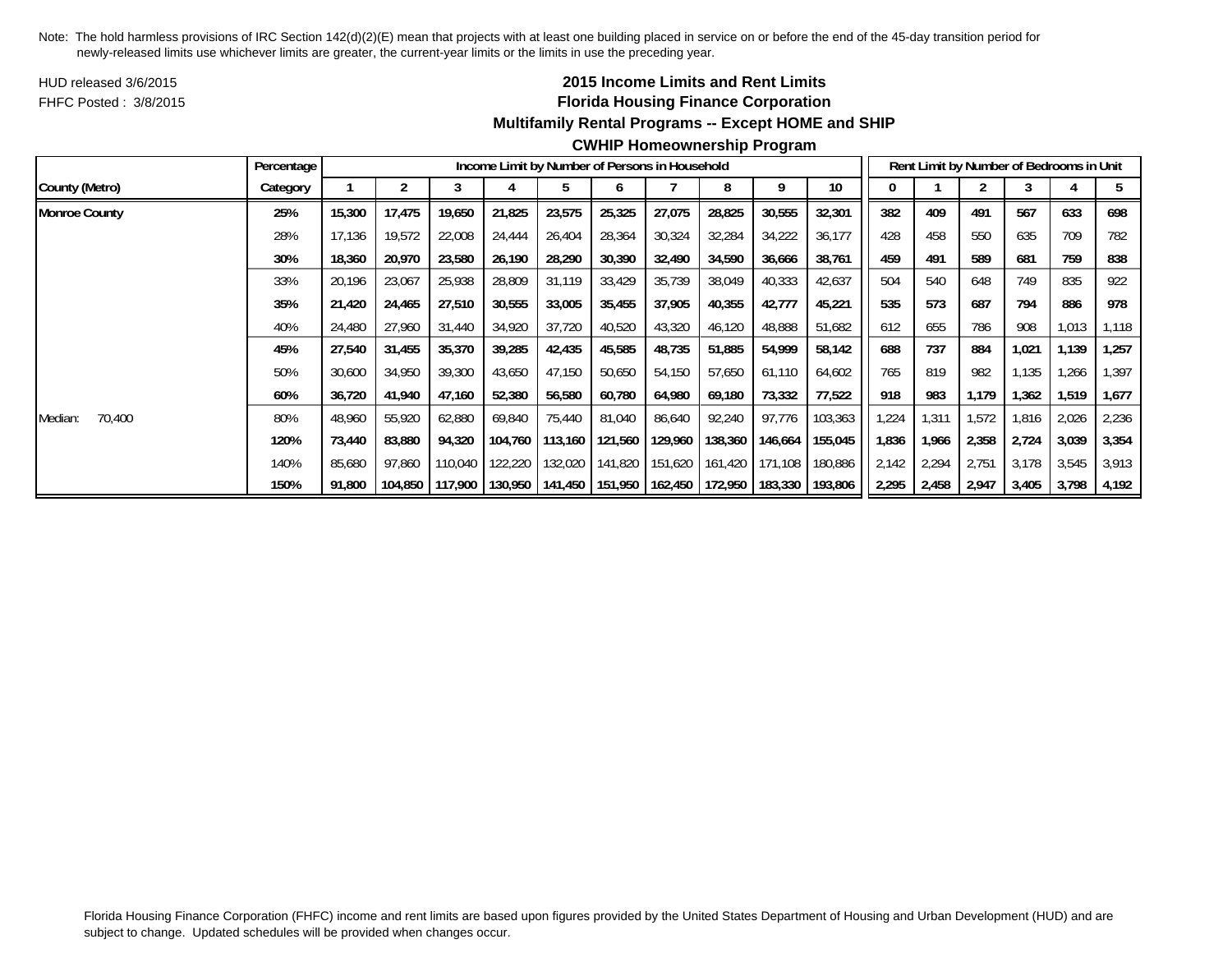Note: The hold harmless provisions of IRC Section 142(d)(2)(E) mean that projects with at least one building placed in service on or before the end of the 45-day transition period for newly-released limits use whichever limits are greater, the current-year limits or the limits in use the preceding year.

HUD released 3/6/2015

FHFC Posted : 3/8/2015

## 2015 Income Limits and Rent Limits
## Florida Housing Finance Corporation
## Multifamily Rental Programs -- Except HOME and SHIP
## CWHIP Homeownership Program

| | Percentage | Income Limit by Number of Persons in Household | | | | | | | | | | Rent Limit by Number of Bedrooms in Unit | | | | | |
|---|---|---|---|---|---|---|---|---|---|---|---|---|---|---|---|---|---|
| County (Metro) | Category | 1 | 2 | 3 | 4 | 5 | 6 | 7 | 8 | 9 | 10 | 0 | 1 | 2 | 3 | 4 | 5 |
| **Monroe County** | **25%** | **15,300** | **17,475** | **19,650** | **21,825** | **23,575** | **25,325** | **27,075** | **28,825** | **30,555** | **32,301** | **382** | **409** | **491** | **567** | **633** | **698** |
| | 28% | 17,136 | 19,572 | 22,008 | 24,444 | 26,404 | 28,364 | 30,324 | 32,284 | 34,222 | 36,177 | 428 | 458 | 550 | 635 | 709 | 782 |
| | **30%** | **18,360** | **20,970** | **23,580** | **26,190** | **28,290** | **30,390** | **32,490** | **34,590** | **36,666** | **38,761** | **459** | **491** | **589** | **681** | **759** | **838** |
| | 33% | 20,196 | 23,067 | 25,938 | 28,809 | 31,119 | 33,429 | 35,739 | 38,049 | 40,333 | 42,637 | 504 | 540 | 648 | 749 | 835 | 922 |
| | **35%** | **21,420** | **24,465** | **27,510** | **30,555** | **33,005** | **35,455** | **37,905** | **40,355** | **42,777** | **45,221** | **535** | **573** | **687** | **794** | **886** | **978** |
| | 40% | 24,480 | 27,960 | 31,440 | 34,920 | 37,720 | 40,520 | 43,320 | 46,120 | 48,888 | 51,682 | 612 | 655 | 786 | 908 | 1,013 | 1,118 |
| | **45%** | **27,540** | **31,455** | **35,370** | **39,285** | **42,435** | **45,585** | **48,735** | **51,885** | **54,999** | **58,142** | **688** | **737** | **884** | **1,021** | **1,139** | **1,257** |
| | 50% | 30,600 | 34,950 | 39,300 | 43,650 | 47,150 | 50,650 | 54,150 | 57,650 | 61,110 | 64,602 | 765 | 819 | 982 | 1,135 | 1,266 | 1,397 |
| | **60%** | **36,720** | **41,940** | **47,160** | **52,380** | **56,580** | **60,780** | **64,980** | **69,180** | **73,332** | **77,522** | **918** | **983** | **1,179** | **1,362** | **1,519** | **1,677** |
| Median: 70,400 | 80% | 48,960 | 55,920 | 62,880 | 69,840 | 75,440 | 81,040 | 86,640 | 92,240 | 97,776 | 103,363 | 1,224 | 1,311 | 1,572 | 1,816 | 2,026 | 2,236 |
| | **120%** | **73,440** | **83,880** | **94,320** | **104,760** | **113,160** | **121,560** | **129,960** | **138,360** | **146,664** | **155,045** | **1,836** | **1,966** | **2,358** | **2,724** | **3,039** | **3,354** |
| | 140% | 85,680 | 97,860 | 110,040 | 122,220 | 132,020 | 141,820 | 151,620 | 161,420 | 171,108 | 180,886 | 2,142 | 2,294 | 2,751 | 3,178 | 3,545 | 3,913 |
| | **150%** | **91,800** | **104,850** | **117,900** | **130,950** | **141,450** | **151,950** | **162,450** | **172,950** | **183,330** | **193,806** | **2,295** | **2,458** | **2,947** | **3,405** | **3,798** | **4,192** |

Florida Housing Finance Corporation (FHFC) income and rent limits are based upon figures provided by the United States Department of Housing and Urban Development (HUD) and are subject to change. Updated schedules will be provided when changes occur.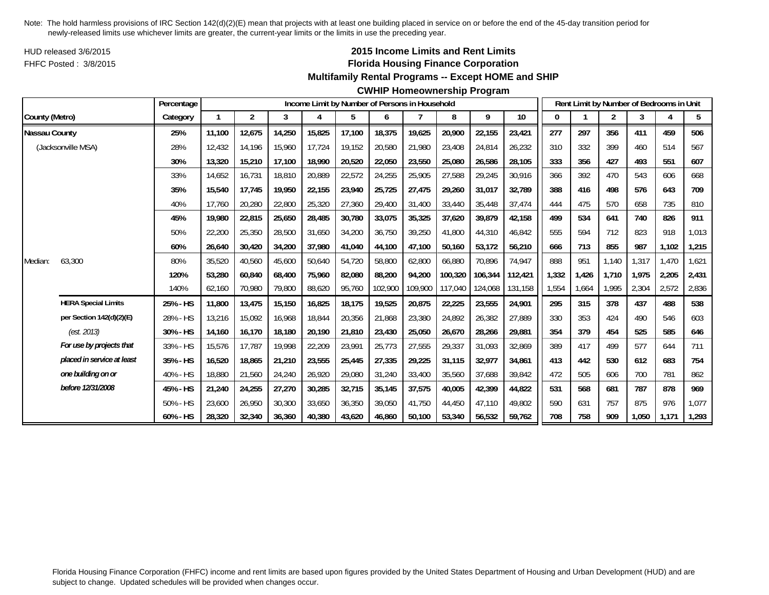Note: The hold harmless provisions of IRC Section 142(d)(2)(E) mean that projects with at least one building placed in service on or before the end of the 45-day transition period for newly-released limits use whichever limits are greater, the current-year limits or the limits in use the preceding year.

HUD released 3/6/2015

FHFC Posted : 3/8/2015

## 2015 Income Limits and Rent Limits
## Florida Housing Finance Corporation
## Multifamily Rental Programs -- Except HOME and SHIP
## CWHIP Homeownership Program

| County (Metro) | | Percentage Category | Income Limit by Number of Persons in Household | | | | | | | | | | Rent Limit by Number of Bedrooms in Unit | | | | | |
|---|---|---|---|---|---|---|---|---|---|---|---|---|---|---|---|---|---|---|
| | | | 1 | 2 | 3 | 4 | 5 | 6 | 7 | 8 | 9 | 10 | 0 | 1 | 2 | 3 | 4 | 5 |
| **Nassau County** | | **25%** | **11,100** | **12,675** | **14,250** | **15,825** | **17,100** | **18,375** | **19,625** | **20,900** | **22,155** | **23,421** | **277** | **297** | **356** | **411** | **459** | **506** |
| (Jacksonville MSA) | | 28% | 12,432 | 14,196 | 15,960 | 17,724 | 19,152 | 20,580 | 21,980 | 23,408 | 24,814 | 26,232 | 310 | 332 | 399 | 460 | 514 | 567 |
| | | **30%** | **13,320** | **15,210** | **17,100** | **18,990** | **20,520** | **22,050** | **23,550** | **25,080** | **26,586** | **28,105** | **333** | **356** | **427** | **493** | **551** | **607** |
| | | 33% | 14,652 | 16,731 | 18,810 | 20,889 | 22,572 | 24,255 | 25,905 | 27,588 | 29,245 | 30,916 | 366 | 392 | 470 | 543 | 606 | 668 |
| | | **35%** | **15,540** | **17,745** | **19,950** | **22,155** | **23,940** | **25,725** | **27,475** | **29,260** | **31,017** | **32,789** | **388** | **416** | **498** | **576** | **643** | **709** |
| | | 40% | 17,760 | 20,280 | 22,800 | 25,320 | 27,360 | 29,400 | 31,400 | 33,440 | 35,448 | 37,474 | 444 | 475 | 570 | 658 | 735 | 810 |
| | | **45%** | **19,980** | **22,815** | **25,650** | **28,485** | **30,780** | **33,075** | **35,325** | **37,620** | **39,879** | **42,158** | **499** | **534** | **641** | **740** | **826** | **911** |
| | | 50% | 22,200 | 25,350 | 28,500 | 31,650 | 34,200 | 36,750 | 39,250 | 41,800 | 44,310 | 46,842 | 555 | 594 | 712 | 823 | 918 | 1,013 |
| | | **60%** | **26,640** | **30,420** | **34,200** | **37,980** | **41,040** | **44,100** | **47,100** | **50,160** | **53,172** | **56,210** | **666** | **713** | **855** | **987** | **1,102** | **1,215** |
| Median: | 63,300 | 80% | 35,520 | 40,560 | 45,600 | 50,640 | 54,720 | 58,800 | 62,800 | 66,880 | 70,896 | 74,947 | 888 | 951 | 1,140 | 1,317 | 1,470 | 1,621 |
| | | **120%** | **53,280** | **60,840** | **68,400** | **75,960** | **82,080** | **88,200** | **94,200** | **100,320** | **106,344** | **112,421** | **1,332** | **1,426** | **1,710** | **1,975** | **2,205** | **2,431** |
| | | 140% | 62,160 | 70,980 | 79,800 | 88,620 | 95,760 | 102,900 | 109,900 | 117,040 | 124,068 | 131,158 | 1,554 | 1,664 | 1,995 | 2,304 | 2,572 | 2,836 |
| | **HERA Special Limits** | **25% - HS** | **11,800** | **13,475** | **15,150** | **16,825** | **18,175** | **19,525** | **20,875** | **22,225** | **23,555** | **24,901** | **295** | **315** | **378** | **437** | **488** | **538** |
| | **per Section 142(d)(2)(E)** | 28% - HS | 13,216 | 15,092 | 16,968 | 18,844 | 20,356 | 21,868 | 23,380 | 24,892 | 26,382 | 27,889 | 330 | 353 | 424 | 490 | 546 | 603 |
| | *(est. 2013)* | **30% - HS** | **14,160** | **16,170** | **18,180** | **20,190** | **21,810** | **23,430** | **25,050** | **26,670** | **28,266** | **29,881** | **354** | **379** | **454** | **525** | **585** | **646** |
| | ***For use by projects that*** | 33% - HS | 15,576 | 17,787 | 19,998 | 22,209 | 23,991 | 25,773 | 27,555 | 29,337 | 31,093 | 32,869 | 389 | 417 | 499 | 577 | 644 | 711 |
| | ***placed in service at least*** | **35% - HS** | **16,520** | **18,865** | **21,210** | **23,555** | **25,445** | **27,335** | **29,225** | **31,115** | **32,977** | **34,861** | **413** | **442** | **530** | **612** | **683** | **754** |
| | ***one building on or*** | 40% - HS | 18,880 | 21,560 | 24,240 | 26,920 | 29,080 | 31,240 | 33,400 | 35,560 | 37,688 | 39,842 | 472 | 505 | 606 | 700 | 781 | 862 |
| | ***before 12/31/2008*** | **45% - HS** | **21,240** | **24,255** | **27,270** | **30,285** | **32,715** | **35,145** | **37,575** | **40,005** | **42,399** | **44,822** | **531** | **568** | **681** | **787** | **878** | **969** |
| | | 50% - HS | 23,600 | 26,950 | 30,300 | 33,650 | 36,350 | 39,050 | 41,750 | 44,450 | 47,110 | 49,802 | 590 | 631 | 757 | 875 | 976 | 1,077 |
| | | **60% - HS** | **28,320** | **32,340** | **36,360** | **40,380** | **43,620** | **46,860** | **50,100** | **53,340** | **56,532** | **59,762** | **708** | **758** | **909** | **1,050** | **1,171** | **1,293** |

Florida Housing Finance Corporation (FHFC) income and rent limits are based upon figures provided by the United States Department of Housing and Urban Development (HUD) and are subject to change. Updated schedules will be provided when changes occur.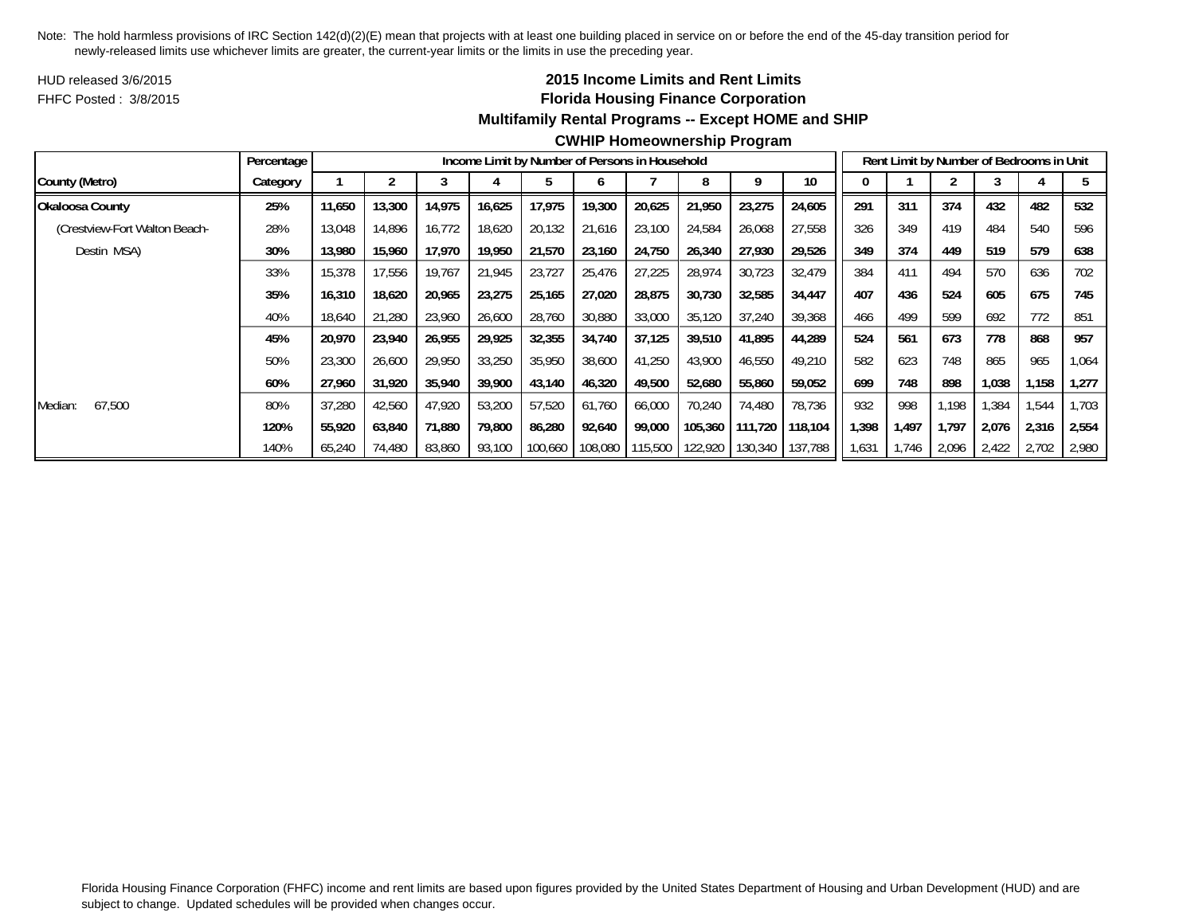Note: The hold harmless provisions of IRC Section 142(d)(2)(E) mean that projects with at least one building placed in service on or before the end of the 45-day transition period for newly-released limits use whichever limits are greater, the current-year limits or the limits in use the preceding year.

HUD released 3/6/2015

FHFC Posted : 3/8/2015

**2015 Income Limits and Rent Limits**

**Florida Housing Finance Corporation**

**Multifamily Rental Programs -- Except HOME and SHIP**

**CWHIP Homeownership Program**

| | Percentage | Income Limit by Number of Persons in Household | | | | | | | | | | Rent Limit by Number of Bedrooms in Unit | | | | | |
|---|---|---|---|---|---|---|---|---|---|---|---|---|---|---|---|---|---|
| County (Metro) | Category | 1 | 2 | 3 | 4 | 5 | 6 | 7 | 8 | 9 | 10 | 0 | 1 | 2 | 3 | 4 | 5 |
| **Okaloosa County** | **25%** | **11,650** | **13,300** | **14,975** | **16,625** | **17,975** | **19,300** | **20,625** | **21,950** | **23,275** | **24,605** | **291** | **311** | **374** | **432** | **482** | **532** |
| (Crestview-Fort Walton Beach- | 28% | 13,048 | 14,896 | 16,772 | 18,620 | 20,132 | 21,616 | 23,100 | 24,584 | 26,068 | 27,558 | 326 | 349 | 419 | 484 | 540 | 596 |
| Destin MSA) | **30%** | **13,980** | **15,960** | **17,970** | **19,950** | **21,570** | **23,160** | **24,750** | **26,340** | **27,930** | **29,526** | **349** | **374** | **449** | **519** | **579** | **638** |
| | 33% | 15,378 | 17,556 | 19,767 | 21,945 | 23,727 | 25,476 | 27,225 | 28,974 | 30,723 | 32,479 | 384 | 411 | 494 | 570 | 636 | 702 |
| | **35%** | **16,310** | **18,620** | **20,965** | **23,275** | **25,165** | **27,020** | **28,875** | **30,730** | **32,585** | **34,447** | **407** | **436** | **524** | **605** | **675** | **745** |
| | 40% | 18,640 | 21,280 | 23,960 | 26,600 | 28,760 | 30,880 | 33,000 | 35,120 | 37,240 | 39,368 | 466 | 499 | 599 | 692 | 772 | 851 |
| | **45%** | **20,970** | **23,940** | **26,955** | **29,925** | **32,355** | **34,740** | **37,125** | **39,510** | **41,895** | **44,289** | **524** | **561** | **673** | **778** | **868** | **957** |
| | 50% | 23,300 | 26,600 | 29,950 | 33,250 | 35,950 | 38,600 | 41,250 | 43,900 | 46,550 | 49,210 | 582 | 623 | 748 | 865 | 965 | 1,064 |
| | **60%** | **27,960** | **31,920** | **35,940** | **39,900** | **43,140** | **46,320** | **49,500** | **52,680** | **55,860** | **59,052** | **699** | **748** | **898** | **1,038** | **1,158** | **1,277** |
| Median: 67,500 | 80% | 37,280 | 42,560 | 47,920 | 53,200 | 57,520 | 61,760 | 66,000 | 70,240 | 74,480 | 78,736 | 932 | 998 | 1,198 | 1,384 | 1,544 | 1,703 |
| | **120%** | **55,920** | **63,840** | **71,880** | **79,800** | **86,280** | **92,640** | **99,000** | **105,360** | **111,720** | **118,104** | **1,398** | **1,497** | **1,797** | **2,076** | **2,316** | **2,554** |
| | 140% | 65,240 | 74,480 | 83,860 | 93,100 | 100,660 | 108,080 | 115,500 | 122,920 | 130,340 | 137,788 | 1,631 | 1,746 | 2,096 | 2,422 | 2,702 | 2,980 |

Florida Housing Finance Corporation (FHFC) income and rent limits are based upon figures provided by the United States Department of Housing and Urban Development (HUD) and are subject to change. Updated schedules will be provided when changes occur.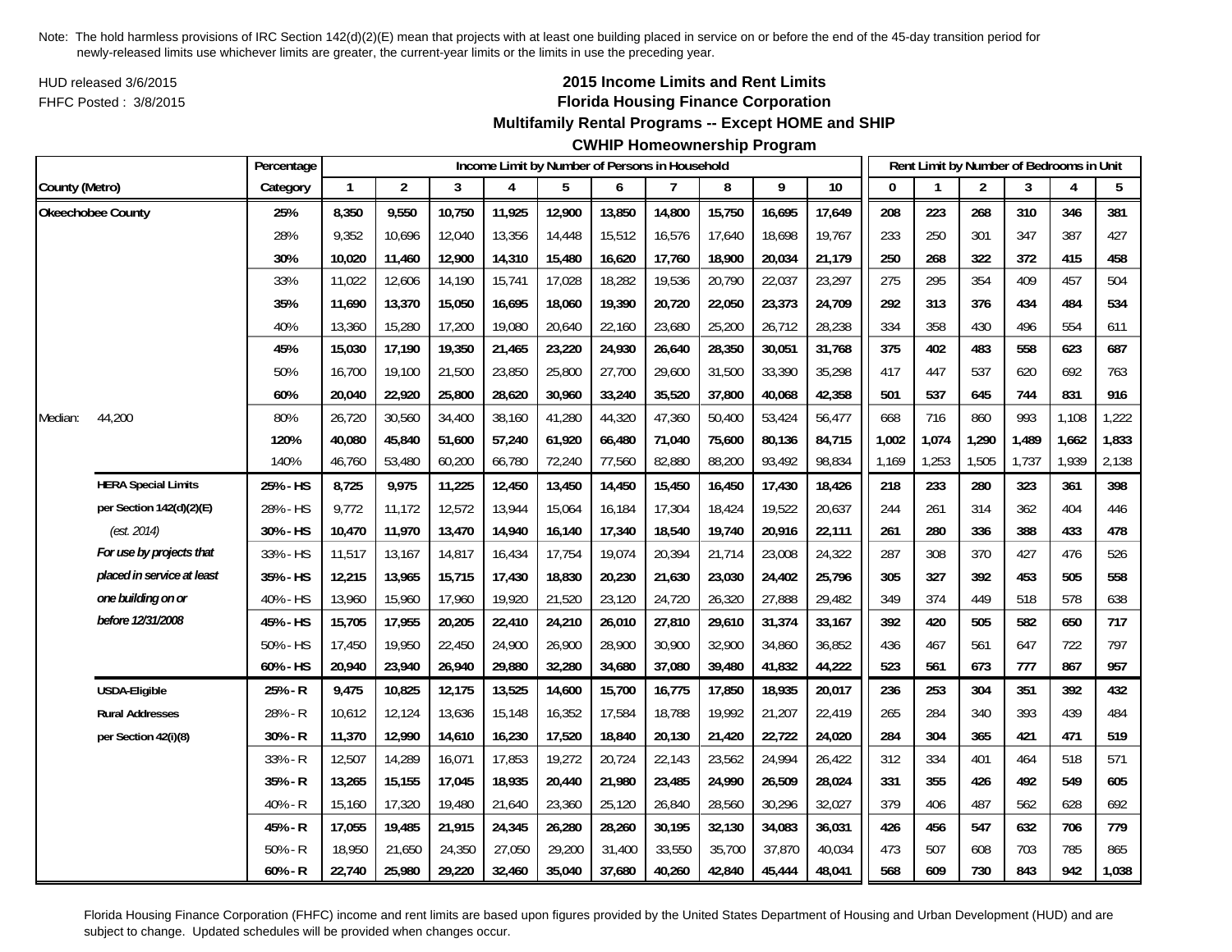Note: The hold harmless provisions of IRC Section 142(d)(2)(E) mean that projects with at least one building placed in service on or before the end of the 45-day transition period for newly-released limits use whichever limits are greater, the current-year limits or the limits in use the preceding year.

HUD released 3/6/2015
FHFC Posted : 3/8/2015

## 2015 Income Limits and Rent Limits
## Florida Housing Finance Corporation
## Multifamily Rental Programs -- Except HOME and SHIP
## CWHIP Homeownership Program

| | | Percentage | Income Limit by Number of Persons in Household | | | | | | | | | | Rent Limit by Number of Bedrooms in Unit | | | | | |
|---|---|---|---|---|---|---|---|---|---|---|---|---|---|---|---|---|---|---|
| County (Metro) | | Category | 1 | 2 | 3 | 4 | 5 | 6 | 7 | 8 | 9 | 10 | 0 | 1 | 2 | 3 | 4 | 5 |
| **Okeechobee County** | | **25%** | **8,350** | **9,550** | **10,750** | **11,925** | **12,900** | **13,850** | **14,800** | **15,750** | **16,695** | **17,649** | **208** | **223** | **268** | **310** | **346** | **381** |
| | | 28% | 9,352 | 10,696 | 12,040 | 13,356 | 14,448 | 15,512 | 16,576 | 17,640 | 18,698 | 19,767 | 233 | 250 | 301 | 347 | 387 | 427 |
| | | **30%** | **10,020** | **11,460** | **12,900** | **14,310** | **15,480** | **16,620** | **17,760** | **18,900** | **20,034** | **21,179** | **250** | **268** | **322** | **372** | **415** | **458** |
| | | 33% | 11,022 | 12,606 | 14,190 | 15,741 | 17,028 | 18,282 | 19,536 | 20,790 | 22,037 | 23,297 | 275 | 295 | 354 | 409 | 457 | 504 |
| | | **35%** | **11,690** | **13,370** | **15,050** | **16,695** | **18,060** | **19,390** | **20,720** | **22,050** | **23,373** | **24,709** | **292** | **313** | **376** | **434** | **484** | **534** |
| | | 40% | 13,360 | 15,280 | 17,200 | 19,080 | 20,640 | 22,160 | 23,680 | 25,200 | 26,712 | 28,238 | 334 | 358 | 430 | 496 | 554 | 611 |
| | | **45%** | **15,030** | **17,190** | **19,350** | **21,465** | **23,220** | **24,930** | **26,640** | **28,350** | **30,051** | **31,768** | **375** | **402** | **483** | **558** | **623** | **687** |
| | | 50% | 16,700 | 19,100 | 21,500 | 23,850 | 25,800 | 27,700 | 29,600 | 31,500 | 33,390 | 35,298 | 417 | 447 | 537 | 620 | 692 | 763 |
| | | **60%** | **20,040** | **22,920** | **25,800** | **28,620** | **30,960** | **33,240** | **35,520** | **37,800** | **40,068** | **42,358** | **501** | **537** | **645** | **744** | **831** | **916** |
| Median: | 44,200 | 80% | 26,720 | 30,560 | 34,400 | 38,160 | 41,280 | 44,320 | 47,360 | 50,400 | 53,424 | 56,477 | 668 | 716 | 860 | 993 | 1,108 | 1,222 |
| | | **120%** | **40,080** | **45,840** | **51,600** | **57,240** | **61,920** | **66,480** | **71,040** | **75,600** | **80,136** | **84,715** | **1,002** | **1,074** | **1,290** | **1,489** | **1,662** | **1,833** |
| | | 140% | 46,760 | 53,480 | 60,200 | 66,780 | 72,240 | 77,560 | 82,880 | 88,200 | 93,492 | 98,834 | 1,169 | 1,253 | 1,505 | 1,737 | 1,939 | 2,138 |
| | **HERA Special Limits** | **25% - HS** | **8,725** | **9,975** | **11,225** | **12,450** | **13,450** | **14,450** | **15,450** | **16,450** | **17,430** | **18,426** | **218** | **233** | **280** | **323** | **361** | **398** |
| | **per Section 142(d)(2)(E)** | 28% - HS | 9,772 | 11,172 | 12,572 | 13,944 | 15,064 | 16,184 | 17,304 | 18,424 | 19,522 | 20,637 | 244 | 261 | 314 | 362 | 404 | 446 |
| | *(est. 2014)* | **30% - HS** | **10,470** | **11,970** | **13,470** | **14,940** | **16,140** | **17,340** | **18,540** | **19,740** | **20,916** | **22,111** | **261** | **280** | **336** | **388** | **433** | **478** |
| | ***For use by projects that*** | 33% - HS | 11,517 | 13,167 | 14,817 | 16,434 | 17,754 | 19,074 | 20,394 | 21,714 | 23,008 | 24,322 | 287 | 308 | 370 | 427 | 476 | 526 |
| | ***placed in service at least*** | **35% - HS** | **12,215** | **13,965** | **15,715** | **17,430** | **18,830** | **20,230** | **21,630** | **23,030** | **24,402** | **25,796** | **305** | **327** | **392** | **453** | **505** | **558** |
| | ***one building on or*** | 40% - HS | 13,960 | 15,960 | 17,960 | 19,920 | 21,520 | 23,120 | 24,720 | 26,320 | 27,888 | 29,482 | 349 | 374 | 449 | 518 | 578 | 638 |
| | ***before 12/31/2008*** | **45% - HS** | **15,705** | **17,955** | **20,205** | **22,410** | **24,210** | **26,010** | **27,810** | **29,610** | **31,374** | **33,167** | **392** | **420** | **505** | **582** | **650** | **717** |
| | | 50% - HS | 17,450 | 19,950 | 22,450 | 24,900 | 26,900 | 28,900 | 30,900 | 32,900 | 34,860 | 36,852 | 436 | 467 | 561 | 647 | 722 | 797 |
| | | **60% - HS** | **20,940** | **23,940** | **26,940** | **29,880** | **32,280** | **34,680** | **37,080** | **39,480** | **41,832** | **44,222** | **523** | **561** | **673** | **777** | **867** | **957** |
| | **USDA-Eligible** | **25% - R** | **9,475** | **10,825** | **12,175** | **13,525** | **14,600** | **15,700** | **16,775** | **17,850** | **18,935** | **20,017** | **236** | **253** | **304** | **351** | **392** | **432** |
| | **Rural Addresses** | 28% - R | 10,612 | 12,124 | 13,636 | 15,148 | 16,352 | 17,584 | 18,788 | 19,992 | 21,207 | 22,419 | 265 | 284 | 340 | 393 | 439 | 484 |
| | **per Section 42(i)(8)** | **30% - R** | **11,370** | **12,990** | **14,610** | **16,230** | **17,520** | **18,840** | **20,130** | **21,420** | **22,722** | **24,020** | **284** | **304** | **365** | **421** | **471** | **519** |
| | | 33% - R | 12,507 | 14,289 | 16,071 | 17,853 | 19,272 | 20,724 | 22,143 | 23,562 | 24,994 | 26,422 | 312 | 334 | 401 | 464 | 518 | 571 |
| | | **35% - R** | **13,265** | **15,155** | **17,045** | **18,935** | **20,440** | **21,980** | **23,485** | **24,990** | **26,509** | **28,024** | **331** | **355** | **426** | **492** | **549** | **605** |
| | | 40% - R | 15,160 | 17,320 | 19,480 | 21,640 | 23,360 | 25,120 | 26,840 | 28,560 | 30,296 | 32,027 | 379 | 406 | 487 | 562 | 628 | 692 |
| | | **45% - R** | **17,055** | **19,485** | **21,915** | **24,345** | **26,280** | **28,260** | **30,195** | **32,130** | **34,083** | **36,031** | **426** | **456** | **547** | **632** | **706** | **779** |
| | | 50% - R | 18,950 | 21,650 | 24,350 | 27,050 | 29,200 | 31,400 | 33,550 | 35,700 | 37,870 | 40,034 | 473 | 507 | 608 | 703 | 785 | 865 |
| | | **60% - R** | **22,740** | **25,980** | **29,220** | **32,460** | **35,040** | **37,680** | **40,260** | **42,840** | **45,444** | **48,041** | **568** | **609** | **730** | **843** | **942** | **1,038** |

Florida Housing Finance Corporation (FHFC) income and rent limits are based upon figures provided by the United States Department of Housing and Urban Development (HUD) and are subject to change. Updated schedules will be provided when changes occur.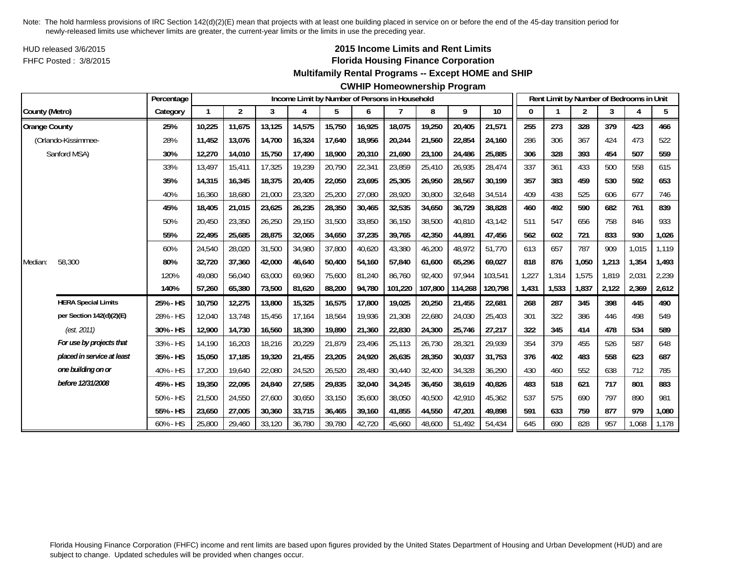Note: The hold harmless provisions of IRC Section 142(d)(2)(E) mean that projects with at least one building placed in service on or before the end of the 45-day transition period for newly-released limits use whichever limits are greater, the current-year limits or the limits in use the preceding year.

HUD released 3/6/2015

FHFC Posted : 3/8/2015

## 2015 Income Limits and Rent Limits
## Florida Housing Finance Corporation
### Multifamily Rental Programs -- Except HOME and SHIP
### CWHIP Homeownership Program

| County (Metro) | Percentage Category | Income Limit by Number of Persons in Household: 1 | 2 | 3 | 4 | 5 | 6 | 7 | 8 | 9 | 10 | Rent Limit by Number of Bedrooms in Unit: 0 | 1 | 2 | 3 | 4 | 5 |
|---|---|---|---|---|---|---|---|---|---|---|---|---|---|---|---|---|---|
| **Orange County** | **25%** | **10,225** | **11,675** | **13,125** | **14,575** | **15,750** | **16,925** | **18,075** | **19,250** | **20,405** | **21,571** | **255** | **273** | **328** | **379** | **423** | **466** |
| (Orlando-Kissimmee- | 28% | 11,452 | 13,076 | 14,700 | 16,324 | 17,640 | 18,956 | 20,244 | 21,560 | 22,854 | 24,160 | 286 | 306 | 367 | 424 | 473 | 522 |
| Sanford MSA) | **30%** | **12,270** | **14,010** | **15,750** | **17,490** | **18,900** | **20,310** | **21,690** | **23,100** | **24,486** | **25,885** | **306** | **328** | **393** | **454** | **507** | **559** |
| | 33% | 13,497 | 15,411 | 17,325 | 19,239 | 20,790 | 22,341 | 23,859 | 25,410 | 26,935 | 28,474 | 337 | 361 | 433 | 500 | 558 | 615 |
| | **35%** | **14,315** | **16,345** | **18,375** | **20,405** | **22,050** | **23,695** | **25,305** | **26,950** | **28,567** | **30,199** | **357** | **383** | **459** | **530** | **592** | **653** |
| | 40% | 16,360 | 18,680 | 21,000 | 23,320 | 25,200 | 27,080 | 28,920 | 30,800 | 32,648 | 34,514 | 409 | 438 | 525 | 606 | 677 | 746 |
| | **45%** | **18,405** | **21,015** | **23,625** | **26,235** | **28,350** | **30,465** | **32,535** | **34,650** | **36,729** | **38,828** | **460** | **492** | **590** | **682** | **761** | **839** |
| | 50% | 20,450 | 23,350 | 26,250 | 29,150 | 31,500 | 33,850 | 36,150 | 38,500 | 40,810 | 43,142 | 511 | 547 | 656 | 758 | 846 | 933 |
| | **55%** | **22,495** | **25,685** | **28,875** | **32,065** | **34,650** | **37,235** | **39,765** | **42,350** | **44,891** | **47,456** | **562** | **602** | **721** | **833** | **930** | **1,026** |
| | 60% | 24,540 | 28,020 | 31,500 | 34,980 | 37,800 | 40,620 | 43,380 | 46,200 | 48,972 | 51,770 | 613 | 657 | 787 | 909 | 1,015 | 1,119 |
| Median: 58,300 | **80%** | **32,720** | **37,360** | **42,000** | **46,640** | **50,400** | **54,160** | **57,840** | **61,600** | **65,296** | **69,027** | **818** | **876** | **1,050** | **1,213** | **1,354** | **1,493** |
| | 120% | 49,080 | 56,040 | 63,000 | 69,960 | 75,600 | 81,240 | 86,760 | 92,400 | 97,944 | 103,541 | 1,227 | 1,314 | 1,575 | 1,819 | 2,031 | 2,239 |
| | **140%** | **57,260** | **65,380** | **73,500** | **81,620** | **88,200** | **94,780** | **101,220** | **107,800** | **114,268** | **120,798** | **1,431** | **1,533** | **1,837** | **2,122** | **2,369** | **2,612** |
| **HERA Special Limits** | **25% - HS** | **10,750** | **12,275** | **13,800** | **15,325** | **16,575** | **17,800** | **19,025** | **20,250** | **21,455** | **22,681** | **268** | **287** | **345** | **398** | **445** | **490** |
| **per Section 142(d)(2)(E)** | 28% - HS | 12,040 | 13,748 | 15,456 | 17,164 | 18,564 | 19,936 | 21,308 | 22,680 | 24,030 | 25,403 | 301 | 322 | 386 | 446 | 498 | 549 |
| *(est. 2011)* | **30% - HS** | **12,900** | **14,730** | **16,560** | **18,390** | **19,890** | **21,360** | **22,830** | **24,300** | **25,746** | **27,217** | **322** | **345** | **414** | **478** | **534** | **589** |
| ***For use by projects that*** | 33% - HS | 14,190 | 16,203 | 18,216 | 20,229 | 21,879 | 23,496 | 25,113 | 26,730 | 28,321 | 29,939 | 354 | 379 | 455 | 526 | 587 | 648 |
| ***placed in service at least*** | **35% - HS** | **15,050** | **17,185** | **19,320** | **21,455** | **23,205** | **24,920** | **26,635** | **28,350** | **30,037** | **31,753** | **376** | **402** | **483** | **558** | **623** | **687** |
| ***one building on or*** | 40% - HS | 17,200 | 19,640 | 22,080 | 24,520 | 26,520 | 28,480 | 30,440 | 32,400 | 34,328 | 36,290 | 430 | 460 | 552 | 638 | 712 | 785 |
| ***before 12/31/2008*** | **45% - HS** | **19,350** | **22,095** | **24,840** | **27,585** | **29,835** | **32,040** | **34,245** | **36,450** | **38,619** | **40,826** | **483** | **518** | **621** | **717** | **801** | **883** |
| | 50% - HS | 21,500 | 24,550 | 27,600 | 30,650 | 33,150 | 35,600 | 38,050 | 40,500 | 42,910 | 45,362 | 537 | 575 | 690 | 797 | 890 | 981 |
| | **55% - HS** | **23,650** | **27,005** | **30,360** | **33,715** | **36,465** | **39,160** | **41,855** | **44,550** | **47,201** | **49,898** | **591** | **633** | **759** | **877** | **979** | **1,080** |
| | 60% - HS | 25,800 | 29,460 | 33,120 | 36,780 | 39,780 | 42,720 | 45,660 | 48,600 | 51,492 | 54,434 | 645 | 690 | 828 | 957 | 1,068 | 1,178 |

Florida Housing Finance Corporation (FHFC) income and rent limits are based upon figures provided by the United States Department of Housing and Urban Development (HUD) and are subject to change. Updated schedules will be provided when changes occur.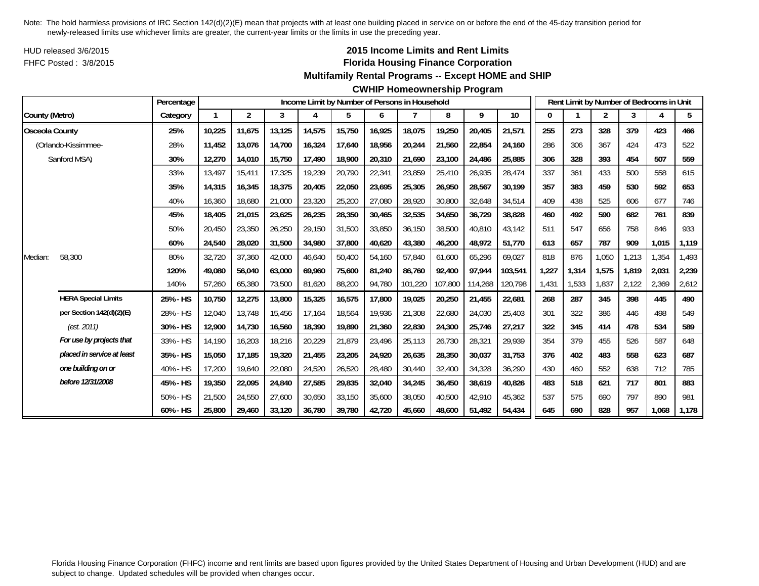Note: The hold harmless provisions of IRC Section 142(d)(2)(E) mean that projects with at least one building placed in service on or before the end of the 45-day transition period for newly-released limits use whichever limits are greater, the current-year limits or the limits in use the preceding year.

HUD released 3/6/2015

FHFC Posted : 3/8/2015

**2015 Income Limits and Rent Limits**

**Florida Housing Finance Corporation**

**Multifamily Rental Programs -- Except HOME and SHIP**

**CWHIP Homeownership Program**

| County (Metro) | | Percentage Category | Income Limit by Number of Persons in Household | | | | | | | | | | Rent Limit by Number of Bedrooms in Unit | | | | | |
|---|---|---|---|---|---|---|---|---|---|---|---|---|---|---|---|---|---|---|
| | | | 1 | 2 | 3 | 4 | 5 | 6 | 7 | 8 | 9 | 10 | 0 | 1 | 2 | 3 | 4 | 5 |
| **Osceola County** | | **25%** | **10,225** | **11,675** | **13,125** | **14,575** | **15,750** | **16,925** | **18,075** | **19,250** | **20,405** | **21,571** | **255** | **273** | **328** | **379** | **423** | **466** |
| (Orlando-Kissimmee- | | 28% | 11,452 | 13,076 | 14,700 | 16,324 | 17,640 | 18,956 | 20,244 | 21,560 | 22,854 | 24,160 | 286 | 306 | 367 | 424 | 473 | 522 |
| Sanford MSA) | | **30%** | **12,270** | **14,010** | **15,750** | **17,490** | **18,900** | **20,310** | **21,690** | **23,100** | **24,486** | **25,885** | **306** | **328** | **393** | **454** | **507** | **559** |
| | | 33% | 13,497 | 15,411 | 17,325 | 19,239 | 20,790 | 22,341 | 23,859 | 25,410 | 26,935 | 28,474 | 337 | 361 | 433 | 500 | 558 | 615 |
| | | **35%** | **14,315** | **16,345** | **18,375** | **20,405** | **22,050** | **23,695** | **25,305** | **26,950** | **28,567** | **30,199** | **357** | **383** | **459** | **530** | **592** | **653** |
| | | 40% | 16,360 | 18,680 | 21,000 | 23,320 | 25,200 | 27,080 | 28,920 | 30,800 | 32,648 | 34,514 | 409 | 438 | 525 | 606 | 677 | 746 |
| | | **45%** | **18,405** | **21,015** | **23,625** | **26,235** | **28,350** | **30,465** | **32,535** | **34,650** | **36,729** | **38,828** | **460** | **492** | **590** | **682** | **761** | **839** |
| | | 50% | 20,450 | 23,350 | 26,250 | 29,150 | 31,500 | 33,850 | 36,150 | 38,500 | 40,810 | 43,142 | 511 | 547 | 656 | 758 | 846 | 933 |
| | | **60%** | **24,540** | **28,020** | **31,500** | **34,980** | **37,800** | **40,620** | **43,380** | **46,200** | **48,972** | **51,770** | **613** | **657** | **787** | **909** | **1,015** | **1,119** |
| Median: | 58,300 | 80% | 32,720 | 37,360 | 42,000 | 46,640 | 50,400 | 54,160 | 57,840 | 61,600 | 65,296 | 69,027 | 818 | 876 | 1,050 | 1,213 | 1,354 | 1,493 |
| | | **120%** | **49,080** | **56,040** | **63,000** | **69,960** | **75,600** | **81,240** | **86,760** | **92,400** | **97,944** | **103,541** | **1,227** | **1,314** | **1,575** | **1,819** | **2,031** | **2,239** |
| | | 140% | 57,260 | 65,380 | 73,500 | 81,620 | 88,200 | 94,780 | 101,220 | 107,800 | 114,268 | 120,798 | 1,431 | 1,533 | 1,837 | 2,122 | 2,369 | 2,612 |
| | **HERA Special Limits** | **25% - HS** | **10,750** | **12,275** | **13,800** | **15,325** | **16,575** | **17,800** | **19,025** | **20,250** | **21,455** | **22,681** | **268** | **287** | **345** | **398** | **445** | **490** |
| | **per Section 142(d)(2)(E)** | 28% - HS | 12,040 | 13,748 | 15,456 | 17,164 | 18,564 | 19,936 | 21,308 | 22,680 | 24,030 | 25,403 | 301 | 322 | 386 | 446 | 498 | 549 |
| | *(est. 2011)* | **30% - HS** | **12,900** | **14,730** | **16,560** | **18,390** | **19,890** | **21,360** | **22,830** | **24,300** | **25,746** | **27,217** | **322** | **345** | **414** | **478** | **534** | **589** |
| | ***For use by projects that*** | 33% - HS | 14,190 | 16,203 | 18,216 | 20,229 | 21,879 | 23,496 | 25,113 | 26,730 | 28,321 | 29,939 | 354 | 379 | 455 | 526 | 587 | 648 |
| | ***placed in service at least*** | **35% - HS** | **15,050** | **17,185** | **19,320** | **21,455** | **23,205** | **24,920** | **26,635** | **28,350** | **30,037** | **31,753** | **376** | **402** | **483** | **558** | **623** | **687** |
| | ***one building on or*** | 40% - HS | 17,200 | 19,640 | 22,080 | 24,520 | 26,520 | 28,480 | 30,440 | 32,400 | 34,328 | 36,290 | 430 | 460 | 552 | 638 | 712 | 785 |
| | ***before 12/31/2008*** | **45% - HS** | **19,350** | **22,095** | **24,840** | **27,585** | **29,835** | **32,040** | **34,245** | **36,450** | **38,619** | **40,826** | **483** | **518** | **621** | **717** | **801** | **883** |
| | | 50% - HS | 21,500 | 24,550 | 27,600 | 30,650 | 33,150 | 35,600 | 38,050 | 40,500 | 42,910 | 45,362 | 537 | 575 | 690 | 797 | 890 | 981 |
| | | **60% - HS** | **25,800** | **29,460** | **33,120** | **36,780** | **39,780** | **42,720** | **45,660** | **48,600** | **51,492** | **54,434** | **645** | **690** | **828** | **957** | **1,068** | **1,178** |

Florida Housing Finance Corporation (FHFC) income and rent limits are based upon figures provided by the United States Department of Housing and Urban Development (HUD) and are subject to change. Updated schedules will be provided when changes occur.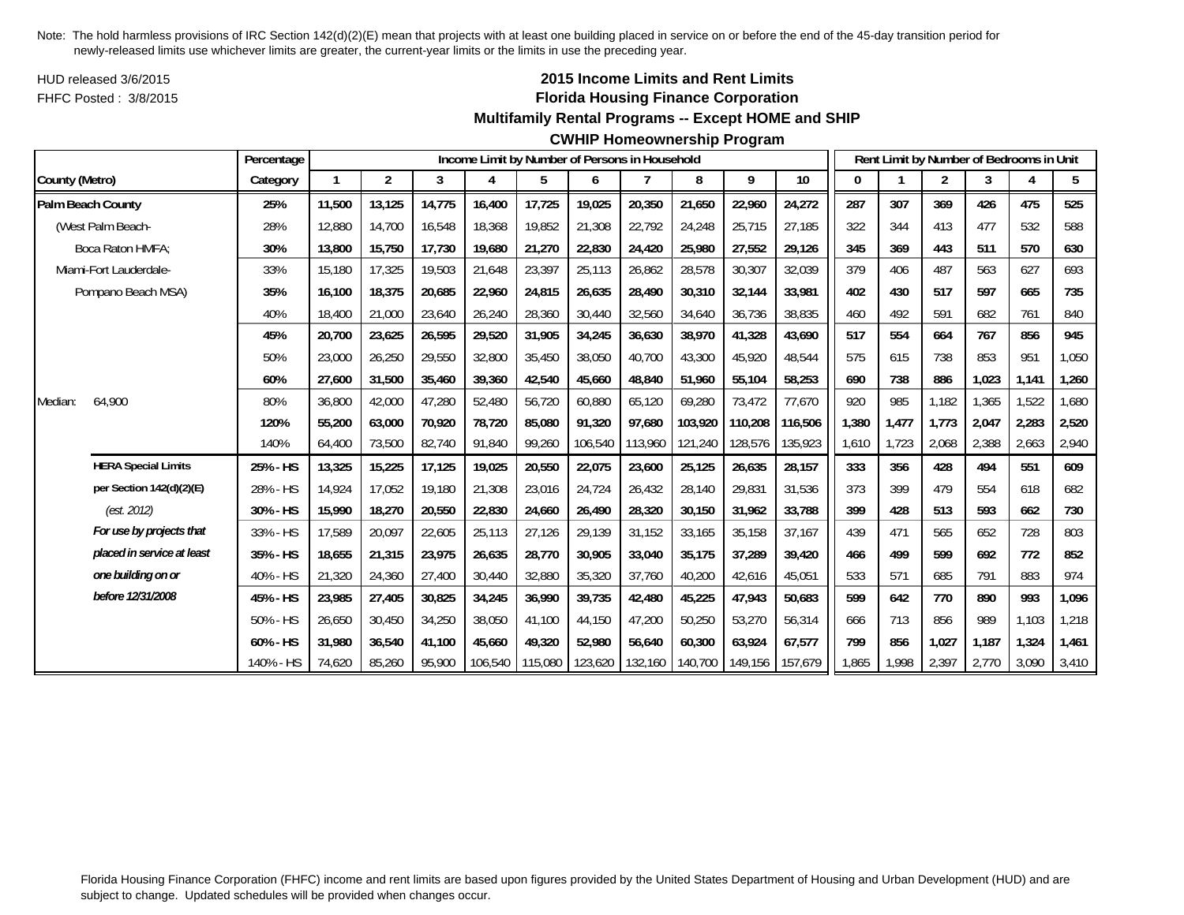Note: The hold harmless provisions of IRC Section 142(d)(2)(E) mean that projects with at least one building placed in service on or before the end of the 45-day transition period for newly-released limits use whichever limits are greater, the current-year limits or the limits in use the preceding year.

HUD released 3/6/2015

FHFC Posted : 3/8/2015

# 2015 Income Limits and Rent Limits

## Florida Housing Finance Corporation

### Multifamily Rental Programs -- Except HOME and SHIP

### CWHIP Homeownership Program

| County (Metro) | Percentage Category | Income Limit by Number of Persons in Household | | | | | | | | | | Rent Limit by Number of Bedrooms in Unit | | | | | |
|---|---|---|---|---|---|---|---|---|---|---|---|---|---|---|---|---|---|
| | | 1 | 2 | 3 | 4 | 5 | 6 | 7 | 8 | 9 | 10 | 0 | 1 | 2 | 3 | 4 | 5 |
| **Palm Beach County** | **25%** | **11,500** | **13,125** | **14,775** | **16,400** | **17,725** | **19,025** | **20,350** | **21,650** | **22,960** | **24,272** | **287** | **307** | **369** | **426** | **475** | **525** |
| (West Palm Beach- | 28% | 12,880 | 14,700 | 16,548 | 18,368 | 19,852 | 21,308 | 22,792 | 24,248 | 25,715 | 27,185 | 322 | 344 | 413 | 477 | 532 | 588 |
| Boca Raton HMFA; | **30%** | **13,800** | **15,750** | **17,730** | **19,680** | **21,270** | **22,830** | **24,420** | **25,980** | **27,552** | **29,126** | **345** | **369** | **443** | **511** | **570** | **630** |
| Miami-Fort Lauderdale- | 33% | 15,180 | 17,325 | 19,503 | 21,648 | 23,397 | 25,113 | 26,862 | 28,578 | 30,307 | 32,039 | 379 | 406 | 487 | 563 | 627 | 693 |
| Pompano Beach MSA) | **35%** | **16,100** | **18,375** | **20,685** | **22,960** | **24,815** | **26,635** | **28,490** | **30,310** | **32,144** | **33,981** | **402** | **430** | **517** | **597** | **665** | **735** |
| | 40% | 18,400 | 21,000 | 23,640 | 26,240 | 28,360 | 30,440 | 32,560 | 34,640 | 36,736 | 38,835 | 460 | 492 | 591 | 682 | 761 | 840 |
| | **45%** | **20,700** | **23,625** | **26,595** | **29,520** | **31,905** | **34,245** | **36,630** | **38,970** | **41,328** | **43,690** | **517** | **554** | **664** | **767** | **856** | **945** |
| | 50% | 23,000 | 26,250 | 29,550 | 32,800 | 35,450 | 38,050 | 40,700 | 43,300 | 45,920 | 48,544 | 575 | 615 | 738 | 853 | 951 | 1,050 |
| | **60%** | **27,600** | **31,500** | **35,460** | **39,360** | **42,540** | **45,660** | **48,840** | **51,960** | **55,104** | **58,253** | **690** | **738** | **886** | **1,023** | **1,141** | **1,260** |
| Median: 64,900 | 80% | 36,800 | 42,000 | 47,280 | 52,480 | 56,720 | 60,880 | 65,120 | 69,280 | 73,472 | 77,670 | 920 | 985 | 1,182 | 1,365 | 1,522 | 1,680 |
| | **120%** | **55,200** | **63,000** | **70,920** | **78,720** | **85,080** | **91,320** | **97,680** | **103,920** | **110,208** | **116,506** | **1,380** | **1,477** | **1,773** | **2,047** | **2,283** | **2,520** |
| | 140% | 64,400 | 73,500 | 82,740 | 91,840 | 99,260 | 106,540 | 113,960 | 121,240 | 128,576 | 135,923 | 1,610 | 1,723 | 2,068 | 2,388 | 2,663 | 2,940 |
| **HERA Special Limits** | **25% - HS** | **13,325** | **15,225** | **17,125** | **19,025** | **20,550** | **22,075** | **23,600** | **25,125** | **26,635** | **28,157** | **333** | **356** | **428** | **494** | **551** | **609** |
| **per Section 142(d)(2)(E)** | 28% - HS | 14,924 | 17,052 | 19,180 | 21,308 | 23,016 | 24,724 | 26,432 | 28,140 | 29,831 | 31,536 | 373 | 399 | 479 | 554 | 618 | 682 |
| *(est. 2012)* | **30% - HS** | **15,990** | **18,270** | **20,550** | **22,830** | **24,660** | **26,490** | **28,320** | **30,150** | **31,962** | **33,788** | **399** | **428** | **513** | **593** | **662** | **730** |
| ***For use by projects that*** | 33% - HS | 17,589 | 20,097 | 22,605 | 25,113 | 27,126 | 29,139 | 31,152 | 33,165 | 35,158 | 37,167 | 439 | 471 | 565 | 652 | 728 | 803 |
| ***placed in service at least*** | **35% - HS** | **18,655** | **21,315** | **23,975** | **26,635** | **28,770** | **30,905** | **33,040** | **35,175** | **37,289** | **39,420** | **466** | **499** | **599** | **692** | **772** | **852** |
| ***one building on or*** | 40% - HS | 21,320 | 24,360 | 27,400 | 30,440 | 32,880 | 35,320 | 37,760 | 40,200 | 42,616 | 45,051 | 533 | 571 | 685 | 791 | 883 | 974 |
| ***before 12/31/2008*** | **45% - HS** | **23,985** | **27,405** | **30,825** | **34,245** | **36,990** | **39,735** | **42,480** | **45,225** | **47,943** | **50,683** | **599** | **642** | **770** | **890** | **993** | **1,096** |
| | 50% - HS | 26,650 | 30,450 | 34,250 | 38,050 | 41,100 | 44,150 | 47,200 | 50,250 | 53,270 | 56,314 | 666 | 713 | 856 | 989 | 1,103 | 1,218 |
| | **60% - HS** | **31,980** | **36,540** | **41,100** | **45,660** | **49,320** | **52,980** | **56,640** | **60,300** | **63,924** | **67,577** | **799** | **856** | **1,027** | **1,187** | **1,324** | **1,461** |
| | 140% - HS | 74,620 | 85,260 | 95,900 | 106,540 | 115,080 | 123,620 | 132,160 | 140,700 | 149,156 | 157,679 | 1,865 | 1,998 | 2,397 | 2,770 | 3,090 | 3,410 |

Florida Housing Finance Corporation (FHFC) income and rent limits are based upon figures provided by the United States Department of Housing and Urban Development (HUD) and are subject to change. Updated schedules will be provided when changes occur.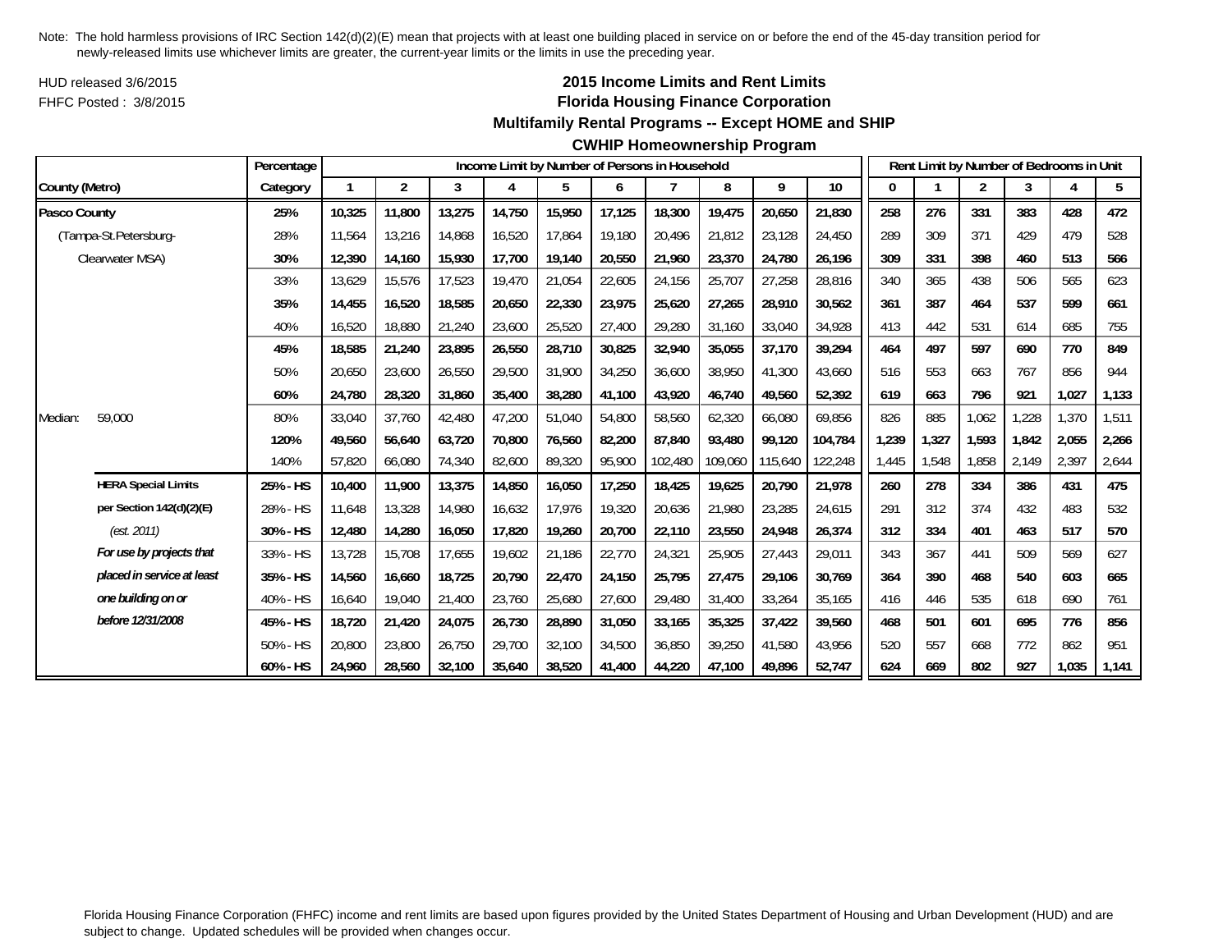Note: The hold harmless provisions of IRC Section 142(d)(2)(E) mean that projects with at least one building placed in service on or before the end of the 45-day transition period for newly-released limits use whichever limits are greater, the current-year limits or the limits in use the preceding year.

HUD released 3/6/2015

FHFC Posted : 3/8/2015

## 2015 Income Limits and Rent Limits

## Florida Housing Finance Corporation

### Multifamily Rental Programs -- Except HOME and SHIP

### CWHIP Homeownership Program

| | | Percentage | Income Limit by Number of Persons in Household | | | | | | | | | | Rent Limit by Number of Bedrooms in Unit | | | | | |
|---|---|---|---|---|---|---|---|---|---|---|---|---|---|---|---|---|---|---|
| County (Metro) | | Category | 1 | 2 | 3 | 4 | 5 | 6 | 7 | 8 | 9 | 10 | 0 | 1 | 2 | 3 | 4 | 5 |
| **Pasco County** | | **25%** | **10,325** | **11,800** | **13,275** | **14,750** | **15,950** | **17,125** | **18,300** | **19,475** | **20,650** | **21,830** | **258** | **276** | **331** | **383** | **428** | **472** |
| (Tampa-St.Petersburg- | | 28% | 11,564 | 13,216 | 14,868 | 16,520 | 17,864 | 19,180 | 20,496 | 21,812 | 23,128 | 24,450 | 289 | 309 | 371 | 429 | 479 | 528 |
| Clearwater MSA) | | **30%** | **12,390** | **14,160** | **15,930** | **17,700** | **19,140** | **20,550** | **21,960** | **23,370** | **24,780** | **26,196** | **309** | **331** | **398** | **460** | **513** | **566** |
| | | 33% | 13,629 | 15,576 | 17,523 | 19,470 | 21,054 | 22,605 | 24,156 | 25,707 | 27,258 | 28,816 | 340 | 365 | 438 | 506 | 565 | 623 |
| | | **35%** | **14,455** | **16,520** | **18,585** | **20,650** | **22,330** | **23,975** | **25,620** | **27,265** | **28,910** | **30,562** | **361** | **387** | **464** | **537** | **599** | **661** |
| | | 40% | 16,520 | 18,880 | 21,240 | 23,600 | 25,520 | 27,400 | 29,280 | 31,160 | 33,040 | 34,928 | 413 | 442 | 531 | 614 | 685 | 755 |
| | | **45%** | **18,585** | **21,240** | **23,895** | **26,550** | **28,710** | **30,825** | **32,940** | **35,055** | **37,170** | **39,294** | **464** | **497** | **597** | **690** | **770** | **849** |
| | | 50% | 20,650 | 23,600 | 26,550 | 29,500 | 31,900 | 34,250 | 36,600 | 38,950 | 41,300 | 43,660 | 516 | 553 | 663 | 767 | 856 | 944 |
| | | **60%** | **24,780** | **28,320** | **31,860** | **35,400** | **38,280** | **41,100** | **43,920** | **46,740** | **49,560** | **52,392** | **619** | **663** | **796** | **921** | **1,027** | **1,133** |
| Median: | 59,000 | 80% | 33,040 | 37,760 | 42,480 | 47,200 | 51,040 | 54,800 | 58,560 | 62,320 | 66,080 | 69,856 | 826 | 885 | 1,062 | 1,228 | 1,370 | 1,511 |
| | | **120%** | **49,560** | **56,640** | **63,720** | **70,800** | **76,560** | **82,200** | **87,840** | **93,480** | **99,120** | **104,784** | **1,239** | **1,327** | **1,593** | **1,842** | **2,055** | **2,266** |
| | | 140% | 57,820 | 66,080 | 74,340 | 82,600 | 89,320 | 95,900 | 102,480 | 109,060 | 115,640 | 122,248 | 1,445 | 1,548 | 1,858 | 2,149 | 2,397 | 2,644 |
| | **HERA Special Limits** | **25% - HS** | **10,400** | **11,900** | **13,375** | **14,850** | **16,050** | **17,250** | **18,425** | **19,625** | **20,790** | **21,978** | **260** | **278** | **334** | **386** | **431** | **475** |
| | **per Section 142(d)(2)(E)** | 28% - HS | 11,648 | 13,328 | 14,980 | 16,632 | 17,976 | 19,320 | 20,636 | 21,980 | 23,285 | 24,615 | 291 | 312 | 374 | 432 | 483 | 532 |
| | *(est. 2011)* | **30% - HS** | **12,480** | **14,280** | **16,050** | **17,820** | **19,260** | **20,700** | **22,110** | **23,550** | **24,948** | **26,374** | **312** | **334** | **401** | **463** | **517** | **570** |
| | ***For use by projects that*** | 33% - HS | 13,728 | 15,708 | 17,655 | 19,602 | 21,186 | 22,770 | 24,321 | 25,905 | 27,443 | 29,011 | 343 | 367 | 441 | 509 | 569 | 627 |
| | ***placed in service at least*** | **35% - HS** | **14,560** | **16,660** | **18,725** | **20,790** | **22,470** | **24,150** | **25,795** | **27,475** | **29,106** | **30,769** | **364** | **390** | **468** | **540** | **603** | **665** |
| | ***one building on or*** | 40% - HS | 16,640 | 19,040 | 21,400 | 23,760 | 25,680 | 27,600 | 29,480 | 31,400 | 33,264 | 35,165 | 416 | 446 | 535 | 618 | 690 | 761 |
| | ***before 12/31/2008*** | **45% - HS** | **18,720** | **21,420** | **24,075** | **26,730** | **28,890** | **31,050** | **33,165** | **35,325** | **37,422** | **39,560** | **468** | **501** | **601** | **695** | **776** | **856** |
| | | 50% - HS | 20,800 | 23,800 | 26,750 | 29,700 | 32,100 | 34,500 | 36,850 | 39,250 | 41,580 | 43,956 | 520 | 557 | 668 | 772 | 862 | 951 |
| | | **60% - HS** | **24,960** | **28,560** | **32,100** | **35,640** | **38,520** | **41,400** | **44,220** | **47,100** | **49,896** | **52,747** | **624** | **669** | **802** | **927** | **1,035** | **1,141** |

Florida Housing Finance Corporation (FHFC) income and rent limits are based upon figures provided by the United States Department of Housing and Urban Development (HUD) and are subject to change. Updated schedules will be provided when changes occur.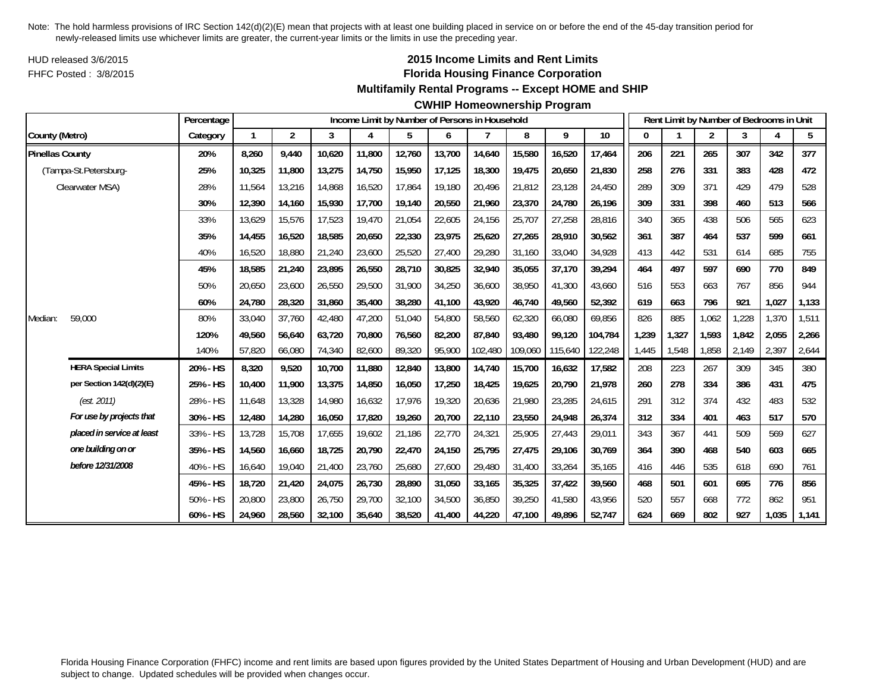Note: The hold harmless provisions of IRC Section 142(d)(2)(E) mean that projects with at least one building placed in service on or before the end of the 45-day transition period for newly-released limits use whichever limits are greater, the current-year limits or the limits in use the preceding year.

HUD released 3/6/2015
FHFC Posted : 3/8/2015

## 2015 Income Limits and Rent Limits
## Florida Housing Finance Corporation
### Multifamily Rental Programs -- Except HOME and SHIP
### CWHIP Homeownership Program

| | Percentage | Income Limit by Number of Persons in Household | | | | | | | | | | Rent Limit by Number of Bedrooms in Unit | | | | | |
|---|---|---|---|---|---|---|---|---|---|---|---|---|---|---|---|---|---|
| County (Metro) | Category | 1 | 2 | 3 | 4 | 5 | 6 | 7 | 8 | 9 | 10 | 0 | 1 | 2 | 3 | 4 | 5 |
| **Pinellas County** | **20%** | **8,260** | **9,440** | **10,620** | **11,800** | **12,760** | **13,700** | **14,640** | **15,580** | **16,520** | **17,464** | **206** | **221** | **265** | **307** | **342** | **377** |
| (Tampa-St.Petersburg- | **25%** | **10,325** | **11,800** | **13,275** | **14,750** | **15,950** | **17,125** | **18,300** | **19,475** | **20,650** | **21,830** | **258** | **276** | **331** | **383** | **428** | **472** |
| Clearwater MSA) | 28% | 11,564 | 13,216 | 14,868 | 16,520 | 17,864 | 19,180 | 20,496 | 21,812 | 23,128 | 24,450 | 289 | 309 | 371 | 429 | 479 | 528 |
| | **30%** | **12,390** | **14,160** | **15,930** | **17,700** | **19,140** | **20,550** | **21,960** | **23,370** | **24,780** | **26,196** | **309** | **331** | **398** | **460** | **513** | **566** |
| | 33% | 13,629 | 15,576 | 17,523 | 19,470 | 21,054 | 22,605 | 24,156 | 25,707 | 27,258 | 28,816 | 340 | 365 | 438 | 506 | 565 | 623 |
| | **35%** | **14,455** | **16,520** | **18,585** | **20,650** | **22,330** | **23,975** | **25,620** | **27,265** | **28,910** | **30,562** | **361** | **387** | **464** | **537** | **599** | **661** |
| | 40% | 16,520 | 18,880 | 21,240 | 23,600 | 25,520 | 27,400 | 29,280 | 31,160 | 33,040 | 34,928 | 413 | 442 | 531 | 614 | 685 | 755 |
| | **45%** | **18,585** | **21,240** | **23,895** | **26,550** | **28,710** | **30,825** | **32,940** | **35,055** | **37,170** | **39,294** | **464** | **497** | **597** | **690** | **770** | **849** |
| | 50% | 20,650 | 23,600 | 26,550 | 29,500 | 31,900 | 34,250 | 36,600 | 38,950 | 41,300 | 43,660 | 516 | 553 | 663 | 767 | 856 | 944 |
| | **60%** | **24,780** | **28,320** | **31,860** | **35,400** | **38,280** | **41,100** | **43,920** | **46,740** | **49,560** | **52,392** | **619** | **663** | **796** | **921** | **1,027** | **1,133** |
| Median: 59,000 | 80% | 33,040 | 37,760 | 42,480 | 47,200 | 51,040 | 54,800 | 58,560 | 62,320 | 66,080 | 69,856 | 826 | 885 | 1,062 | 1,228 | 1,370 | 1,511 |
| | **120%** | **49,560** | **56,640** | **63,720** | **70,800** | **76,560** | **82,200** | **87,840** | **93,480** | **99,120** | **104,784** | **1,239** | **1,327** | **1,593** | **1,842** | **2,055** | **2,266** |
| | 140% | 57,820 | 66,080 | 74,340 | 82,600 | 89,320 | 95,900 | 102,480 | 109,060 | 115,640 | 122,248 | 1,445 | 1,548 | 1,858 | 2,149 | 2,397 | 2,644 |
| **HERA Special Limits** | **20% - HS** | **8,320** | **9,520** | **10,700** | **11,880** | **12,840** | **13,800** | **14,740** | **15,700** | **16,632** | **17,582** | 208 | 223 | 267 | 309 | 345 | 380 |
| **per Section 142(d)(2)(E)** | **25% - HS** | **10,400** | **11,900** | **13,375** | **14,850** | **16,050** | **17,250** | **18,425** | **19,625** | **20,790** | **21,978** | **260** | **278** | **334** | **386** | **431** | **475** |
| *(est. 2011)* | 28% - HS | 11,648 | 13,328 | 14,980 | 16,632 | 17,976 | 19,320 | 20,636 | 21,980 | 23,285 | 24,615 | 291 | 312 | 374 | 432 | 483 | 532 |
| ***For use by projects that*** | **30% - HS** | **12,480** | **14,280** | **16,050** | **17,820** | **19,260** | **20,700** | **22,110** | **23,550** | **24,948** | **26,374** | **312** | **334** | **401** | **463** | **517** | **570** |
| ***placed in service at least*** | 33% - HS | 13,728 | 15,708 | 17,655 | 19,602 | 21,186 | 22,770 | 24,321 | 25,905 | 27,443 | 29,011 | 343 | 367 | 441 | 509 | 569 | 627 |
| ***one building on or*** | **35% - HS** | **14,560** | **16,660** | **18,725** | **20,790** | **22,470** | **24,150** | **25,795** | **27,475** | **29,106** | **30,769** | **364** | **390** | **468** | **540** | **603** | **665** |
| ***before 12/31/2008*** | 40% - HS | 16,640 | 19,040 | 21,400 | 23,760 | 25,680 | 27,600 | 29,480 | 31,400 | 33,264 | 35,165 | 416 | 446 | 535 | 618 | 690 | 761 |
| | **45% - HS** | **18,720** | **21,420** | **24,075** | **26,730** | **28,890** | **31,050** | **33,165** | **35,325** | **37,422** | **39,560** | **468** | **501** | **601** | **695** | **776** | **856** |
| | 50% - HS | 20,800 | 23,800 | 26,750 | 29,700 | 32,100 | 34,500 | 36,850 | 39,250 | 41,580 | 43,956 | 520 | 557 | 668 | 772 | 862 | 951 |
| | **60% - HS** | **24,960** | **28,560** | **32,100** | **35,640** | **38,520** | **41,400** | **44,220** | **47,100** | **49,896** | **52,747** | **624** | **669** | **802** | **927** | **1,035** | **1,141** |

Florida Housing Finance Corporation (FHFC) income and rent limits are based upon figures provided by the United States Department of Housing and Urban Development (HUD) and are subject to change. Updated schedules will be provided when changes occur.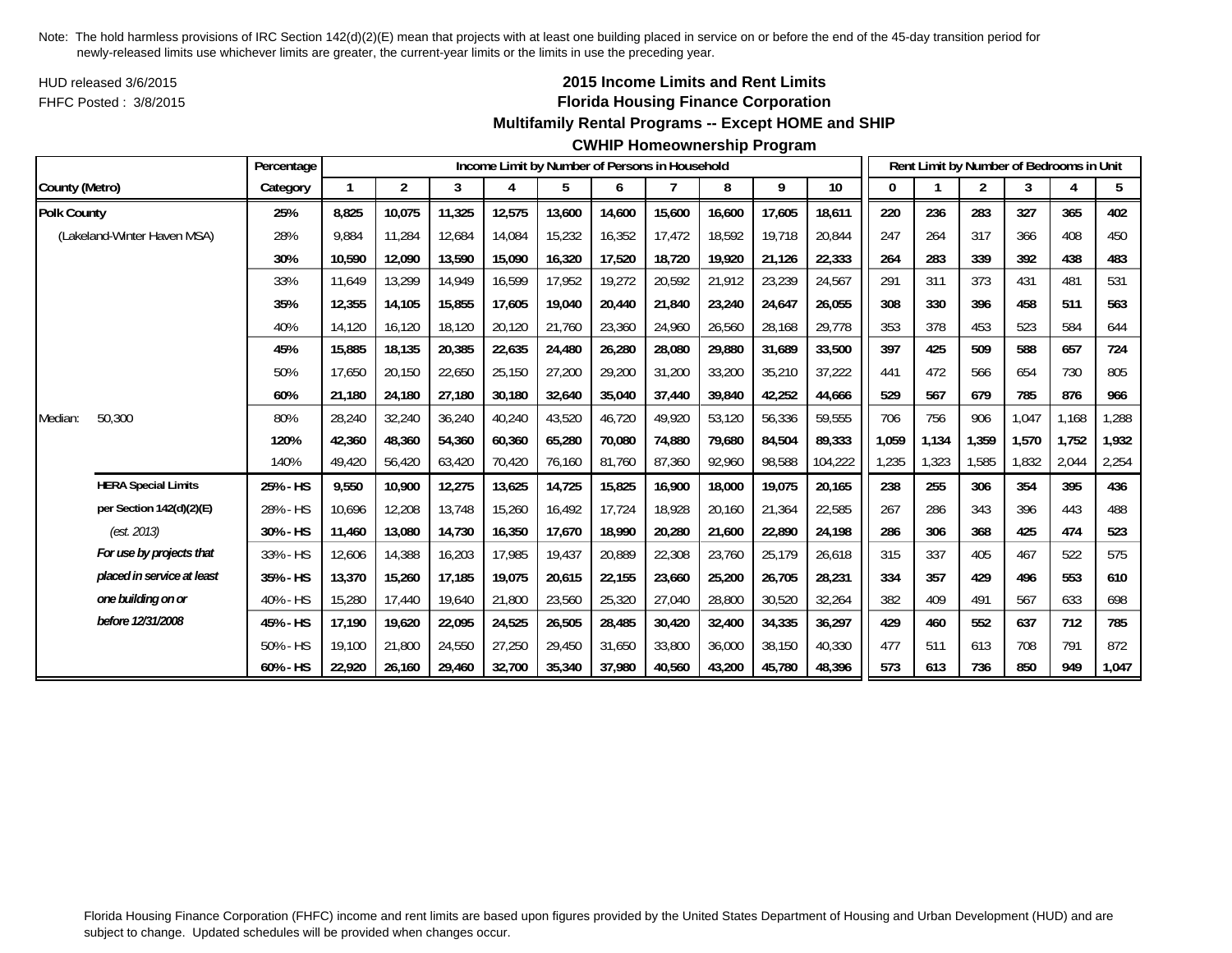Note: The hold harmless provisions of IRC Section 142(d)(2)(E) mean that projects with at least one building placed in service on or before the end of the 45-day transition period for newly-released limits use whichever limits are greater, the current-year limits or the limits in use the preceding year.

HUD released 3/6/2015
FHFC Posted : 3/8/2015

**2015 Income Limits and Rent Limits**
**Florida Housing Finance Corporation**
**Multifamily Rental Programs -- Except HOME and SHIP**
**CWHIP Homeownership Program**

| County (Metro) | | Percentage Category | Income Limit by Number of Persons in Household: 1 | 2 | 3 | 4 | 5 | 6 | 7 | 8 | 9 | 10 | Rent Limit by Number of Bedrooms in Unit: 0 | 1 | 2 | 3 | 4 | 5 |
|---|---|---|---|---|---|---|---|---|---|---|---|---|---|---|---|---|---|---|
| **Polk County** | | **25%** | **8,825** | **10,075** | **11,325** | **12,575** | **13,600** | **14,600** | **15,600** | **16,600** | **17,605** | **18,611** | **220** | **236** | **283** | **327** | **365** | **402** |
| (Lakeland-Winter Haven MSA) | | 28% | 9,884 | 11,284 | 12,684 | 14,084 | 15,232 | 16,352 | 17,472 | 18,592 | 19,718 | 20,844 | 247 | 264 | 317 | 366 | 408 | 450 |
| | | **30%** | **10,590** | **12,090** | **13,590** | **15,090** | **16,320** | **17,520** | **18,720** | **19,920** | **21,126** | **22,333** | **264** | **283** | **339** | **392** | **438** | **483** |
| | | 33% | 11,649 | 13,299 | 14,949 | 16,599 | 17,952 | 19,272 | 20,592 | 21,912 | 23,239 | 24,567 | 291 | 311 | 373 | 431 | 481 | 531 |
| | | **35%** | **12,355** | **14,105** | **15,855** | **17,605** | **19,040** | **20,440** | **21,840** | **23,240** | **24,647** | **26,055** | **308** | **330** | **396** | **458** | **511** | **563** |
| | | 40% | 14,120 | 16,120 | 18,120 | 20,120 | 21,760 | 23,360 | 24,960 | 26,560 | 28,168 | 29,778 | 353 | 378 | 453 | 523 | 584 | 644 |
| | | **45%** | **15,885** | **18,135** | **20,385** | **22,635** | **24,480** | **26,280** | **28,080** | **29,880** | **31,689** | **33,500** | **397** | **425** | **509** | **588** | **657** | **724** |
| | | 50% | 17,650 | 20,150 | 22,650 | 25,150 | 27,200 | 29,200 | 31,200 | 33,200 | 35,210 | 37,222 | 441 | 472 | 566 | 654 | 730 | 805 |
| | | **60%** | **21,180** | **24,180** | **27,180** | **30,180** | **32,640** | **35,040** | **37,440** | **39,840** | **42,252** | **44,666** | **529** | **567** | **679** | **785** | **876** | **966** |
| Median: | 50,300 | 80% | 28,240 | 32,240 | 36,240 | 40,240 | 43,520 | 46,720 | 49,920 | 53,120 | 56,336 | 59,555 | 706 | 756 | 906 | 1,047 | 1,168 | 1,288 |
| | | **120%** | **42,360** | **48,360** | **54,360** | **60,360** | **65,280** | **70,080** | **74,880** | **79,680** | **84,504** | **89,333** | **1,059** | **1,134** | **1,359** | **1,570** | **1,752** | **1,932** |
| | | 140% | 49,420 | 56,420 | 63,420 | 70,420 | 76,160 | 81,760 | 87,360 | 92,960 | 98,588 | 104,222 | 1,235 | 1,323 | 1,585 | 1,832 | 2,044 | 2,254 |
| | **HERA Special Limits** | **25% - HS** | **9,550** | **10,900** | **12,275** | **13,625** | **14,725** | **15,825** | **16,900** | **18,000** | **19,075** | **20,165** | **238** | **255** | **306** | **354** | **395** | **436** |
| | **per Section 142(d)(2)(E)** | 28% - HS | 10,696 | 12,208 | 13,748 | 15,260 | 16,492 | 17,724 | 18,928 | 20,160 | 21,364 | 22,585 | 267 | 286 | 343 | 396 | 443 | 488 |
| | *(est. 2013)* | **30% - HS** | **11,460** | **13,080** | **14,730** | **16,350** | **17,670** | **18,990** | **20,280** | **21,600** | **22,890** | **24,198** | **286** | **306** | **368** | **425** | **474** | **523** |
| | ***For use by projects that*** | 33% - HS | 12,606 | 14,388 | 16,203 | 17,985 | 19,437 | 20,889 | 22,308 | 23,760 | 25,179 | 26,618 | 315 | 337 | 405 | 467 | 522 | 575 |
| | ***placed in service at least*** | **35% - HS** | **13,370** | **15,260** | **17,185** | **19,075** | **20,615** | **22,155** | **23,660** | **25,200** | **26,705** | **28,231** | **334** | **357** | **429** | **496** | **553** | **610** |
| | ***one building on or*** | 40% - HS | 15,280 | 17,440 | 19,640 | 21,800 | 23,560 | 25,320 | 27,040 | 28,800 | 30,520 | 32,264 | 382 | 409 | 491 | 567 | 633 | 698 |
| | ***before 12/31/2008*** | **45% - HS** | **17,190** | **19,620** | **22,095** | **24,525** | **26,505** | **28,485** | **30,420** | **32,400** | **34,335** | **36,297** | **429** | **460** | **552** | **637** | **712** | **785** |
| | | 50% - HS | 19,100 | 21,800 | 24,550 | 27,250 | 29,450 | 31,650 | 33,800 | 36,000 | 38,150 | 40,330 | 477 | 511 | 613 | 708 | 791 | 872 |
| | | **60% - HS** | **22,920** | **26,160** | **29,460** | **32,700** | **35,340** | **37,980** | **40,560** | **43,200** | **45,780** | **48,396** | **573** | **613** | **736** | **850** | **949** | **1,047** |

Florida Housing Finance Corporation (FHFC) income and rent limits are based upon figures provided by the United States Department of Housing and Urban Development (HUD) and are subject to change. Updated schedules will be provided when changes occur.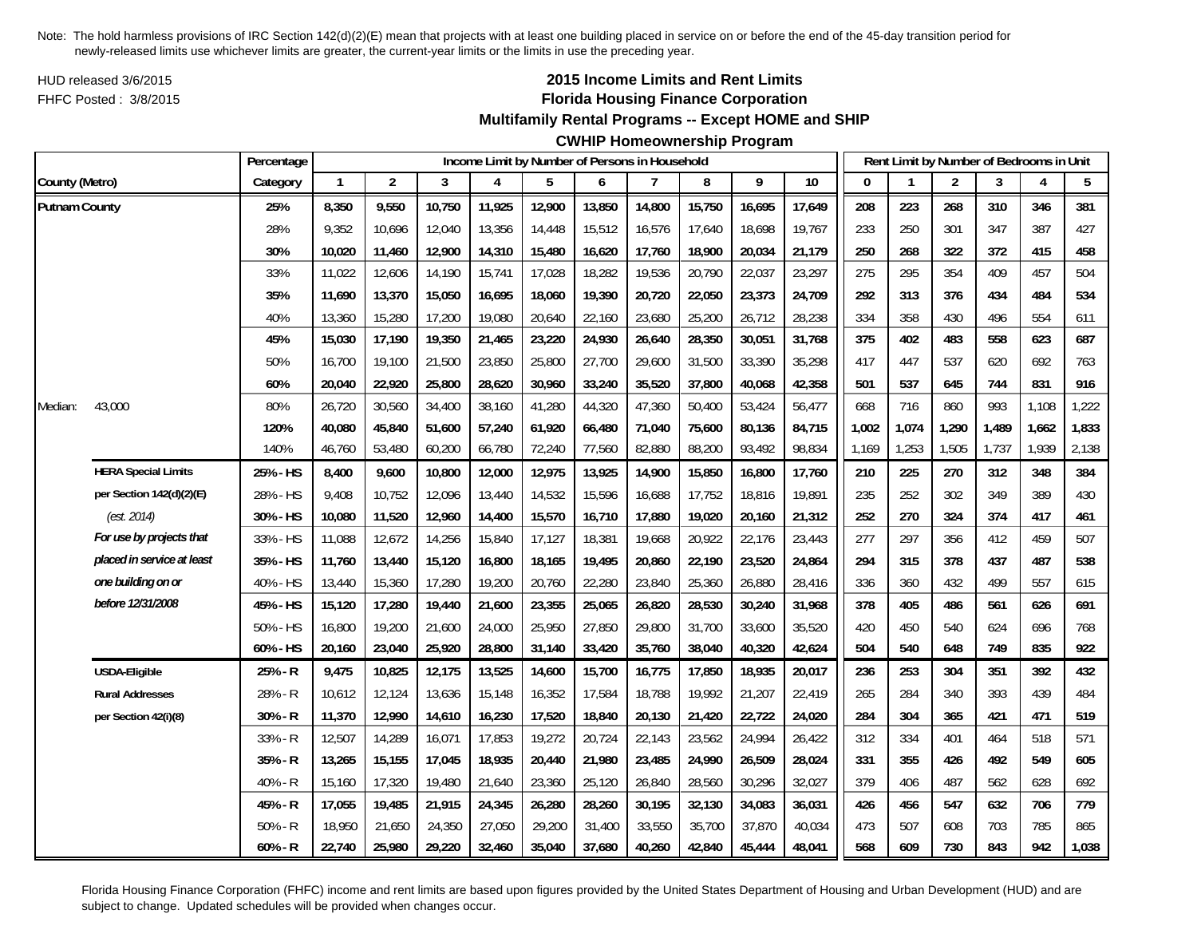Note: The hold harmless provisions of IRC Section 142(d)(2)(E) mean that projects with at least one building placed in service on or before the end of the 45-day transition period for newly-released limits use whichever limits are greater, the current-year limits or the limits in use the preceding year.

HUD released 3/6/2015
FHFC Posted : 3/8/2015

## 2015 Income Limits and Rent Limits
## Florida Housing Finance Corporation
## Multifamily Rental Programs -- Except HOME and SHIP
## CWHIP Homeownership Program

| County (Metro) | | Percentage Category | Income Limit by Number of Persons in Household 1 | 2 | 3 | 4 | 5 | 6 | 7 | 8 | 9 | 10 | Rent Limit by Number of Bedrooms in Unit 0 | 1 | 2 | 3 | 4 | 5 |
|---|---|---|---|---|---|---|---|---|---|---|---|---|---|---|---|---|---|---|
| **Putnam County** | | **25%** | **8,350** | **9,550** | **10,750** | **11,925** | **12,900** | **13,850** | **14,800** | **15,750** | **16,695** | **17,649** | **208** | **223** | **268** | **310** | **346** | **381** |
| | | 28% | 9,352 | 10,696 | 12,040 | 13,356 | 14,448 | 15,512 | 16,576 | 17,640 | 18,698 | 19,767 | 233 | 250 | 301 | 347 | 387 | 427 |
| | | **30%** | **10,020** | **11,460** | **12,900** | **14,310** | **15,480** | **16,620** | **17,760** | **18,900** | **20,034** | **21,179** | **250** | **268** | **322** | **372** | **415** | **458** |
| | | 33% | 11,022 | 12,606 | 14,190 | 15,741 | 17,028 | 18,282 | 19,536 | 20,790 | 22,037 | 23,297 | 275 | 295 | 354 | 409 | 457 | 504 |
| | | **35%** | **11,690** | **13,370** | **15,050** | **16,695** | **18,060** | **19,390** | **20,720** | **22,050** | **23,373** | **24,709** | **292** | **313** | **376** | **434** | **484** | **534** |
| | | 40% | 13,360 | 15,280 | 17,200 | 19,080 | 20,640 | 22,160 | 23,680 | 25,200 | 26,712 | 28,238 | 334 | 358 | 430 | 496 | 554 | 611 |
| | | **45%** | **15,030** | **17,190** | **19,350** | **21,465** | **23,220** | **24,930** | **26,640** | **28,350** | **30,051** | **31,768** | **375** | **402** | **483** | **558** | **623** | **687** |
| | | 50% | 16,700 | 19,100 | 21,500 | 23,850 | 25,800 | 27,700 | 29,600 | 31,500 | 33,390 | 35,298 | 417 | 447 | 537 | 620 | 692 | 763 |
| | | **60%** | **20,040** | **22,920** | **25,800** | **28,620** | **30,960** | **33,240** | **35,520** | **37,800** | **40,068** | **42,358** | **501** | **537** | **645** | **744** | **831** | **916** |
| Median: | 43,000 | 80% | 26,720 | 30,560 | 34,400 | 38,160 | 41,280 | 44,320 | 47,360 | 50,400 | 53,424 | 56,477 | 668 | 716 | 860 | 993 | 1,108 | 1,222 |
| | | **120%** | **40,080** | **45,840** | **51,600** | **57,240** | **61,920** | **66,480** | **71,040** | **75,600** | **80,136** | **84,715** | **1,002** | **1,074** | **1,290** | **1,489** | **1,662** | **1,833** |
| | | 140% | 46,760 | 53,480 | 60,200 | 66,780 | 72,240 | 77,560 | 82,880 | 88,200 | 93,492 | 98,834 | 1,169 | 1,253 | 1,505 | 1,737 | 1,939 | 2,138 |
| | **HERA Special Limits** | **25% - HS** | **8,400** | **9,600** | **10,800** | **12,000** | **12,975** | **13,925** | **14,900** | **15,850** | **16,800** | **17,760** | **210** | **225** | **270** | **312** | **348** | **384** |
| | **per Section 142(d)(2)(E)** | 28% - HS | 9,408 | 10,752 | 12,096 | 13,440 | 14,532 | 15,596 | 16,688 | 17,752 | 18,816 | 19,891 | 235 | 252 | 302 | 349 | 389 | 430 |
| | *(est. 2014)* | **30% - HS** | **10,080** | **11,520** | **12,960** | **14,400** | **15,570** | **16,710** | **17,880** | **19,020** | **20,160** | **21,312** | **252** | **270** | **324** | **374** | **417** | **461** |
| | ***For use by projects that*** | 33% - HS | 11,088 | 12,672 | 14,256 | 15,840 | 17,127 | 18,381 | 19,668 | 20,922 | 22,176 | 23,443 | 277 | 297 | 356 | 412 | 459 | 507 |
| | ***placed in service at least*** | **35% - HS** | **11,760** | **13,440** | **15,120** | **16,800** | **18,165** | **19,495** | **20,860** | **22,190** | **23,520** | **24,864** | **294** | **315** | **378** | **437** | **487** | **538** |
| | ***one building on or*** | 40% - HS | 13,440 | 15,360 | 17,280 | 19,200 | 20,760 | 22,280 | 23,840 | 25,360 | 26,880 | 28,416 | 336 | 360 | 432 | 499 | 557 | 615 |
| | ***before 12/31/2008*** | **45% - HS** | **15,120** | **17,280** | **19,440** | **21,600** | **23,355** | **25,065** | **26,820** | **28,530** | **30,240** | **31,968** | **378** | **405** | **486** | **561** | **626** | **691** |
| | | 50% - HS | 16,800 | 19,200 | 21,600 | 24,000 | 25,950 | 27,850 | 29,800 | 31,700 | 33,600 | 35,520 | 420 | 450 | 540 | 624 | 696 | 768 |
| | | **60% - HS** | **20,160** | **23,040** | **25,920** | **28,800** | **31,140** | **33,420** | **35,760** | **38,040** | **40,320** | **42,624** | **504** | **540** | **648** | **749** | **835** | **922** |
| | **USDA-Eligible** | **25% - R** | **9,475** | **10,825** | **12,175** | **13,525** | **14,600** | **15,700** | **16,775** | **17,850** | **18,935** | **20,017** | **236** | **253** | **304** | **351** | **392** | **432** |
| | **Rural Addresses** | 28% - R | 10,612 | 12,124 | 13,636 | 15,148 | 16,352 | 17,584 | 18,788 | 19,992 | 21,207 | 22,419 | 265 | 284 | 340 | 393 | 439 | 484 |
| | **per Section 42(i)(8)** | **30% - R** | **11,370** | **12,990** | **14,610** | **16,230** | **17,520** | **18,840** | **20,130** | **21,420** | **22,722** | **24,020** | **284** | **304** | **365** | **421** | **471** | **519** |
| | | 33% - R | 12,507 | 14,289 | 16,071 | 17,853 | 19,272 | 20,724 | 22,143 | 23,562 | 24,994 | 26,422 | 312 | 334 | 401 | 464 | 518 | 571 |
| | | **35% - R** | **13,265** | **15,155** | **17,045** | **18,935** | **20,440** | **21,980** | **23,485** | **24,990** | **26,509** | **28,024** | **331** | **355** | **426** | **492** | **549** | **605** |
| | | 40% - R | 15,160 | 17,320 | 19,480 | 21,640 | 23,360 | 25,120 | 26,840 | 28,560 | 30,296 | 32,027 | 379 | 406 | 487 | 562 | 628 | 692 |
| | | **45% - R** | **17,055** | **19,485** | **21,915** | **24,345** | **26,280** | **28,260** | **30,195** | **32,130** | **34,083** | **36,031** | **426** | **456** | **547** | **632** | **706** | **779** |
| | | 50% - R | 18,950 | 21,650 | 24,350 | 27,050 | 29,200 | 31,400 | 33,550 | 35,700 | 37,870 | 40,034 | 473 | 507 | 608 | 703 | 785 | 865 |
| | | **60% - R** | **22,740** | **25,980** | **29,220** | **32,460** | **35,040** | **37,680** | **40,260** | **42,840** | **45,444** | **48,041** | **568** | **609** | **730** | **843** | **942** | **1,038** |

Florida Housing Finance Corporation (FHFC) income and rent limits are based upon figures provided by the United States Department of Housing and Urban Development (HUD) and are subject to change. Updated schedules will be provided when changes occur.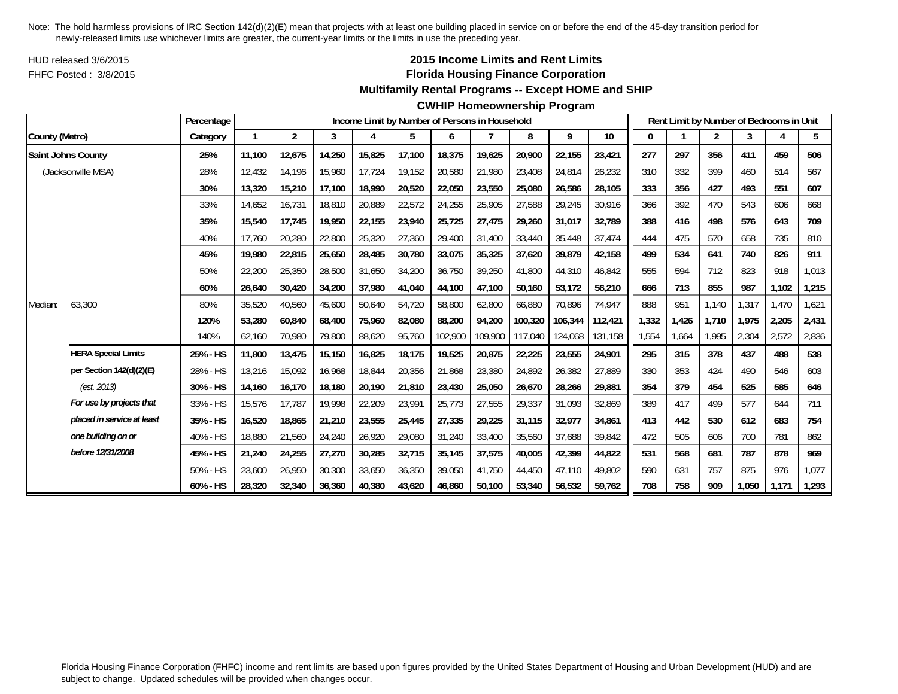Note: The hold harmless provisions of IRC Section 142(d)(2)(E) mean that projects with at least one building placed in service on or before the end of the 45-day transition period for newly-released limits use whichever limits are greater, the current-year limits or the limits in use the preceding year.

HUD released 3/6/2015

FHFC Posted : 3/8/2015

# 2015 Income Limits and Rent Limits

## Florida Housing Finance Corporation

### Multifamily Rental Programs -- Except HOME and SHIP

### CWHIP Homeownership Program

| County (Metro) | | Percentage Category | Income Limit by Number of Persons in Household | | | | | | | | | | Rent Limit by Number of Bedrooms in Unit | | | | | |
|---|---|---|---|---|---|---|---|---|---|---|---|---|---|---|---|---|---|---|
| | | | 1 | 2 | 3 | 4 | 5 | 6 | 7 | 8 | 9 | 10 | 0 | 1 | 2 | 3 | 4 | 5 |
| **Saint Johns County** | | **25%** | **11,100** | **12,675** | **14,250** | **15,825** | **17,100** | **18,375** | **19,625** | **20,900** | **22,155** | **23,421** | **277** | **297** | **356** | **411** | **459** | **506** |
| (Jacksonville MSA) | | 28% | 12,432 | 14,196 | 15,960 | 17,724 | 19,152 | 20,580 | 21,980 | 23,408 | 24,814 | 26,232 | 310 | 332 | 399 | 460 | 514 | 567 |
| | | **30%** | **13,320** | **15,210** | **17,100** | **18,990** | **20,520** | **22,050** | **23,550** | **25,080** | **26,586** | **28,105** | **333** | **356** | **427** | **493** | **551** | **607** |
| | | 33% | 14,652 | 16,731 | 18,810 | 20,889 | 22,572 | 24,255 | 25,905 | 27,588 | 29,245 | 30,916 | 366 | 392 | 470 | 543 | 606 | 668 |
| | | **35%** | **15,540** | **17,745** | **19,950** | **22,155** | **23,940** | **25,725** | **27,475** | **29,260** | **31,017** | **32,789** | **388** | **416** | **498** | **576** | **643** | **709** |
| | | 40% | 17,760 | 20,280 | 22,800 | 25,320 | 27,360 | 29,400 | 31,400 | 33,440 | 35,448 | 37,474 | 444 | 475 | 570 | 658 | 735 | 810 |
| | | **45%** | **19,980** | **22,815** | **25,650** | **28,485** | **30,780** | **33,075** | **35,325** | **37,620** | **39,879** | **42,158** | **499** | **534** | **641** | **740** | **826** | **911** |
| | | 50% | 22,200 | 25,350 | 28,500 | 31,650 | 34,200 | 36,750 | 39,250 | 41,800 | 44,310 | 46,842 | 555 | 594 | 712 | 823 | 918 | 1,013 |
| | | **60%** | **26,640** | **30,420** | **34,200** | **37,980** | **41,040** | **44,100** | **47,100** | **50,160** | **53,172** | **56,210** | **666** | **713** | **855** | **987** | **1,102** | **1,215** |
| Median: | 63,300 | 80% | 35,520 | 40,560 | 45,600 | 50,640 | 54,720 | 58,800 | 62,800 | 66,880 | 70,896 | 74,947 | 888 | 951 | 1,140 | 1,317 | 1,470 | 1,621 |
| | | **120%** | **53,280** | **60,840** | **68,400** | **75,960** | **82,080** | **88,200** | **94,200** | **100,320** | **106,344** | **112,421** | **1,332** | **1,426** | **1,710** | **1,975** | **2,205** | **2,431** |
| | | 140% | 62,160 | 70,980 | 79,800 | 88,620 | 95,760 | 102,900 | 109,900 | 117,040 | 124,068 | 131,158 | 1,554 | 1,664 | 1,995 | 2,304 | 2,572 | 2,836 |
| | **HERA Special Limits** | **25% - HS** | **11,800** | **13,475** | **15,150** | **16,825** | **18,175** | **19,525** | **20,875** | **22,225** | **23,555** | **24,901** | **295** | **315** | **378** | **437** | **488** | **538** |
| | **per Section 142(d)(2)(E)** | 28% - HS | 13,216 | 15,092 | 16,968 | 18,844 | 20,356 | 21,868 | 23,380 | 24,892 | 26,382 | 27,889 | 330 | 353 | 424 | 490 | 546 | 603 |
| | *(est. 2013)* | **30% - HS** | **14,160** | **16,170** | **18,180** | **20,190** | **21,810** | **23,430** | **25,050** | **26,670** | **28,266** | **29,881** | **354** | **379** | **454** | **525** | **585** | **646** |
| | ***For use by projects that*** | 33% - HS | 15,576 | 17,787 | 19,998 | 22,209 | 23,991 | 25,773 | 27,555 | 29,337 | 31,093 | 32,869 | 389 | 417 | 499 | 577 | 644 | 711 |
| | ***placed in service at least*** | **35% - HS** | **16,520** | **18,865** | **21,210** | **23,555** | **25,445** | **27,335** | **29,225** | **31,115** | **32,977** | **34,861** | **413** | **442** | **530** | **612** | **683** | **754** |
| | ***one building on or*** | 40% - HS | 18,880 | 21,560 | 24,240 | 26,920 | 29,080 | 31,240 | 33,400 | 35,560 | 37,688 | 39,842 | 472 | 505 | 606 | 700 | 781 | 862 |
| | ***before 12/31/2008*** | **45% - HS** | **21,240** | **24,255** | **27,270** | **30,285** | **32,715** | **35,145** | **37,575** | **40,005** | **42,399** | **44,822** | **531** | **568** | **681** | **787** | **878** | **969** |
| | | 50% - HS | 23,600 | 26,950 | 30,300 | 33,650 | 36,350 | 39,050 | 41,750 | 44,450 | 47,110 | 49,802 | 590 | 631 | 757 | 875 | 976 | 1,077 |
| | | **60% - HS** | **28,320** | **32,340** | **36,360** | **40,380** | **43,620** | **46,860** | **50,100** | **53,340** | **56,532** | **59,762** | **708** | **758** | **909** | **1,050** | **1,171** | **1,293** |

Florida Housing Finance Corporation (FHFC) income and rent limits are based upon figures provided by the United States Department of Housing and Urban Development (HUD) and are subject to change. Updated schedules will be provided when changes occur.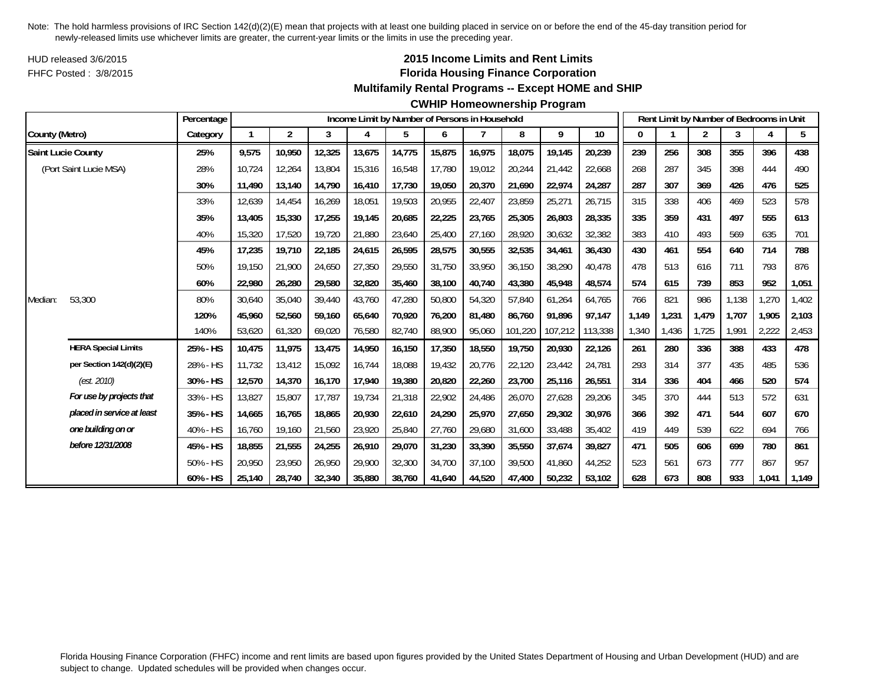Note: The hold harmless provisions of IRC Section 142(d)(2)(E) mean that projects with at least one building placed in service on or before the end of the 45-day transition period for newly-released limits use whichever limits are greater, the current-year limits or the limits in use the preceding year.

HUD released 3/6/2015

FHFC Posted : 3/8/2015

## 2015 Income Limits and Rent Limits
## Florida Housing Finance Corporation
### Multifamily Rental Programs -- Except HOME and SHIP
### CWHIP Homeownership Program

| County (Metro) | | Percentage Category | Income Limit by Number of Persons in Household | | | | | | | | | | Rent Limit by Number of Bedrooms in Unit | | | | | |
|---|---|---|---|---|---|---|---|---|---|---|---|---|---|---|---|---|---|---|
| | | | 1 | 2 | 3 | 4 | 5 | 6 | 7 | 8 | 9 | 10 | 0 | 1 | 2 | 3 | 4 | 5 |
| **Saint Lucie County** | | **25%** | **9,575** | **10,950** | **12,325** | **13,675** | **14,775** | **15,875** | **16,975** | **18,075** | **19,145** | **20,239** | **239** | **256** | **308** | **355** | **396** | **438** |
| (Port Saint Lucie MSA) | | 28% | 10,724 | 12,264 | 13,804 | 15,316 | 16,548 | 17,780 | 19,012 | 20,244 | 21,442 | 22,668 | 268 | 287 | 345 | 398 | 444 | 490 |
| | | **30%** | **11,490** | **13,140** | **14,790** | **16,410** | **17,730** | **19,050** | **20,370** | **21,690** | **22,974** | **24,287** | **287** | **307** | **369** | **426** | **476** | **525** |
| | | 33% | 12,639 | 14,454 | 16,269 | 18,051 | 19,503 | 20,955 | 22,407 | 23,859 | 25,271 | 26,715 | 315 | 338 | 406 | 469 | 523 | 578 |
| | | **35%** | **13,405** | **15,330** | **17,255** | **19,145** | **20,685** | **22,225** | **23,765** | **25,305** | **26,803** | **28,335** | **335** | **359** | **431** | **497** | **555** | **613** |
| | | 40% | 15,320 | 17,520 | 19,720 | 21,880 | 23,640 | 25,400 | 27,160 | 28,920 | 30,632 | 32,382 | 383 | 410 | 493 | 569 | 635 | 701 |
| | | **45%** | **17,235** | **19,710** | **22,185** | **24,615** | **26,595** | **28,575** | **30,555** | **32,535** | **34,461** | **36,430** | **430** | **461** | **554** | **640** | **714** | **788** |
| | | 50% | 19,150 | 21,900 | 24,650 | 27,350 | 29,550 | 31,750 | 33,950 | 36,150 | 38,290 | 40,478 | 478 | 513 | 616 | 711 | 793 | 876 |
| | | **60%** | **22,980** | **26,280** | **29,580** | **32,820** | **35,460** | **38,100** | **40,740** | **43,380** | **45,948** | **48,574** | **574** | **615** | **739** | **853** | **952** | **1,051** |
| Median: | 53,300 | 80% | 30,640 | 35,040 | 39,440 | 43,760 | 47,280 | 50,800 | 54,320 | 57,840 | 61,264 | 64,765 | 766 | 821 | 986 | 1,138 | 1,270 | 1,402 |
| | | **120%** | **45,960** | **52,560** | **59,160** | **65,640** | **70,920** | **76,200** | **81,480** | **86,760** | **91,896** | **97,147** | **1,149** | **1,231** | **1,479** | **1,707** | **1,905** | **2,103** |
| | | 140% | 53,620 | 61,320 | 69,020 | 76,580 | 82,740 | 88,900 | 95,060 | 101,220 | 107,212 | 113,338 | 1,340 | 1,436 | 1,725 | 1,991 | 2,222 | 2,453 |
| | **HERA Special Limits** | **25% - HS** | **10,475** | **11,975** | **13,475** | **14,950** | **16,150** | **17,350** | **18,550** | **19,750** | **20,930** | **22,126** | **261** | **280** | **336** | **388** | **433** | **478** |
| | **per Section 142(d)(2)(E)** | 28% - HS | 11,732 | 13,412 | 15,092 | 16,744 | 18,088 | 19,432 | 20,776 | 22,120 | 23,442 | 24,781 | 293 | 314 | 377 | 435 | 485 | 536 |
| | *(est. 2010)* | **30% - HS** | **12,570** | **14,370** | **16,170** | **17,940** | **19,380** | **20,820** | **22,260** | **23,700** | **25,116** | **26,551** | **314** | **336** | **404** | **466** | **520** | **574** |
| | ***For use by projects that*** | 33% - HS | 13,827 | 15,807 | 17,787 | 19,734 | 21,318 | 22,902 | 24,486 | 26,070 | 27,628 | 29,206 | 345 | 370 | 444 | 513 | 572 | 631 |
| | ***placed in service at least*** | **35% - HS** | **14,665** | **16,765** | **18,865** | **20,930** | **22,610** | **24,290** | **25,970** | **27,650** | **29,302** | **30,976** | **366** | **392** | **471** | **544** | **607** | **670** |
| | ***one building on or*** | 40% - HS | 16,760 | 19,160 | 21,560 | 23,920 | 25,840 | 27,760 | 29,680 | 31,600 | 33,488 | 35,402 | 419 | 449 | 539 | 622 | 694 | 766 |
| | ***before 12/31/2008*** | **45% - HS** | **18,855** | **21,555** | **24,255** | **26,910** | **29,070** | **31,230** | **33,390** | **35,550** | **37,674** | **39,827** | **471** | **505** | **606** | **699** | **780** | **861** |
| | | 50% - HS | 20,950 | 23,950 | 26,950 | 29,900 | 32,300 | 34,700 | 37,100 | 39,500 | 41,860 | 44,252 | 523 | 561 | 673 | 777 | 867 | 957 |
| | | **60% - HS** | **25,140** | **28,740** | **32,340** | **35,880** | **38,760** | **41,640** | **44,520** | **47,400** | **50,232** | **53,102** | **628** | **673** | **808** | **933** | **1,041** | **1,149** |

Florida Housing Finance Corporation (FHFC) income and rent limits are based upon figures provided by the United States Department of Housing and Urban Development (HUD) and are subject to change. Updated schedules will be provided when changes occur.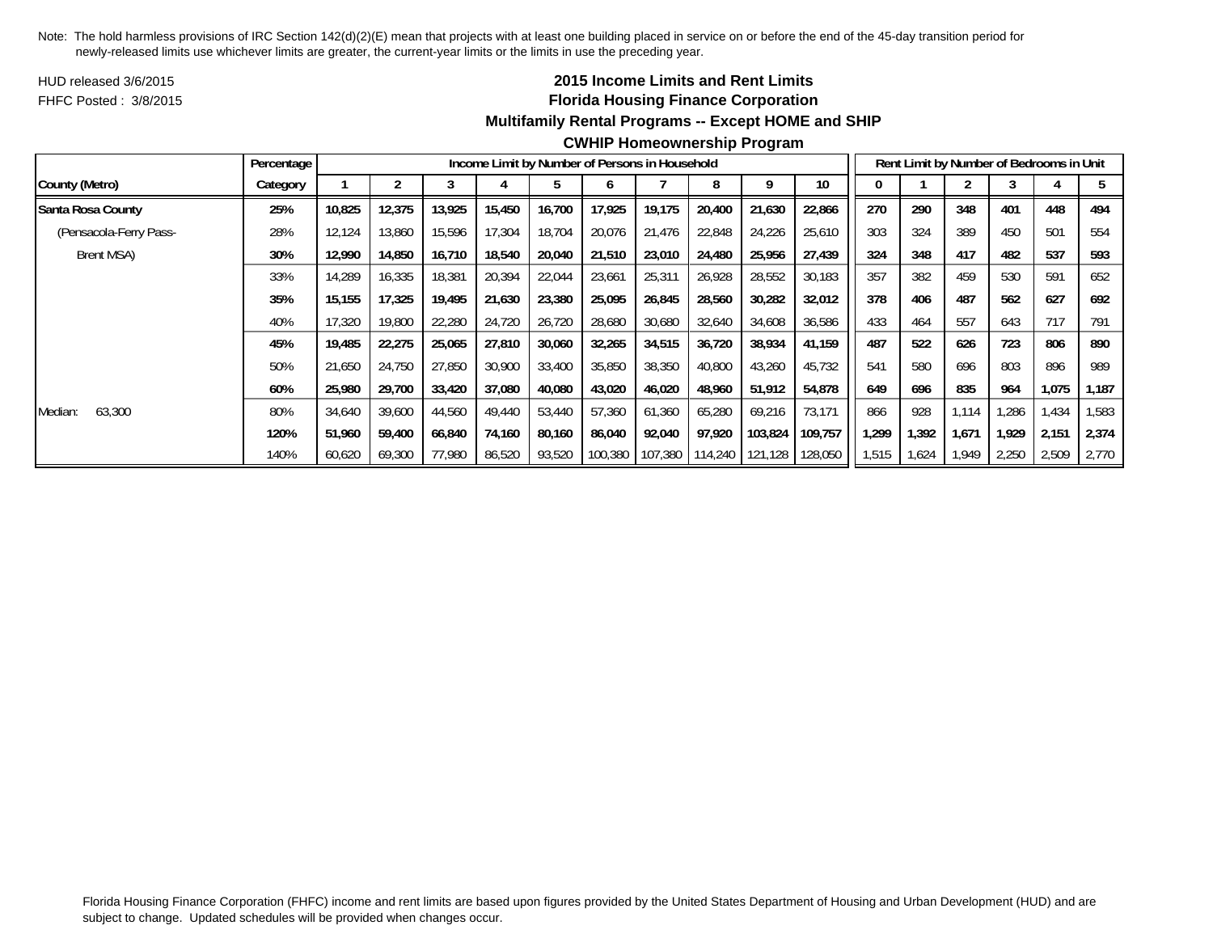Note: The hold harmless provisions of IRC Section 142(d)(2)(E) mean that projects with at least one building placed in service on or before the end of the 45-day transition period for newly-released limits use whichever limits are greater, the current-year limits or the limits in use the preceding year.

HUD released 3/6/2015

FHFC Posted : 3/8/2015

## 2015 Income Limits and Rent Limits

## Florida Housing Finance Corporation

## Multifamily Rental Programs -- Except HOME and SHIP

## CWHIP Homeownership Program

| | Percentage | Income Limit by Number of Persons in Household | | | | | | | | | | Rent Limit by Number of Bedrooms in Unit | | | | | |
|---|---|---|---|---|---|---|---|---|---|---|---|---|---|---|---|---|---|
| County (Metro) | Category | 1 | 2 | 3 | 4 | 5 | 6 | 7 | 8 | 9 | 10 | 0 | 1 | 2 | 3 | 4 | 5 |
| **Santa Rosa County** | **25%** | **10,825** | **12,375** | **13,925** | **15,450** | **16,700** | **17,925** | **19,175** | **20,400** | **21,630** | **22,866** | **270** | **290** | **348** | **401** | **448** | **494** |
| (Pensacola-Ferry Pass- | 28% | 12,124 | 13,860 | 15,596 | 17,304 | 18,704 | 20,076 | 21,476 | 22,848 | 24,226 | 25,610 | 303 | 324 | 389 | 450 | 501 | 554 |
| Brent MSA) | **30%** | **12,990** | **14,850** | **16,710** | **18,540** | **20,040** | **21,510** | **23,010** | **24,480** | **25,956** | **27,439** | **324** | **348** | **417** | **482** | **537** | **593** |
| | 33% | 14,289 | 16,335 | 18,381 | 20,394 | 22,044 | 23,661 | 25,311 | 26,928 | 28,552 | 30,183 | 357 | 382 | 459 | 530 | 591 | 652 |
| | **35%** | **15,155** | **17,325** | **19,495** | **21,630** | **23,380** | **25,095** | **26,845** | **28,560** | **30,282** | **32,012** | **378** | **406** | **487** | **562** | **627** | **692** |
| | 40% | 17,320 | 19,800 | 22,280 | 24,720 | 26,720 | 28,680 | 30,680 | 32,640 | 34,608 | 36,586 | 433 | 464 | 557 | 643 | 717 | 791 |
| | **45%** | **19,485** | **22,275** | **25,065** | **27,810** | **30,060** | **32,265** | **34,515** | **36,720** | **38,934** | **41,159** | **487** | **522** | **626** | **723** | **806** | **890** |
| | 50% | 21,650 | 24,750 | 27,850 | 30,900 | 33,400 | 35,850 | 38,350 | 40,800 | 43,260 | 45,732 | 541 | 580 | 696 | 803 | 896 | 989 |
| | **60%** | **25,980** | **29,700** | **33,420** | **37,080** | **40,080** | **43,020** | **46,020** | **48,960** | **51,912** | **54,878** | **649** | **696** | **835** | **964** | **1,075** | **1,187** |
| Median: 63,300 | 80% | 34,640 | 39,600 | 44,560 | 49,440 | 53,440 | 57,360 | 61,360 | 65,280 | 69,216 | 73,171 | 866 | 928 | 1,114 | 1,286 | 1,434 | 1,583 |
| | **120%** | **51,960** | **59,400** | **66,840** | **74,160** | **80,160** | **86,040** | **92,040** | **97,920** | **103,824** | **109,757** | **1,299** | **1,392** | **1,671** | **1,929** | **2,151** | **2,374** |
| | 140% | 60,620 | 69,300 | 77,980 | 86,520 | 93,520 | 100,380 | 107,380 | 114,240 | 121,128 | 128,050 | 1,515 | 1,624 | 1,949 | 2,250 | 2,509 | 2,770 |

Florida Housing Finance Corporation (FHFC) income and rent limits are based upon figures provided by the United States Department of Housing and Urban Development (HUD) and are subject to change. Updated schedules will be provided when changes occur.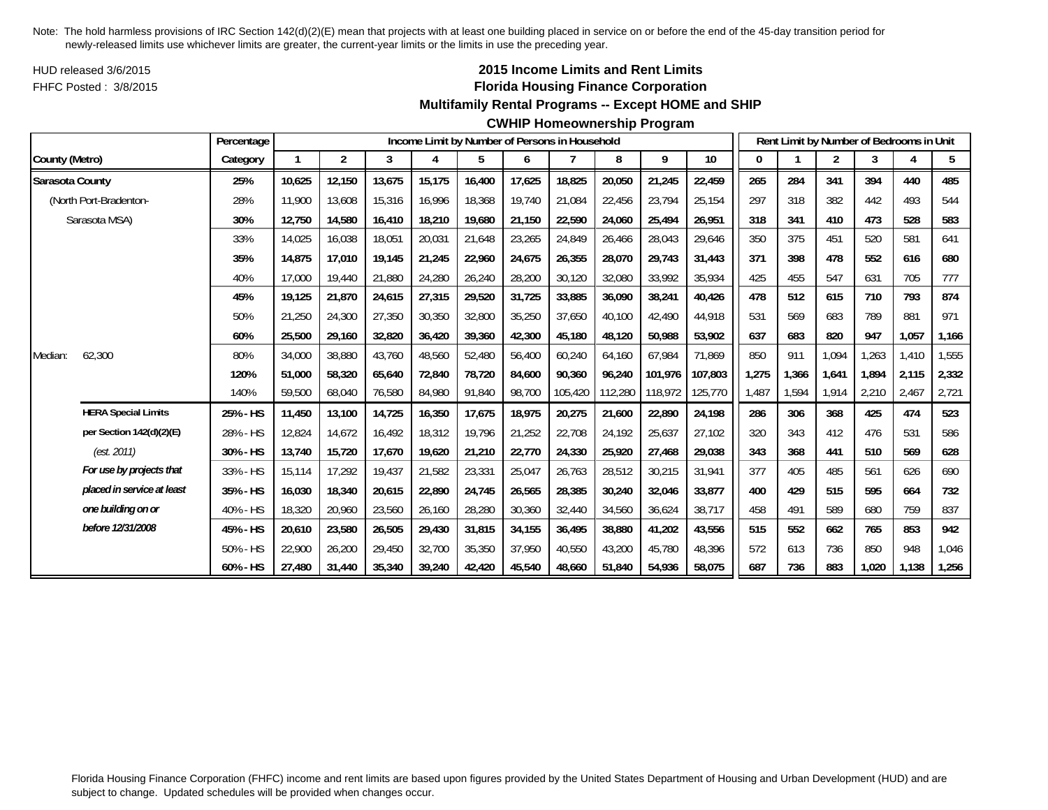Note: The hold harmless provisions of IRC Section 142(d)(2)(E) mean that projects with at least one building placed in service on or before the end of the 45-day transition period for newly-released limits use whichever limits are greater, the current-year limits or the limits in use the preceding year.

HUD released 3/6/2015

FHFC Posted : 3/8/2015

## 2015 Income Limits and Rent Limits

## Florida Housing Finance Corporation

## Multifamily Rental Programs -- Except HOME and SHIP

## CWHIP Homeownership Program

| County (Metro) | | Percentage Category | Income Limit by Number of Persons in Household | | | | | | | | | | Rent Limit by Number of Bedrooms in Unit | | | | | |
|---|---|---|---|---|---|---|---|---|---|---|---|---|---|---|---|---|---|---|
| | | | 1 | 2 | 3 | 4 | 5 | 6 | 7 | 8 | 9 | 10 | 0 | 1 | 2 | 3 | 4 | 5 |
| **Sarasota County** | | **25%** | **10,625** | **12,150** | **13,675** | **15,175** | **16,400** | **17,625** | **18,825** | **20,050** | **21,245** | **22,459** | **265** | **284** | **341** | **394** | **440** | **485** |
| (North Port-Bradenton- | | 28% | 11,900 | 13,608 | 15,316 | 16,996 | 18,368 | 19,740 | 21,084 | 22,456 | 23,794 | 25,154 | 297 | 318 | 382 | 442 | 493 | 544 |
| Sarasota MSA) | | **30%** | **12,750** | **14,580** | **16,410** | **18,210** | **19,680** | **21,150** | **22,590** | **24,060** | **25,494** | **26,951** | **318** | **341** | **410** | **473** | **528** | **583** |
| | | 33% | 14,025 | 16,038 | 18,051 | 20,031 | 21,648 | 23,265 | 24,849 | 26,466 | 28,043 | 29,646 | 350 | 375 | 451 | 520 | 581 | 641 |
| | | **35%** | **14,875** | **17,010** | **19,145** | **21,245** | **22,960** | **24,675** | **26,355** | **28,070** | **29,743** | **31,443** | **371** | **398** | **478** | **552** | **616** | **680** |
| | | 40% | 17,000 | 19,440 | 21,880 | 24,280 | 26,240 | 28,200 | 30,120 | 32,080 | 33,992 | 35,934 | 425 | 455 | 547 | 631 | 705 | 777 |
| | | **45%** | **19,125** | **21,870** | **24,615** | **27,315** | **29,520** | **31,725** | **33,885** | **36,090** | **38,241** | **40,426** | **478** | **512** | **615** | **710** | **793** | **874** |
| | | 50% | 21,250 | 24,300 | 27,350 | 30,350 | 32,800 | 35,250 | 37,650 | 40,100 | 42,490 | 44,918 | 531 | 569 | 683 | 789 | 881 | 971 |
| | | **60%** | **25,500** | **29,160** | **32,820** | **36,420** | **39,360** | **42,300** | **45,180** | **48,120** | **50,988** | **53,902** | **637** | **683** | **820** | **947** | **1,057** | **1,166** |
| Median: | 62,300 | 80% | 34,000 | 38,880 | 43,760 | 48,560 | 52,480 | 56,400 | 60,240 | 64,160 | 67,984 | 71,869 | 850 | 911 | 1,094 | 1,263 | 1,410 | 1,555 |
| | | **120%** | **51,000** | **58,320** | **65,640** | **72,840** | **78,720** | **84,600** | **90,360** | **96,240** | **101,976** | **107,803** | **1,275** | **1,366** | **1,641** | **1,894** | **2,115** | **2,332** |
| | | 140% | 59,500 | 68,040 | 76,580 | 84,980 | 91,840 | 98,700 | 105,420 | 112,280 | 118,972 | 125,770 | 1,487 | 1,594 | 1,914 | 2,210 | 2,467 | 2,721 |
| | **HERA Special Limits** | **25% - HS** | **11,450** | **13,100** | **14,725** | **16,350** | **17,675** | **18,975** | **20,275** | **21,600** | **22,890** | **24,198** | **286** | **306** | **368** | **425** | **474** | **523** |
| | **per Section 142(d)(2)(E)** | 28% - HS | 12,824 | 14,672 | 16,492 | 18,312 | 19,796 | 21,252 | 22,708 | 24,192 | 25,637 | 27,102 | 320 | 343 | 412 | 476 | 531 | 586 |
| | *(est. 2011)* | **30% - HS** | **13,740** | **15,720** | **17,670** | **19,620** | **21,210** | **22,770** | **24,330** | **25,920** | **27,468** | **29,038** | **343** | **368** | **441** | **510** | **569** | **628** |
| | ***For use by projects that*** | 33% - HS | 15,114 | 17,292 | 19,437 | 21,582 | 23,331 | 25,047 | 26,763 | 28,512 | 30,215 | 31,941 | 377 | 405 | 485 | 561 | 626 | 690 |
| | ***placed in service at least*** | **35% - HS** | **16,030** | **18,340** | **20,615** | **22,890** | **24,745** | **26,565** | **28,385** | **30,240** | **32,046** | **33,877** | **400** | **429** | **515** | **595** | **664** | **732** |
| | ***one building on or*** | 40% - HS | 18,320 | 20,960 | 23,560 | 26,160 | 28,280 | 30,360 | 32,440 | 34,560 | 36,624 | 38,717 | 458 | 491 | 589 | 680 | 759 | 837 |
| | ***before 12/31/2008*** | **45% - HS** | **20,610** | **23,580** | **26,505** | **29,430** | **31,815** | **34,155** | **36,495** | **38,880** | **41,202** | **43,556** | **515** | **552** | **662** | **765** | **853** | **942** |
| | | 50% - HS | 22,900 | 26,200 | 29,450 | 32,700 | 35,350 | 37,950 | 40,550 | 43,200 | 45,780 | 48,396 | 572 | 613 | 736 | 850 | 948 | 1,046 |
| | | **60% - HS** | **27,480** | **31,440** | **35,340** | **39,240** | **42,420** | **45,540** | **48,660** | **51,840** | **54,936** | **58,075** | **687** | **736** | **883** | **1,020** | **1,138** | **1,256** |

Florida Housing Finance Corporation (FHFC) income and rent limits are based upon figures provided by the United States Department of Housing and Urban Development (HUD) and are subject to change. Updated schedules will be provided when changes occur.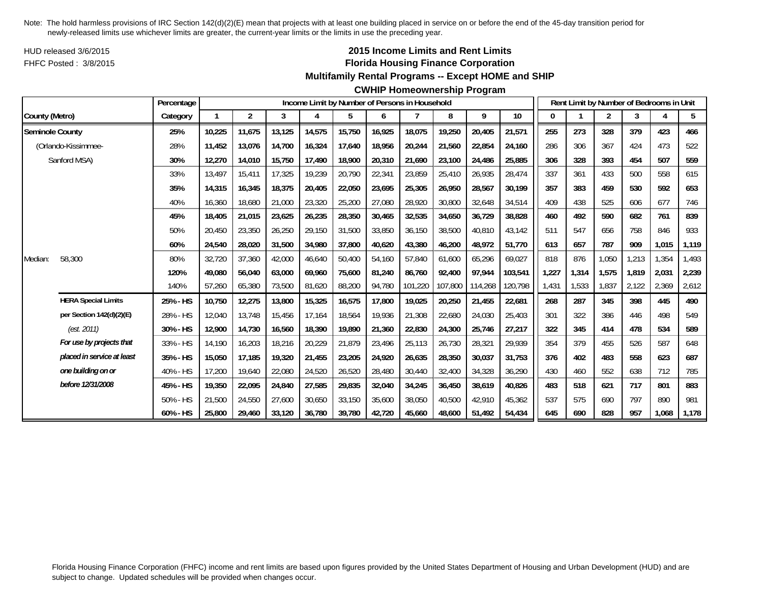Note: The hold harmless provisions of IRC Section 142(d)(2)(E) mean that projects with at least one building placed in service on or before the end of the 45-day transition period for newly-released limits use whichever limits are greater, the current-year limits or the limits in use the preceding year.

HUD released 3/6/2015

FHFC Posted : 3/8/2015

## 2015 Income Limits and Rent Limits
## Florida Housing Finance Corporation
## Multifamily Rental Programs -- Except HOME and SHIP
## CWHIP Homeownership Program

| | | Percentage | Income Limit by Number of Persons in Household | | | | | | | | | | Rent Limit by Number of Bedrooms in Unit | | | | | |
|---|---|---|---|---|---|---|---|---|---|---|---|---|---|---|---|---|---|---|
| County (Metro) | | Category | 1 | 2 | 3 | 4 | 5 | 6 | 7 | 8 | 9 | 10 | 0 | 1 | 2 | 3 | 4 | 5 |
| **Seminole County** | | **25%** | **10,225** | **11,675** | **13,125** | **14,575** | **15,750** | **16,925** | **18,075** | **19,250** | **20,405** | **21,571** | **255** | **273** | **328** | **379** | **423** | **466** |
| (Orlando-Kissimmee- | | 28% | 11,452 | 13,076 | 14,700 | 16,324 | 17,640 | 18,956 | 20,244 | 21,560 | 22,854 | 24,160 | 286 | 306 | 367 | 424 | 473 | 522 |
| Sanford MSA) | | **30%** | **12,270** | **14,010** | **15,750** | **17,490** | **18,900** | **20,310** | **21,690** | **23,100** | **24,486** | **25,885** | **306** | **328** | **393** | **454** | **507** | **559** |
| | | 33% | 13,497 | 15,411 | 17,325 | 19,239 | 20,790 | 22,341 | 23,859 | 25,410 | 26,935 | 28,474 | 337 | 361 | 433 | 500 | 558 | 615 |
| | | **35%** | **14,315** | **16,345** | **18,375** | **20,405** | **22,050** | **23,695** | **25,305** | **26,950** | **28,567** | **30,199** | **357** | **383** | **459** | **530** | **592** | **653** |
| | | 40% | 16,360 | 18,680 | 21,000 | 23,320 | 25,200 | 27,080 | 28,920 | 30,800 | 32,648 | 34,514 | 409 | 438 | 525 | 606 | 677 | 746 |
| | | **45%** | **18,405** | **21,015** | **23,625** | **26,235** | **28,350** | **30,465** | **32,535** | **34,650** | **36,729** | **38,828** | **460** | **492** | **590** | **682** | **761** | **839** |
| | | 50% | 20,450 | 23,350 | 26,250 | 29,150 | 31,500 | 33,850 | 36,150 | 38,500 | 40,810 | 43,142 | 511 | 547 | 656 | 758 | 846 | 933 |
| | | **60%** | **24,540** | **28,020** | **31,500** | **34,980** | **37,800** | **40,620** | **43,380** | **46,200** | **48,972** | **51,770** | **613** | **657** | **787** | **909** | **1,015** | **1,119** |
| Median: | 58,300 | 80% | 32,720 | 37,360 | 42,000 | 46,640 | 50,400 | 54,160 | 57,840 | 61,600 | 65,296 | 69,027 | 818 | 876 | 1,050 | 1,213 | 1,354 | 1,493 |
| | | **120%** | **49,080** | **56,040** | **63,000** | **69,960** | **75,600** | **81,240** | **86,760** | **92,400** | **97,944** | **103,541** | **1,227** | **1,314** | **1,575** | **1,819** | **2,031** | **2,239** |
| | | 140% | 57,260 | 65,380 | 73,500 | 81,620 | 88,200 | 94,780 | 101,220 | 107,800 | 114,268 | 120,798 | 1,431 | 1,533 | 1,837 | 2,122 | 2,369 | 2,612 |
| | **HERA Special Limits** | **25% - HS** | **10,750** | **12,275** | **13,800** | **15,325** | **16,575** | **17,800** | **19,025** | **20,250** | **21,455** | **22,681** | **268** | **287** | **345** | **398** | **445** | **490** |
| | **per Section 142(d)(2)(E)** | 28% - HS | 12,040 | 13,748 | 15,456 | 17,164 | 18,564 | 19,936 | 21,308 | 22,680 | 24,030 | 25,403 | 301 | 322 | 386 | 446 | 498 | 549 |
| | *(est. 2011)* | **30% - HS** | **12,900** | **14,730** | **16,560** | **18,390** | **19,890** | **21,360** | **22,830** | **24,300** | **25,746** | **27,217** | **322** | **345** | **414** | **478** | **534** | **589** |
| | ***For use by projects that*** | 33% - HS | 14,190 | 16,203 | 18,216 | 20,229 | 21,879 | 23,496 | 25,113 | 26,730 | 28,321 | 29,939 | 354 | 379 | 455 | 526 | 587 | 648 |
| | ***placed in service at least*** | **35% - HS** | **15,050** | **17,185** | **19,320** | **21,455** | **23,205** | **24,920** | **26,635** | **28,350** | **30,037** | **31,753** | **376** | **402** | **483** | **558** | **623** | **687** |
| | ***one building on or*** | 40% - HS | 17,200 | 19,640 | 22,080 | 24,520 | 26,520 | 28,480 | 30,440 | 32,400 | 34,328 | 36,290 | 430 | 460 | 552 | 638 | 712 | 785 |
| | ***before 12/31/2008*** | **45% - HS** | **19,350** | **22,095** | **24,840** | **27,585** | **29,835** | **32,040** | **34,245** | **36,450** | **38,619** | **40,826** | **483** | **518** | **621** | **717** | **801** | **883** |
| | | 50% - HS | 21,500 | 24,550 | 27,600 | 30,650 | 33,150 | 35,600 | 38,050 | 40,500 | 42,910 | 45,362 | 537 | 575 | 690 | 797 | 890 | 981 |
| | | **60% - HS** | **25,800** | **29,460** | **33,120** | **36,780** | **39,780** | **42,720** | **45,660** | **48,600** | **51,492** | **54,434** | **645** | **690** | **828** | **957** | **1,068** | **1,178** |

Florida Housing Finance Corporation (FHFC) income and rent limits are based upon figures provided by the United States Department of Housing and Urban Development (HUD) and are subject to change. Updated schedules will be provided when changes occur.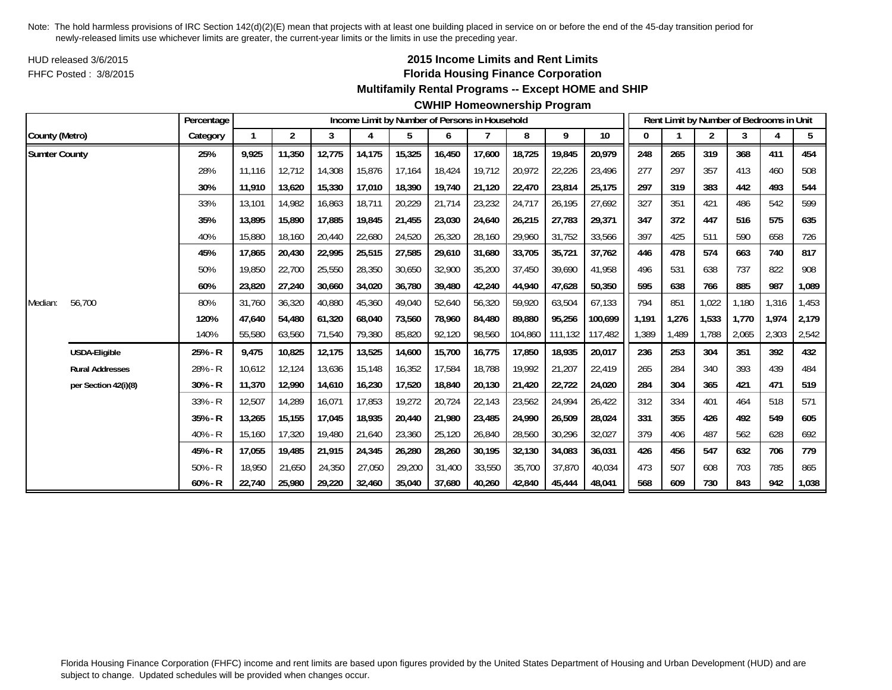Note: The hold harmless provisions of IRC Section 142(d)(2)(E) mean that projects with at least one building placed in service on or before the end of the 45-day transition period for newly-released limits use whichever limits are greater, the current-year limits or the limits in use the preceding year.

HUD released 3/6/2015

FHFC Posted : 3/8/2015

## 2015 Income Limits and Rent Limits
## Florida Housing Finance Corporation
### Multifamily Rental Programs -- Except HOME and SHIP
### CWHIP Homeownership Program

| County (Metro) | | Percentage Category | Income Limit by Number of Persons in Household 1 | 2 | 3 | 4 | 5 | 6 | 7 | 8 | 9 | 10 | Rent Limit by Number of Bedrooms in Unit 0 | 1 | 2 | 3 | 4 | 5 |
|---|---|---|---|---|---|---|---|---|---|---|---|---|---|---|---|---|---|---|
| **Sumter County** | | **25%** | **9,925** | **11,350** | **12,775** | **14,175** | **15,325** | **16,450** | **17,600** | **18,725** | **19,845** | **20,979** | **248** | **265** | **319** | **368** | **411** | **454** |
| | | 28% | 11,116 | 12,712 | 14,308 | 15,876 | 17,164 | 18,424 | 19,712 | 20,972 | 22,226 | 23,496 | 277 | 297 | 357 | 413 | 460 | 508 |
| | | **30%** | **11,910** | **13,620** | **15,330** | **17,010** | **18,390** | **19,740** | **21,120** | **22,470** | **23,814** | **25,175** | **297** | **319** | **383** | **442** | **493** | **544** |
| | | 33% | 13,101 | 14,982 | 16,863 | 18,711 | 20,229 | 21,714 | 23,232 | 24,717 | 26,195 | 27,692 | 327 | 351 | 421 | 486 | 542 | 599 |
| | | **35%** | **13,895** | **15,890** | **17,885** | **19,845** | **21,455** | **23,030** | **24,640** | **26,215** | **27,783** | **29,371** | **347** | **372** | **447** | **516** | **575** | **635** |
| | | 40% | 15,880 | 18,160 | 20,440 | 22,680 | 24,520 | 26,320 | 28,160 | 29,960 | 31,752 | 33,566 | 397 | 425 | 511 | 590 | 658 | 726 |
| | | **45%** | **17,865** | **20,430** | **22,995** | **25,515** | **27,585** | **29,610** | **31,680** | **33,705** | **35,721** | **37,762** | **446** | **478** | **574** | **663** | **740** | **817** |
| | | 50% | 19,850 | 22,700 | 25,550 | 28,350 | 30,650 | 32,900 | 35,200 | 37,450 | 39,690 | 41,958 | 496 | 531 | 638 | 737 | 822 | 908 |
| | | **60%** | **23,820** | **27,240** | **30,660** | **34,020** | **36,780** | **39,480** | **42,240** | **44,940** | **47,628** | **50,350** | **595** | **638** | **766** | **885** | **987** | **1,089** |
| Median: | 56,700 | 80% | 31,760 | 36,320 | 40,880 | 45,360 | 49,040 | 52,640 | 56,320 | 59,920 | 63,504 | 67,133 | 794 | 851 | 1,022 | 1,180 | 1,316 | 1,453 |
| | | **120%** | **47,640** | **54,480** | **61,320** | **68,040** | **73,560** | **78,960** | **84,480** | **89,880** | **95,256** | **100,699** | **1,191** | **1,276** | **1,533** | **1,770** | **1,974** | **2,179** |
| | | 140% | 55,580 | 63,560 | 71,540 | 79,380 | 85,820 | 92,120 | 98,560 | 104,860 | 111,132 | 117,482 | 1,389 | 1,489 | 1,788 | 2,065 | 2,303 | 2,542 |
| | **USDA-Eligible** | **25% - R** | **9,475** | **10,825** | **12,175** | **13,525** | **14,600** | **15,700** | **16,775** | **17,850** | **18,935** | **20,017** | **236** | **253** | **304** | **351** | **392** | **432** |
| | **Rural Addresses** | 28% - R | 10,612 | 12,124 | 13,636 | 15,148 | 16,352 | 17,584 | 18,788 | 19,992 | 21,207 | 22,419 | 265 | 284 | 340 | 393 | 439 | 484 |
| | **per Section 42(i)(8)** | **30% - R** | **11,370** | **12,990** | **14,610** | **16,230** | **17,520** | **18,840** | **20,130** | **21,420** | **22,722** | **24,020** | **284** | **304** | **365** | **421** | **471** | **519** |
| | | 33% - R | 12,507 | 14,289 | 16,071 | 17,853 | 19,272 | 20,724 | 22,143 | 23,562 | 24,994 | 26,422 | 312 | 334 | 401 | 464 | 518 | 571 |
| | | **35% - R** | **13,265** | **15,155** | **17,045** | **18,935** | **20,440** | **21,980** | **23,485** | **24,990** | **26,509** | **28,024** | **331** | **355** | **426** | **492** | **549** | **605** |
| | | 40% - R | 15,160 | 17,320 | 19,480 | 21,640 | 23,360 | 25,120 | 26,840 | 28,560 | 30,296 | 32,027 | 379 | 406 | 487 | 562 | 628 | 692 |
| | | **45% - R** | **17,055** | **19,485** | **21,915** | **24,345** | **26,280** | **28,260** | **30,195** | **32,130** | **34,083** | **36,031** | **426** | **456** | **547** | **632** | **706** | **779** |
| | | 50% - R | 18,950 | 21,650 | 24,350 | 27,050 | 29,200 | 31,400 | 33,550 | 35,700 | 37,870 | 40,034 | 473 | 507 | 608 | 703 | 785 | 865 |
| | | **60% - R** | **22,740** | **25,980** | **29,220** | **32,460** | **35,040** | **37,680** | **40,260** | **42,840** | **45,444** | **48,041** | **568** | **609** | **730** | **843** | **942** | **1,038** |

Florida Housing Finance Corporation (FHFC) income and rent limits are based upon figures provided by the United States Department of Housing and Urban Development (HUD) and are subject to change. Updated schedules will be provided when changes occur.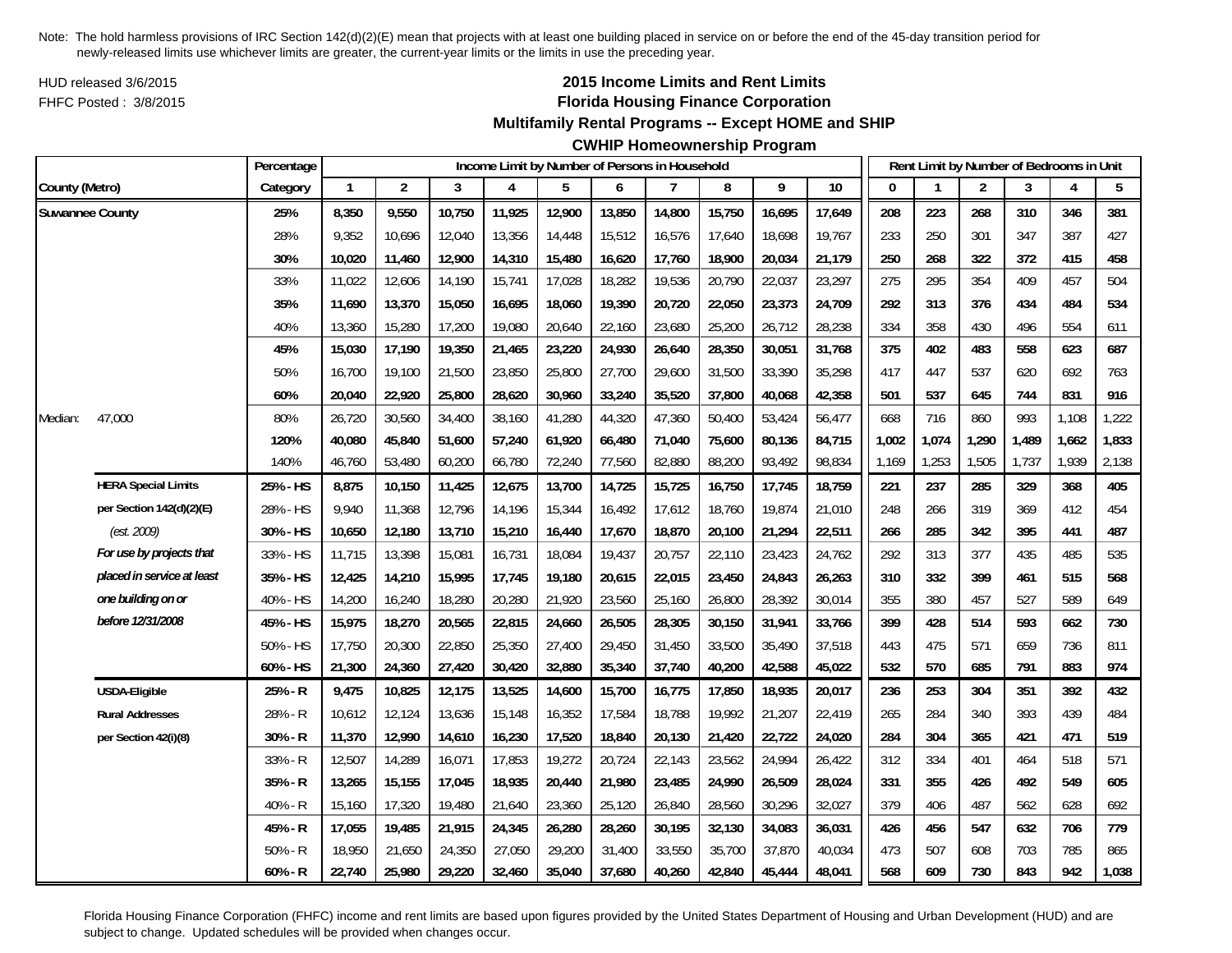Note: The hold harmless provisions of IRC Section 142(d)(2)(E) mean that projects with at least one building placed in service on or before the end of the 45-day transition period for newly-released limits use whichever limits are greater, the current-year limits or the limits in use the preceding year.

HUD released 3/6/2015

FHFC Posted : 3/8/2015

# 2015 Income Limits and Rent Limits
## Florida Housing Finance Corporation
## Multifamily Rental Programs -- Except HOME and SHIP
## CWHIP Homeownership Program

| County (Metro) | | Percentage Category | Income Limit by Number of Persons in Household | | | | | | | | | | Rent Limit by Number of Bedrooms in Unit | | | | | |
|---|---|---|---|---|---|---|---|---|---|---|---|---|---|---|---|---|---|---|
| | | | 1 | 2 | 3 | 4 | 5 | 6 | 7 | 8 | 9 | 10 | 0 | 1 | 2 | 3 | 4 | 5 |
| **Suwannee County** | | **25%** | **8,350** | **9,550** | **10,750** | **11,925** | **12,900** | **13,850** | **14,800** | **15,750** | **16,695** | **17,649** | **208** | **223** | **268** | **310** | **346** | **381** |
| | | 28% | 9,352 | 10,696 | 12,040 | 13,356 | 14,448 | 15,512 | 16,576 | 17,640 | 18,698 | 19,767 | 233 | 250 | 301 | 347 | 387 | 427 |
| | | **30%** | **10,020** | **11,460** | **12,900** | **14,310** | **15,480** | **16,620** | **17,760** | **18,900** | **20,034** | **21,179** | **250** | **268** | **322** | **372** | **415** | **458** |
| | | 33% | 11,022 | 12,606 | 14,190 | 15,741 | 17,028 | 18,282 | 19,536 | 20,790 | 22,037 | 23,297 | 275 | 295 | 354 | 409 | 457 | 504 |
| | | **35%** | **11,690** | **13,370** | **15,050** | **16,695** | **18,060** | **19,390** | **20,720** | **22,050** | **23,373** | **24,709** | **292** | **313** | **376** | **434** | **484** | **534** |
| | | 40% | 13,360 | 15,280 | 17,200 | 19,080 | 20,640 | 22,160 | 23,680 | 25,200 | 26,712 | 28,238 | 334 | 358 | 430 | 496 | 554 | 611 |
| | | **45%** | **15,030** | **17,190** | **19,350** | **21,465** | **23,220** | **24,930** | **26,640** | **28,350** | **30,051** | **31,768** | **375** | **402** | **483** | **558** | **623** | **687** |
| | | 50% | 16,700 | 19,100 | 21,500 | 23,850 | 25,800 | 27,700 | 29,600 | 31,500 | 33,390 | 35,298 | 417 | 447 | 537 | 620 | 692 | 763 |
| | | **60%** | **20,040** | **22,920** | **25,800** | **28,620** | **30,960** | **33,240** | **35,520** | **37,800** | **40,068** | **42,358** | **501** | **537** | **645** | **744** | **831** | **916** |
| Median: | 47,000 | 80% | 26,720 | 30,560 | 34,400 | 38,160 | 41,280 | 44,320 | 47,360 | 50,400 | 53,424 | 56,477 | 668 | 716 | 860 | 993 | 1,108 | 1,222 |
| | | **120%** | **40,080** | **45,840** | **51,600** | **57,240** | **61,920** | **66,480** | **71,040** | **75,600** | **80,136** | **84,715** | **1,002** | **1,074** | **1,290** | **1,489** | **1,662** | **1,833** |
| | | 140% | 46,760 | 53,480 | 60,200 | 66,780 | 72,240 | 77,560 | 82,880 | 88,200 | 93,492 | 98,834 | 1,169 | 1,253 | 1,505 | 1,737 | 1,939 | 2,138 |
| | **HERA Special Limits** | **25% - HS** | **8,875** | **10,150** | **11,425** | **12,675** | **13,700** | **14,725** | **15,725** | **16,750** | **17,745** | **18,759** | **221** | **237** | **285** | **329** | **368** | **405** |
| | **per Section 142(d)(2)(E)** | 28% - HS | 9,940 | 11,368 | 12,796 | 14,196 | 15,344 | 16,492 | 17,612 | 18,760 | 19,874 | 21,010 | 248 | 266 | 319 | 369 | 412 | 454 |
| | *(est. 2009)* | **30% - HS** | **10,650** | **12,180** | **13,710** | **15,210** | **16,440** | **17,670** | **18,870** | **20,100** | **21,294** | **22,511** | **266** | **285** | **342** | **395** | **441** | **487** |
| | ***For use by projects that*** | 33% - HS | 11,715 | 13,398 | 15,081 | 16,731 | 18,084 | 19,437 | 20,757 | 22,110 | 23,423 | 24,762 | 292 | 313 | 377 | 435 | 485 | 535 |
| | ***placed in service at least*** | **35% - HS** | **12,425** | **14,210** | **15,995** | **17,745** | **19,180** | **20,615** | **22,015** | **23,450** | **24,843** | **26,263** | **310** | **332** | **399** | **461** | **515** | **568** |
| | ***one building on or*** | 40% - HS | 14,200 | 16,240 | 18,280 | 20,280 | 21,920 | 23,560 | 25,160 | 26,800 | 28,392 | 30,014 | 355 | 380 | 457 | 527 | 589 | 649 |
| | ***before 12/31/2008*** | **45% - HS** | **15,975** | **18,270** | **20,565** | **22,815** | **24,660** | **26,505** | **28,305** | **30,150** | **31,941** | **33,766** | **399** | **428** | **514** | **593** | **662** | **730** |
| | | 50% - HS | 17,750 | 20,300 | 22,850 | 25,350 | 27,400 | 29,450 | 31,450 | 33,500 | 35,490 | 37,518 | 443 | 475 | 571 | 659 | 736 | 811 |
| | | **60% - HS** | **21,300** | **24,360** | **27,420** | **30,420** | **32,880** | **35,340** | **37,740** | **40,200** | **42,588** | **45,022** | **532** | **570** | **685** | **791** | **883** | **974** |
| | **USDA-Eligible** | **25% - R** | **9,475** | **10,825** | **12,175** | **13,525** | **14,600** | **15,700** | **16,775** | **17,850** | **18,935** | **20,017** | **236** | **253** | **304** | **351** | **392** | **432** |
| | **Rural Addresses** | 28% - R | 10,612 | 12,124 | 13,636 | 15,148 | 16,352 | 17,584 | 18,788 | 19,992 | 21,207 | 22,419 | 265 | 284 | 340 | 393 | 439 | 484 |
| | **per Section 42(i)(8)** | **30% - R** | **11,370** | **12,990** | **14,610** | **16,230** | **17,520** | **18,840** | **20,130** | **21,420** | **22,722** | **24,020** | **284** | **304** | **365** | **421** | **471** | **519** |
| | | 33% - R | 12,507 | 14,289 | 16,071 | 17,853 | 19,272 | 20,724 | 22,143 | 23,562 | 24,994 | 26,422 | 312 | 334 | 401 | 464 | 518 | 571 |
| | | **35% - R** | **13,265** | **15,155** | **17,045** | **18,935** | **20,440** | **21,980** | **23,485** | **24,990** | **26,509** | **28,024** | **331** | **355** | **426** | **492** | **549** | **605** |
| | | 40% - R | 15,160 | 17,320 | 19,480 | 21,640 | 23,360 | 25,120 | 26,840 | 28,560 | 30,296 | 32,027 | 379 | 406 | 487 | 562 | 628 | 692 |
| | | **45% - R** | **17,055** | **19,485** | **21,915** | **24,345** | **26,280** | **28,260** | **30,195** | **32,130** | **34,083** | **36,031** | **426** | **456** | **547** | **632** | **706** | **779** |
| | | 50% - R | 18,950 | 21,650 | 24,350 | 27,050 | 29,200 | 31,400 | 33,550 | 35,700 | 37,870 | 40,034 | 473 | 507 | 608 | 703 | 785 | 865 |
| | | **60% - R** | **22,740** | **25,980** | **29,220** | **32,460** | **35,040** | **37,680** | **40,260** | **42,840** | **45,444** | **48,041** | **568** | **609** | **730** | **843** | **942** | **1,038** |

Florida Housing Finance Corporation (FHFC) income and rent limits are based upon figures provided by the United States Department of Housing and Urban Development (HUD) and are subject to change. Updated schedules will be provided when changes occur.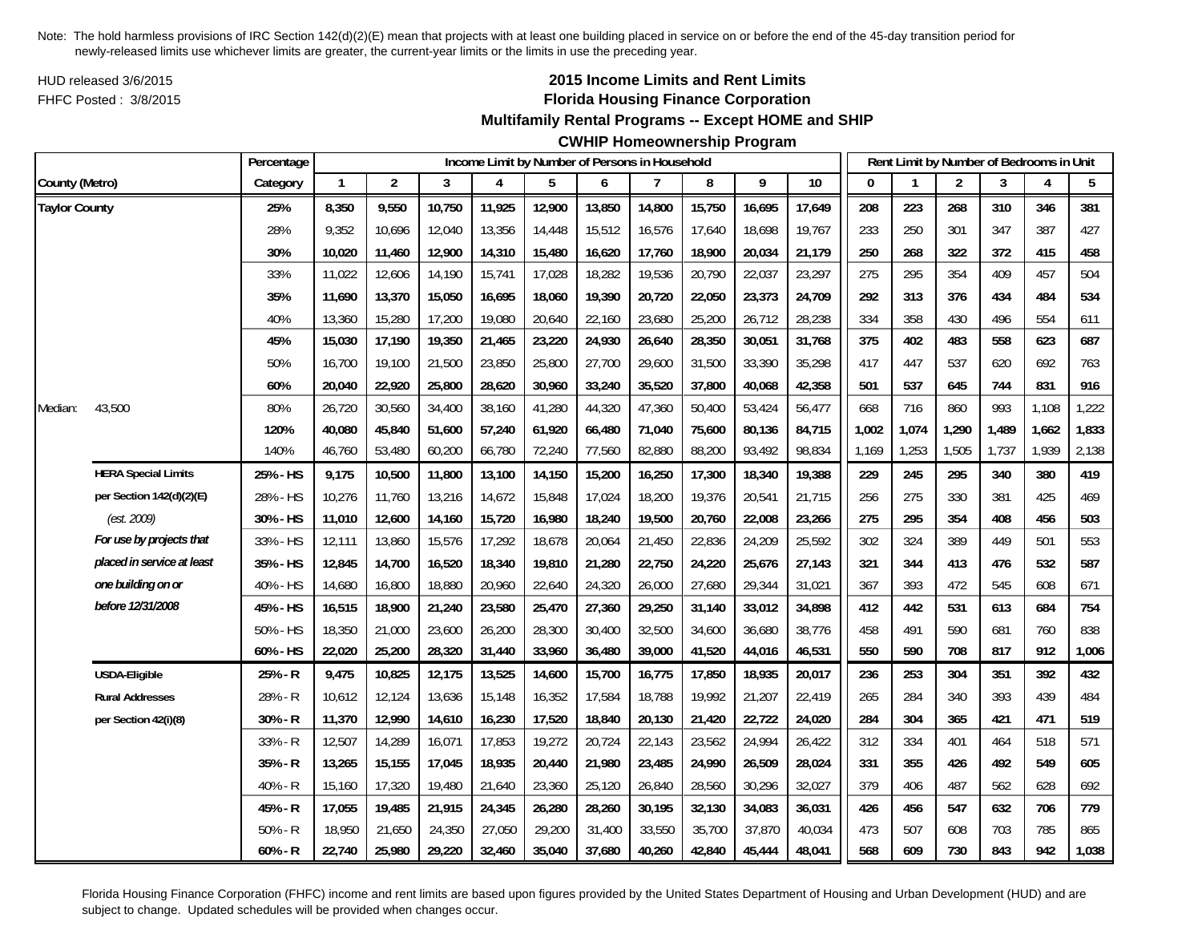Note: The hold harmless provisions of IRC Section 142(d)(2)(E) mean that projects with at least one building placed in service on or before the end of the 45-day transition period for newly-released limits use whichever limits are greater, the current-year limits or the limits in use the preceding year.

HUD released 3/6/2015

FHFC Posted : 3/8/2015

**2015 Income Limits and Rent Limits**

**Florida Housing Finance Corporation**

**Multifamily Rental Programs -- Except HOME and SHIP**

**CWHIP Homeownership Program**

| County (Metro) | | Percentage Category | Income Limit by Number of Persons in Household: 1 | 2 | 3 | 4 | 5 | 6 | 7 | 8 | 9 | 10 | Rent Limit by Number of Bedrooms in Unit: 0 | 1 | 2 | 3 | 4 | 5 |
|---|---|---|---|---|---|---|---|---|---|---|---|---|---|---|---|---|---|---|
| **Taylor County** | | **25%** | **8,350** | **9,550** | **10,750** | **11,925** | **12,900** | **13,850** | **14,800** | **15,750** | **16,695** | **17,649** | **208** | **223** | **268** | **310** | **346** | **381** |
| | | 28% | 9,352 | 10,696 | 12,040 | 13,356 | 14,448 | 15,512 | 16,576 | 17,640 | 18,698 | 19,767 | 233 | 250 | 301 | 347 | 387 | 427 |
| | | **30%** | **10,020** | **11,460** | **12,900** | **14,310** | **15,480** | **16,620** | **17,760** | **18,900** | **20,034** | **21,179** | **250** | **268** | **322** | **372** | **415** | **458** |
| | | 33% | 11,022 | 12,606 | 14,190 | 15,741 | 17,028 | 18,282 | 19,536 | 20,790 | 22,037 | 23,297 | 275 | 295 | 354 | 409 | 457 | 504 |
| | | **35%** | **11,690** | **13,370** | **15,050** | **16,695** | **18,060** | **19,390** | **20,720** | **22,050** | **23,373** | **24,709** | **292** | **313** | **376** | **434** | **484** | **534** |
| | | 40% | 13,360 | 15,280 | 17,200 | 19,080 | 20,640 | 22,160 | 23,680 | 25,200 | 26,712 | 28,238 | 334 | 358 | 430 | 496 | 554 | 611 |
| | | **45%** | **15,030** | **17,190** | **19,350** | **21,465** | **23,220** | **24,930** | **26,640** | **28,350** | **30,051** | **31,768** | **375** | **402** | **483** | **558** | **623** | **687** |
| | | 50% | 16,700 | 19,100 | 21,500 | 23,850 | 25,800 | 27,700 | 29,600 | 31,500 | 33,390 | 35,298 | 417 | 447 | 537 | 620 | 692 | 763 |
| | | **60%** | **20,040** | **22,920** | **25,800** | **28,620** | **30,960** | **33,240** | **35,520** | **37,800** | **40,068** | **42,358** | **501** | **537** | **645** | **744** | **831** | **916** |
| Median: | 43,500 | 80% | 26,720 | 30,560 | 34,400 | 38,160 | 41,280 | 44,320 | 47,360 | 50,400 | 53,424 | 56,477 | 668 | 716 | 860 | 993 | 1,108 | 1,222 |
| | | **120%** | **40,080** | **45,840** | **51,600** | **57,240** | **61,920** | **66,480** | **71,040** | **75,600** | **80,136** | **84,715** | **1,002** | **1,074** | **1,290** | **1,489** | **1,662** | **1,833** |
| | | 140% | 46,760 | 53,480 | 60,200 | 66,780 | 72,240 | 77,560 | 82,880 | 88,200 | 93,492 | 98,834 | 1,169 | 1,253 | 1,505 | 1,737 | 1,939 | 2,138 |
| | **HERA Special Limits** | **25% - HS** | **9,175** | **10,500** | **11,800** | **13,100** | **14,150** | **15,200** | **16,250** | **17,300** | **18,340** | **19,388** | **229** | **245** | **295** | **340** | **380** | **419** |
| | **per Section 142(d)(2)(E)** | 28% - HS | 10,276 | 11,760 | 13,216 | 14,672 | 15,848 | 17,024 | 18,200 | 19,376 | 20,541 | 21,715 | 256 | 275 | 330 | 381 | 425 | 469 |
| | *(est. 2009)* | **30% - HS** | **11,010** | **12,600** | **14,160** | **15,720** | **16,980** | **18,240** | **19,500** | **20,760** | **22,008** | **23,266** | **275** | **295** | **354** | **408** | **456** | **503** |
| | ***For use by projects that*** | 33% - HS | 12,111 | 13,860 | 15,576 | 17,292 | 18,678 | 20,064 | 21,450 | 22,836 | 24,209 | 25,592 | 302 | 324 | 389 | 449 | 501 | 553 |
| | ***placed in service at least*** | **35% - HS** | **12,845** | **14,700** | **16,520** | **18,340** | **19,810** | **21,280** | **22,750** | **24,220** | **25,676** | **27,143** | **321** | **344** | **413** | **476** | **532** | **587** |
| | ***one building on or*** | 40% - HS | 14,680 | 16,800 | 18,880 | 20,960 | 22,640 | 24,320 | 26,000 | 27,680 | 29,344 | 31,021 | 367 | 393 | 472 | 545 | 608 | 671 |
| | ***before 12/31/2008*** | **45% - HS** | **16,515** | **18,900** | **21,240** | **23,580** | **25,470** | **27,360** | **29,250** | **31,140** | **33,012** | **34,898** | **412** | **442** | **531** | **613** | **684** | **754** |
| | | 50% - HS | 18,350 | 21,000 | 23,600 | 26,200 | 28,300 | 30,400 | 32,500 | 34,600 | 36,680 | 38,776 | 458 | 491 | 590 | 681 | 760 | 838 |
| | | **60% - HS** | **22,020** | **25,200** | **28,320** | **31,440** | **33,960** | **36,480** | **39,000** | **41,520** | **44,016** | **46,531** | **550** | **590** | **708** | **817** | **912** | **1,006** |
| | **USDA-Eligible** | **25% - R** | **9,475** | **10,825** | **12,175** | **13,525** | **14,600** | **15,700** | **16,775** | **17,850** | **18,935** | **20,017** | **236** | **253** | **304** | **351** | **392** | **432** |
| | **Rural Addresses** | 28% - R | 10,612 | 12,124 | 13,636 | 15,148 | 16,352 | 17,584 | 18,788 | 19,992 | 21,207 | 22,419 | 265 | 284 | 340 | 393 | 439 | 484 |
| | **per Section 42(i)(8)** | **30% - R** | **11,370** | **12,990** | **14,610** | **16,230** | **17,520** | **18,840** | **20,130** | **21,420** | **22,722** | **24,020** | **284** | **304** | **365** | **421** | **471** | **519** |
| | | 33% - R | 12,507 | 14,289 | 16,071 | 17,853 | 19,272 | 20,724 | 22,143 | 23,562 | 24,994 | 26,422 | 312 | 334 | 401 | 464 | 518 | 571 |
| | | **35% - R** | **13,265** | **15,155** | **17,045** | **18,935** | **20,440** | **21,980** | **23,485** | **24,990** | **26,509** | **28,024** | **331** | **355** | **426** | **492** | **549** | **605** |
| | | 40% - R | 15,160 | 17,320 | 19,480 | 21,640 | 23,360 | 25,120 | 26,840 | 28,560 | 30,296 | 32,027 | 379 | 406 | 487 | 562 | 628 | 692 |
| | | **45% - R** | **17,055** | **19,485** | **21,915** | **24,345** | **26,280** | **28,260** | **30,195** | **32,130** | **34,083** | **36,031** | **426** | **456** | **547** | **632** | **706** | **779** |
| | | 50% - R | 18,950 | 21,650 | 24,350 | 27,050 | 29,200 | 31,400 | 33,550 | 35,700 | 37,870 | 40,034 | 473 | 507 | 608 | 703 | 785 | 865 |
| | | **60% - R** | **22,740** | **25,980** | **29,220** | **32,460** | **35,040** | **37,680** | **40,260** | **42,840** | **45,444** | **48,041** | **568** | **609** | **730** | **843** | **942** | **1,038** |

Florida Housing Finance Corporation (FHFC) income and rent limits are based upon figures provided by the United States Department of Housing and Urban Development (HUD) and are subject to change. Updated schedules will be provided when changes occur.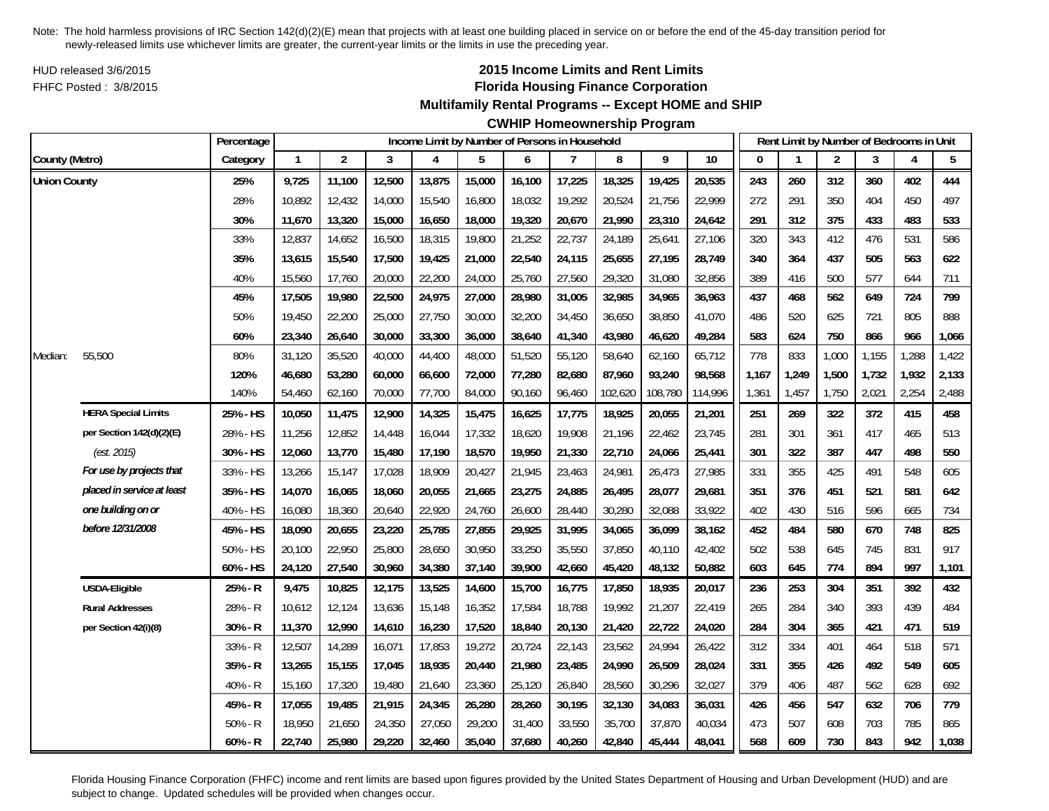Note: The hold harmless provisions of IRC Section 142(d)(2)(E) mean that projects with at least one building placed in service on or before the end of the 45-day transition period for newly-released limits use whichever limits are greater, the current-year limits or the limits in use the preceding year.

HUD released 3/6/2015
FHFC Posted : 3/8/2015

## 2015 Income Limits and Rent Limits
## Florida Housing Finance Corporation
## Multifamily Rental Programs -- Except HOME and SHIP
## CWHIP Homeownership Program

| County (Metro) | | Percentage Category | Income Limit by Number of Persons in Household | | | | | | | | | | Rent Limit by Number of Bedrooms in Unit | | | | | |
|---|---|---|---|---|---|---|---|---|---|---|---|---|---|---|---|---|---|---|
| | | | 1 | 2 | 3 | 4 | 5 | 6 | 7 | 8 | 9 | 10 | 0 | 1 | 2 | 3 | 4 | 5 |
| **Union County** | | **25%** | **9,725** | **11,100** | **12,500** | **13,875** | **15,000** | **16,100** | **17,225** | **18,325** | **19,425** | **20,535** | **243** | **260** | **312** | **360** | **402** | **444** |
| | | 28% | 10,892 | 12,432 | 14,000 | 15,540 | 16,800 | 18,032 | 19,292 | 20,524 | 21,756 | 22,999 | 272 | 291 | 350 | 404 | 450 | 497 |
| | | **30%** | **11,670** | **13,320** | **15,000** | **16,650** | **18,000** | **19,320** | **20,670** | **21,990** | **23,310** | **24,642** | **291** | **312** | **375** | **433** | **483** | **533** |
| | | 33% | 12,837 | 14,652 | 16,500 | 18,315 | 19,800 | 21,252 | 22,737 | 24,189 | 25,641 | 27,106 | 320 | 343 | 412 | 476 | 531 | 586 |
| | | **35%** | **13,615** | **15,540** | **17,500** | **19,425** | **21,000** | **22,540** | **24,115** | **25,655** | **27,195** | **28,749** | **340** | **364** | **437** | **505** | **563** | **622** |
| | | 40% | 15,560 | 17,760 | 20,000 | 22,200 | 24,000 | 25,760 | 27,560 | 29,320 | 31,080 | 32,856 | 389 | 416 | 500 | 577 | 644 | 711 |
| | | **45%** | **17,505** | **19,980** | **22,500** | **24,975** | **27,000** | **28,980** | **31,005** | **32,985** | **34,965** | **36,963** | **437** | **468** | **562** | **649** | **724** | **799** |
| | | 50% | 19,450 | 22,200 | 25,000 | 27,750 | 30,000 | 32,200 | 34,450 | 36,650 | 38,850 | 41,070 | 486 | 520 | 625 | 721 | 805 | 888 |
| | | **60%** | **23,340** | **26,640** | **30,000** | **33,300** | **36,000** | **38,640** | **41,340** | **43,980** | **46,620** | **49,284** | **583** | **624** | **750** | **866** | **966** | **1,066** |
| Median: | 55,500 | 80% | 31,120 | 35,520 | 40,000 | 44,400 | 48,000 | 51,520 | 55,120 | 58,640 | 62,160 | 65,712 | 778 | 833 | 1,000 | 1,155 | 1,288 | 1,422 |
| | | **120%** | **46,680** | **53,280** | **60,000** | **66,600** | **72,000** | **77,280** | **82,680** | **87,960** | **93,240** | **98,568** | **1,167** | **1,249** | **1,500** | **1,732** | **1,932** | **2,133** |
| | | 140% | 54,460 | 62,160 | 70,000 | 77,700 | 84,000 | 90,160 | 96,460 | 102,620 | 108,780 | 114,996 | 1,361 | 1,457 | 1,750 | 2,021 | 2,254 | 2,488 |
| | **HERA Special Limits** | **25% - HS** | **10,050** | **11,475** | **12,900** | **14,325** | **15,475** | **16,625** | **17,775** | **18,925** | **20,055** | **21,201** | **251** | **269** | **322** | **372** | **415** | **458** |
| | **per Section 142(d)(2)(E)** | 28% - HS | 11,256 | 12,852 | 14,448 | 16,044 | 17,332 | 18,620 | 19,908 | 21,196 | 22,462 | 23,745 | 281 | 301 | 361 | 417 | 465 | 513 |
| | *(est. 2015)* | **30% - HS** | **12,060** | **13,770** | **15,480** | **17,190** | **18,570** | **19,950** | **21,330** | **22,710** | **24,066** | **25,441** | **301** | **322** | **387** | **447** | **498** | **550** |
| | ***For use by projects that*** | 33% - HS | 13,266 | 15,147 | 17,028 | 18,909 | 20,427 | 21,945 | 23,463 | 24,981 | 26,473 | 27,985 | 331 | 355 | 425 | 491 | 548 | 605 |
| | ***placed in service at least*** | **35% - HS** | **14,070** | **16,065** | **18,060** | **20,055** | **21,665** | **23,275** | **24,885** | **26,495** | **28,077** | **29,681** | **351** | **376** | **451** | **521** | **581** | **642** |
| | ***one building on or*** | 40% - HS | 16,080 | 18,360 | 20,640 | 22,920 | 24,760 | 26,600 | 28,440 | 30,280 | 32,088 | 33,922 | 402 | 430 | 516 | 596 | 665 | 734 |
| | ***before 12/31/2008*** | **45% - HS** | **18,090** | **20,655** | **23,220** | **25,785** | **27,855** | **29,925** | **31,995** | **34,065** | **36,099** | **38,162** | **452** | **484** | **580** | **670** | **748** | **825** |
| | | 50% - HS | 20,100 | 22,950 | 25,800 | 28,650 | 30,950 | 33,250 | 35,550 | 37,850 | 40,110 | 42,402 | 502 | 538 | 645 | 745 | 831 | 917 |
| | | **60% - HS** | **24,120** | **27,540** | **30,960** | **34,380** | **37,140** | **39,900** | **42,660** | **45,420** | **48,132** | **50,882** | **603** | **645** | **774** | **894** | **997** | **1,101** |
| | **USDA-Eligible** | **25% - R** | **9,475** | **10,825** | **12,175** | **13,525** | **14,600** | **15,700** | **16,775** | **17,850** | **18,935** | **20,017** | **236** | **253** | **304** | **351** | **392** | **432** |
| | **Rural Addresses** | 28% - R | 10,612 | 12,124 | 13,636 | 15,148 | 16,352 | 17,584 | 18,788 | 19,992 | 21,207 | 22,419 | 265 | 284 | 340 | 393 | 439 | 484 |
| | **per Section 42(i)(8)** | **30% - R** | **11,370** | **12,990** | **14,610** | **16,230** | **17,520** | **18,840** | **20,130** | **21,420** | **22,722** | **24,020** | **284** | **304** | **365** | **421** | **471** | **519** |
| | | 33% - R | 12,507 | 14,289 | 16,071 | 17,853 | 19,272 | 20,724 | 22,143 | 23,562 | 24,994 | 26,422 | 312 | 334 | 401 | 464 | 518 | 571 |
| | | **35% - R** | **13,265** | **15,155** | **17,045** | **18,935** | **20,440** | **21,980** | **23,485** | **24,990** | **26,509** | **28,024** | **331** | **355** | **426** | **492** | **549** | **605** |
| | | 40% - R | 15,160 | 17,320 | 19,480 | 21,640 | 23,360 | 25,120 | 26,840 | 28,560 | 30,296 | 32,027 | 379 | 406 | 487 | 562 | 628 | 692 |
| | | **45% - R** | **17,055** | **19,485** | **21,915** | **24,345** | **26,280** | **28,260** | **30,195** | **32,130** | **34,083** | **36,031** | **426** | **456** | **547** | **632** | **706** | **779** |
| | | 50% - R | 18,950 | 21,650 | 24,350 | 27,050 | 29,200 | 31,400 | 33,550 | 35,700 | 37,870 | 40,034 | 473 | 507 | 608 | 703 | 785 | 865 |
| | | **60% - R** | **22,740** | **25,980** | **29,220** | **32,460** | **35,040** | **37,680** | **40,260** | **42,840** | **45,444** | **48,041** | **568** | **609** | **730** | **843** | **942** | **1,038** |

Florida Housing Finance Corporation (FHFC) income and rent limits are based upon figures provided by the United States Department of Housing and Urban Development (HUD) and are subject to change. Updated schedules will be provided when changes occur.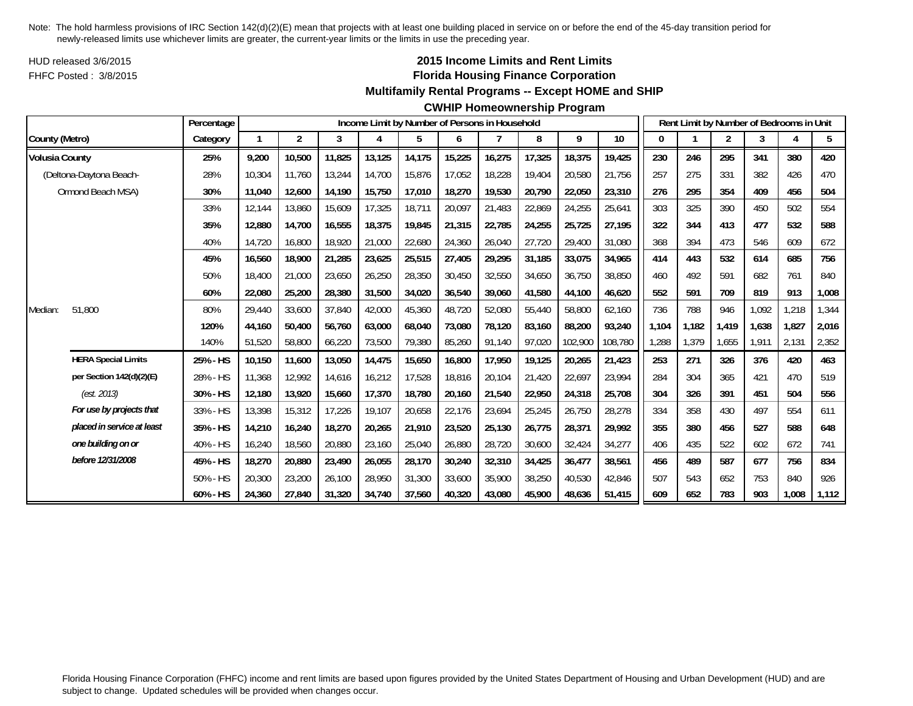Note: The hold harmless provisions of IRC Section 142(d)(2)(E) mean that projects with at least one building placed in service on or before the end of the 45-day transition period for newly-released limits use whichever limits are greater, the current-year limits or the limits in use the preceding year.

HUD released 3/6/2015

FHFC Posted : 3/8/2015

# 2015 Income Limits and Rent Limits
## Florida Housing Finance Corporation
## Multifamily Rental Programs -- Except HOME and SHIP
## CWHIP Homeownership Program

| | Percentage | Income Limit by Number of Persons in Household | | | | | | | | | | Rent Limit by Number of Bedrooms in Unit | | | | | |
|---|---|---|---|---|---|---|---|---|---|---|---|---|---|---|---|---|---|
| County (Metro) | Category | 1 | 2 | 3 | 4 | 5 | 6 | 7 | 8 | 9 | 10 | 0 | 1 | 2 | 3 | 4 | 5 |
| **Volusia County** | **25%** | **9,200** | **10,500** | **11,825** | **13,125** | **14,175** | **15,225** | **16,275** | **17,325** | **18,375** | **19,425** | **230** | **246** | **295** | **341** | **380** | **420** |
| (Deltona-Daytona Beach- | 28% | 10,304 | 11,760 | 13,244 | 14,700 | 15,876 | 17,052 | 18,228 | 19,404 | 20,580 | 21,756 | 257 | 275 | 331 | 382 | 426 | 470 |
| Ormond Beach MSA) | **30%** | **11,040** | **12,600** | **14,190** | **15,750** | **17,010** | **18,270** | **19,530** | **20,790** | **22,050** | **23,310** | **276** | **295** | **354** | **409** | **456** | **504** |
| | 33% | 12,144 | 13,860 | 15,609 | 17,325 | 18,711 | 20,097 | 21,483 | 22,869 | 24,255 | 25,641 | 303 | 325 | 390 | 450 | 502 | 554 |
| | **35%** | **12,880** | **14,700** | **16,555** | **18,375** | **19,845** | **21,315** | **22,785** | **24,255** | **25,725** | **27,195** | **322** | **344** | **413** | **477** | **532** | **588** |
| | 40% | 14,720 | 16,800 | 18,920 | 21,000 | 22,680 | 24,360 | 26,040 | 27,720 | 29,400 | 31,080 | 368 | 394 | 473 | 546 | 609 | 672 |
| | **45%** | **16,560** | **18,900** | **21,285** | **23,625** | **25,515** | **27,405** | **29,295** | **31,185** | **33,075** | **34,965** | **414** | **443** | **532** | **614** | **685** | **756** |
| | 50% | 18,400 | 21,000 | 23,650 | 26,250 | 28,350 | 30,450 | 32,550 | 34,650 | 36,750 | 38,850 | 460 | 492 | 591 | 682 | 761 | 840 |
| | **60%** | **22,080** | **25,200** | **28,380** | **31,500** | **34,020** | **36,540** | **39,060** | **41,580** | **44,100** | **46,620** | **552** | **591** | **709** | **819** | **913** | **1,008** |
| Median: 51,800 | 80% | 29,440 | 33,600 | 37,840 | 42,000 | 45,360 | 48,720 | 52,080 | 55,440 | 58,800 | 62,160 | 736 | 788 | 946 | 1,092 | 1,218 | 1,344 |
| | **120%** | **44,160** | **50,400** | **56,760** | **63,000** | **68,040** | **73,080** | **78,120** | **83,160** | **88,200** | **93,240** | **1,104** | **1,182** | **1,419** | **1,638** | **1,827** | **2,016** |
| | 140% | 51,520 | 58,800 | 66,220 | 73,500 | 79,380 | 85,260 | 91,140 | 97,020 | 102,900 | 108,780 | 1,288 | 1,379 | 1,655 | 1,911 | 2,131 | 2,352 |
| **HERA Special Limits** | **25% - HS** | **10,150** | **11,600** | **13,050** | **14,475** | **15,650** | **16,800** | **17,950** | **19,125** | **20,265** | **21,423** | **253** | **271** | **326** | **376** | **420** | **463** |
| **per Section 142(d)(2)(E)** | 28% - HS | 11,368 | 12,992 | 14,616 | 16,212 | 17,528 | 18,816 | 20,104 | 21,420 | 22,697 | 23,994 | 284 | 304 | 365 | 421 | 470 | 519 |
| *(est. 2013)* | **30% - HS** | **12,180** | **13,920** | **15,660** | **17,370** | **18,780** | **20,160** | **21,540** | **22,950** | **24,318** | **25,708** | **304** | **326** | **391** | **451** | **504** | **556** |
| ***For use by projects that*** | 33% - HS | 13,398 | 15,312 | 17,226 | 19,107 | 20,658 | 22,176 | 23,694 | 25,245 | 26,750 | 28,278 | 334 | 358 | 430 | 497 | 554 | 611 |
| ***placed in service at least*** | **35% - HS** | **14,210** | **16,240** | **18,270** | **20,265** | **21,910** | **23,520** | **25,130** | **26,775** | **28,371** | **29,992** | **355** | **380** | **456** | **527** | **588** | **648** |
| ***one building on or*** | 40% - HS | 16,240 | 18,560 | 20,880 | 23,160 | 25,040 | 26,880 | 28,720 | 30,600 | 32,424 | 34,277 | 406 | 435 | 522 | 602 | 672 | 741 |
| ***before 12/31/2008*** | **45% - HS** | **18,270** | **20,880** | **23,490** | **26,055** | **28,170** | **30,240** | **32,310** | **34,425** | **36,477** | **38,561** | **456** | **489** | **587** | **677** | **756** | **834** |
| | 50% - HS | 20,300 | 23,200 | 26,100 | 28,950 | 31,300 | 33,600 | 35,900 | 38,250 | 40,530 | 42,846 | 507 | 543 | 652 | 753 | 840 | 926 |
| | **60% - HS** | **24,360** | **27,840** | **31,320** | **34,740** | **37,560** | **40,320** | **43,080** | **45,900** | **48,636** | **51,415** | **609** | **652** | **783** | **903** | **1,008** | **1,112** |

Florida Housing Finance Corporation (FHFC) income and rent limits are based upon figures provided by the United States Department of Housing and Urban Development (HUD) and are subject to change. Updated schedules will be provided when changes occur.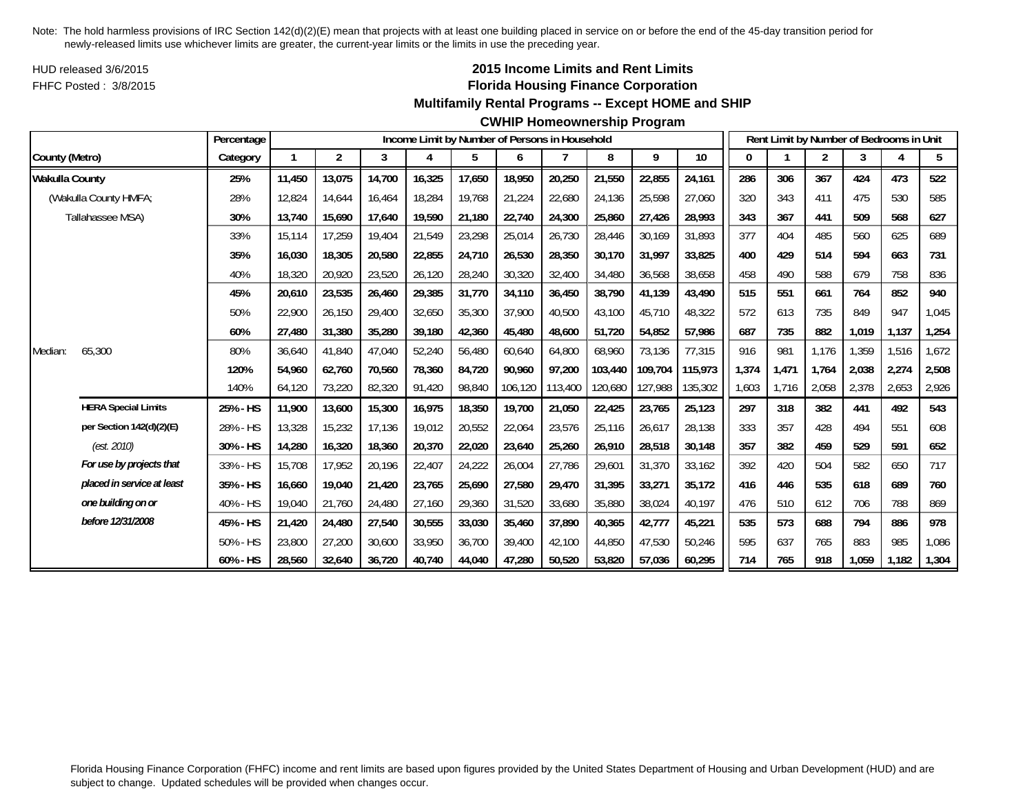Note: The hold harmless provisions of IRC Section 142(d)(2)(E) mean that projects with at least one building placed in service on or before the end of the 45-day transition period for newly-released limits use whichever limits are greater, the current-year limits or the limits in use the preceding year.

HUD released 3/6/2015

FHFC Posted : 3/8/2015

## 2015 Income Limits and Rent Limits

## Florida Housing Finance Corporation

## Multifamily Rental Programs -- Except HOME and SHIP

## CWHIP Homeownership Program

| | | Percentage | Income Limit by Number of Persons in Household | | | | | | | | | | Rent Limit by Number of Bedrooms in Unit | | | | | |
|---|---|---|---|---|---|---|---|---|---|---|---|---|---|---|---|---|---|---|
| County (Metro) | | Category | 1 | 2 | 3 | 4 | 5 | 6 | 7 | 8 | 9 | 10 | 0 | 1 | 2 | 3 | 4 | 5 |
| **Wakulla County** | | **25%** | **11,450** | **13,075** | **14,700** | **16,325** | **17,650** | **18,950** | **20,250** | **21,550** | **22,855** | **24,161** | **286** | **306** | **367** | **424** | **473** | **522** |
| (Wakulla County HMFA; | | 28% | 12,824 | 14,644 | 16,464 | 18,284 | 19,768 | 21,224 | 22,680 | 24,136 | 25,598 | 27,060 | 320 | 343 | 411 | 475 | 530 | 585 |
| Tallahassee MSA) | | **30%** | **13,740** | **15,690** | **17,640** | **19,590** | **21,180** | **22,740** | **24,300** | **25,860** | **27,426** | **28,993** | **343** | **367** | **441** | **509** | **568** | **627** |
| | | 33% | 15,114 | 17,259 | 19,404 | 21,549 | 23,298 | 25,014 | 26,730 | 28,446 | 30,169 | 31,893 | 377 | 404 | 485 | 560 | 625 | 689 |
| | | **35%** | **16,030** | **18,305** | **20,580** | **22,855** | **24,710** | **26,530** | **28,350** | **30,170** | **31,997** | **33,825** | **400** | **429** | **514** | **594** | **663** | **731** |
| | | 40% | 18,320 | 20,920 | 23,520 | 26,120 | 28,240 | 30,320 | 32,400 | 34,480 | 36,568 | 38,658 | 458 | 490 | 588 | 679 | 758 | 836 |
| | | **45%** | **20,610** | **23,535** | **26,460** | **29,385** | **31,770** | **34,110** | **36,450** | **38,790** | **41,139** | **43,490** | **515** | **551** | **661** | **764** | **852** | **940** |
| | | 50% | 22,900 | 26,150 | 29,400 | 32,650 | 35,300 | 37,900 | 40,500 | 43,100 | 45,710 | 48,322 | 572 | 613 | 735 | 849 | 947 | 1,045 |
| | | **60%** | **27,480** | **31,380** | **35,280** | **39,180** | **42,360** | **45,480** | **48,600** | **51,720** | **54,852** | **57,986** | **687** | **735** | **882** | **1,019** | **1,137** | **1,254** |
| Median: | 65,300 | 80% | 36,640 | 41,840 | 47,040 | 52,240 | 56,480 | 60,640 | 64,800 | 68,960 | 73,136 | 77,315 | 916 | 981 | 1,176 | 1,359 | 1,516 | 1,672 |
| | | **120%** | **54,960** | **62,760** | **70,560** | **78,360** | **84,720** | **90,960** | **97,200** | **103,440** | **109,704** | **115,973** | **1,374** | **1,471** | **1,764** | **2,038** | **2,274** | **2,508** |
| | | 140% | 64,120 | 73,220 | 82,320 | 91,420 | 98,840 | 106,120 | 113,400 | 120,680 | 127,988 | 135,302 | 1,603 | 1,716 | 2,058 | 2,378 | 2,653 | 2,926 |
| | **HERA Special Limits** | **25% - HS** | **11,900** | **13,600** | **15,300** | **16,975** | **18,350** | **19,700** | **21,050** | **22,425** | **23,765** | **25,123** | **297** | **318** | **382** | **441** | **492** | **543** |
| | **per Section 142(d)(2)(E)** | 28% - HS | 13,328 | 15,232 | 17,136 | 19,012 | 20,552 | 22,064 | 23,576 | 25,116 | 26,617 | 28,138 | 333 | 357 | 428 | 494 | 551 | 608 |
| | *(est. 2010)* | **30% - HS** | **14,280** | **16,320** | **18,360** | **20,370** | **22,020** | **23,640** | **25,260** | **26,910** | **28,518** | **30,148** | **357** | **382** | **459** | **529** | **591** | **652** |
| | ***For use by projects that*** | 33% - HS | 15,708 | 17,952 | 20,196 | 22,407 | 24,222 | 26,004 | 27,786 | 29,601 | 31,370 | 33,162 | 392 | 420 | 504 | 582 | 650 | 717 |
| | ***placed in service at least*** | **35% - HS** | **16,660** | **19,040** | **21,420** | **23,765** | **25,690** | **27,580** | **29,470** | **31,395** | **33,271** | **35,172** | **416** | **446** | **535** | **618** | **689** | **760** |
| | ***one building on or*** | 40% - HS | 19,040 | 21,760 | 24,480 | 27,160 | 29,360 | 31,520 | 33,680 | 35,880 | 38,024 | 40,197 | 476 | 510 | 612 | 706 | 788 | 869 |
| | ***before 12/31/2008*** | **45% - HS** | **21,420** | **24,480** | **27,540** | **30,555** | **33,030** | **35,460** | **37,890** | **40,365** | **42,777** | **45,221** | **535** | **573** | **688** | **794** | **886** | **978** |
| | | 50% - HS | 23,800 | 27,200 | 30,600 | 33,950 | 36,700 | 39,400 | 42,100 | 44,850 | 47,530 | 50,246 | 595 | 637 | 765 | 883 | 985 | 1,086 |
| | | **60% - HS** | **28,560** | **32,640** | **36,720** | **40,740** | **44,040** | **47,280** | **50,520** | **53,820** | **57,036** | **60,295** | **714** | **765** | **918** | **1,059** | **1,182** | **1,304** |

Florida Housing Finance Corporation (FHFC) income and rent limits are based upon figures provided by the United States Department of Housing and Urban Development (HUD) and are subject to change. Updated schedules will be provided when changes occur.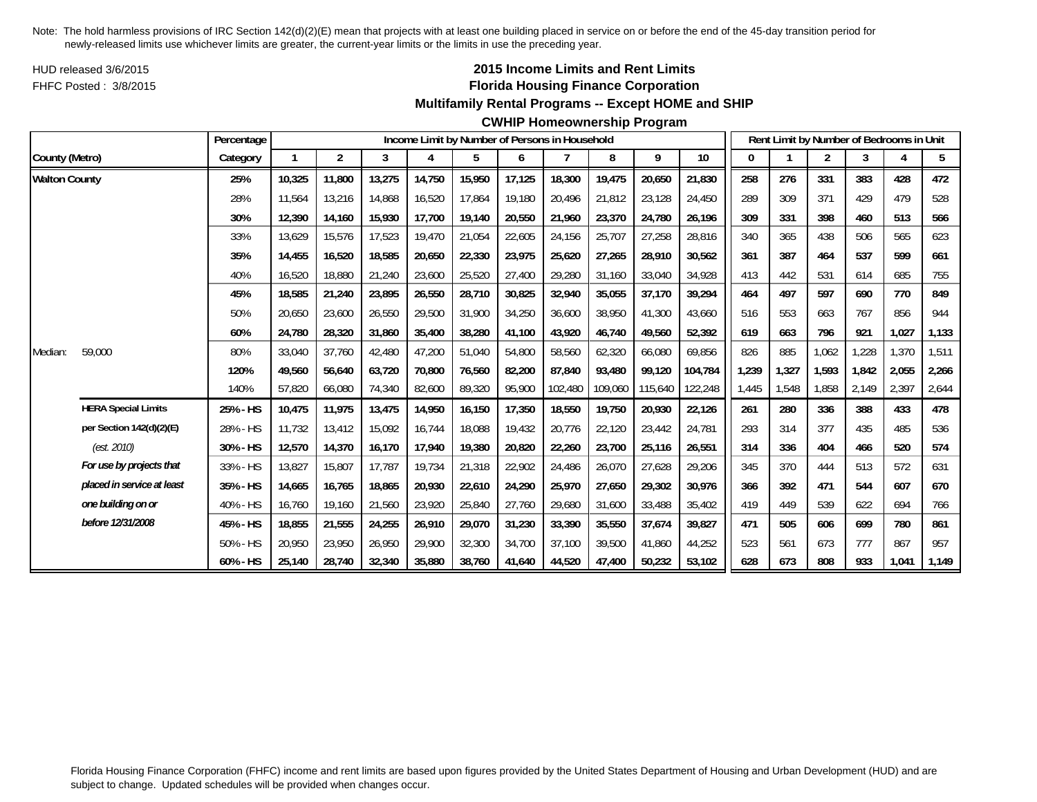Note: The hold harmless provisions of IRC Section 142(d)(2)(E) mean that projects with at least one building placed in service on or before the end of the 45-day transition period for newly-released limits use whichever limits are greater, the current-year limits or the limits in use the preceding year.

HUD released 3/6/2015
FHFC Posted : 3/8/2015

# 2015 Income Limits and Rent Limits
## Florida Housing Finance Corporation
### Multifamily Rental Programs -- Except HOME and SHIP
### CWHIP Homeownership Program

| County (Metro) | | Percentage Category | Income Limit by Number of Persons in Household: 1 | 2 | 3 | 4 | 5 | 6 | 7 | 8 | 9 | 10 | Rent Limit by Number of Bedrooms in Unit: 0 | 1 | 2 | 3 | 4 | 5 |
|---|---|---|---|---|---|---|---|---|---|---|---|---|---|---|---|---|---|---|
| **Walton County** | | **25%** | **10,325** | **11,800** | **13,275** | **14,750** | **15,950** | **17,125** | **18,300** | **19,475** | **20,650** | **21,830** | **258** | **276** | **331** | **383** | **428** | **472** |
| | | 28% | 11,564 | 13,216 | 14,868 | 16,520 | 17,864 | 19,180 | 20,496 | 21,812 | 23,128 | 24,450 | 289 | 309 | 371 | 429 | 479 | 528 |
| | | **30%** | **12,390** | **14,160** | **15,930** | **17,700** | **19,140** | **20,550** | **21,960** | **23,370** | **24,780** | **26,196** | **309** | **331** | **398** | **460** | **513** | **566** |
| | | 33% | 13,629 | 15,576 | 17,523 | 19,470 | 21,054 | 22,605 | 24,156 | 25,707 | 27,258 | 28,816 | 340 | 365 | 438 | 506 | 565 | 623 |
| | | **35%** | **14,455** | **16,520** | **18,585** | **20,650** | **22,330** | **23,975** | **25,620** | **27,265** | **28,910** | **30,562** | **361** | **387** | **464** | **537** | **599** | **661** |
| | | 40% | 16,520 | 18,880 | 21,240 | 23,600 | 25,520 | 27,400 | 29,280 | 31,160 | 33,040 | 34,928 | 413 | 442 | 531 | 614 | 685 | 755 |
| | | **45%** | **18,585** | **21,240** | **23,895** | **26,550** | **28,710** | **30,825** | **32,940** | **35,055** | **37,170** | **39,294** | **464** | **497** | **597** | **690** | **770** | **849** |
| | | 50% | 20,650 | 23,600 | 26,550 | 29,500 | 31,900 | 34,250 | 36,600 | 38,950 | 41,300 | 43,660 | 516 | 553 | 663 | 767 | 856 | 944 |
| | | **60%** | **24,780** | **28,320** | **31,860** | **35,400** | **38,280** | **41,100** | **43,920** | **46,740** | **49,560** | **52,392** | **619** | **663** | **796** | **921** | **1,027** | **1,133** |
| Median: | 59,000 | 80% | 33,040 | 37,760 | 42,480 | 47,200 | 51,040 | 54,800 | 58,560 | 62,320 | 66,080 | 69,856 | 826 | 885 | 1,062 | 1,228 | 1,370 | 1,511 |
| | | **120%** | **49,560** | **56,640** | **63,720** | **70,800** | **76,560** | **82,200** | **87,840** | **93,480** | **99,120** | **104,784** | **1,239** | **1,327** | **1,593** | **1,842** | **2,055** | **2,266** |
| | | 140% | 57,820 | 66,080 | 74,340 | 82,600 | 89,320 | 95,900 | 102,480 | 109,060 | 115,640 | 122,248 | 1,445 | 1,548 | 1,858 | 2,149 | 2,397 | 2,644 |
| | **HERA Special Limits** | **25% - HS** | **10,475** | **11,975** | **13,475** | **14,950** | **16,150** | **17,350** | **18,550** | **19,750** | **20,930** | **22,126** | **261** | **280** | **336** | **388** | **433** | **478** |
| | **per Section 142(d)(2)(E)** | 28% - HS | 11,732 | 13,412 | 15,092 | 16,744 | 18,088 | 19,432 | 20,776 | 22,120 | 23,442 | 24,781 | 293 | 314 | 377 | 435 | 485 | 536 |
| | *(est. 2010)* | **30% - HS** | **12,570** | **14,370** | **16,170** | **17,940** | **19,380** | **20,820** | **22,260** | **23,700** | **25,116** | **26,551** | **314** | **336** | **404** | **466** | **520** | **574** |
| | ***For use by projects that*** | 33% - HS | 13,827 | 15,807 | 17,787 | 19,734 | 21,318 | 22,902 | 24,486 | 26,070 | 27,628 | 29,206 | 345 | 370 | 444 | 513 | 572 | 631 |
| | ***placed in service at least*** | **35% - HS** | **14,665** | **16,765** | **18,865** | **20,930** | **22,610** | **24,290** | **25,970** | **27,650** | **29,302** | **30,976** | **366** | **392** | **471** | **544** | **607** | **670** |
| | ***one building on or*** | 40% - HS | 16,760 | 19,160 | 21,560 | 23,920 | 25,840 | 27,760 | 29,680 | 31,600 | 33,488 | 35,402 | 419 | 449 | 539 | 622 | 694 | 766 |
| | ***before 12/31/2008*** | **45% - HS** | **18,855** | **21,555** | **24,255** | **26,910** | **29,070** | **31,230** | **33,390** | **35,550** | **37,674** | **39,827** | **471** | **505** | **606** | **699** | **780** | **861** |
| | | 50% - HS | 20,950 | 23,950 | 26,950 | 29,900 | 32,300 | 34,700 | 37,100 | 39,500 | 41,860 | 44,252 | 523 | 561 | 673 | 777 | 867 | 957 |
| | | **60% - HS** | **25,140** | **28,740** | **32,340** | **35,880** | **38,760** | **41,640** | **44,520** | **47,400** | **50,232** | **53,102** | **628** | **673** | **808** | **933** | **1,041** | **1,149** |

Florida Housing Finance Corporation (FHFC) income and rent limits are based upon figures provided by the United States Department of Housing and Urban Development (HUD) and are subject to change. Updated schedules will be provided when changes occur.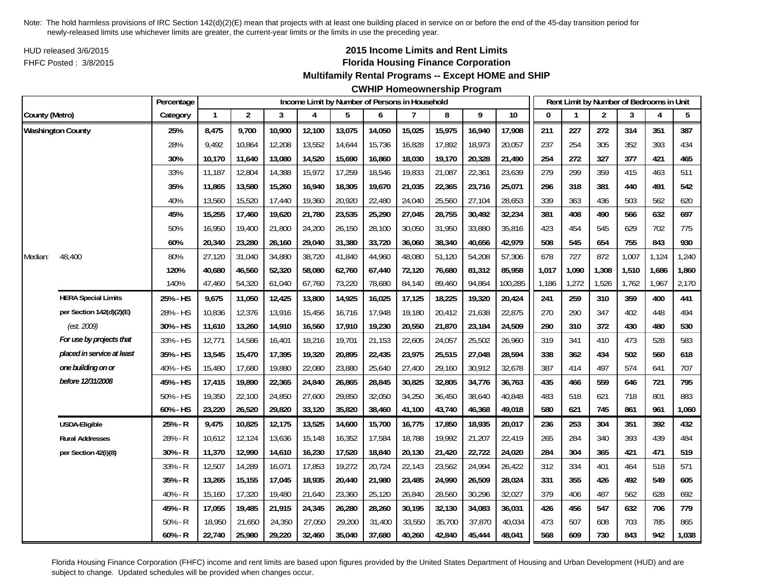Note: The hold harmless provisions of IRC Section 142(d)(2)(E) mean that projects with at least one building placed in service on or before the end of the 45-day transition period for newly-released limits use whichever limits are greater, the current-year limits or the limits in use the preceding year.

HUD released 3/6/2015

FHFC Posted : 3/8/2015

# 2015 Income Limits and Rent Limits
## Florida Housing Finance Corporation
## Multifamily Rental Programs -- Except HOME and SHIP
## CWHIP Homeownership Program

| County (Metro) | | Percentage Category | Income Limit by Number of Persons in Household | | | | | | | | | | Rent Limit by Number of Bedrooms in Unit | | | | | |
|---|---|---|---|---|---|---|---|---|---|---|---|---|---|---|---|---|---|---|
| | | | 1 | 2 | 3 | 4 | 5 | 6 | 7 | 8 | 9 | 10 | 0 | 1 | 2 | 3 | 4 | 5 |
| **Washington County** | | **25%** | **8,475** | **9,700** | **10,900** | **12,100** | **13,075** | **14,050** | **15,025** | **15,975** | **16,940** | **17,908** | **211** | **227** | **272** | **314** | **351** | **387** |
| | | 28% | 9,492 | 10,864 | 12,208 | 13,552 | 14,644 | 15,736 | 16,828 | 17,892 | 18,973 | 20,057 | 237 | 254 | 305 | 352 | 393 | 434 |
| | | **30%** | **10,170** | **11,640** | **13,080** | **14,520** | **15,690** | **16,860** | **18,030** | **19,170** | **20,328** | **21,490** | **254** | **272** | **327** | **377** | **421** | **465** |
| | | 33% | 11,187 | 12,804 | 14,388 | 15,972 | 17,259 | 18,546 | 19,833 | 21,087 | 22,361 | 23,639 | 279 | 299 | 359 | 415 | 463 | 511 |
| | | **35%** | **11,865** | **13,580** | **15,260** | **16,940** | **18,305** | **19,670** | **21,035** | **22,365** | **23,716** | **25,071** | **296** | **318** | **381** | **440** | **491** | **542** |
| | | 40% | 13,560 | 15,520 | 17,440 | 19,360 | 20,920 | 22,480 | 24,040 | 25,560 | 27,104 | 28,653 | 339 | 363 | 436 | 503 | 562 | 620 |
| | | **45%** | **15,255** | **17,460** | **19,620** | **21,780** | **23,535** | **25,290** | **27,045** | **28,755** | **30,492** | **32,234** | **381** | **408** | **490** | **566** | **632** | **697** |
| | | 50% | 16,950 | 19,400 | 21,800 | 24,200 | 26,150 | 28,100 | 30,050 | 31,950 | 33,880 | 35,816 | 423 | 454 | 545 | 629 | 702 | 775 |
| | | **60%** | **20,340** | **23,280** | **26,160** | **29,040** | **31,380** | **33,720** | **36,060** | **38,340** | **40,656** | **42,979** | **508** | **545** | **654** | **755** | **843** | **930** |
| Median: | 48,400 | 80% | 27,120 | 31,040 | 34,880 | 38,720 | 41,840 | 44,960 | 48,080 | 51,120 | 54,208 | 57,306 | 678 | 727 | 872 | 1,007 | 1,124 | 1,240 |
| | | **120%** | **40,680** | **46,560** | **52,320** | **58,080** | **62,760** | **67,440** | **72,120** | **76,680** | **81,312** | **85,958** | **1,017** | **1,090** | **1,308** | **1,510** | **1,686** | **1,860** |
| | | 140% | 47,460 | 54,320 | 61,040 | 67,760 | 73,220 | 78,680 | 84,140 | 89,460 | 94,864 | 100,285 | 1,186 | 1,272 | 1,526 | 1,762 | 1,967 | 2,170 |
| | **HERA Special Limits** | **25% - HS** | **9,675** | **11,050** | **12,425** | **13,800** | **14,925** | **16,025** | **17,125** | **18,225** | **19,320** | **20,424** | **241** | **259** | **310** | **359** | **400** | **441** |
| | **per Section 142(d)(2)(E)** | 28% - HS | 10,836 | 12,376 | 13,916 | 15,456 | 16,716 | 17,948 | 19,180 | 20,412 | 21,638 | 22,875 | 270 | 290 | 347 | 402 | 448 | 494 |
| | *(est. 2009)* | **30% - HS** | **11,610** | **13,260** | **14,910** | **16,560** | **17,910** | **19,230** | **20,550** | **21,870** | **23,184** | **24,509** | **290** | **310** | **372** | **430** | **480** | **530** |
| | ***For use by projects that*** | 33% - HS | 12,771 | 14,586 | 16,401 | 18,216 | 19,701 | 21,153 | 22,605 | 24,057 | 25,502 | 26,960 | 319 | 341 | 410 | 473 | 528 | 583 |
| | ***placed in service at least*** | **35% - HS** | **13,545** | **15,470** | **17,395** | **19,320** | **20,895** | **22,435** | **23,975** | **25,515** | **27,048** | **28,594** | **338** | **362** | **434** | **502** | **560** | **618** |
| | ***one building on or*** | 40% - HS | 15,480 | 17,680 | 19,880 | 22,080 | 23,880 | 25,640 | 27,400 | 29,160 | 30,912 | 32,678 | 387 | 414 | 497 | 574 | 641 | 707 |
| | ***before 12/31/2008*** | **45% - HS** | **17,415** | **19,890** | **22,365** | **24,840** | **26,865** | **28,845** | **30,825** | **32,805** | **34,776** | **36,763** | **435** | **466** | **559** | **646** | **721** | **795** |
| | | 50% - HS | 19,350 | 22,100 | 24,850 | 27,600 | 29,850 | 32,050 | 34,250 | 36,450 | 38,640 | 40,848 | 483 | 518 | 621 | 718 | 801 | 883 |
| | | **60% - HS** | **23,220** | **26,520** | **29,820** | **33,120** | **35,820** | **38,460** | **41,100** | **43,740** | **46,368** | **49,018** | **580** | **621** | **745** | **861** | **961** | **1,060** |
| | **USDA-Eligible** | **25% - R** | **9,475** | **10,825** | **12,175** | **13,525** | **14,600** | **15,700** | **16,775** | **17,850** | **18,935** | **20,017** | **236** | **253** | **304** | **351** | **392** | **432** |
| | **Rural Addresses** | 28% - R | 10,612 | 12,124 | 13,636 | 15,148 | 16,352 | 17,584 | 18,788 | 19,992 | 21,207 | 22,419 | 265 | 284 | 340 | 393 | 439 | 484 |
| | **per Section 42(i)(8)** | **30% - R** | **11,370** | **12,990** | **14,610** | **16,230** | **17,520** | **18,840** | **20,130** | **21,420** | **22,722** | **24,020** | **284** | **304** | **365** | **421** | **471** | **519** |
| | | 33% - R | 12,507 | 14,289 | 16,071 | 17,853 | 19,272 | 20,724 | 22,143 | 23,562 | 24,994 | 26,422 | 312 | 334 | 401 | 464 | 518 | 571 |
| | | **35% - R** | **13,265** | **15,155** | **17,045** | **18,935** | **20,440** | **21,980** | **23,485** | **24,990** | **26,509** | **28,024** | **331** | **355** | **426** | **492** | **549** | **605** |
| | | 40% - R | 15,160 | 17,320 | 19,480 | 21,640 | 23,360 | 25,120 | 26,840 | 28,560 | 30,296 | 32,027 | 379 | 406 | 487 | 562 | 628 | 692 |
| | | **45% - R** | **17,055** | **19,485** | **21,915** | **24,345** | **26,280** | **28,260** | **30,195** | **32,130** | **34,083** | **36,031** | **426** | **456** | **547** | **632** | **706** | **779** |
| | | 50% - R | 18,950 | 21,650 | 24,350 | 27,050 | 29,200 | 31,400 | 33,550 | 35,700 | 37,870 | 40,034 | 473 | 507 | 608 | 703 | 785 | 865 |
| | | **60% - R** | **22,740** | **25,980** | **29,220** | **32,460** | **35,040** | **37,680** | **40,260** | **42,840** | **45,444** | **48,041** | **568** | **609** | **730** | **843** | **942** | **1,038** |

Florida Housing Finance Corporation (FHFC) income and rent limits are based upon figures provided by the United States Department of Housing and Urban Development (HUD) and are subject to change. Updated schedules will be provided when changes occur.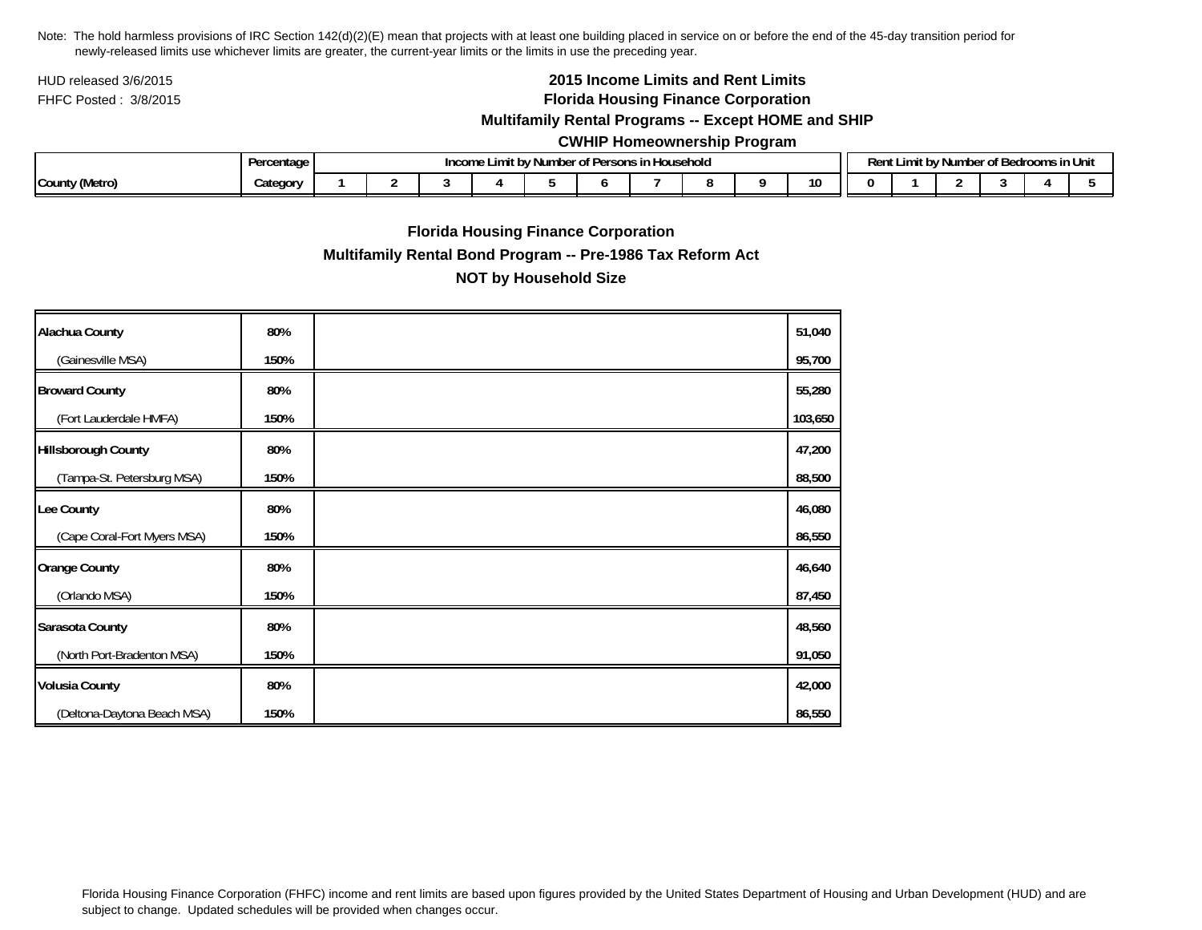Note: The hold harmless provisions of IRC Section 142(d)(2)(E) mean that projects with at least one building placed in service on or before the end of the 45-day transition period for newly-released limits use whichever limits are greater, the current-year limits or the limits in use the preceding year.

HUD released 3/6/2015

FHFC Posted : 3/8/2015

## 2015 Income Limits and Rent Limits
## Florida Housing Finance Corporation
### Multifamily Rental Programs -- Except HOME and SHIP
### CWHIP Homeownership Program

| | Percentage | Income Limit by Number of Persons in Household | | | | | | | | | | Rent Limit by Number of Bedrooms in Unit | | | | | |
|---|---|---|---|---|---|---|---|---|---|---|---|---|---|---|---|---|---|
| County (Metro) | Category | 1 | 2 | 3 | 4 | 5 | 6 | 7 | 8 | 9 | 10 | 0 | 1 | 2 | 3 | 4 | 5 |

## Florida Housing Finance Corporation
### Multifamily Rental Bond Program -- Pre-1986 Tax Reform Act
### NOT by Household Size

| County (Metro) | Percentage Category | Income Limit |
|---|---|---|
| **Alachua County** | 80% | 51,040 |
| (Gainesville MSA) | 150% | 95,700 |
| **Broward County** | 80% | 55,280 |
| (Fort Lauderdale HMFA) | 150% | 103,650 |
| **Hillsborough County** | 80% | 47,200 |
| (Tampa-St. Petersburg MSA) | 150% | 88,500 |
| **Lee County** | 80% | 46,080 |
| (Cape Coral-Fort Myers MSA) | 150% | 86,550 |
| **Orange County** | 80% | 46,640 |
| (Orlando MSA) | 150% | 87,450 |
| **Sarasota County** | 80% | 48,560 |
| (North Port-Bradenton MSA) | 150% | 91,050 |
| **Volusia County** | 80% | 42,000 |
| (Deltona-Daytona Beach MSA) | 150% | 86,550 |

Florida Housing Finance Corporation (FHFC) income and rent limits are based upon figures provided by the United States Department of Housing and Urban Development (HUD) and are subject to change. Updated schedules will be provided when changes occur.